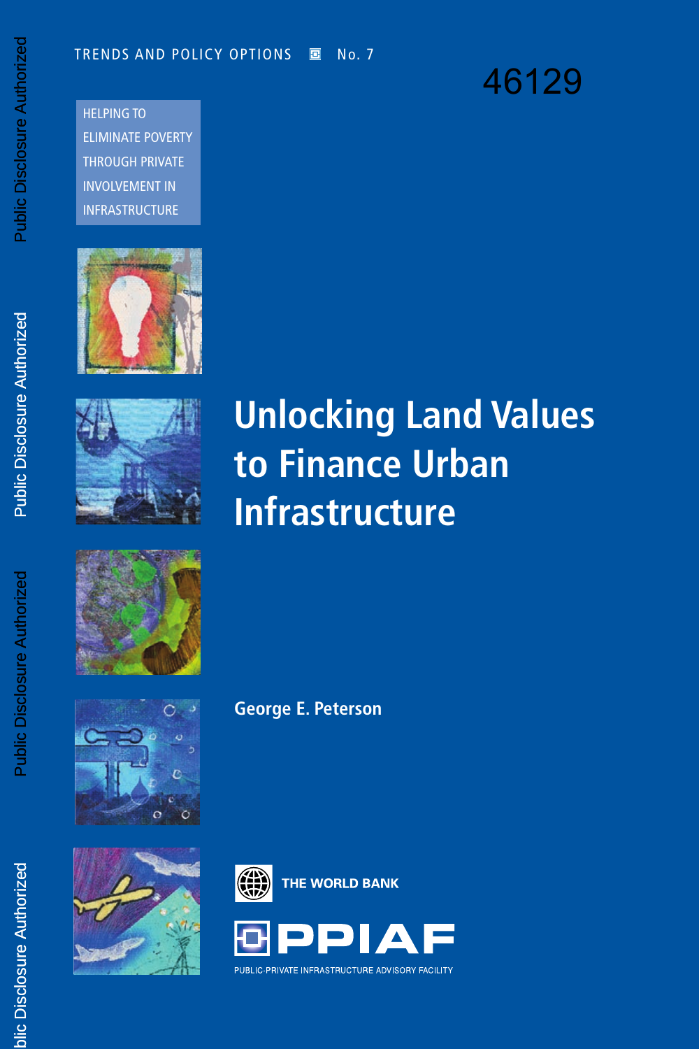TRENDS AND POLICY OPTIONS No. 7

46129

HELPING TO ELIMINATE POVERTY THROUGH PRIVATE INVOLVEMENT IN INFRASTRUCTURE

# Unlocking Land Values to Finance Urban Infrastructure

George E. Peterson

THE WORLD BANK

PPIAF

PUBLIC-PRIVATE INFRASTRUCTURE ADVISORY FACILITY

Public Disclosure Authorized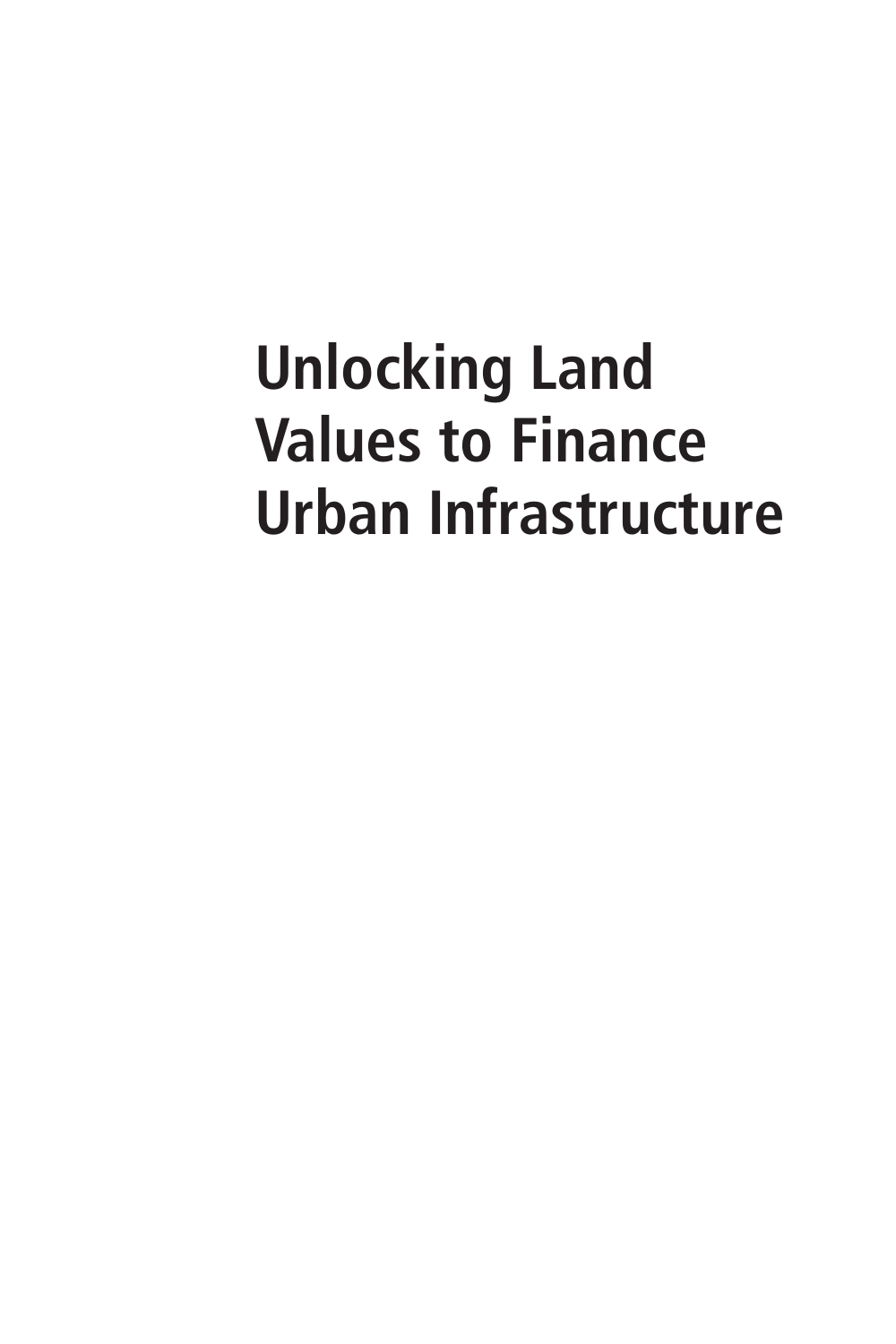# Unlocking Land Values to Finance Urban Infrastructure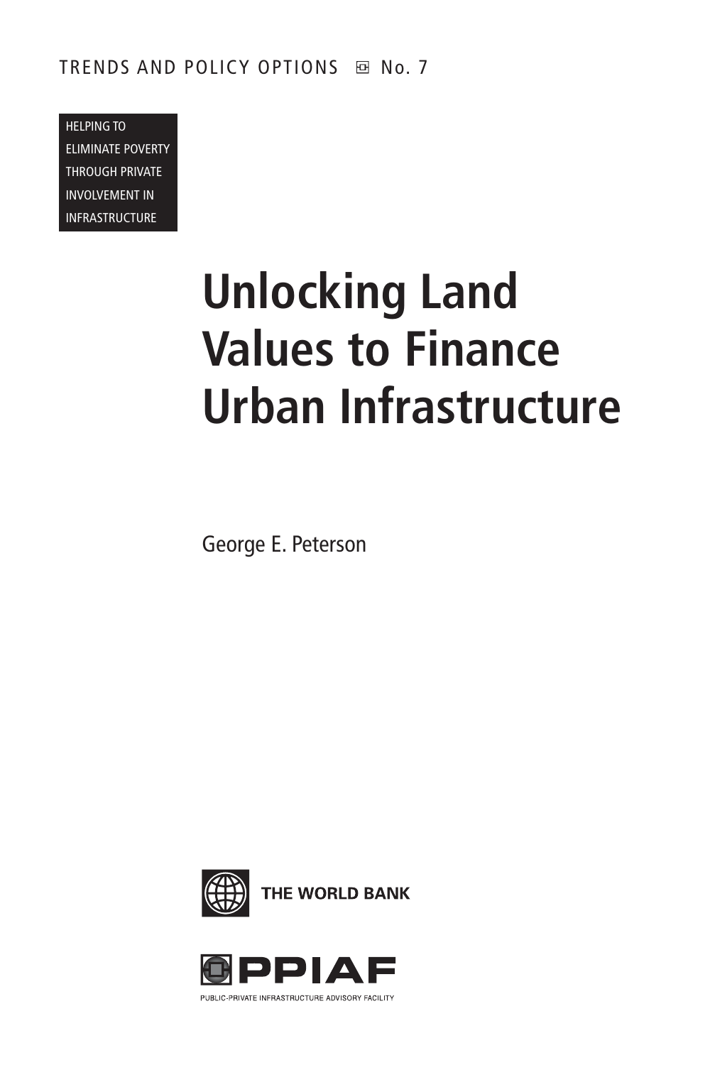TRENDS AND POLICY OPTIONS ⊡ No. 7

HELPING TO ELIMINATE POVERTY THROUGH PRIVATE INVOLVEMENT IN INFRASTRUCTURE

# Unlocking Land Values to Finance Urban Infrastructure

George E. Peterson

THE WORLD BANK

PPIAF

PUBLIC-PRIVATE INFRASTRUCTURE ADVISORY FACILITY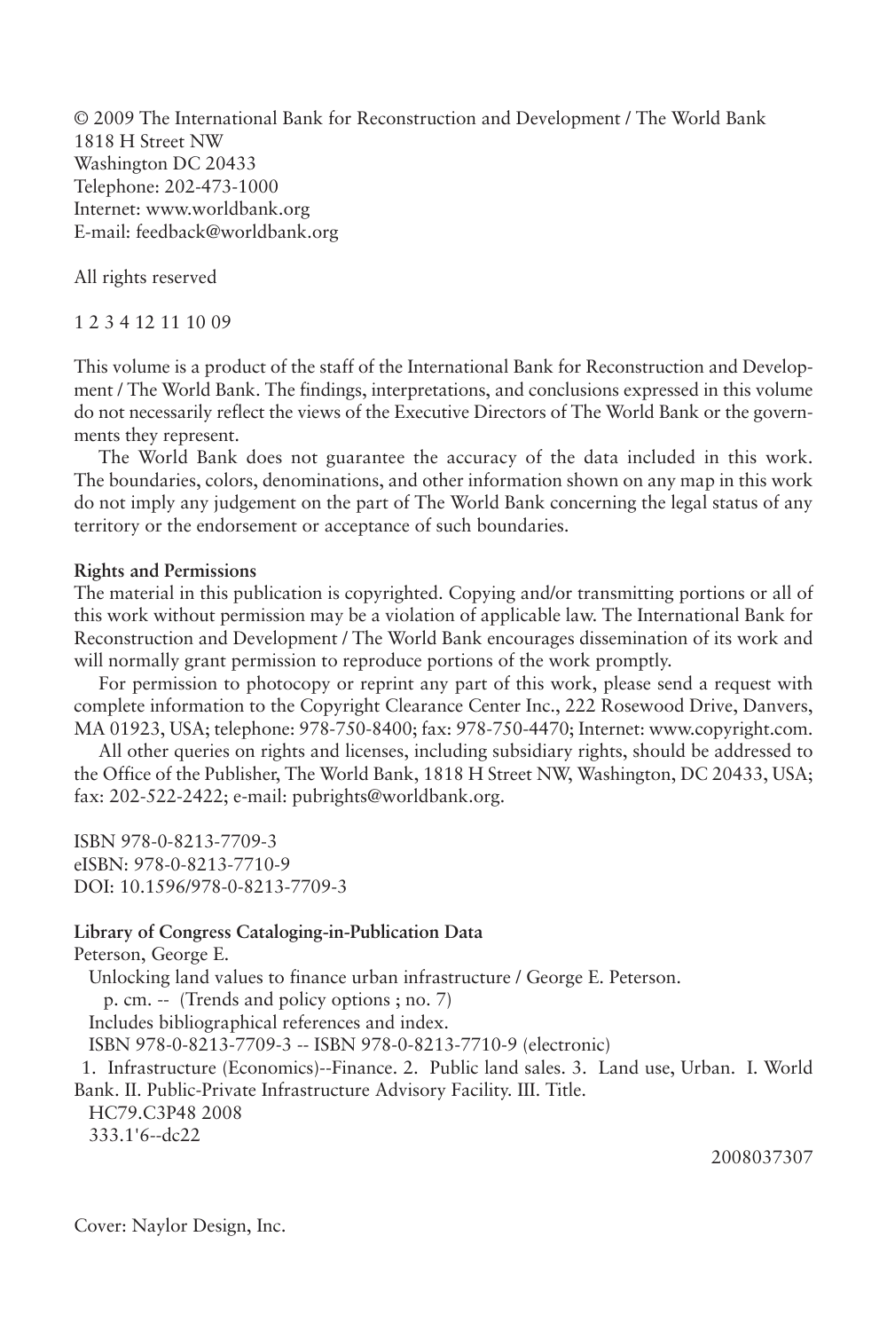© 2009 The International Bank for Reconstruction and Development / The World Bank
1818 H Street NW
Washington DC 20433
Telephone: 202-473-1000
Internet: www.worldbank.org
E-mail: feedback@worldbank.org

All rights reserved

1 2 3 4 12 11 10 09

This volume is a product of the staff of the International Bank for Reconstruction and Development / The World Bank. The findings, interpretations, and conclusions expressed in this volume do not necessarily reflect the views of the Executive Directors of The World Bank or the governments they represent.

The World Bank does not guarantee the accuracy of the data included in this work. The boundaries, colors, denominations, and other information shown on any map in this work do not imply any judgement on the part of The World Bank concerning the legal status of any territory or the endorsement or acceptance of such boundaries.

**Rights and Permissions**

The material in this publication is copyrighted. Copying and/or transmitting portions or all of this work without permission may be a violation of applicable law. The International Bank for Reconstruction and Development / The World Bank encourages dissemination of its work and will normally grant permission to reproduce portions of the work promptly.

For permission to photocopy or reprint any part of this work, please send a request with complete information to the Copyright Clearance Center Inc., 222 Rosewood Drive, Danvers, MA 01923, USA; telephone: 978-750-8400; fax: 978-750-4470; Internet: www.copyright.com.

All other queries on rights and licenses, including subsidiary rights, should be addressed to the Office of the Publisher, The World Bank, 1818 H Street NW, Washington, DC 20433, USA; fax: 202-522-2422; e-mail: pubrights@worldbank.org.

ISBN 978-0-8213-7709-3
eISBN: 978-0-8213-7710-9
DOI: 10.1596/978-0-8213-7709-3

**Library of Congress Cataloging-in-Publication Data**

Peterson, George E.
Unlocking land values to finance urban infrastructure / George E. Peterson.
p. cm. -- (Trends and policy options ; no. 7)
Includes bibliographical references and index.
ISBN 978-0-8213-7709-3 -- ISBN 978-0-8213-7710-9 (electronic)
1. Infrastructure (Economics)--Finance. 2. Public land sales. 3. Land use, Urban. I. World Bank. II. Public-Private Infrastructure Advisory Facility. III. Title.
HC79.C3P48 2008
333.1'6--dc22

2008037307

Cover: Naylor Design, Inc.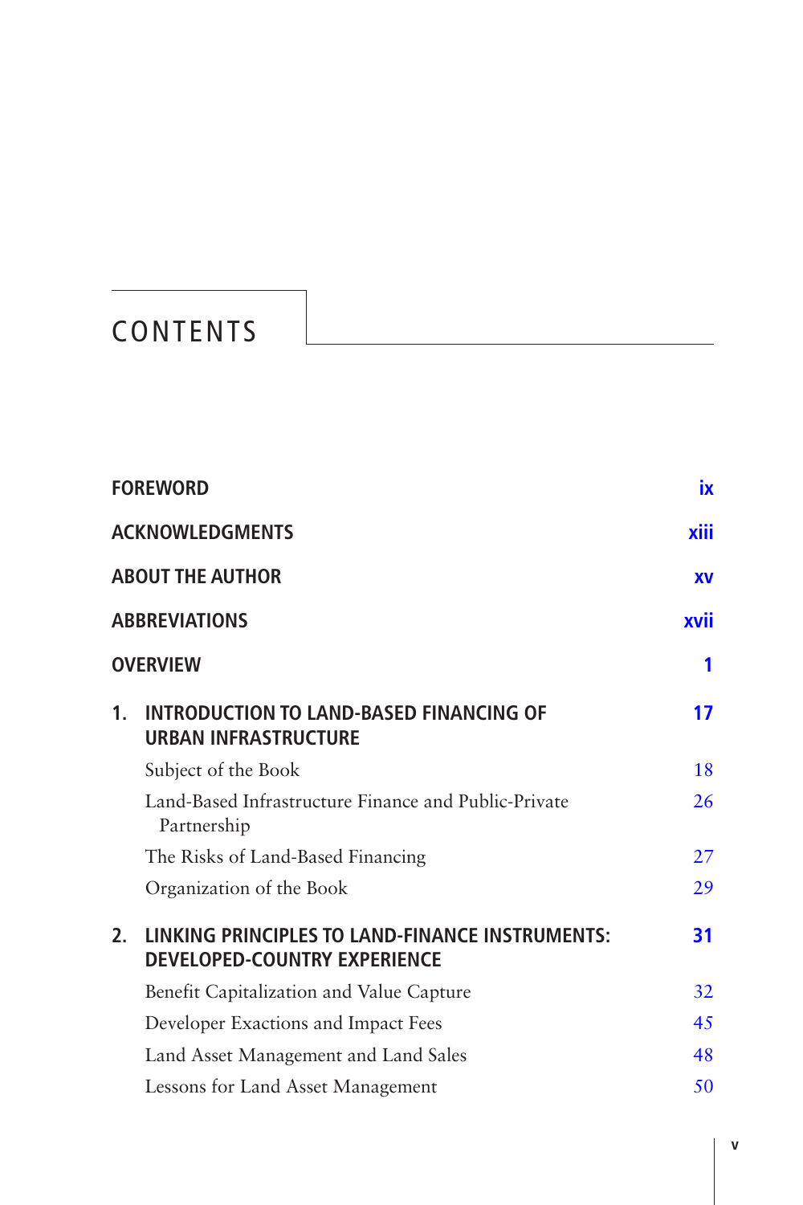# CONTENTS

| | |
|---|---|
| **FOREWORD** | **ix** |
| **ACKNOWLEDGMENTS** | **xiii** |
| **ABOUT THE AUTHOR** | **xv** |
| **ABBREVIATIONS** | **xvii** |
| **OVERVIEW** | **1** |
| **1. INTRODUCTION TO LAND-BASED FINANCING OF URBAN INFRASTRUCTURE** | **17** |
| Subject of the Book | 18 |
| Land-Based Infrastructure Finance and Public-Private Partnership | 26 |
| The Risks of Land-Based Financing | 27 |
| Organization of the Book | 29 |
| **2. LINKING PRINCIPLES TO LAND-FINANCE INSTRUMENTS: DEVELOPED-COUNTRY EXPERIENCE** | **31** |
| Benefit Capitalization and Value Capture | 32 |
| Developer Exactions and Impact Fees | 45 |
| Land Asset Management and Land Sales | 48 |
| Lessons for Land Asset Management | 50 |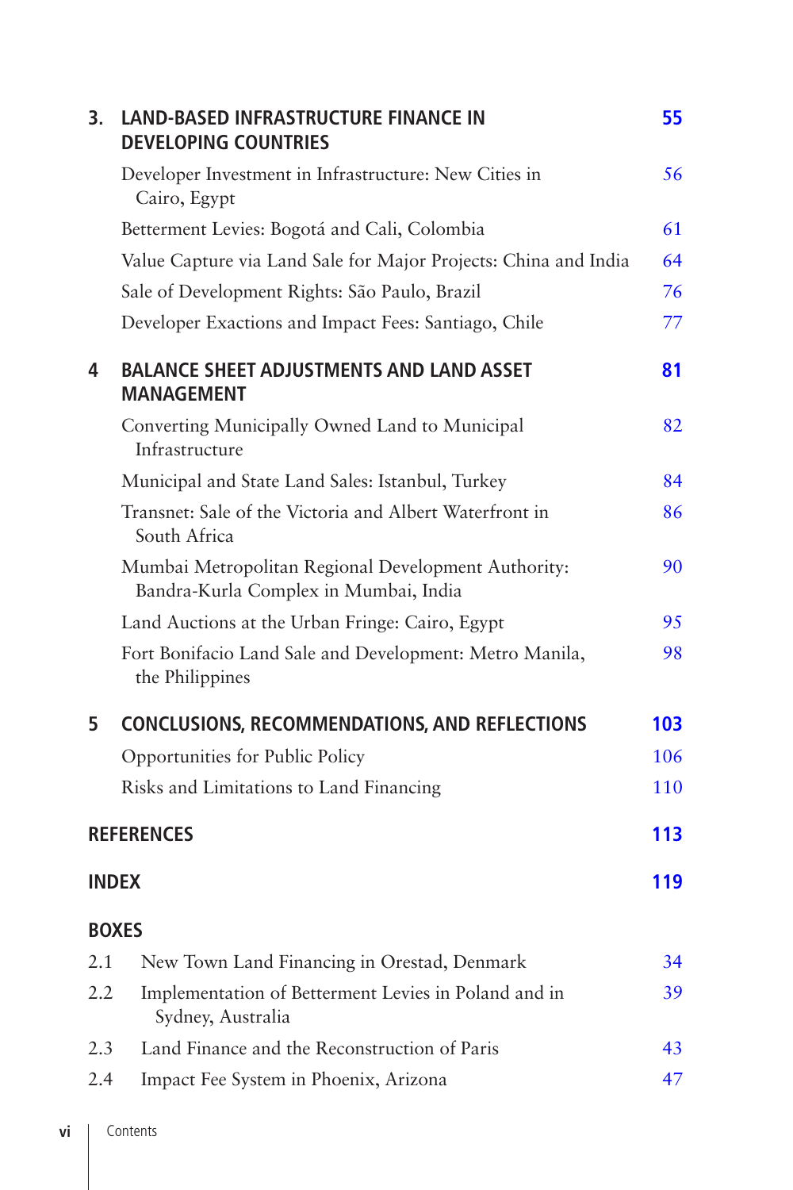| | | |
|---|---|---|
| **3.** | **LAND-BASED INFRASTRUCTURE FINANCE IN DEVELOPING COUNTRIES** | **55** |
| | Developer Investment in Infrastructure: New Cities in Cairo, Egypt | 56 |
| | Betterment Levies: Bogotá and Cali, Colombia | 61 |
| | Value Capture via Land Sale for Major Projects: China and India | 64 |
| | Sale of Development Rights: São Paulo, Brazil | 76 |
| | Developer Exactions and Impact Fees: Santiago, Chile | 77 |
| **4** | **BALANCE SHEET ADJUSTMENTS AND LAND ASSET MANAGEMENT** | **81** |
| | Converting Municipally Owned Land to Municipal Infrastructure | 82 |
| | Municipal and State Land Sales: Istanbul, Turkey | 84 |
| | Transnet: Sale of the Victoria and Albert Waterfront in South Africa | 86 |
| | Mumbai Metropolitan Regional Development Authority: Bandra-Kurla Complex in Mumbai, India | 90 |
| | Land Auctions at the Urban Fringe: Cairo, Egypt | 95 |
| | Fort Bonifacio Land Sale and Development: Metro Manila, the Philippines | 98 |
| **5** | **CONCLUSIONS, RECOMMENDATIONS, AND REFLECTIONS** | **103** |
| | Opportunities for Public Policy | 106 |
| | Risks and Limitations to Land Financing | 110 |
| **REFERENCES** | | **113** |
| **INDEX** | | **119** |

**BOXES**

| | | |
|---|---|---|
| 2.1 | New Town Land Financing in Orestad, Denmark | 34 |
| 2.2 | Implementation of Betterment Levies in Poland and in Sydney, Australia | 39 |
| 2.3 | Land Finance and the Reconstruction of Paris | 43 |
| 2.4 | Impact Fee System in Phoenix, Arizona | 47 |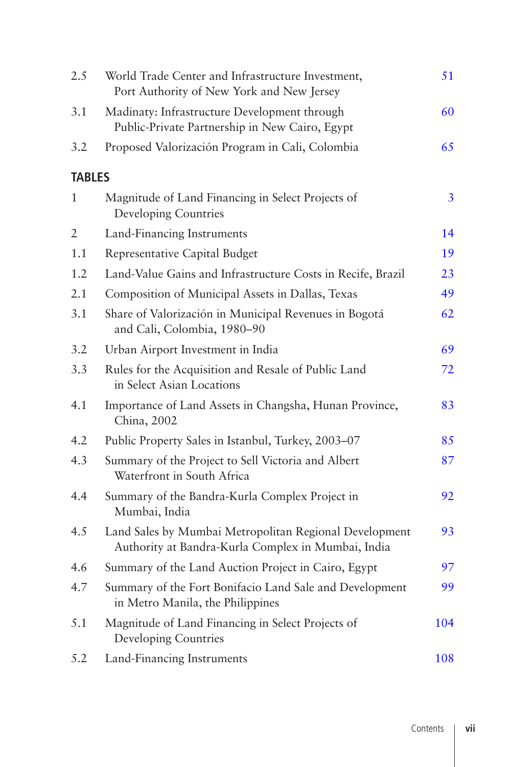| | | |
|---|---|---|
| 2.5 | World Trade Center and Infrastructure Investment, Port Authority of New York and New Jersey | 51 |
| 3.1 | Madinaty: Infrastructure Development through Public-Private Partnership in New Cairo, Egypt | 60 |
| 3.2 | Proposed Valorización Program in Cali, Colombia | 65 |

## TABLES

| | | |
|---|---|---|
| 1 | Magnitude of Land Financing in Select Projects of Developing Countries | 3 |
| 2 | Land-Financing Instruments | 14 |
| 1.1 | Representative Capital Budget | 19 |
| 1.2 | Land-Value Gains and Infrastructure Costs in Recife, Brazil | 23 |
| 2.1 | Composition of Municipal Assets in Dallas, Texas | 49 |
| 3.1 | Share of Valorización in Municipal Revenues in Bogotá and Cali, Colombia, 1980–90 | 62 |
| 3.2 | Urban Airport Investment in India | 69 |
| 3.3 | Rules for the Acquisition and Resale of Public Land in Select Asian Locations | 72 |
| 4.1 | Importance of Land Assets in Changsha, Hunan Province, China, 2002 | 83 |
| 4.2 | Public Property Sales in Istanbul, Turkey, 2003–07 | 85 |
| 4.3 | Summary of the Project to Sell Victoria and Albert Waterfront in South Africa | 87 |
| 4.4 | Summary of the Bandra-Kurla Complex Project in Mumbai, India | 92 |
| 4.5 | Land Sales by Mumbai Metropolitan Regional Development Authority at Bandra-Kurla Complex in Mumbai, India | 93 |
| 4.6 | Summary of the Land Auction Project in Cairo, Egypt | 97 |
| 4.7 | Summary of the Fort Bonifacio Land Sale and Development in Metro Manila, the Philippines | 99 |
| 5.1 | Magnitude of Land Financing in Select Projects of Developing Countries | 104 |
| 5.2 | Land-Financing Instruments | 108 |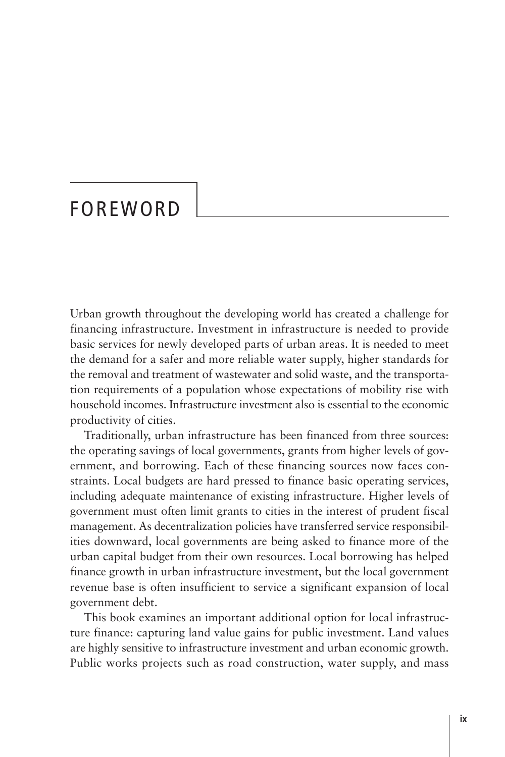# FOREWORD

Urban growth throughout the developing world has created a challenge for financing infrastructure. Investment in infrastructure is needed to provide basic services for newly developed parts of urban areas. It is needed to meet the demand for a safer and more reliable water supply, higher standards for the removal and treatment of wastewater and solid waste, and the transportation requirements of a population whose expectations of mobility rise with household incomes. Infrastructure investment also is essential to the economic productivity of cities.

Traditionally, urban infrastructure has been financed from three sources: the operating savings of local governments, grants from higher levels of government, and borrowing. Each of these financing sources now faces constraints. Local budgets are hard pressed to finance basic operating services, including adequate maintenance of existing infrastructure. Higher levels of government must often limit grants to cities in the interest of prudent fiscal management. As decentralization policies have transferred service responsibilities downward, local governments are being asked to finance more of the urban capital budget from their own resources. Local borrowing has helped finance growth in urban infrastructure investment, but the local government revenue base is often insufficient to service a significant expansion of local government debt.

This book examines an important additional option for local infrastructure finance: capturing land value gains for public investment. Land values are highly sensitive to infrastructure investment and urban economic growth. Public works projects such as road construction, water supply, and mass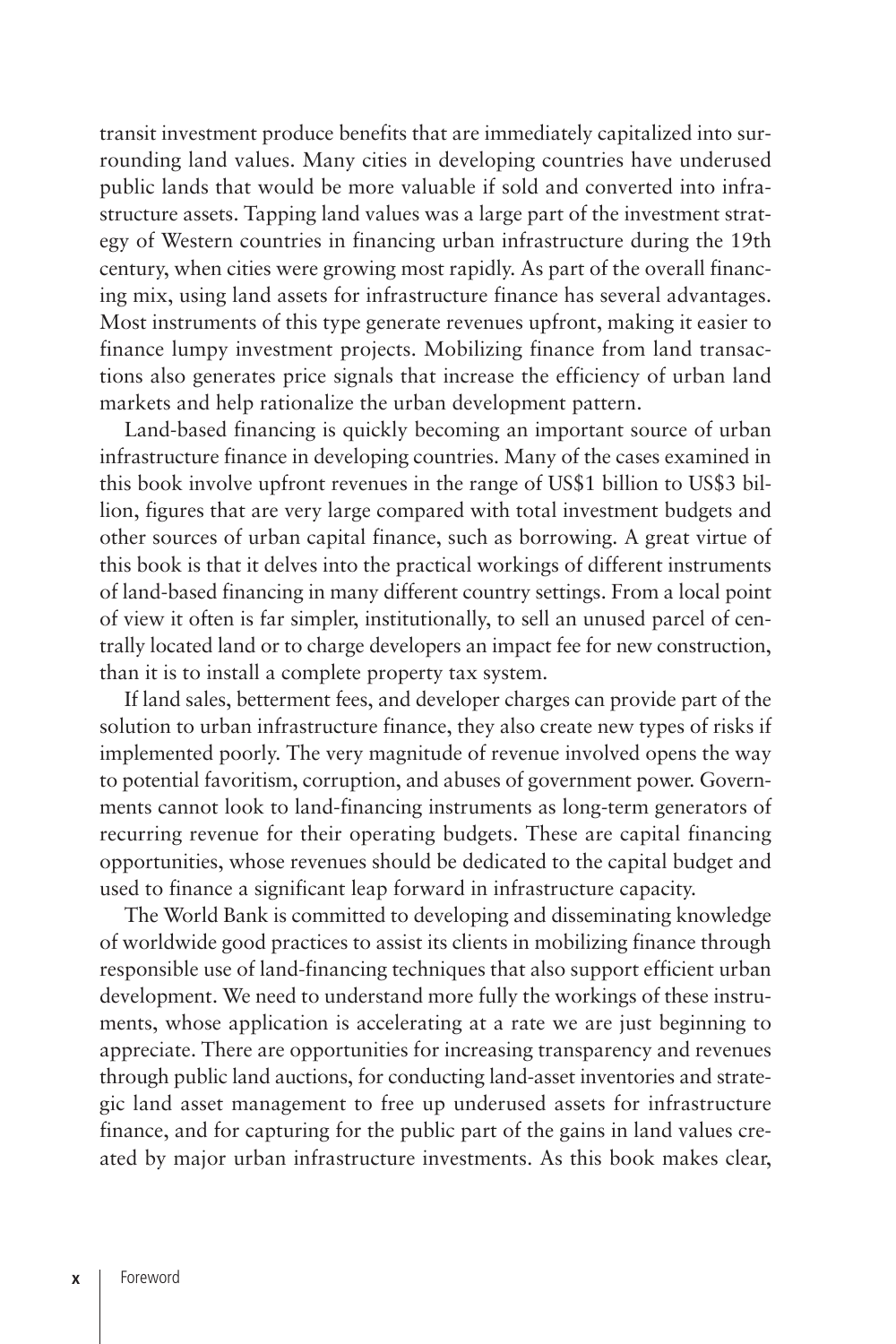transit investment produce benefits that are immediately capitalized into surrounding land values. Many cities in developing countries have underused public lands that would be more valuable if sold and converted into infrastructure assets. Tapping land values was a large part of the investment strategy of Western countries in financing urban infrastructure during the 19th century, when cities were growing most rapidly. As part of the overall financing mix, using land assets for infrastructure finance has several advantages. Most instruments of this type generate revenues upfront, making it easier to finance lumpy investment projects. Mobilizing finance from land transactions also generates price signals that increase the efficiency of urban land markets and help rationalize the urban development pattern.

Land-based financing is quickly becoming an important source of urban infrastructure finance in developing countries. Many of the cases examined in this book involve upfront revenues in the range of US$1 billion to US$3 billion, figures that are very large compared with total investment budgets and other sources of urban capital finance, such as borrowing. A great virtue of this book is that it delves into the practical workings of different instruments of land-based financing in many different country settings. From a local point of view it often is far simpler, institutionally, to sell an unused parcel of centrally located land or to charge developers an impact fee for new construction, than it is to install a complete property tax system.

If land sales, betterment fees, and developer charges can provide part of the solution to urban infrastructure finance, they also create new types of risks if implemented poorly. The very magnitude of revenue involved opens the way to potential favoritism, corruption, and abuses of government power. Governments cannot look to land-financing instruments as long-term generators of recurring revenue for their operating budgets. These are capital financing opportunities, whose revenues should be dedicated to the capital budget and used to finance a significant leap forward in infrastructure capacity.

The World Bank is committed to developing and disseminating knowledge of worldwide good practices to assist its clients in mobilizing finance through responsible use of land-financing techniques that also support efficient urban development. We need to understand more fully the workings of these instruments, whose application is accelerating at a rate we are just beginning to appreciate. There are opportunities for increasing transparency and revenues through public land auctions, for conducting land-asset inventories and strategic land asset management to free up underused assets for infrastructure finance, and for capturing for the public part of the gains in land values created by major urban infrastructure investments. As this book makes clear,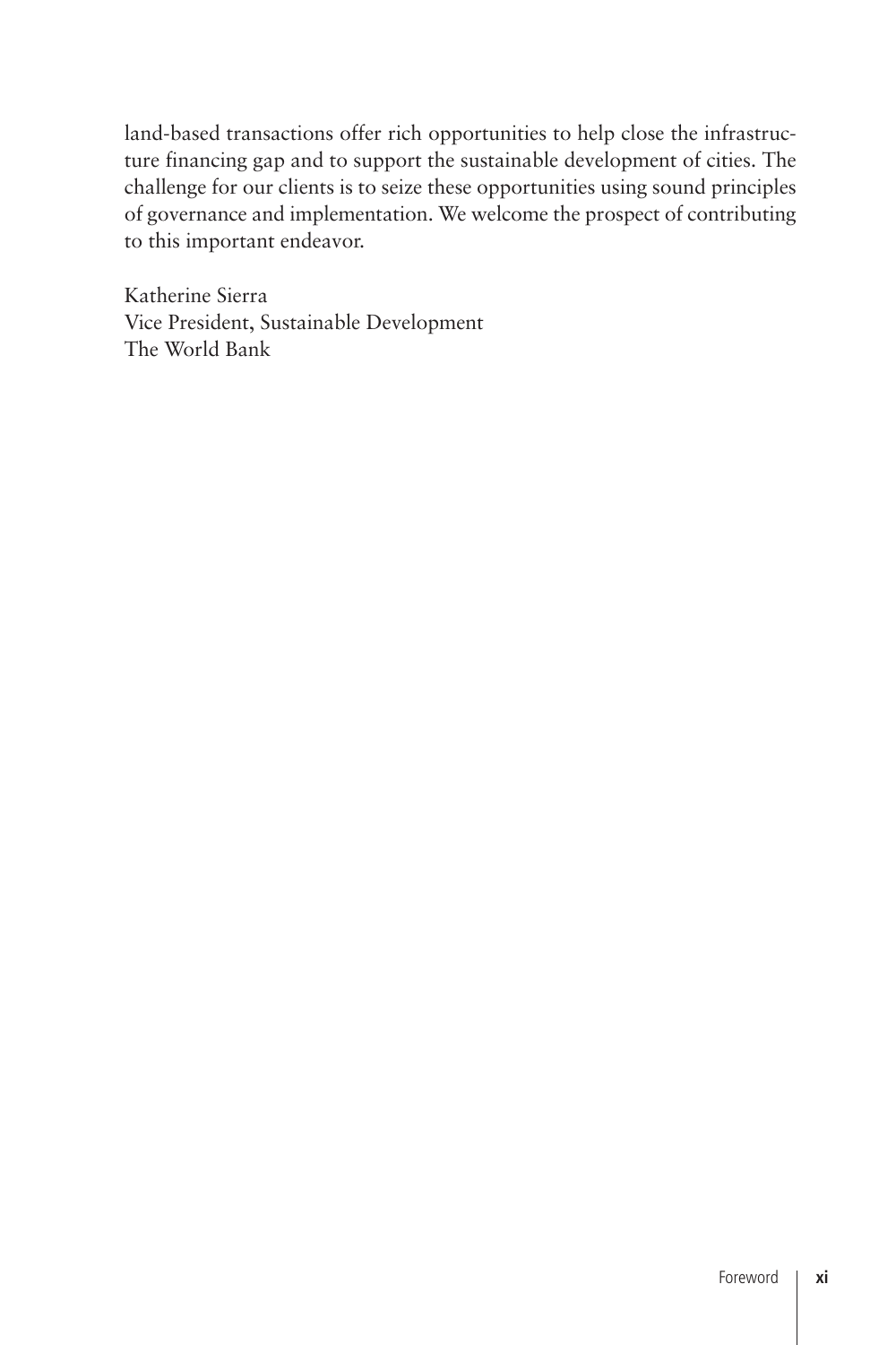land-based transactions offer rich opportunities to help close the infrastructure financing gap and to support the sustainable development of cities. The challenge for our clients is to seize these opportunities using sound principles of governance and implementation. We welcome the prospect of contributing to this important endeavor.

Katherine Sierra
Vice President, Sustainable Development
The World Bank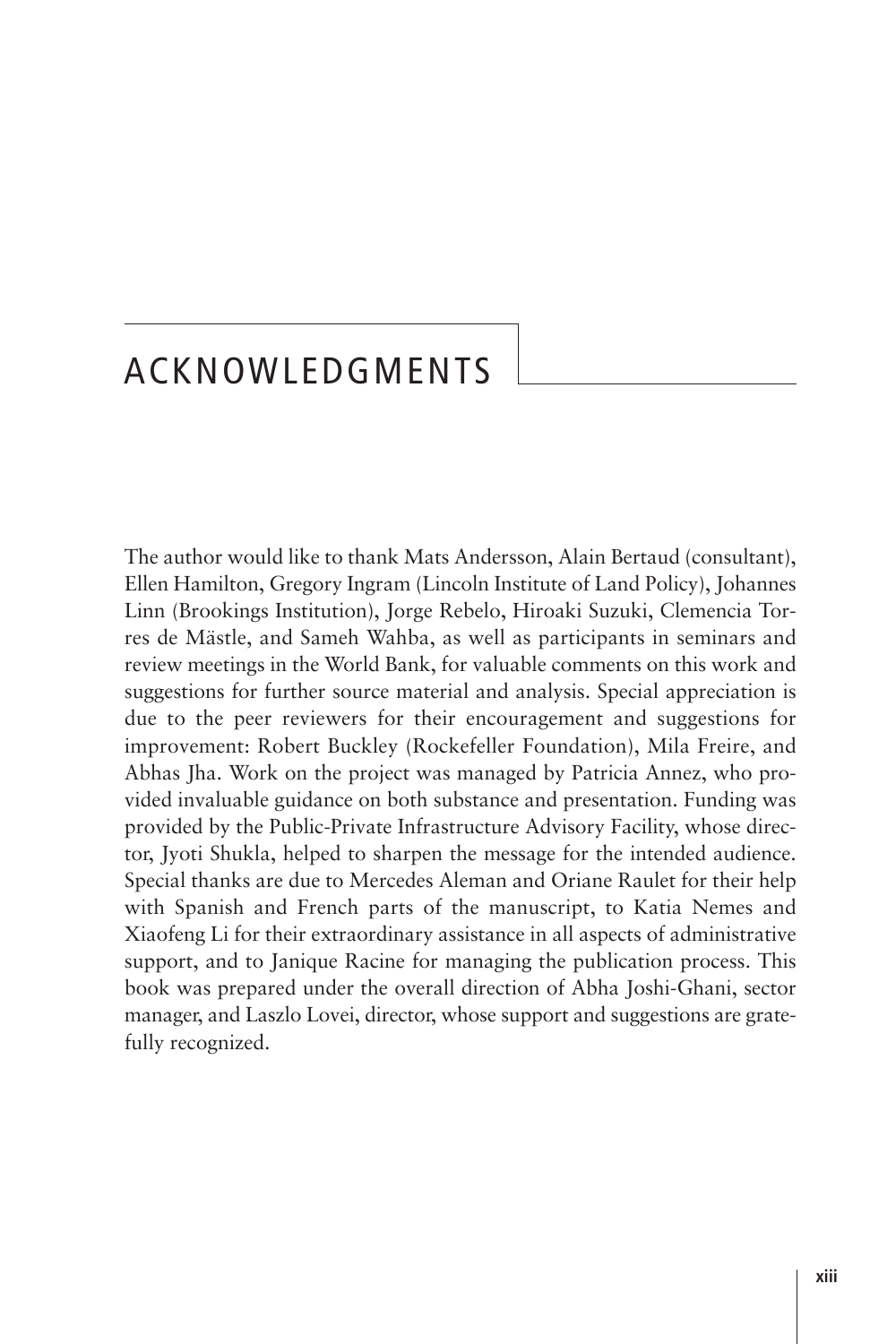# ACKNOWLEDGMENTS

The author would like to thank Mats Andersson, Alain Bertaud (consultant), Ellen Hamilton, Gregory Ingram (Lincoln Institute of Land Policy), Johannes Linn (Brookings Institution), Jorge Rebelo, Hiroaki Suzuki, Clemencia Torres de Mästle, and Sameh Wahba, as well as participants in seminars and review meetings in the World Bank, for valuable comments on this work and suggestions for further source material and analysis. Special appreciation is due to the peer reviewers for their encouragement and suggestions for improvement: Robert Buckley (Rockefeller Foundation), Mila Freire, and Abhas Jha. Work on the project was managed by Patricia Annez, who provided invaluable guidance on both substance and presentation. Funding was provided by the Public-Private Infrastructure Advisory Facility, whose director, Jyoti Shukla, helped to sharpen the message for the intended audience. Special thanks are due to Mercedes Aleman and Oriane Raulet for their help with Spanish and French parts of the manuscript, to Katia Nemes and Xiaofeng Li for their extraordinary assistance in all aspects of administrative support, and to Janique Racine for managing the publication process. This book was prepared under the overall direction of Abha Joshi-Ghani, sector manager, and Laszlo Lovei, director, whose support and suggestions are gratefully recognized.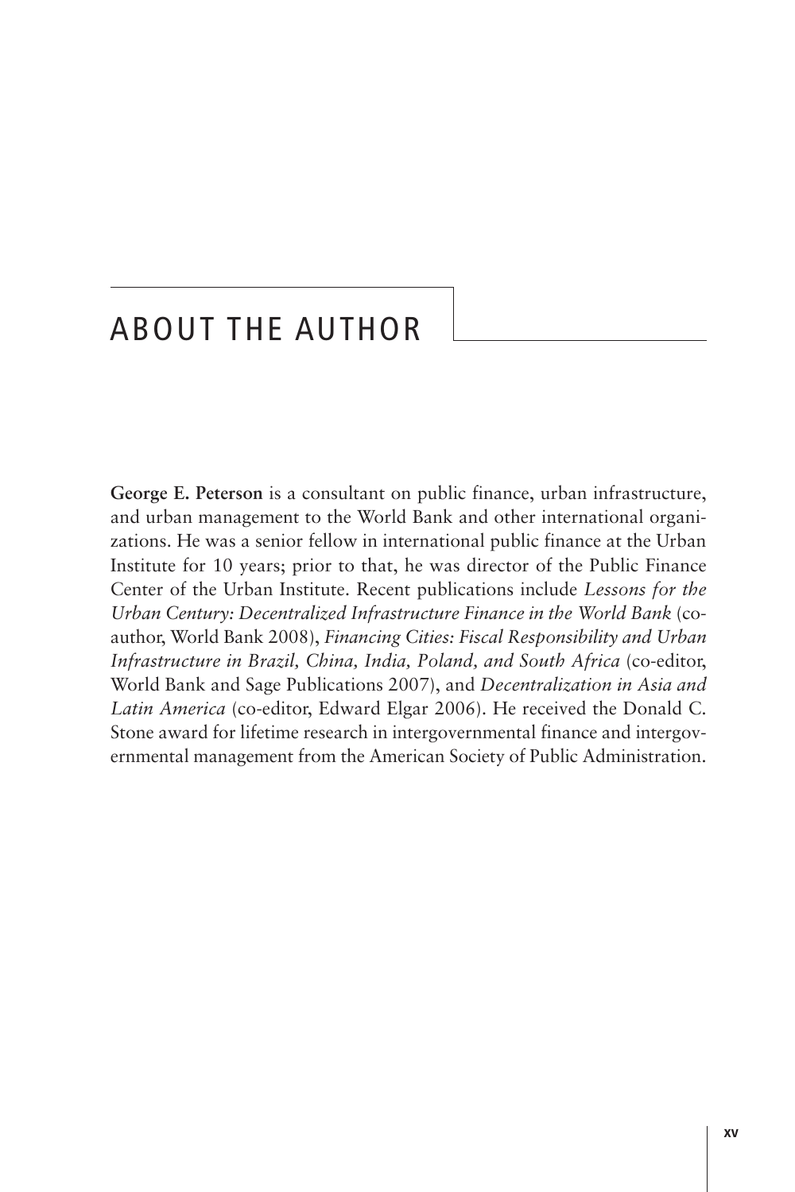# ABOUT THE AUTHOR

**George E. Peterson** is a consultant on public finance, urban infrastructure, and urban management to the World Bank and other international organizations. He was a senior fellow in international public finance at the Urban Institute for 10 years; prior to that, he was director of the Public Finance Center of the Urban Institute. Recent publications include *Lessons for the Urban Century: Decentralized Infrastructure Finance in the World Bank* (coauthor, World Bank 2008), *Financing Cities: Fiscal Responsibility and Urban Infrastructure in Brazil, China, India, Poland, and South Africa* (co-editor, World Bank and Sage Publications 2007), and *Decentralization in Asia and Latin America* (co-editor, Edward Elgar 2006). He received the Donald C. Stone award for lifetime research in intergovernmental finance and intergovernmental management from the American Society of Public Administration.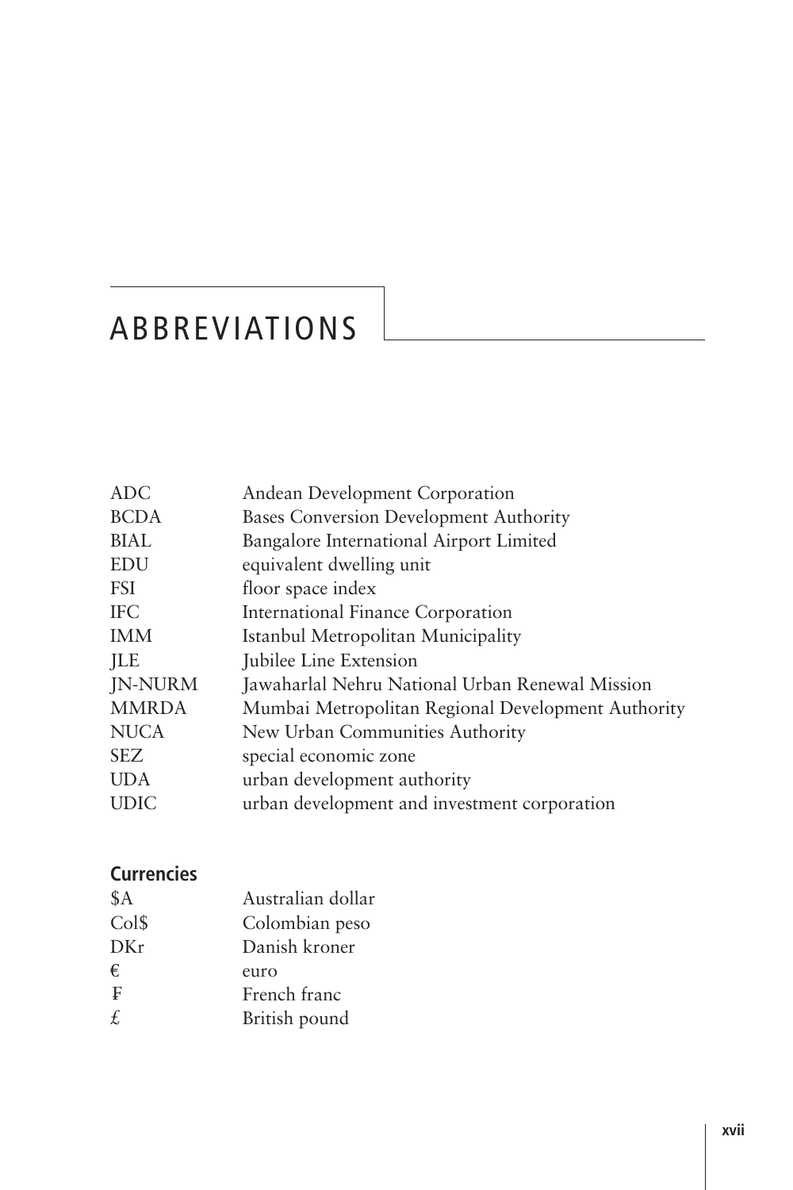# ABBREVIATIONS

| | |
|---|---|
| ADC | Andean Development Corporation |
| BCDA | Bases Conversion Development Authority |
| BIAL | Bangalore International Airport Limited |
| EDU | equivalent dwelling unit |
| FSI | floor space index |
| IFC | International Finance Corporation |
| IMM | Istanbul Metropolitan Municipality |
| JLE | Jubilee Line Extension |
| JN-NURM | Jawaharlal Nehru National Urban Renewal Mission |
| MMRDA | Mumbai Metropolitan Regional Development Authority |
| NUCA | New Urban Communities Authority |
| SEZ | special economic zone |
| UDA | urban development authority |
| UDIC | urban development and investment corporation |

## Currencies

| | |
|---|---|
| $A | Australian dollar |
| Col$ | Colombian peso |
| DKr | Danish kroner |
| € | euro |
| ₣ | French franc |
| £ | British pound |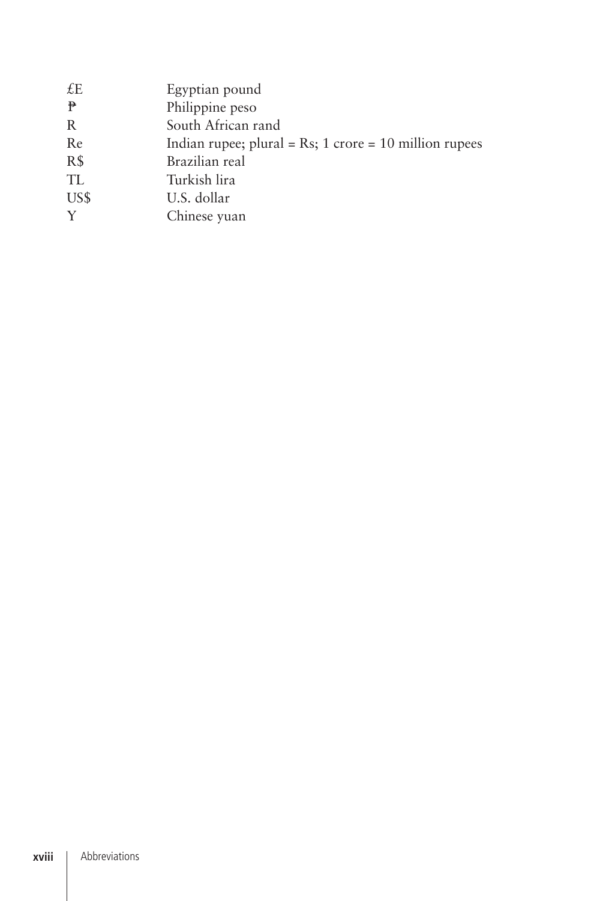| | |
|---|---|
| £E | Egyptian pound |
| ₱ | Philippine peso |
| R | South African rand |
| Re | Indian rupee; plural = Rs; 1 crore = 10 million rupees |
| R$ | Brazilian real |
| TL | Turkish lira |
| US$ | U.S. dollar |
| Y | Chinese yuan |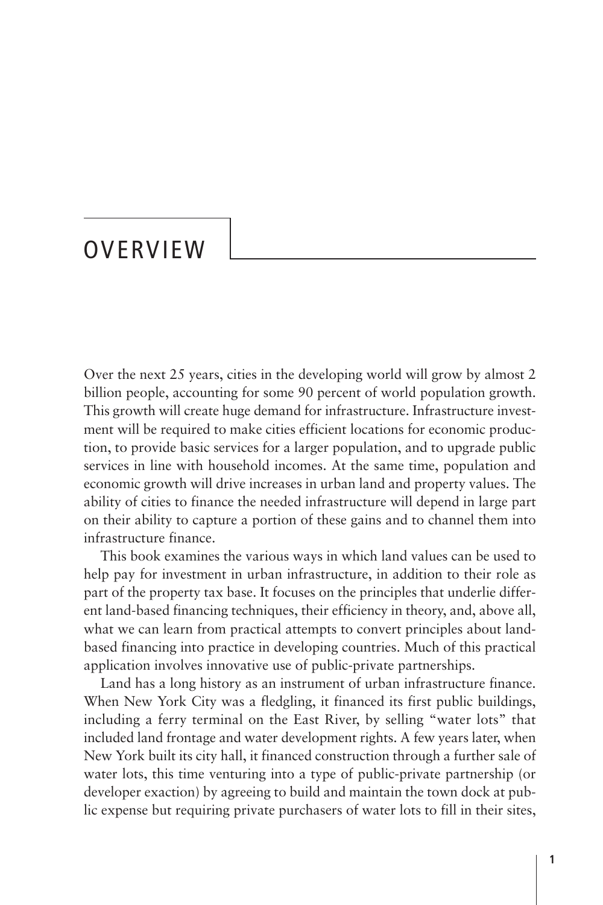# OVERVIEW

Over the next 25 years, cities in the developing world will grow by almost 2 billion people, accounting for some 90 percent of world population growth. This growth will create huge demand for infrastructure. Infrastructure investment will be required to make cities efficient locations for economic production, to provide basic services for a larger population, and to upgrade public services in line with household incomes. At the same time, population and economic growth will drive increases in urban land and property values. The ability of cities to finance the needed infrastructure will depend in large part on their ability to capture a portion of these gains and to channel them into infrastructure finance.

This book examines the various ways in which land values can be used to help pay for investment in urban infrastructure, in addition to their role as part of the property tax base. It focuses on the principles that underlie different land-based financing techniques, their efficiency in theory, and, above all, what we can learn from practical attempts to convert principles about land-based financing into practice in developing countries. Much of this practical application involves innovative use of public-private partnerships.

Land has a long history as an instrument of urban infrastructure finance. When New York City was a fledgling, it financed its first public buildings, including a ferry terminal on the East River, by selling "water lots" that included land frontage and water development rights. A few years later, when New York built its city hall, it financed construction through a further sale of water lots, this time venturing into a type of public-private partnership (or developer exaction) by agreeing to build and maintain the town dock at public expense but requiring private purchasers of water lots to fill in their sites,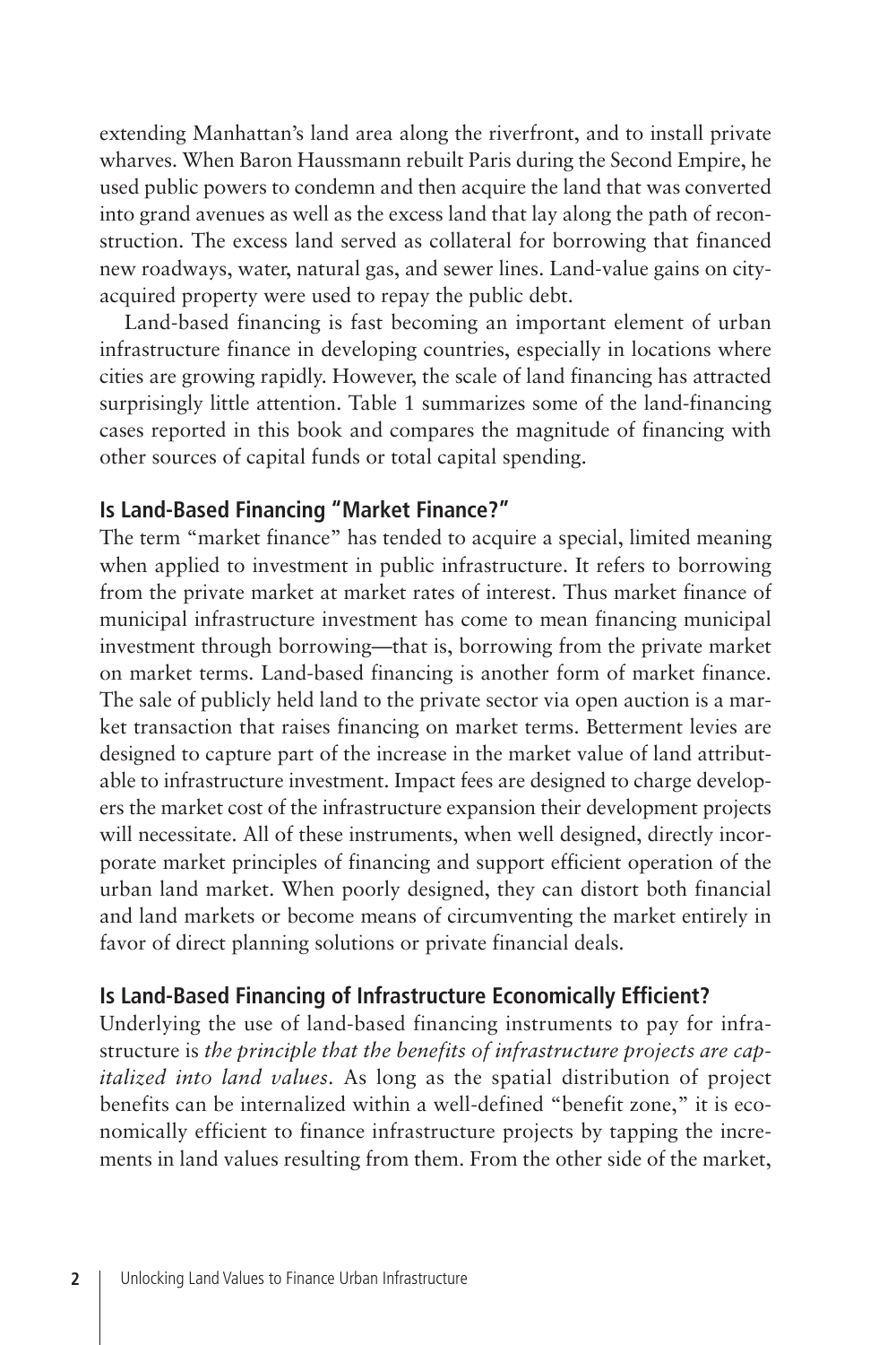extending Manhattan's land area along the riverfront, and to install private wharves. When Baron Haussmann rebuilt Paris during the Second Empire, he used public powers to condemn and then acquire the land that was converted into grand avenues as well as the excess land that lay along the path of reconstruction. The excess land served as collateral for borrowing that financed new roadways, water, natural gas, and sewer lines. Land-value gains on city-acquired property were used to repay the public debt.

Land-based financing is fast becoming an important element of urban infrastructure finance in developing countries, especially in locations where cities are growing rapidly. However, the scale of land financing has attracted surprisingly little attention. Table 1 summarizes some of the land-financing cases reported in this book and compares the magnitude of financing with other sources of capital funds or total capital spending.

## Is Land-Based Financing "Market Finance?"

The term "market finance" has tended to acquire a special, limited meaning when applied to investment in public infrastructure. It refers to borrowing from the private market at market rates of interest. Thus market finance of municipal infrastructure investment has come to mean financing municipal investment through borrowing—that is, borrowing from the private market on market terms. Land-based financing is another form of market finance. The sale of publicly held land to the private sector via open auction is a market transaction that raises financing on market terms. Betterment levies are designed to capture part of the increase in the market value of land attributable to infrastructure investment. Impact fees are designed to charge developers the market cost of the infrastructure expansion their development projects will necessitate. All of these instruments, when well designed, directly incorporate market principles of financing and support efficient operation of the urban land market. When poorly designed, they can distort both financial and land markets or become means of circumventing the market entirely in favor of direct planning solutions or private financial deals.

## Is Land-Based Financing of Infrastructure Economically Efficient?

Underlying the use of land-based financing instruments to pay for infrastructure is *the principle that the benefits of infrastructure projects are capitalized into land values*. As long as the spatial distribution of project benefits can be internalized within a well-defined "benefit zone," it is economically efficient to finance infrastructure projects by tapping the increments in land values resulting from them. From the other side of the market,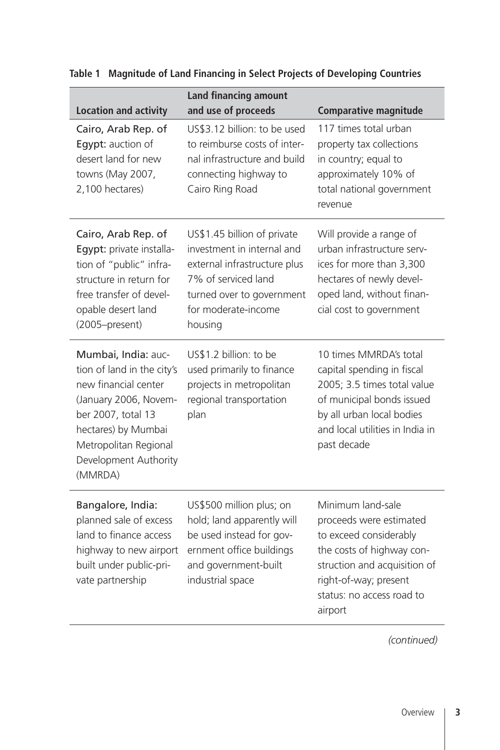**Table 1 Magnitude of Land Financing in Select Projects of Developing Countries**

| Location and activity | Land financing amount and use of proceeds | Comparative magnitude |
|---|---|---|
| Cairo, Arab Rep. of Egypt: auction of desert land for new towns (May 2007, 2,100 hectares) | US$3.12 billion: to be used to reimburse costs of internal infrastructure and build connecting highway to Cairo Ring Road | 117 times total urban property tax collections in country; equal to approximately 10% of total national government revenue |
| Cairo, Arab Rep. of Egypt: private installation of "public" infrastructure in return for free transfer of developable desert land (2005–present) | US$1.45 billion of private investment in internal and external infrastructure plus 7% of serviced land turned over to government for moderate-income housing | Will provide a range of urban infrastructure services for more than 3,300 hectares of newly developed land, without financial cost to government |
| Mumbai, India: auction of land in the city's new financial center (January 2006, November 2007, total 13 hectares) by Mumbai Metropolitan Regional Development Authority (MMRDA) | US$1.2 billion: to be used primarily to finance projects in metropolitan regional transportation plan | 10 times MMRDA's total capital spending in fiscal 2005; 3.5 times total value of municipal bonds issued by all urban local bodies and local utilities in India in past decade |
| Bangalore, India: planned sale of excess land to finance access highway to new airport built under public-private partnership | US$500 million plus; on hold; land apparently will be used instead for government office buildings and government-built industrial space | Minimum land-sale proceeds were estimated to exceed considerably the costs of highway construction and acquisition of right-of-way; present status: no access road to airport |

*(continued)*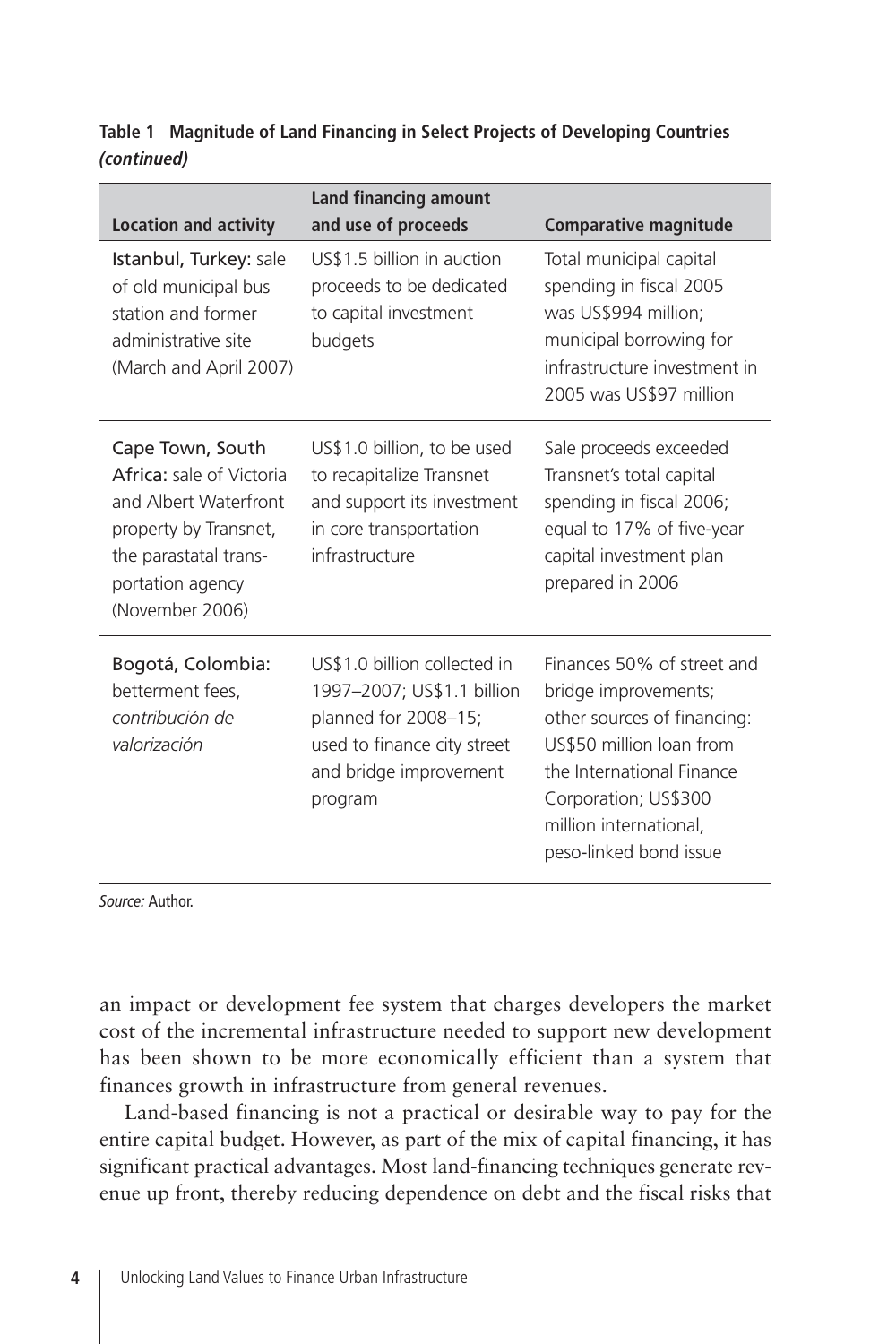**Table 1 Magnitude of Land Financing in Select Projects of Developing Countries *(continued)***

| Location and activity | Land financing amount and use of proceeds | Comparative magnitude |
|---|---|---|
| Istanbul, Turkey: sale of old municipal bus station and former administrative site (March and April 2007) | US$1.5 billion in auction proceeds to be dedicated to capital investment budgets | Total municipal capital spending in fiscal 2005 was US$994 million; municipal borrowing for infrastructure investment in 2005 was US$97 million |
| Cape Town, South Africa: sale of Victoria and Albert Waterfront property by Transnet, the parastatal transportation agency (November 2006) | US$1.0 billion, to be used to recapitalize Transnet and support its investment in core transportation infrastructure | Sale proceeds exceeded Transnet's total capital spending in fiscal 2006; equal to 17% of five-year capital investment plan prepared in 2006 |
| Bogotá, Colombia: betterment fees, *contribución de valorización* | US$1.0 billion collected in 1997–2007; US$1.1 billion planned for 2008–15; used to finance city street and bridge improvement program | Finances 50% of street and bridge improvements; other sources of financing: US$50 million loan from the International Finance Corporation; US$300 million international, peso-linked bond issue |

*Source:* Author.

an impact or development fee system that charges developers the market cost of the incremental infrastructure needed to support new development has been shown to be more economically efficient than a system that finances growth in infrastructure from general revenues.

Land-based financing is not a practical or desirable way to pay for the entire capital budget. However, as part of the mix of capital financing, it has significant practical advantages. Most land-financing techniques generate revenue up front, thereby reducing dependence on debt and the fiscal risks that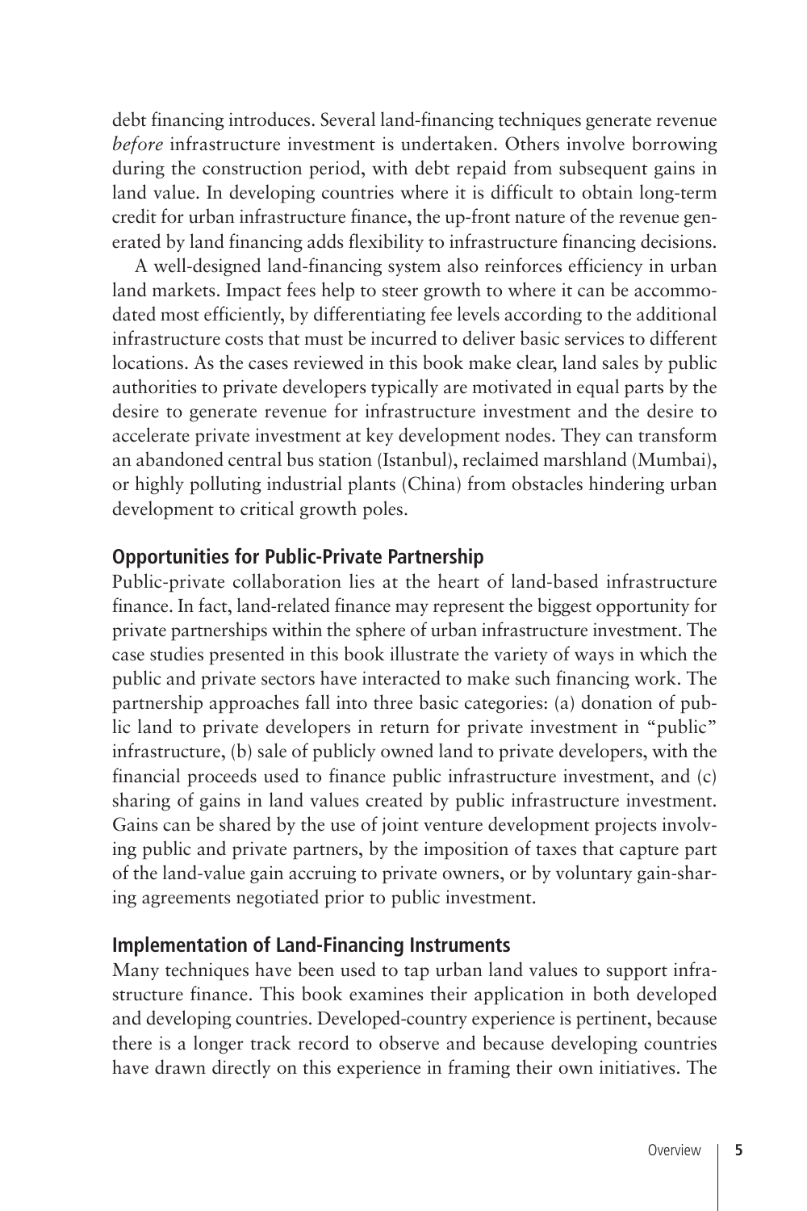debt financing introduces. Several land-financing techniques generate revenue *before* infrastructure investment is undertaken. Others involve borrowing during the construction period, with debt repaid from subsequent gains in land value. In developing countries where it is difficult to obtain long-term credit for urban infrastructure finance, the up-front nature of the revenue generated by land financing adds flexibility to infrastructure financing decisions.

A well-designed land-financing system also reinforces efficiency in urban land markets. Impact fees help to steer growth to where it can be accommodated most efficiently, by differentiating fee levels according to the additional infrastructure costs that must be incurred to deliver basic services to different locations. As the cases reviewed in this book make clear, land sales by public authorities to private developers typically are motivated in equal parts by the desire to generate revenue for infrastructure investment and the desire to accelerate private investment at key development nodes. They can transform an abandoned central bus station (Istanbul), reclaimed marshland (Mumbai), or highly polluting industrial plants (China) from obstacles hindering urban development to critical growth poles.

### Opportunities for Public-Private Partnership

Public-private collaboration lies at the heart of land-based infrastructure finance. In fact, land-related finance may represent the biggest opportunity for private partnerships within the sphere of urban infrastructure investment. The case studies presented in this book illustrate the variety of ways in which the public and private sectors have interacted to make such financing work. The partnership approaches fall into three basic categories: (a) donation of public land to private developers in return for private investment in "public" infrastructure, (b) sale of publicly owned land to private developers, with the financial proceeds used to finance public infrastructure investment, and (c) sharing of gains in land values created by public infrastructure investment. Gains can be shared by the use of joint venture development projects involving public and private partners, by the imposition of taxes that capture part of the land-value gain accruing to private owners, or by voluntary gain-sharing agreements negotiated prior to public investment.

### Implementation of Land-Financing Instruments

Many techniques have been used to tap urban land values to support infrastructure finance. This book examines their application in both developed and developing countries. Developed-country experience is pertinent, because there is a longer track record to observe and because developing countries have drawn directly on this experience in framing their own initiatives. The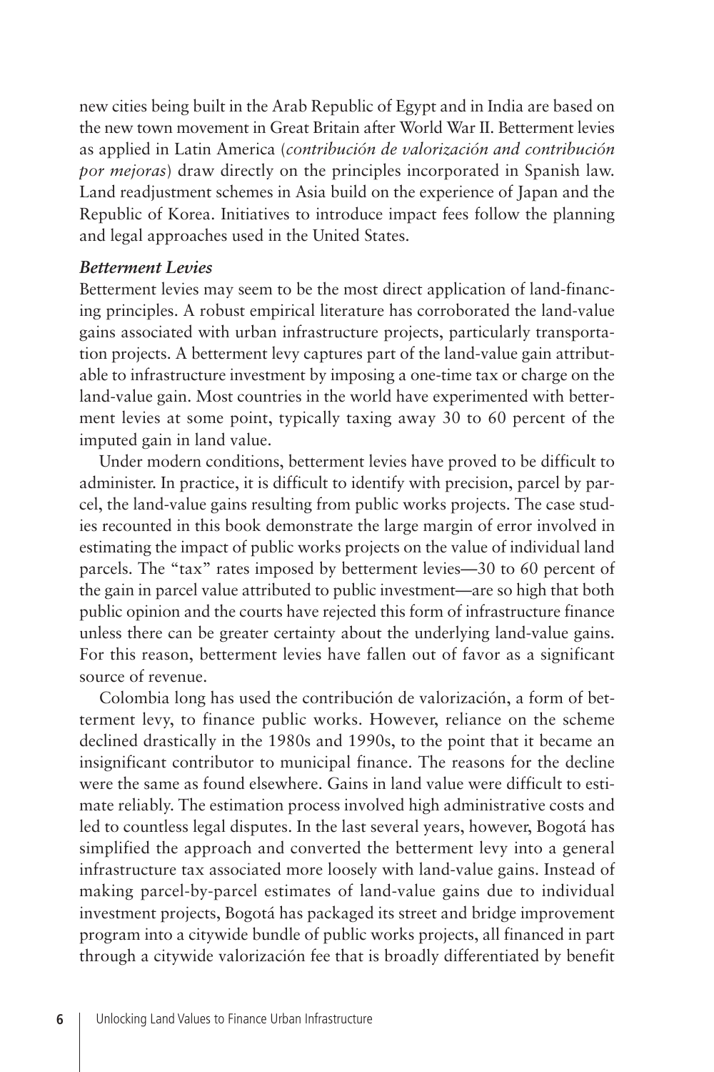new cities being built in the Arab Republic of Egypt and in India are based on the new town movement in Great Britain after World War II. Betterment levies as applied in Latin America (*contribución de valorización and contribución por mejoras*) draw directly on the principles incorporated in Spanish law. Land readjustment schemes in Asia build on the experience of Japan and the Republic of Korea. Initiatives to introduce impact fees follow the planning and legal approaches used in the United States.

### *Betterment Levies*

Betterment levies may seem to be the most direct application of land-financing principles. A robust empirical literature has corroborated the land-value gains associated with urban infrastructure projects, particularly transportation projects. A betterment levy captures part of the land-value gain attributable to infrastructure investment by imposing a one-time tax or charge on the land-value gain. Most countries in the world have experimented with betterment levies at some point, typically taxing away 30 to 60 percent of the imputed gain in land value.

Under modern conditions, betterment levies have proved to be difficult to administer. In practice, it is difficult to identify with precision, parcel by parcel, the land-value gains resulting from public works projects. The case studies recounted in this book demonstrate the large margin of error involved in estimating the impact of public works projects on the value of individual land parcels. The "tax" rates imposed by betterment levies—30 to 60 percent of the gain in parcel value attributed to public investment—are so high that both public opinion and the courts have rejected this form of infrastructure finance unless there can be greater certainty about the underlying land-value gains. For this reason, betterment levies have fallen out of favor as a significant source of revenue.

Colombia long has used the contribución de valorización, a form of betterment levy, to finance public works. However, reliance on the scheme declined drastically in the 1980s and 1990s, to the point that it became an insignificant contributor to municipal finance. The reasons for the decline were the same as found elsewhere. Gains in land value were difficult to estimate reliably. The estimation process involved high administrative costs and led to countless legal disputes. In the last several years, however, Bogotá has simplified the approach and converted the betterment levy into a general infrastructure tax associated more loosely with land-value gains. Instead of making parcel-by-parcel estimates of land-value gains due to individual investment projects, Bogotá has packaged its street and bridge improvement program into a citywide bundle of public works projects, all financed in part through a citywide valorización fee that is broadly differentiated by benefit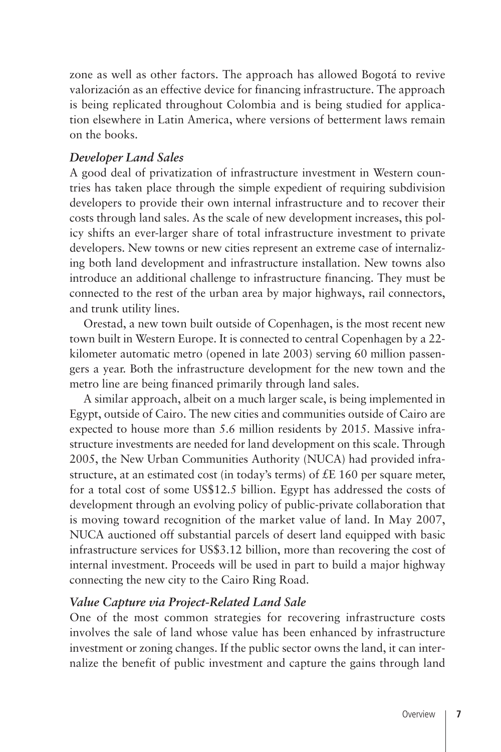zone as well as other factors. The approach has allowed Bogotá to revive valorización as an effective device for financing infrastructure. The approach is being replicated throughout Colombia and is being studied for application elsewhere in Latin America, where versions of betterment laws remain on the books.

### *Developer Land Sales*

A good deal of privatization of infrastructure investment in Western countries has taken place through the simple expedient of requiring subdivision developers to provide their own internal infrastructure and to recover their costs through land sales. As the scale of new development increases, this policy shifts an ever-larger share of total infrastructure investment to private developers. New towns or new cities represent an extreme case of internalizing both land development and infrastructure installation. New towns also introduce an additional challenge to infrastructure financing. They must be connected to the rest of the urban area by major highways, rail connectors, and trunk utility lines.

Orestad, a new town built outside of Copenhagen, is the most recent new town built in Western Europe. It is connected to central Copenhagen by a 22-kilometer automatic metro (opened in late 2003) serving 60 million passengers a year. Both the infrastructure development for the new town and the metro line are being financed primarily through land sales.

A similar approach, albeit on a much larger scale, is being implemented in Egypt, outside of Cairo. The new cities and communities outside of Cairo are expected to house more than 5.6 million residents by 2015. Massive infrastructure investments are needed for land development on this scale. Through 2005, the New Urban Communities Authority (NUCA) had provided infrastructure, at an estimated cost (in today's terms) of £E 160 per square meter, for a total cost of some US$12.5 billion. Egypt has addressed the costs of development through an evolving policy of public-private collaboration that is moving toward recognition of the market value of land. In May 2007, NUCA auctioned off substantial parcels of desert land equipped with basic infrastructure services for US$3.12 billion, more than recovering the cost of internal investment. Proceeds will be used in part to build a major highway connecting the new city to the Cairo Ring Road.

### *Value Capture via Project-Related Land Sale*

One of the most common strategies for recovering infrastructure costs involves the sale of land whose value has been enhanced by infrastructure investment or zoning changes. If the public sector owns the land, it can internalize the benefit of public investment and capture the gains through land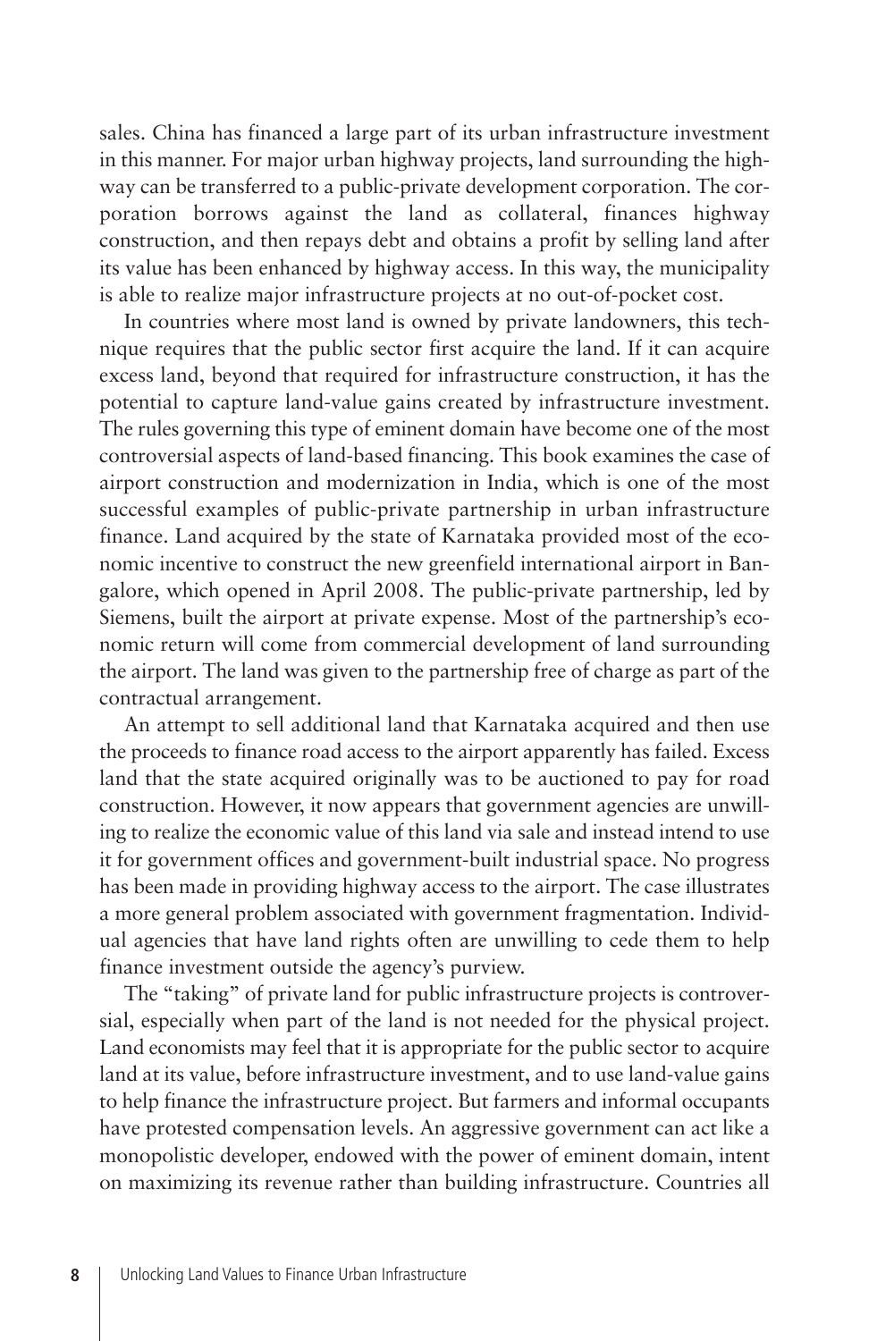sales. China has financed a large part of its urban infrastructure investment in this manner. For major urban highway projects, land surrounding the highway can be transferred to a public-private development corporation. The corporation borrows against the land as collateral, finances highway construction, and then repays debt and obtains a profit by selling land after its value has been enhanced by highway access. In this way, the municipality is able to realize major infrastructure projects at no out-of-pocket cost.

In countries where most land is owned by private landowners, this technique requires that the public sector first acquire the land. If it can acquire excess land, beyond that required for infrastructure construction, it has the potential to capture land-value gains created by infrastructure investment. The rules governing this type of eminent domain have become one of the most controversial aspects of land-based financing. This book examines the case of airport construction and modernization in India, which is one of the most successful examples of public-private partnership in urban infrastructure finance. Land acquired by the state of Karnataka provided most of the economic incentive to construct the new greenfield international airport in Bangalore, which opened in April 2008. The public-private partnership, led by Siemens, built the airport at private expense. Most of the partnership's economic return will come from commercial development of land surrounding the airport. The land was given to the partnership free of charge as part of the contractual arrangement.

An attempt to sell additional land that Karnataka acquired and then use the proceeds to finance road access to the airport apparently has failed. Excess land that the state acquired originally was to be auctioned to pay for road construction. However, it now appears that government agencies are unwilling to realize the economic value of this land via sale and instead intend to use it for government offices and government-built industrial space. No progress has been made in providing highway access to the airport. The case illustrates a more general problem associated with government fragmentation. Individual agencies that have land rights often are unwilling to cede them to help finance investment outside the agency's purview.

The "taking" of private land for public infrastructure projects is controversial, especially when part of the land is not needed for the physical project. Land economists may feel that it is appropriate for the public sector to acquire land at its value, before infrastructure investment, and to use land-value gains to help finance the infrastructure project. But farmers and informal occupants have protested compensation levels. An aggressive government can act like a monopolistic developer, endowed with the power of eminent domain, intent on maximizing its revenue rather than building infrastructure. Countries all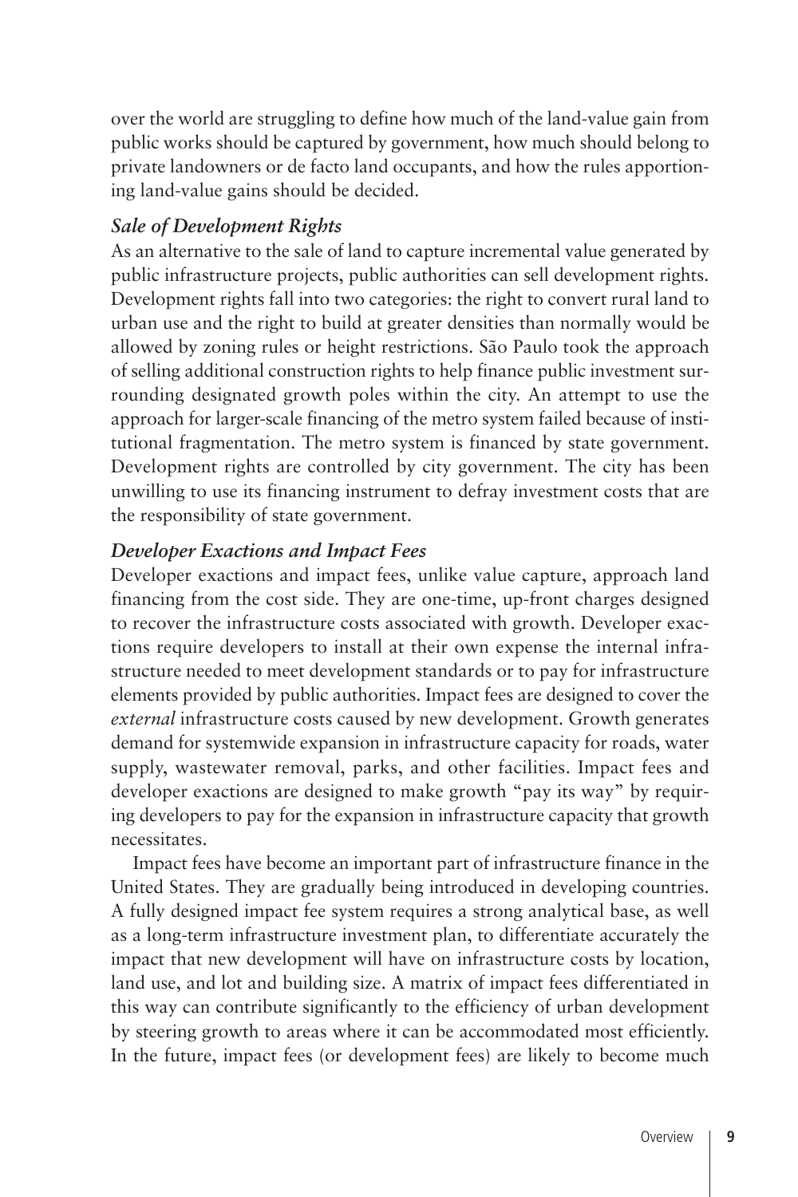over the world are struggling to define how much of the land-value gain from public works should be captured by government, how much should belong to private landowners or de facto land occupants, and how the rules apportioning land-value gains should be decided.

### *Sale of Development Rights*

As an alternative to the sale of land to capture incremental value generated by public infrastructure projects, public authorities can sell development rights. Development rights fall into two categories: the right to convert rural land to urban use and the right to build at greater densities than normally would be allowed by zoning rules or height restrictions. São Paulo took the approach of selling additional construction rights to help finance public investment surrounding designated growth poles within the city. An attempt to use the approach for larger-scale financing of the metro system failed because of institutional fragmentation. The metro system is financed by state government. Development rights are controlled by city government. The city has been unwilling to use its financing instrument to defray investment costs that are the responsibility of state government.

### *Developer Exactions and Impact Fees*

Developer exactions and impact fees, unlike value capture, approach land financing from the cost side. They are one-time, up-front charges designed to recover the infrastructure costs associated with growth. Developer exactions require developers to install at their own expense the internal infrastructure needed to meet development standards or to pay for infrastructure elements provided by public authorities. Impact fees are designed to cover the *external* infrastructure costs caused by new development. Growth generates demand for systemwide expansion in infrastructure capacity for roads, water supply, wastewater removal, parks, and other facilities. Impact fees and developer exactions are designed to make growth "pay its way" by requiring developers to pay for the expansion in infrastructure capacity that growth necessitates.

Impact fees have become an important part of infrastructure finance in the United States. They are gradually being introduced in developing countries. A fully designed impact fee system requires a strong analytical base, as well as a long-term infrastructure investment plan, to differentiate accurately the impact that new development will have on infrastructure costs by location, land use, and lot and building size. A matrix of impact fees differentiated in this way can contribute significantly to the efficiency of urban development by steering growth to areas where it can be accommodated most efficiently. In the future, impact fees (or development fees) are likely to become much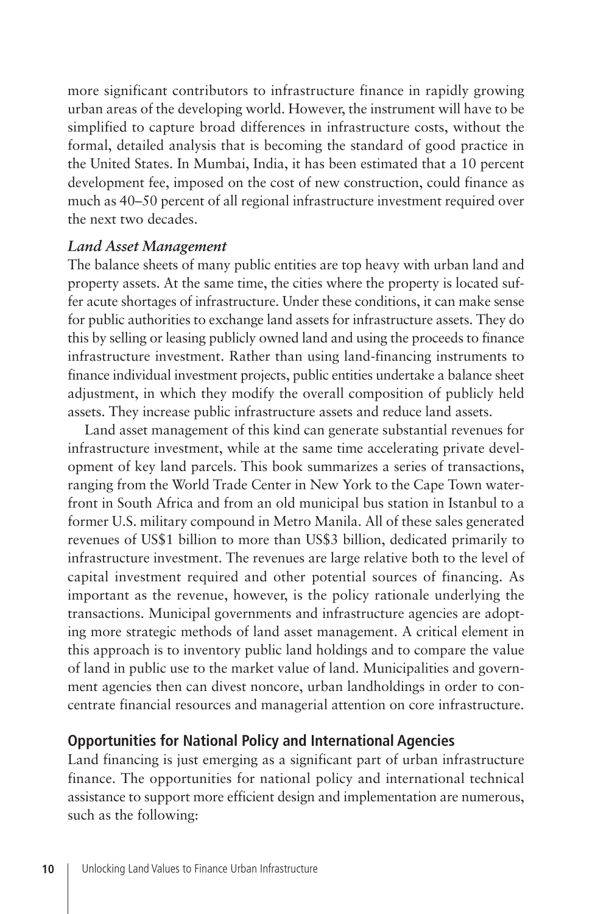more significant contributors to infrastructure finance in rapidly growing urban areas of the developing world. However, the instrument will have to be simplified to capture broad differences in infrastructure costs, without the formal, detailed analysis that is becoming the standard of good practice in the United States. In Mumbai, India, it has been estimated that a 10 percent development fee, imposed on the cost of new construction, could finance as much as 40–50 percent of all regional infrastructure investment required over the next two decades.

### *Land Asset Management*

The balance sheets of many public entities are top heavy with urban land and property assets. At the same time, the cities where the property is located suffer acute shortages of infrastructure. Under these conditions, it can make sense for public authorities to exchange land assets for infrastructure assets. They do this by selling or leasing publicly owned land and using the proceeds to finance infrastructure investment. Rather than using land-financing instruments to finance individual investment projects, public entities undertake a balance sheet adjustment, in which they modify the overall composition of publicly held assets. They increase public infrastructure assets and reduce land assets.

Land asset management of this kind can generate substantial revenues for infrastructure investment, while at the same time accelerating private development of key land parcels. This book summarizes a series of transactions, ranging from the World Trade Center in New York to the Cape Town waterfront in South Africa and from an old municipal bus station in Istanbul to a former U.S. military compound in Metro Manila. All of these sales generated revenues of US$1 billion to more than US$3 billion, dedicated primarily to infrastructure investment. The revenues are large relative both to the level of capital investment required and other potential sources of financing. As important as the revenue, however, is the policy rationale underlying the transactions. Municipal governments and infrastructure agencies are adopting more strategic methods of land asset management. A critical element in this approach is to inventory public land holdings and to compare the value of land in public use to the market value of land. Municipalities and government agencies then can divest noncore, urban landholdings in order to concentrate financial resources and managerial attention on core infrastructure.

## Opportunities for National Policy and International Agencies

Land financing is just emerging as a significant part of urban infrastructure finance. The opportunities for national policy and international technical assistance to support more efficient design and implementation are numerous, such as the following: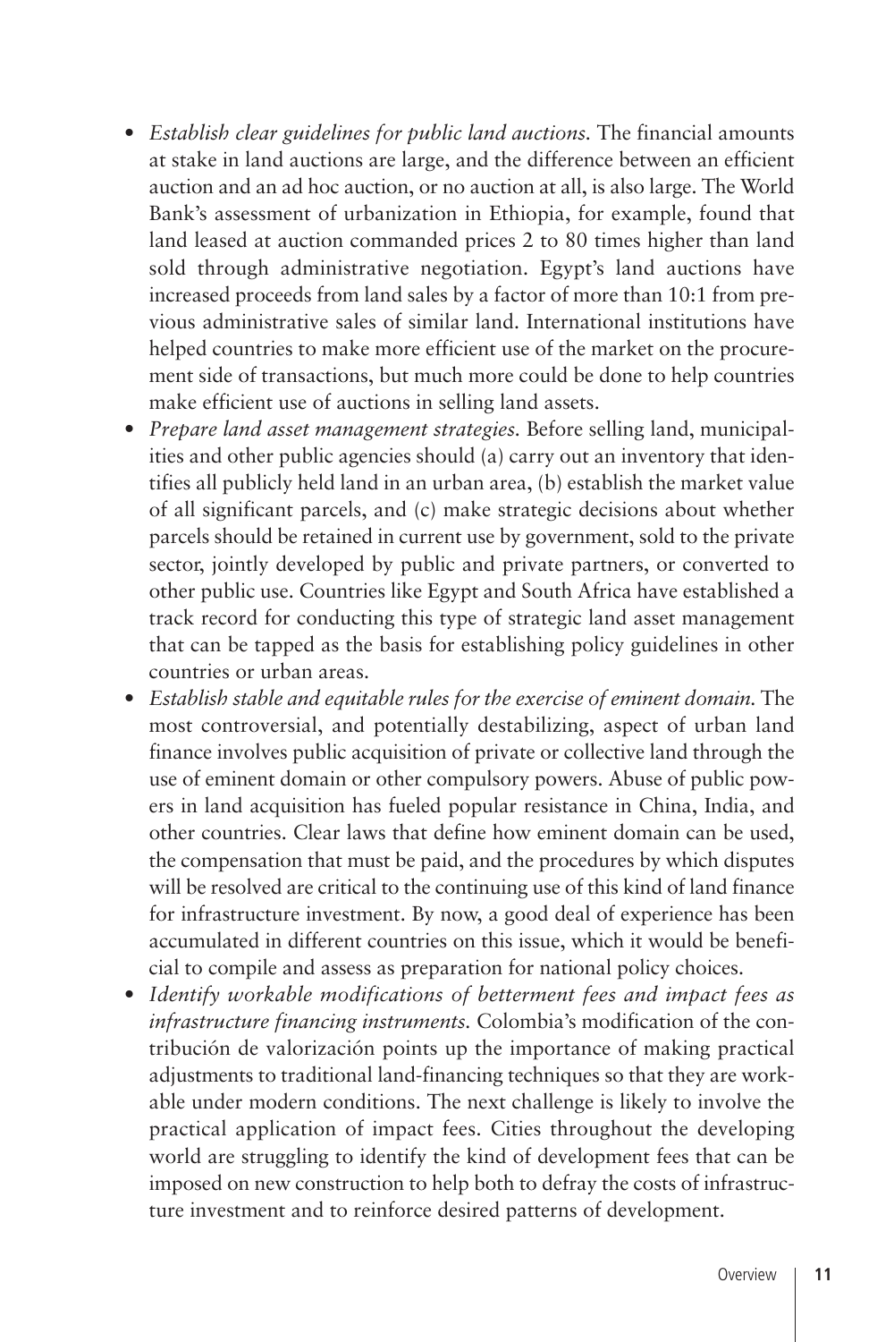- *Establish clear guidelines for public land auctions.* The financial amounts at stake in land auctions are large, and the difference between an efficient auction and an ad hoc auction, or no auction at all, is also large. The World Bank's assessment of urbanization in Ethiopia, for example, found that land leased at auction commanded prices 2 to 80 times higher than land sold through administrative negotiation. Egypt's land auctions have increased proceeds from land sales by a factor of more than 10:1 from previous administrative sales of similar land. International institutions have helped countries to make more efficient use of the market on the procurement side of transactions, but much more could be done to help countries make efficient use of auctions in selling land assets.
- *Prepare land asset management strategies.* Before selling land, municipalities and other public agencies should (a) carry out an inventory that identifies all publicly held land in an urban area, (b) establish the market value of all significant parcels, and (c) make strategic decisions about whether parcels should be retained in current use by government, sold to the private sector, jointly developed by public and private partners, or converted to other public use. Countries like Egypt and South Africa have established a track record for conducting this type of strategic land asset management that can be tapped as the basis for establishing policy guidelines in other countries or urban areas.
- *Establish stable and equitable rules for the exercise of eminent domain.* The most controversial, and potentially destabilizing, aspect of urban land finance involves public acquisition of private or collective land through the use of eminent domain or other compulsory powers. Abuse of public powers in land acquisition has fueled popular resistance in China, India, and other countries. Clear laws that define how eminent domain can be used, the compensation that must be paid, and the procedures by which disputes will be resolved are critical to the continuing use of this kind of land finance for infrastructure investment. By now, a good deal of experience has been accumulated in different countries on this issue, which it would be beneficial to compile and assess as preparation for national policy choices.
- *Identify workable modifications of betterment fees and impact fees as infrastructure financing instruments.* Colombia's modification of the contribución de valorización points up the importance of making practical adjustments to traditional land-financing techniques so that they are workable under modern conditions. The next challenge is likely to involve the practical application of impact fees. Cities throughout the developing world are struggling to identify the kind of development fees that can be imposed on new construction to help both to defray the costs of infrastructure investment and to reinforce desired patterns of development.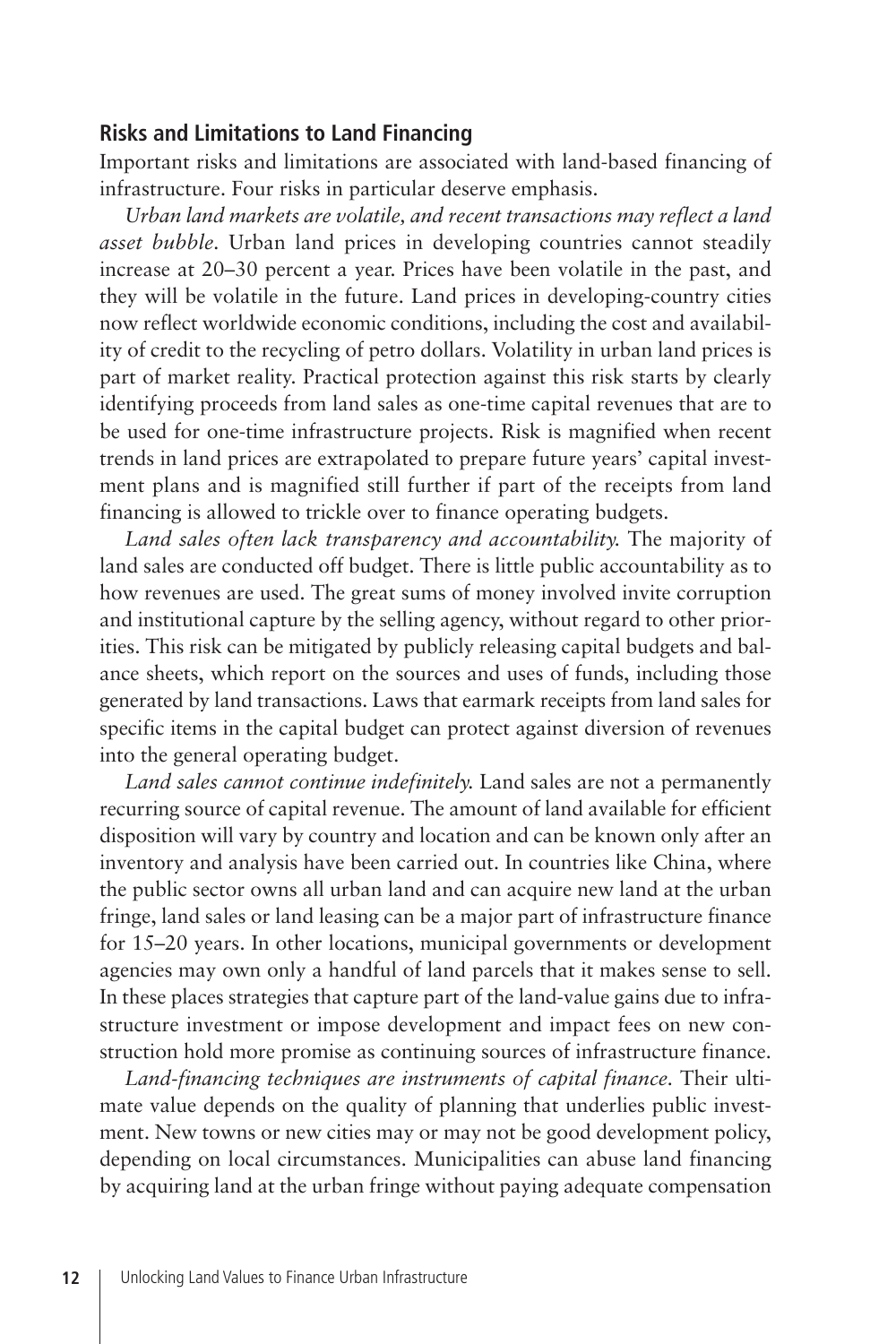## Risks and Limitations to Land Financing

Important risks and limitations are associated with land-based financing of infrastructure. Four risks in particular deserve emphasis.

*Urban land markets are volatile, and recent transactions may reflect a land asset bubble.* Urban land prices in developing countries cannot steadily increase at 20–30 percent a year. Prices have been volatile in the past, and they will be volatile in the future. Land prices in developing-country cities now reflect worldwide economic conditions, including the cost and availability of credit to the recycling of petro dollars. Volatility in urban land prices is part of market reality. Practical protection against this risk starts by clearly identifying proceeds from land sales as one-time capital revenues that are to be used for one-time infrastructure projects. Risk is magnified when recent trends in land prices are extrapolated to prepare future years' capital investment plans and is magnified still further if part of the receipts from land financing is allowed to trickle over to finance operating budgets.

*Land sales often lack transparency and accountability.* The majority of land sales are conducted off budget. There is little public accountability as to how revenues are used. The great sums of money involved invite corruption and institutional capture by the selling agency, without regard to other priorities. This risk can be mitigated by publicly releasing capital budgets and balance sheets, which report on the sources and uses of funds, including those generated by land transactions. Laws that earmark receipts from land sales for specific items in the capital budget can protect against diversion of revenues into the general operating budget.

*Land sales cannot continue indefinitely.* Land sales are not a permanently recurring source of capital revenue. The amount of land available for efficient disposition will vary by country and location and can be known only after an inventory and analysis have been carried out. In countries like China, where the public sector owns all urban land and can acquire new land at the urban fringe, land sales or land leasing can be a major part of infrastructure finance for 15–20 years. In other locations, municipal governments or development agencies may own only a handful of land parcels that it makes sense to sell. In these places strategies that capture part of the land-value gains due to infrastructure investment or impose development and impact fees on new construction hold more promise as continuing sources of infrastructure finance.

*Land-financing techniques are instruments of capital finance.* Their ultimate value depends on the quality of planning that underlies public investment. New towns or new cities may or may not be good development policy, depending on local circumstances. Municipalities can abuse land financing by acquiring land at the urban fringe without paying adequate compensation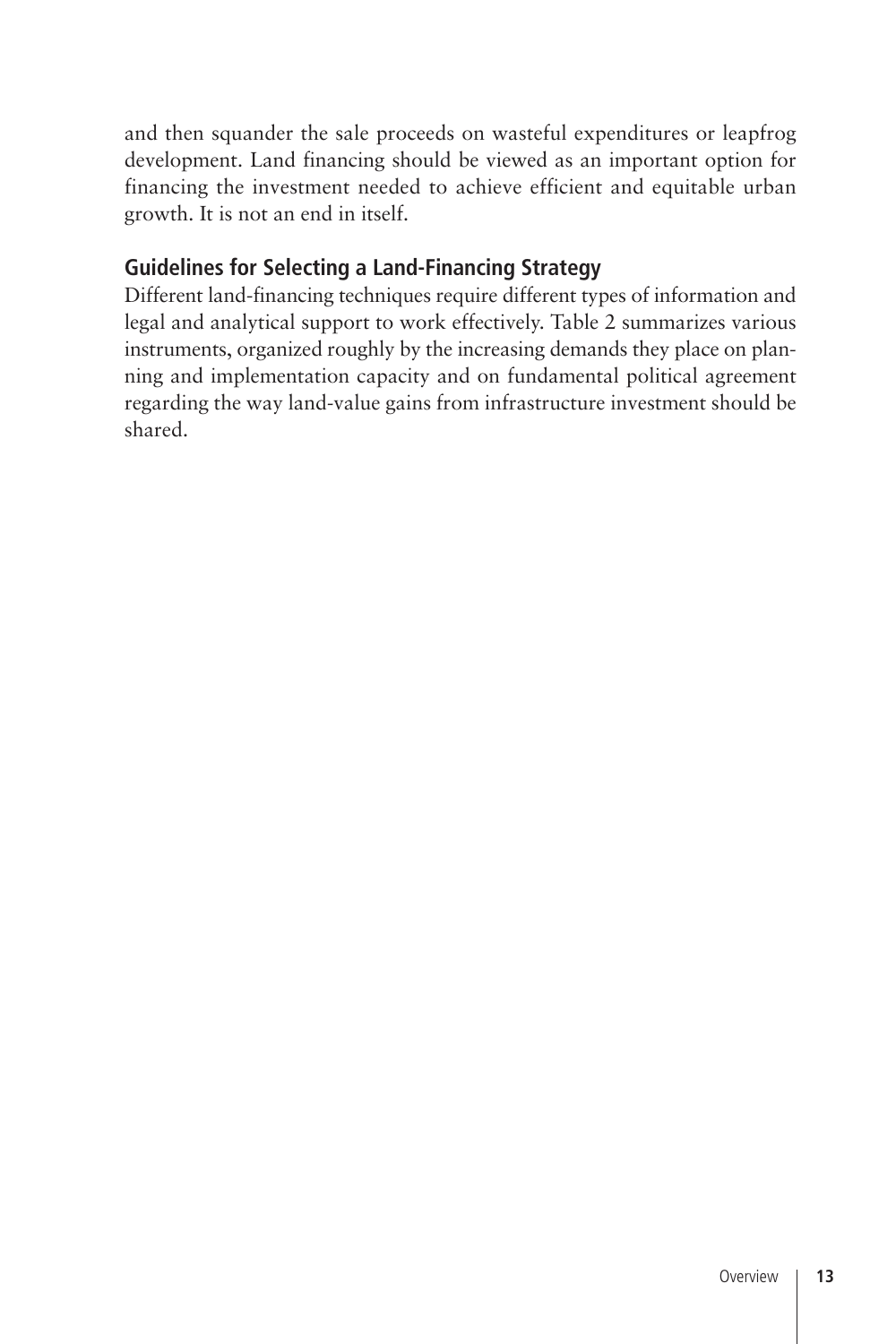and then squander the sale proceeds on wasteful expenditures or leapfrog development. Land financing should be viewed as an important option for financing the investment needed to achieve efficient and equitable urban growth. It is not an end in itself.

## Guidelines for Selecting a Land-Financing Strategy

Different land-financing techniques require different types of information and legal and analytical support to work effectively. Table 2 summarizes various instruments, organized roughly by the increasing demands they place on planning and implementation capacity and on fundamental political agreement regarding the way land-value gains from infrastructure investment should be shared.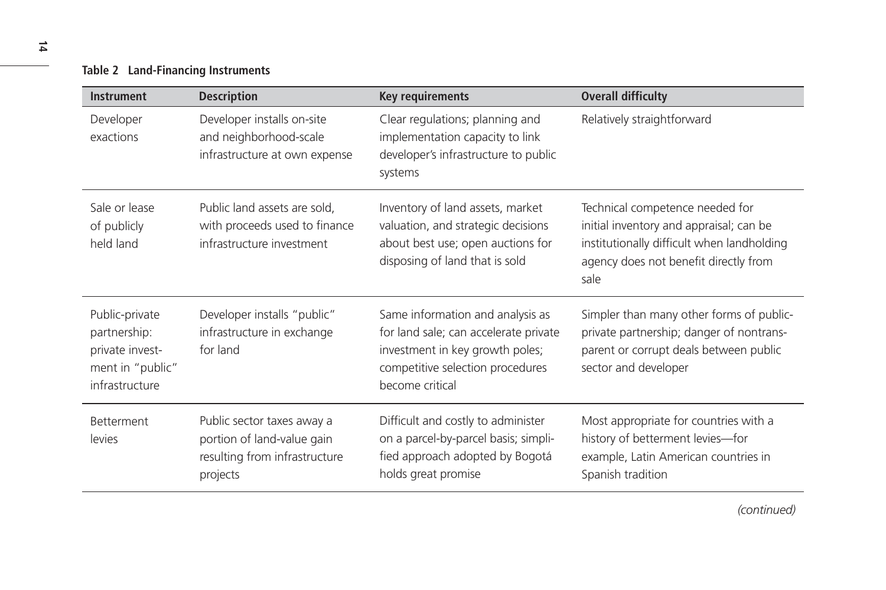**Table 2 Land-Financing Instruments**

| Instrument | Description | Key requirements | Overall difficulty |
|---|---|---|---|
| Developer exactions | Developer installs on-site and neighborhood-scale infrastructure at own expense | Clear regulations; planning and implementation capacity to link developer's infrastructure to public systems | Relatively straightforward |
| Sale or lease of publicly held land | Public land assets are sold, with proceeds used to finance infrastructure investment | Inventory of land assets, market valuation, and strategic decisions about best use; open auctions for disposing of land that is sold | Technical competence needed for initial inventory and appraisal; can be institutionally difficult when landholding agency does not benefit directly from sale |
| Public-private partnership: private investment in "public" infrastructure | Developer installs "public" infrastructure in exchange for land | Same information and analysis as for land sale; can accelerate private investment in key growth poles; competitive selection procedures become critical | Simpler than many other forms of public-private partnership; danger of nontransparent or corrupt deals between public sector and developer |
| Betterment levies | Public sector taxes away a portion of land-value gain resulting from infrastructure projects | Difficult and costly to administer on a parcel-by-parcel basis; simplified approach adopted by Bogotá holds great promise | Most appropriate for countries with a history of betterment levies—for example, Latin American countries in Spanish tradition |

*(continued)*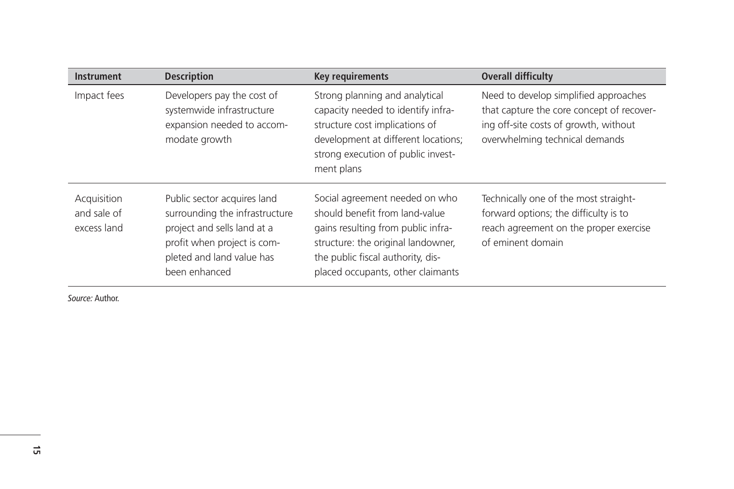| Instrument | Description | Key requirements | Overall difficulty |
|---|---|---|---|
| Impact fees | Developers pay the cost of systemwide infrastructure expansion needed to accommodate growth | Strong planning and analytical capacity needed to identify infrastructure cost implications of development at different locations; strong execution of public investment plans | Need to develop simplified approaches that capture the core concept of recovering off-site costs of growth, without overwhelming technical demands |
| Acquisition and sale of excess land | Public sector acquires land surrounding the infrastructure project and sells land at a profit when project is completed and land value has been enhanced | Social agreement needed on who should benefit from land-value gains resulting from public infrastructure: the original landowner, the public fiscal authority, displaced occupants, other claimants | Technically one of the most straightforward options; the difficulty is to reach agreement on the proper exercise of eminent domain |

*Source:* Author.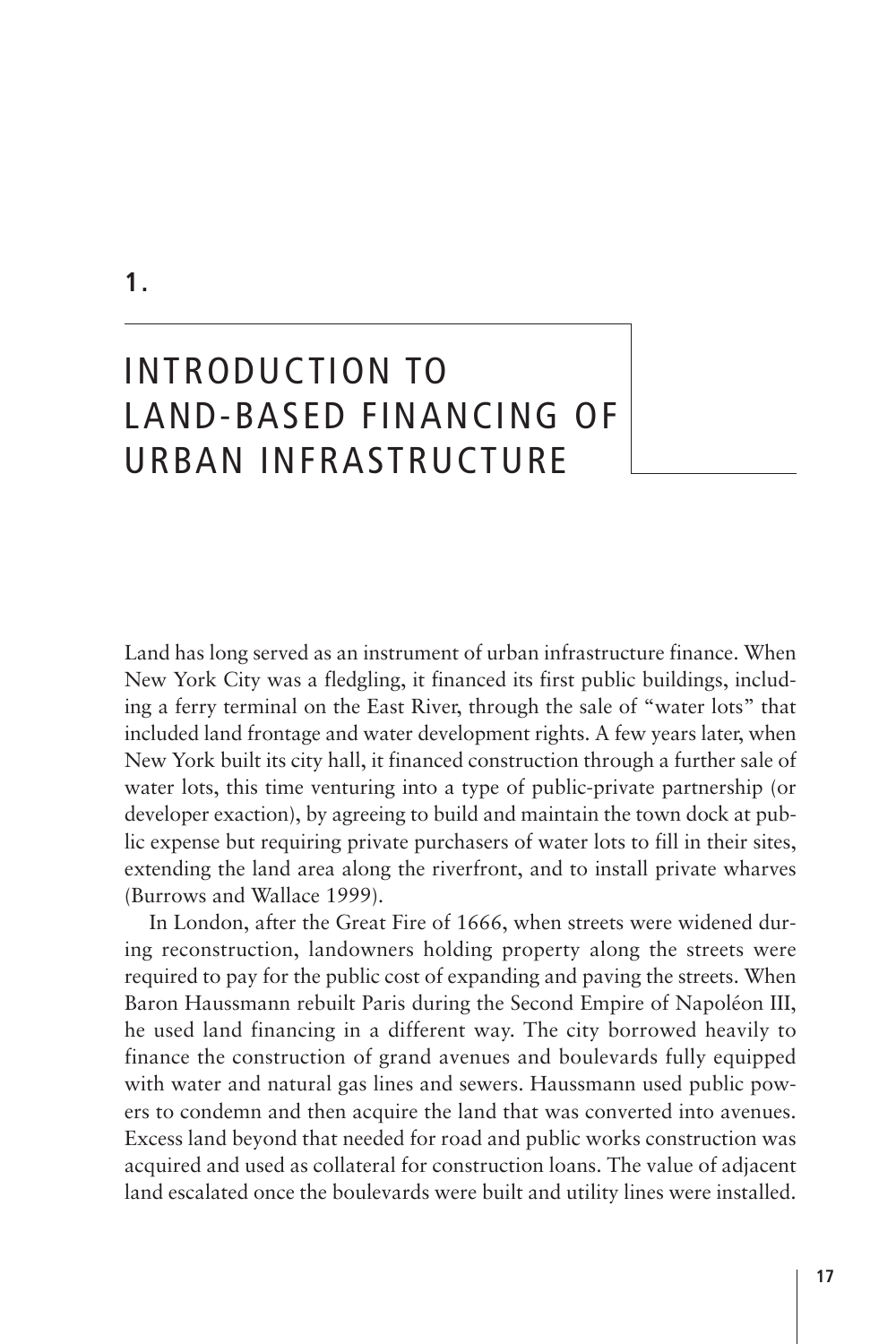# 1. INTRODUCTION TO LAND-BASED FINANCING OF URBAN INFRASTRUCTURE

Land has long served as an instrument of urban infrastructure finance. When New York City was a fledgling, it financed its first public buildings, including a ferry terminal on the East River, through the sale of "water lots" that included land frontage and water development rights. A few years later, when New York built its city hall, it financed construction through a further sale of water lots, this time venturing into a type of public-private partnership (or developer exaction), by agreeing to build and maintain the town dock at public expense but requiring private purchasers of water lots to fill in their sites, extending the land area along the riverfront, and to install private wharves (Burrows and Wallace 1999).

In London, after the Great Fire of 1666, when streets were widened during reconstruction, landowners holding property along the streets were required to pay for the public cost of expanding and paving the streets. When Baron Haussmann rebuilt Paris during the Second Empire of Napoléon III, he used land financing in a different way. The city borrowed heavily to finance the construction of grand avenues and boulevards fully equipped with water and natural gas lines and sewers. Haussmann used public powers to condemn and then acquire the land that was converted into avenues. Excess land beyond that needed for road and public works construction was acquired and used as collateral for construction loans. The value of adjacent land escalated once the boulevards were built and utility lines were installed.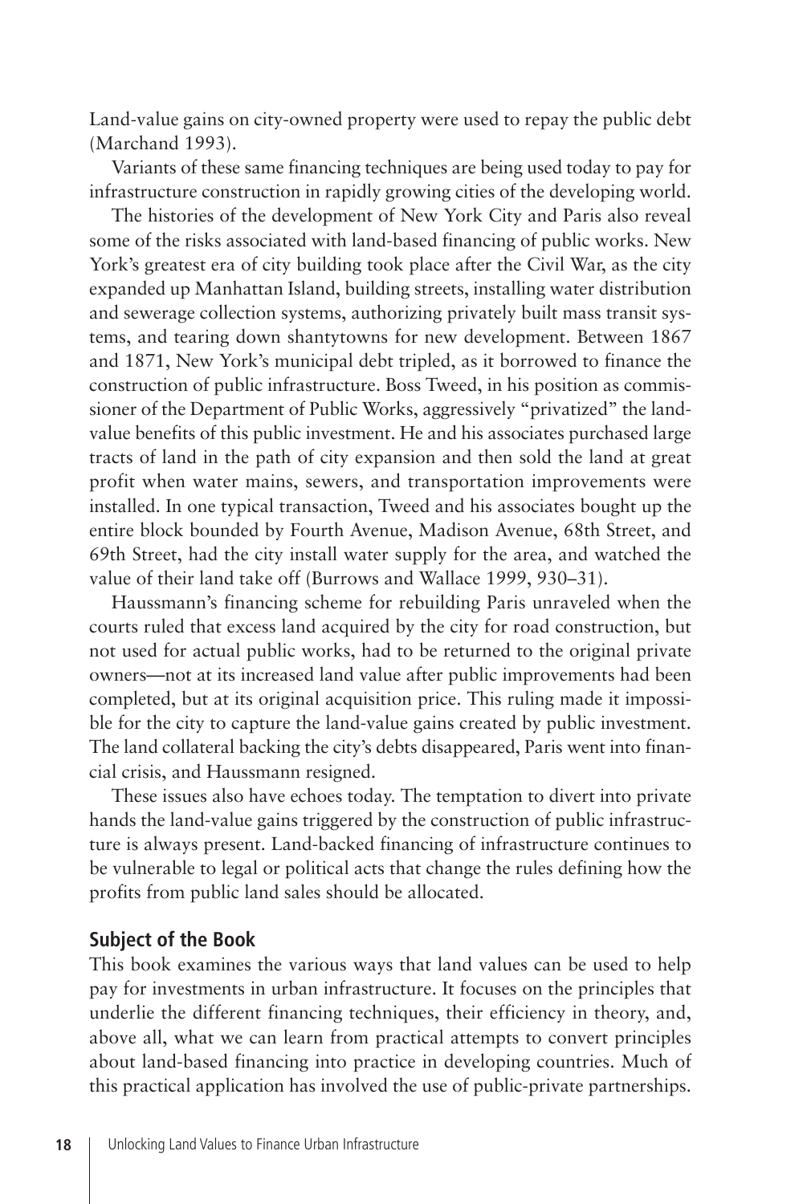Land-value gains on city-owned property were used to repay the public debt (Marchand 1993).

Variants of these same financing techniques are being used today to pay for infrastructure construction in rapidly growing cities of the developing world.

The histories of the development of New York City and Paris also reveal some of the risks associated with land-based financing of public works. New York's greatest era of city building took place after the Civil War, as the city expanded up Manhattan Island, building streets, installing water distribution and sewerage collection systems, authorizing privately built mass transit systems, and tearing down shantytowns for new development. Between 1867 and 1871, New York's municipal debt tripled, as it borrowed to finance the construction of public infrastructure. Boss Tweed, in his position as commissioner of the Department of Public Works, aggressively "privatized" the land-value benefits of this public investment. He and his associates purchased large tracts of land in the path of city expansion and then sold the land at great profit when water mains, sewers, and transportation improvements were installed. In one typical transaction, Tweed and his associates bought up the entire block bounded by Fourth Avenue, Madison Avenue, 68th Street, and 69th Street, had the city install water supply for the area, and watched the value of their land take off (Burrows and Wallace 1999, 930–31).

Haussmann's financing scheme for rebuilding Paris unraveled when the courts ruled that excess land acquired by the city for road construction, but not used for actual public works, had to be returned to the original private owners—not at its increased land value after public improvements had been completed, but at its original acquisition price. This ruling made it impossible for the city to capture the land-value gains created by public investment. The land collateral backing the city's debts disappeared, Paris went into financial crisis, and Haussmann resigned.

These issues also have echoes today. The temptation to divert into private hands the land-value gains triggered by the construction of public infrastructure is always present. Land-backed financing of infrastructure continues to be vulnerable to legal or political acts that change the rules defining how the profits from public land sales should be allocated.

## Subject of the Book

This book examines the various ways that land values can be used to help pay for investments in urban infrastructure. It focuses on the principles that underlie the different financing techniques, their efficiency in theory, and, above all, what we can learn from practical attempts to convert principles about land-based financing into practice in developing countries. Much of this practical application has involved the use of public-private partnerships.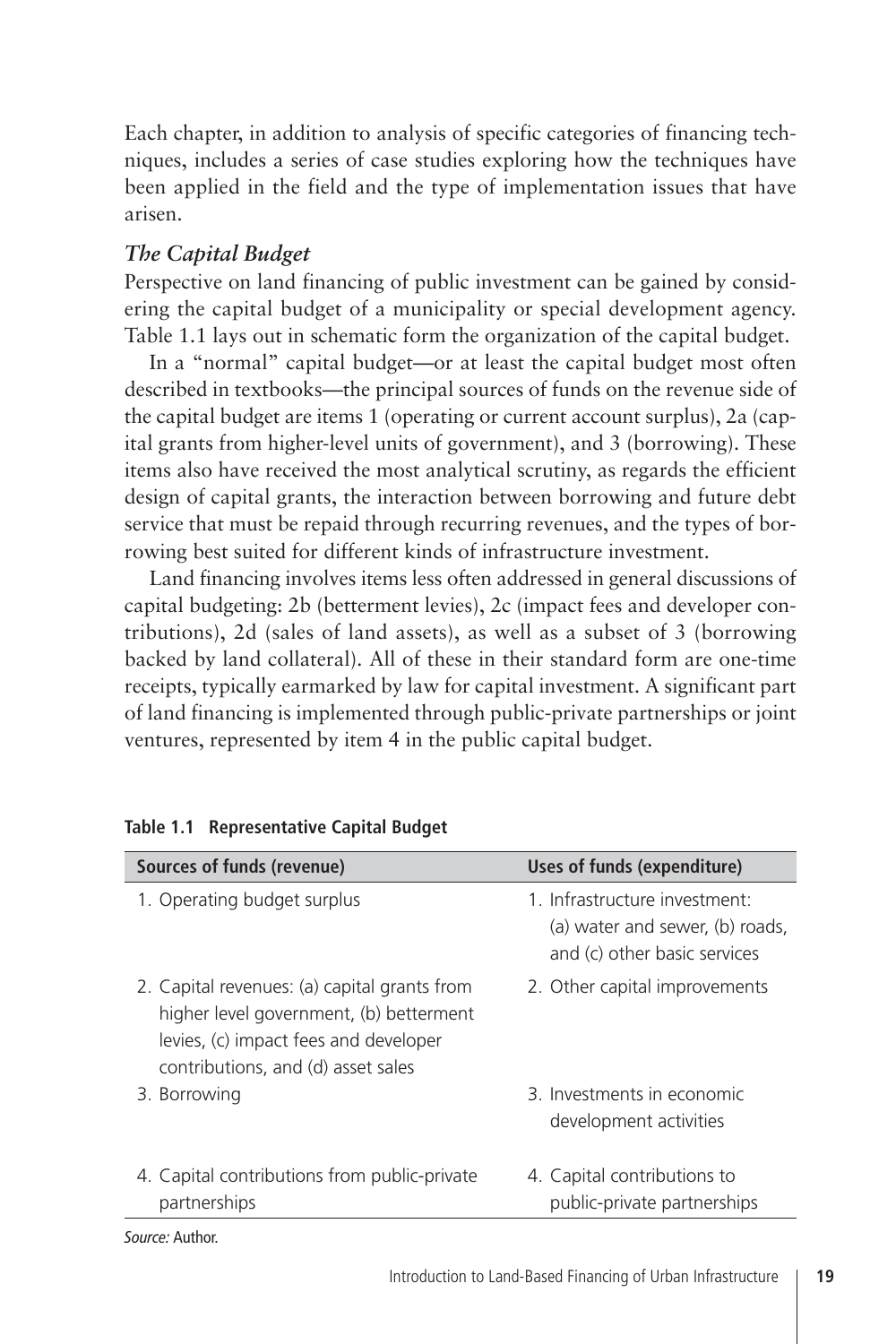Each chapter, in addition to analysis of specific categories of financing techniques, includes a series of case studies exploring how the techniques have been applied in the field and the type of implementation issues that have arisen.

### *The Capital Budget*

Perspective on land financing of public investment can be gained by considering the capital budget of a municipality or special development agency. Table 1.1 lays out in schematic form the organization of the capital budget.

In a "normal" capital budget—or at least the capital budget most often described in textbooks—the principal sources of funds on the revenue side of the capital budget are items 1 (operating or current account surplus), 2a (capital grants from higher-level units of government), and 3 (borrowing). These items also have received the most analytical scrutiny, as regards the efficient design of capital grants, the interaction between borrowing and future debt service that must be repaid through recurring revenues, and the types of borrowing best suited for different kinds of infrastructure investment.

Land financing involves items less often addressed in general discussions of capital budgeting: 2b (betterment levies), 2c (impact fees and developer contributions), 2d (sales of land assets), as well as a subset of 3 (borrowing backed by land collateral). All of these in their standard form are one-time receipts, typically earmarked by law for capital investment. A significant part of land financing is implemented through public-private partnerships or joint ventures, represented by item 4 in the public capital budget.

**Table 1.1 Representative Capital Budget**

| Sources of funds (revenue) | Uses of funds (expenditure) |
|---|---|
| 1. Operating budget surplus | 1. Infrastructure investment: (a) water and sewer, (b) roads, and (c) other basic services |
| 2. Capital revenues: (a) capital grants from higher level government, (b) betterment levies, (c) impact fees and developer contributions, and (d) asset sales | 2. Other capital improvements |
| 3. Borrowing | 3. Investments in economic development activities |
| 4. Capital contributions from public-private partnerships | 4. Capital contributions to public-private partnerships |

*Source:* Author.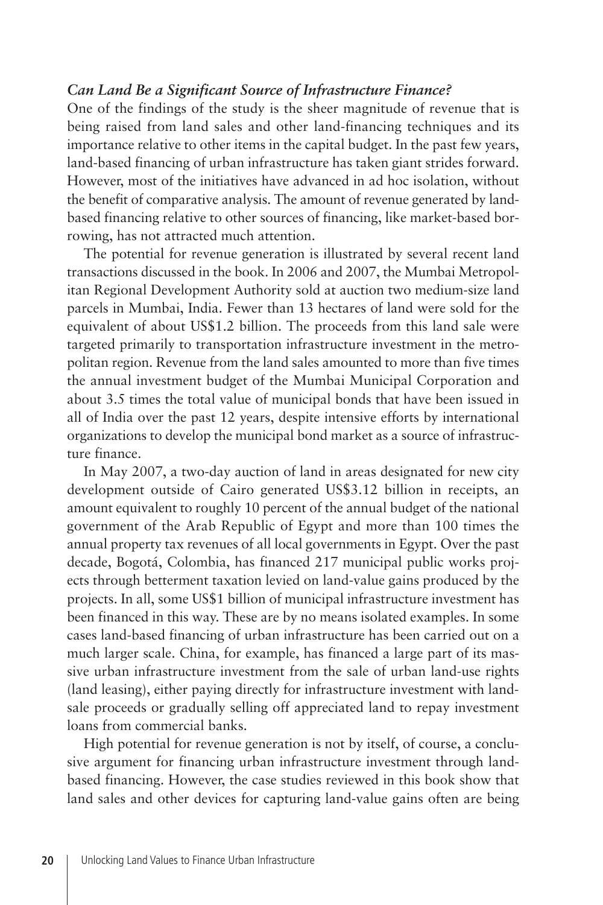### *Can Land Be a Significant Source of Infrastructure Finance?*

One of the findings of the study is the sheer magnitude of revenue that is being raised from land sales and other land-financing techniques and its importance relative to other items in the capital budget. In the past few years, land-based financing of urban infrastructure has taken giant strides forward. However, most of the initiatives have advanced in ad hoc isolation, without the benefit of comparative analysis. The amount of revenue generated by land-based financing relative to other sources of financing, like market-based borrowing, has not attracted much attention.

The potential for revenue generation is illustrated by several recent land transactions discussed in the book. In 2006 and 2007, the Mumbai Metropolitan Regional Development Authority sold at auction two medium-size land parcels in Mumbai, India. Fewer than 13 hectares of land were sold for the equivalent of about US$1.2 billion. The proceeds from this land sale were targeted primarily to transportation infrastructure investment in the metropolitan region. Revenue from the land sales amounted to more than five times the annual investment budget of the Mumbai Municipal Corporation and about 3.5 times the total value of municipal bonds that have been issued in all of India over the past 12 years, despite intensive efforts by international organizations to develop the municipal bond market as a source of infrastructure finance.

In May 2007, a two-day auction of land in areas designated for new city development outside of Cairo generated US$3.12 billion in receipts, an amount equivalent to roughly 10 percent of the annual budget of the national government of the Arab Republic of Egypt and more than 100 times the annual property tax revenues of all local governments in Egypt. Over the past decade, Bogotá, Colombia, has financed 217 municipal public works projects through betterment taxation levied on land-value gains produced by the projects. In all, some US$1 billion of municipal infrastructure investment has been financed in this way. These are by no means isolated examples. In some cases land-based financing of urban infrastructure has been carried out on a much larger scale. China, for example, has financed a large part of its massive urban infrastructure investment from the sale of urban land-use rights (land leasing), either paying directly for infrastructure investment with land-sale proceeds or gradually selling off appreciated land to repay investment loans from commercial banks.

High potential for revenue generation is not by itself, of course, a conclusive argument for financing urban infrastructure investment through land-based financing. However, the case studies reviewed in this book show that land sales and other devices for capturing land-value gains often are being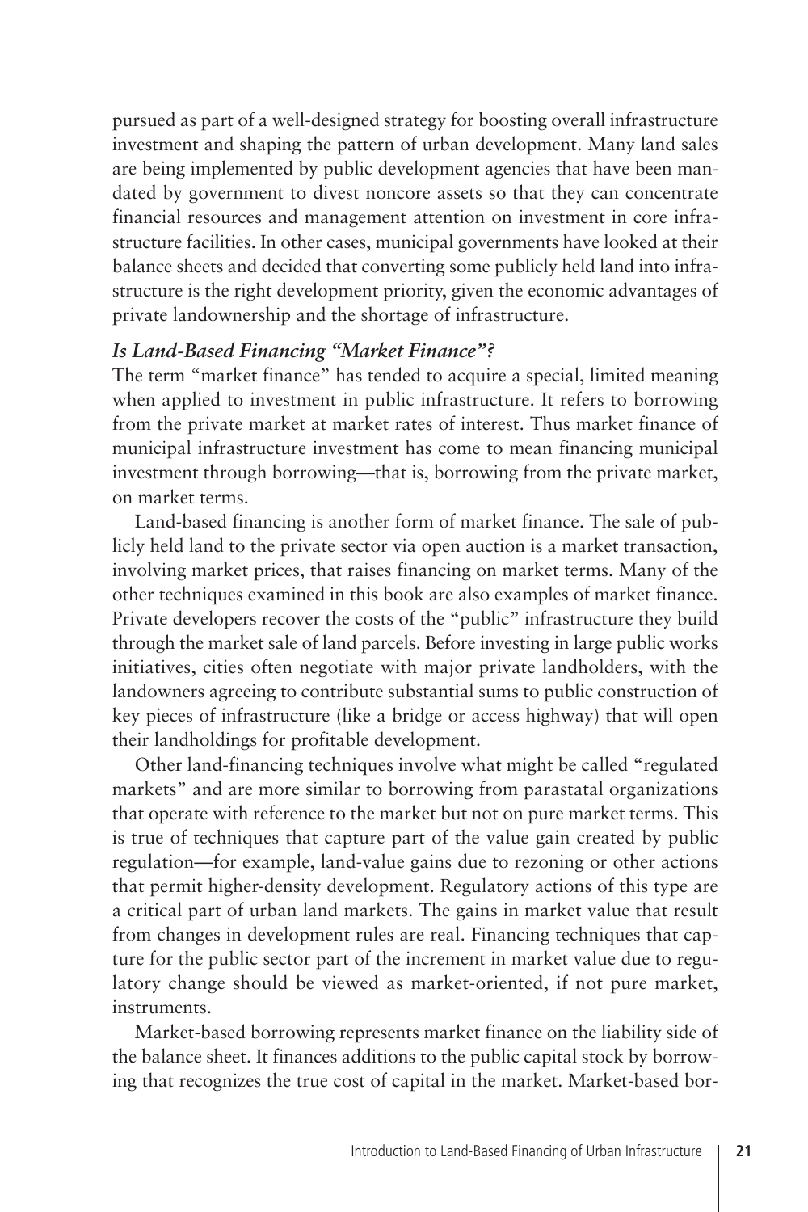pursued as part of a well-designed strategy for boosting overall infrastructure investment and shaping the pattern of urban development. Many land sales are being implemented by public development agencies that have been mandated by government to divest noncore assets so that they can concentrate financial resources and management attention on investment in core infrastructure facilities. In other cases, municipal governments have looked at their balance sheets and decided that converting some publicly held land into infrastructure is the right development priority, given the economic advantages of private landownership and the shortage of infrastructure.

### *Is Land-Based Financing "Market Finance"?*

The term "market finance" has tended to acquire a special, limited meaning when applied to investment in public infrastructure. It refers to borrowing from the private market at market rates of interest. Thus market finance of municipal infrastructure investment has come to mean financing municipal investment through borrowing—that is, borrowing from the private market, on market terms.

Land-based financing is another form of market finance. The sale of publicly held land to the private sector via open auction is a market transaction, involving market prices, that raises financing on market terms. Many of the other techniques examined in this book are also examples of market finance. Private developers recover the costs of the "public" infrastructure they build through the market sale of land parcels. Before investing in large public works initiatives, cities often negotiate with major private landholders, with the landowners agreeing to contribute substantial sums to public construction of key pieces of infrastructure (like a bridge or access highway) that will open their landholdings for profitable development.

Other land-financing techniques involve what might be called "regulated markets" and are more similar to borrowing from parastatal organizations that operate with reference to the market but not on pure market terms. This is true of techniques that capture part of the value gain created by public regulation—for example, land-value gains due to rezoning or other actions that permit higher-density development. Regulatory actions of this type are a critical part of urban land markets. The gains in market value that result from changes in development rules are real. Financing techniques that capture for the public sector part of the increment in market value due to regulatory change should be viewed as market-oriented, if not pure market, instruments.

Market-based borrowing represents market finance on the liability side of the balance sheet. It finances additions to the public capital stock by borrowing that recognizes the true cost of capital in the market. Market-based bor-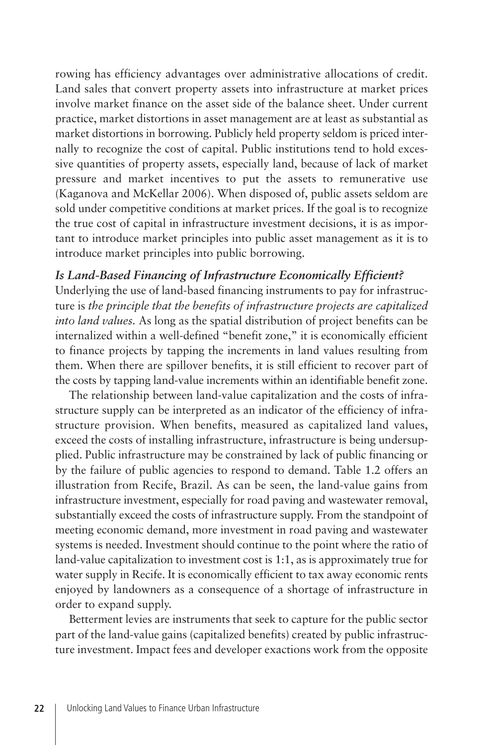rowing has efficiency advantages over administrative allocations of credit. Land sales that convert property assets into infrastructure at market prices involve market finance on the asset side of the balance sheet. Under current practice, market distortions in asset management are at least as substantial as market distortions in borrowing. Publicly held property seldom is priced internally to recognize the cost of capital. Public institutions tend to hold excessive quantities of property assets, especially land, because of lack of market pressure and market incentives to put the assets to remunerative use (Kaganova and McKellar 2006). When disposed of, public assets seldom are sold under competitive conditions at market prices. If the goal is to recognize the true cost of capital in infrastructure investment decisions, it is as important to introduce market principles into public asset management as it is to introduce market principles into public borrowing.

### *Is Land-Based Financing of Infrastructure Economically Efficient?*

Underlying the use of land-based financing instruments to pay for infrastructure is *the principle that the benefits of infrastructure projects are capitalized into land values.* As long as the spatial distribution of project benefits can be internalized within a well-defined "benefit zone," it is economically efficient to finance projects by tapping the increments in land values resulting from them. When there are spillover benefits, it is still efficient to recover part of the costs by tapping land-value increments within an identifiable benefit zone.

The relationship between land-value capitalization and the costs of infrastructure supply can be interpreted as an indicator of the efficiency of infrastructure provision. When benefits, measured as capitalized land values, exceed the costs of installing infrastructure, infrastructure is being undersupplied. Public infrastructure may be constrained by lack of public financing or by the failure of public agencies to respond to demand. Table 1.2 offers an illustration from Recife, Brazil. As can be seen, the land-value gains from infrastructure investment, especially for road paving and wastewater removal, substantially exceed the costs of infrastructure supply. From the standpoint of meeting economic demand, more investment in road paving and wastewater systems is needed. Investment should continue to the point where the ratio of land-value capitalization to investment cost is 1:1, as is approximately true for water supply in Recife. It is economically efficient to tax away economic rents enjoyed by landowners as a consequence of a shortage of infrastructure in order to expand supply.

Betterment levies are instruments that seek to capture for the public sector part of the land-value gains (capitalized benefits) created by public infrastructure investment. Impact fees and developer exactions work from the opposite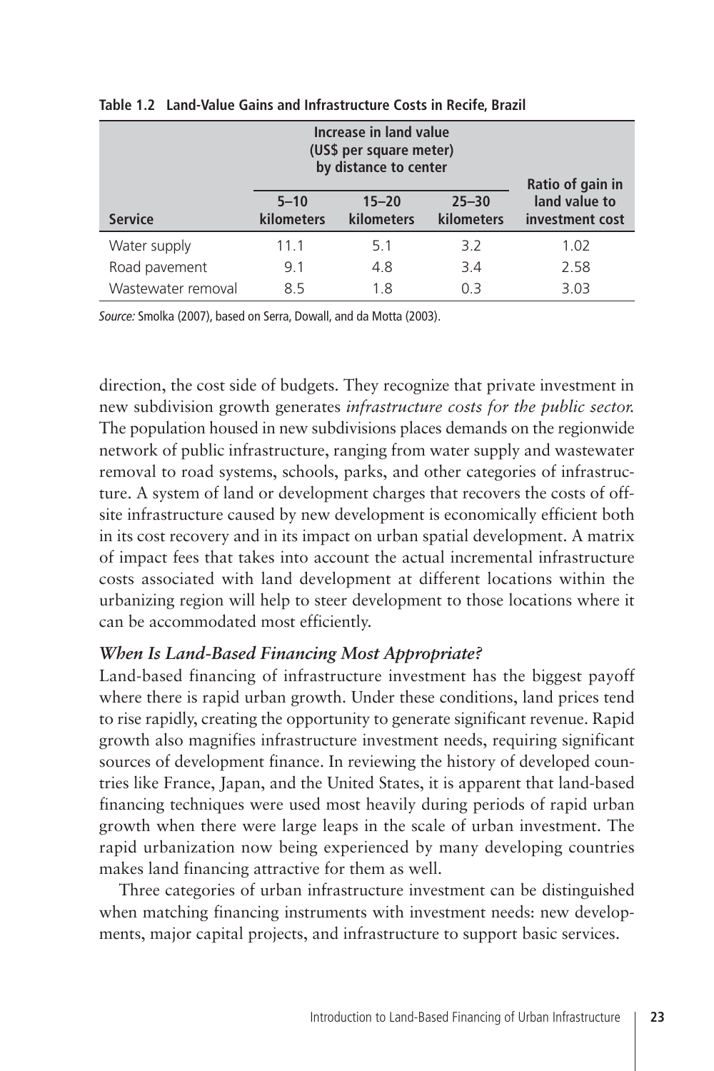**Table 1.2 Land-Value Gains and Infrastructure Costs in Recife, Brazil**

| Service | Increase in land value (US$ per square meter) by distance to center | | | Ratio of gain in land value to investment cost |
|---|---|---|---|---|
| | 5–10 kilometers | 15–20 kilometers | 25–30 kilometers | |
| Water supply | 11.1 | 5.1 | 3.2 | 1.02 |
| Road pavement | 9.1 | 4.8 | 3.4 | 2.58 |
| Wastewater removal | 8.5 | 1.8 | 0.3 | 3.03 |

*Source:* Smolka (2007), based on Serra, Dowall, and da Motta (2003).

direction, the cost side of budgets. They recognize that private investment in new subdivision growth generates *infrastructure costs for the public sector.* The population housed in new subdivisions places demands on the regionwide network of public infrastructure, ranging from water supply and wastewater removal to road systems, schools, parks, and other categories of infrastructure. A system of land or development charges that recovers the costs of off-site infrastructure caused by new development is economically efficient both in its cost recovery and in its impact on urban spatial development. A matrix of impact fees that takes into account the actual incremental infrastructure costs associated with land development at different locations within the urbanizing region will help to steer development to those locations where it can be accommodated most efficiently.

### *When Is Land-Based Financing Most Appropriate?*

Land-based financing of infrastructure investment has the biggest payoff where there is rapid urban growth. Under these conditions, land prices tend to rise rapidly, creating the opportunity to generate significant revenue. Rapid growth also magnifies infrastructure investment needs, requiring significant sources of development finance. In reviewing the history of developed countries like France, Japan, and the United States, it is apparent that land-based financing techniques were used most heavily during periods of rapid urban growth when there were large leaps in the scale of urban investment. The rapid urbanization now being experienced by many developing countries makes land financing attractive for them as well.

Three categories of urban infrastructure investment can be distinguished when matching financing instruments with investment needs: new developments, major capital projects, and infrastructure to support basic services.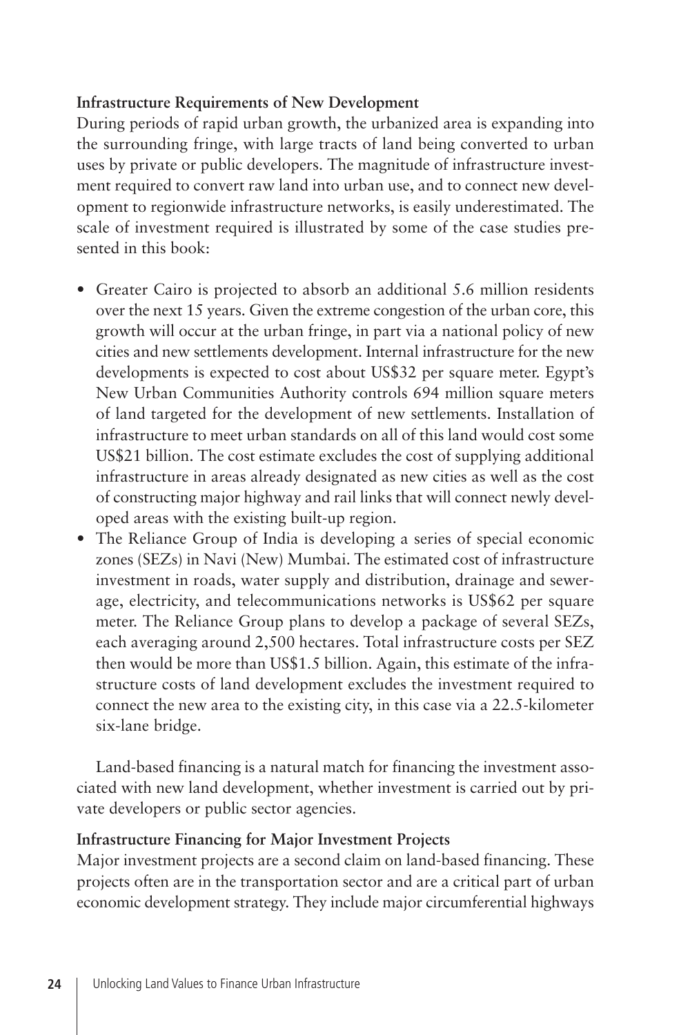**Infrastructure Requirements of New Development**

During periods of rapid urban growth, the urbanized area is expanding into the surrounding fringe, with large tracts of land being converted to urban uses by private or public developers. The magnitude of infrastructure investment required to convert raw land into urban use, and to connect new development to regionwide infrastructure networks, is easily underestimated. The scale of investment required is illustrated by some of the case studies presented in this book:

- Greater Cairo is projected to absorb an additional 5.6 million residents over the next 15 years. Given the extreme congestion of the urban core, this growth will occur at the urban fringe, in part via a national policy of new cities and new settlements development. Internal infrastructure for the new developments is expected to cost about US$32 per square meter. Egypt's New Urban Communities Authority controls 694 million square meters of land targeted for the development of new settlements. Installation of infrastructure to meet urban standards on all of this land would cost some US$21 billion. The cost estimate excludes the cost of supplying additional infrastructure in areas already designated as new cities as well as the cost of constructing major highway and rail links that will connect newly developed areas with the existing built-up region.
- The Reliance Group of India is developing a series of special economic zones (SEZs) in Navi (New) Mumbai. The estimated cost of infrastructure investment in roads, water supply and distribution, drainage and sewerage, electricity, and telecommunications networks is US$62 per square meter. The Reliance Group plans to develop a package of several SEZs, each averaging around 2,500 hectares. Total infrastructure costs per SEZ then would be more than US$1.5 billion. Again, this estimate of the infrastructure costs of land development excludes the investment required to connect the new area to the existing city, in this case via a 22.5-kilometer six-lane bridge.

Land-based financing is a natural match for financing the investment associated with new land development, whether investment is carried out by private developers or public sector agencies.

**Infrastructure Financing for Major Investment Projects**

Major investment projects are a second claim on land-based financing. These projects often are in the transportation sector and are a critical part of urban economic development strategy. They include major circumferential highways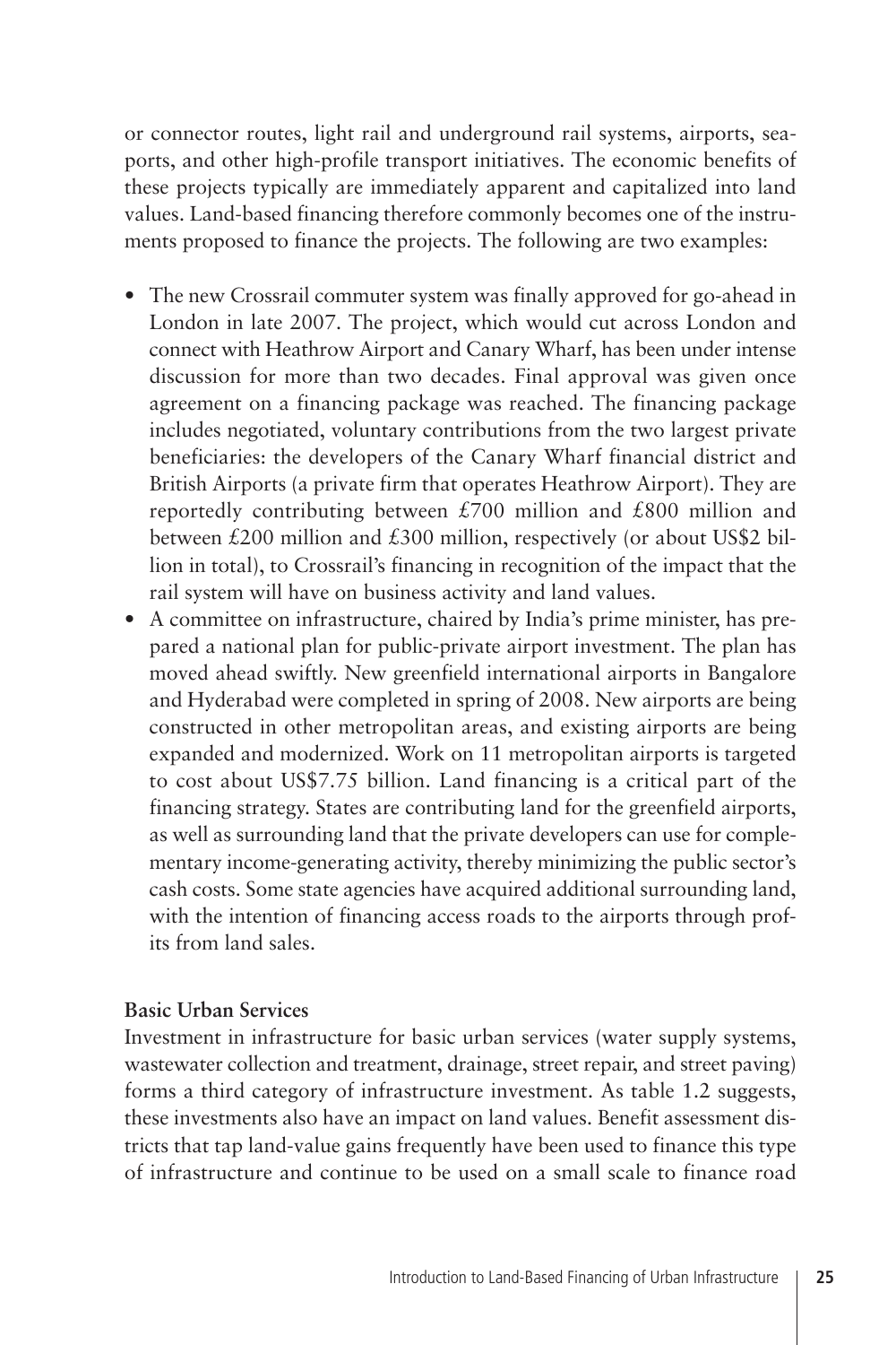or connector routes, light rail and underground rail systems, airports, seaports, and other high-profile transport initiatives. The economic benefits of these projects typically are immediately apparent and capitalized into land values. Land-based financing therefore commonly becomes one of the instruments proposed to finance the projects. The following are two examples:

- The new Crossrail commuter system was finally approved for go-ahead in London in late 2007. The project, which would cut across London and connect with Heathrow Airport and Canary Wharf, has been under intense discussion for more than two decades. Final approval was given once agreement on a financing package was reached. The financing package includes negotiated, voluntary contributions from the two largest private beneficiaries: the developers of the Canary Wharf financial district and British Airports (a private firm that operates Heathrow Airport). They are reportedly contributing between £700 million and £800 million and between £200 million and £300 million, respectively (or about US$2 billion in total), to Crossrail's financing in recognition of the impact that the rail system will have on business activity and land values.
- A committee on infrastructure, chaired by India's prime minister, has prepared a national plan for public-private airport investment. The plan has moved ahead swiftly. New greenfield international airports in Bangalore and Hyderabad were completed in spring of 2008. New airports are being constructed in other metropolitan areas, and existing airports are being expanded and modernized. Work on 11 metropolitan airports is targeted to cost about US$7.75 billion. Land financing is a critical part of the financing strategy. States are contributing land for the greenfield airports, as well as surrounding land that the private developers can use for complementary income-generating activity, thereby minimizing the public sector's cash costs. Some state agencies have acquired additional surrounding land, with the intention of financing access roads to the airports through profits from land sales.

**Basic Urban Services**

Investment in infrastructure for basic urban services (water supply systems, wastewater collection and treatment, drainage, street repair, and street paving) forms a third category of infrastructure investment. As table 1.2 suggests, these investments also have an impact on land values. Benefit assessment districts that tap land-value gains frequently have been used to finance this type of infrastructure and continue to be used on a small scale to finance road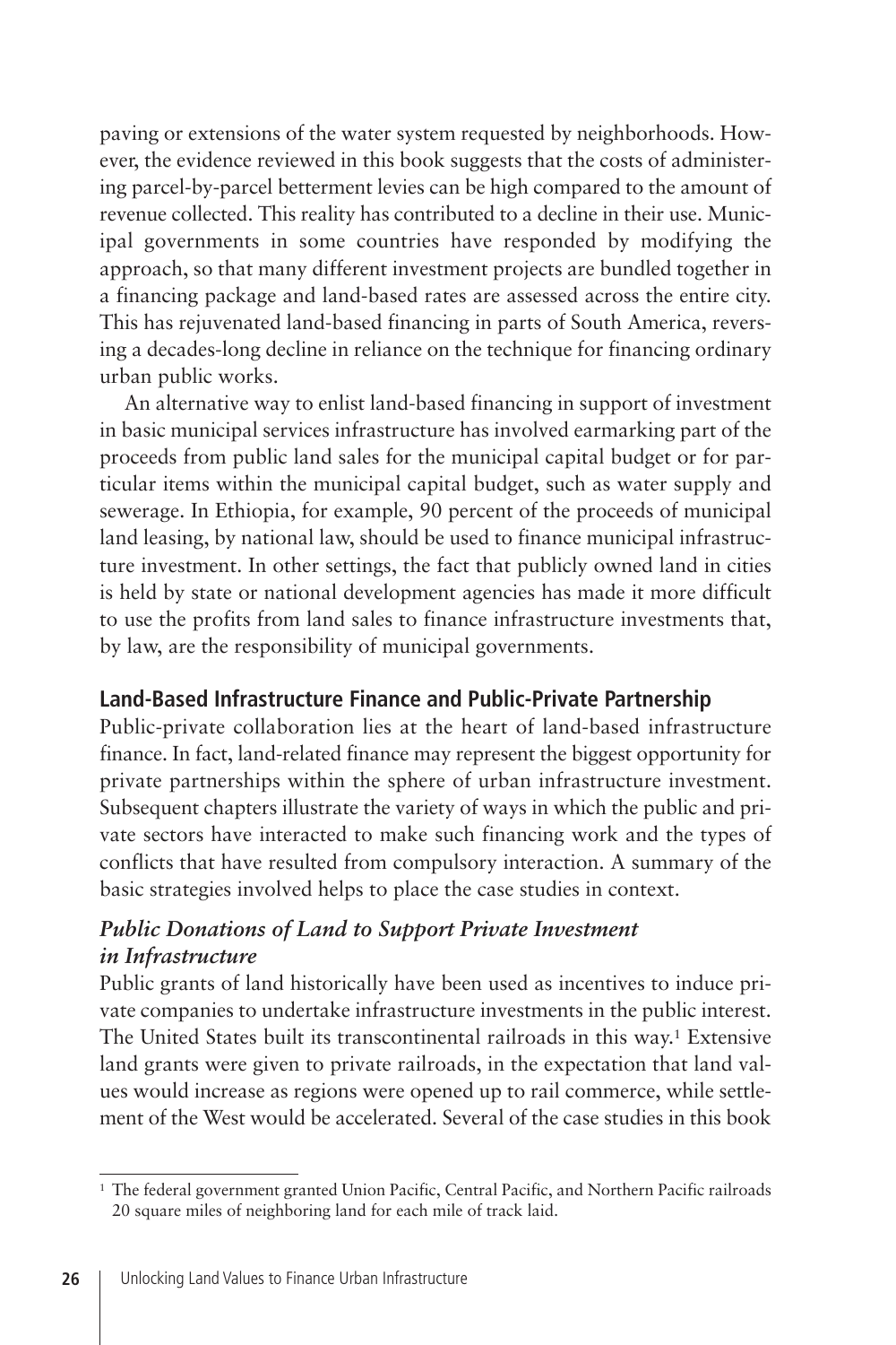paving or extensions of the water system requested by neighborhoods. However, the evidence reviewed in this book suggests that the costs of administering parcel-by-parcel betterment levies can be high compared to the amount of revenue collected. This reality has contributed to a decline in their use. Municipal governments in some countries have responded by modifying the approach, so that many different investment projects are bundled together in a financing package and land-based rates are assessed across the entire city. This has rejuvenated land-based financing in parts of South America, reversing a decades-long decline in reliance on the technique for financing ordinary urban public works.

An alternative way to enlist land-based financing in support of investment in basic municipal services infrastructure has involved earmarking part of the proceeds from public land sales for the municipal capital budget or for particular items within the municipal capital budget, such as water supply and sewerage. In Ethiopia, for example, 90 percent of the proceeds of municipal land leasing, by national law, should be used to finance municipal infrastructure investment. In other settings, the fact that publicly owned land in cities is held by state or national development agencies has made it more difficult to use the profits from land sales to finance infrastructure investments that, by law, are the responsibility of municipal governments.

## Land-Based Infrastructure Finance and Public-Private Partnership

Public-private collaboration lies at the heart of land-based infrastructure finance. In fact, land-related finance may represent the biggest opportunity for private partnerships within the sphere of urban infrastructure investment. Subsequent chapters illustrate the variety of ways in which the public and private sectors have interacted to make such financing work and the types of conflicts that have resulted from compulsory interaction. A summary of the basic strategies involved helps to place the case studies in context.

### *Public Donations of Land to Support Private Investment in Infrastructure*

Public grants of land historically have been used as incentives to induce private companies to undertake infrastructure investments in the public interest. The United States built its transcontinental railroads in this way.[1] Extensive land grants were given to private railroads, in the expectation that land values would increase as regions were opened up to rail commerce, while settlement of the West would be accelerated. Several of the case studies in this book

[1] The federal government granted Union Pacific, Central Pacific, and Northern Pacific railroads 20 square miles of neighboring land for each mile of track laid.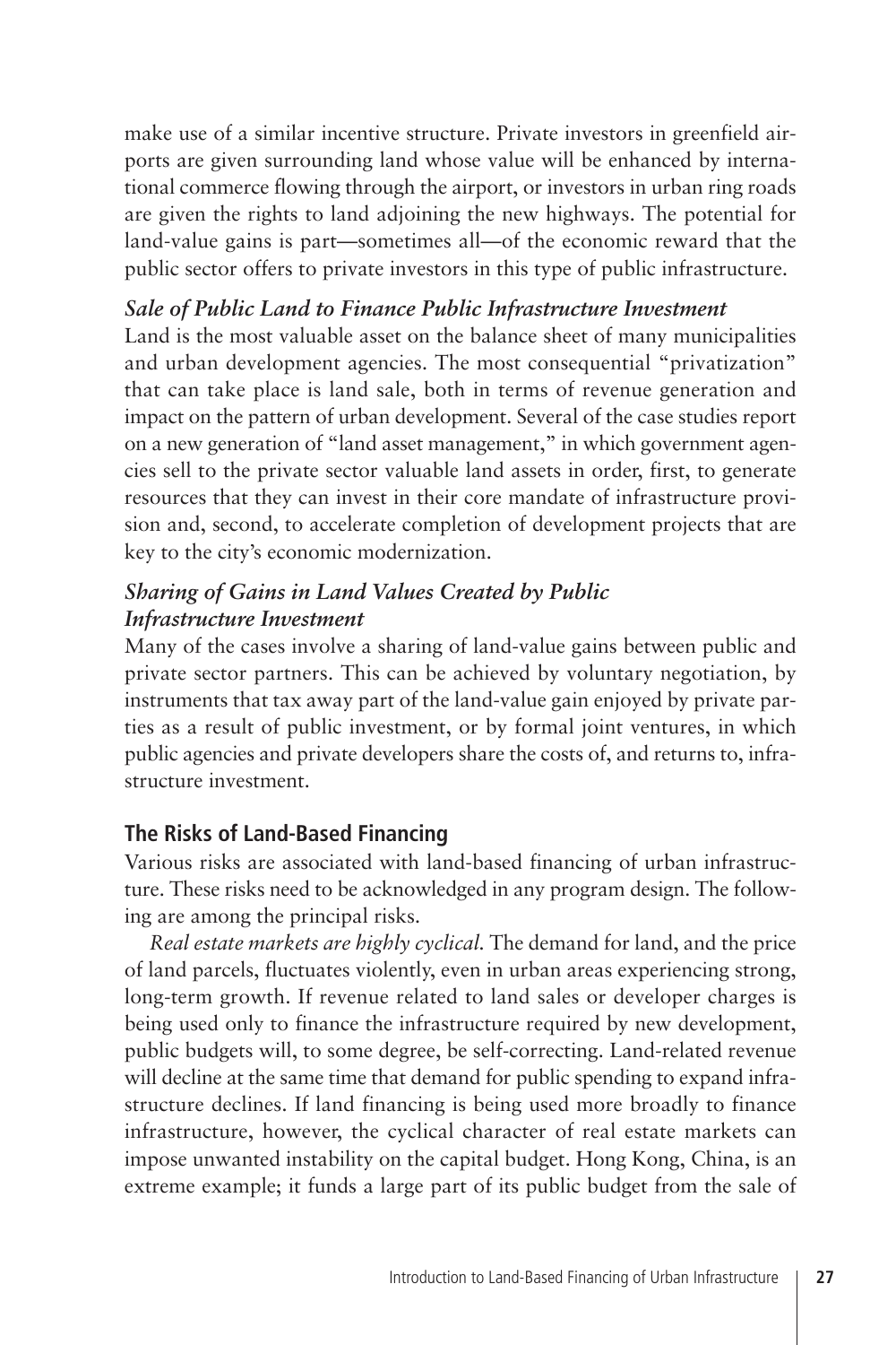make use of a similar incentive structure. Private investors in greenfield airports are given surrounding land whose value will be enhanced by international commerce flowing through the airport, or investors in urban ring roads are given the rights to land adjoining the new highways. The potential for land-value gains is part—sometimes all—of the economic reward that the public sector offers to private investors in this type of public infrastructure.

#### *Sale of Public Land to Finance Public Infrastructure Investment*

Land is the most valuable asset on the balance sheet of many municipalities and urban development agencies. The most consequential "privatization" that can take place is land sale, both in terms of revenue generation and impact on the pattern of urban development. Several of the case studies report on a new generation of "land asset management," in which government agencies sell to the private sector valuable land assets in order, first, to generate resources that they can invest in their core mandate of infrastructure provision and, second, to accelerate completion of development projects that are key to the city's economic modernization.

#### *Sharing of Gains in Land Values Created by Public Infrastructure Investment*

Many of the cases involve a sharing of land-value gains between public and private sector partners. This can be achieved by voluntary negotiation, by instruments that tax away part of the land-value gain enjoyed by private parties as a result of public investment, or by formal joint ventures, in which public agencies and private developers share the costs of, and returns to, infrastructure investment.

### The Risks of Land-Based Financing

Various risks are associated with land-based financing of urban infrastructure. These risks need to be acknowledged in any program design. The following are among the principal risks.

*Real estate markets are highly cyclical.* The demand for land, and the price of land parcels, fluctuates violently, even in urban areas experiencing strong, long-term growth. If revenue related to land sales or developer charges is being used only to finance the infrastructure required by new development, public budgets will, to some degree, be self-correcting. Land-related revenue will decline at the same time that demand for public spending to expand infrastructure declines. If land financing is being used more broadly to finance infrastructure, however, the cyclical character of real estate markets can impose unwanted instability on the capital budget. Hong Kong, China, is an extreme example; it funds a large part of its public budget from the sale of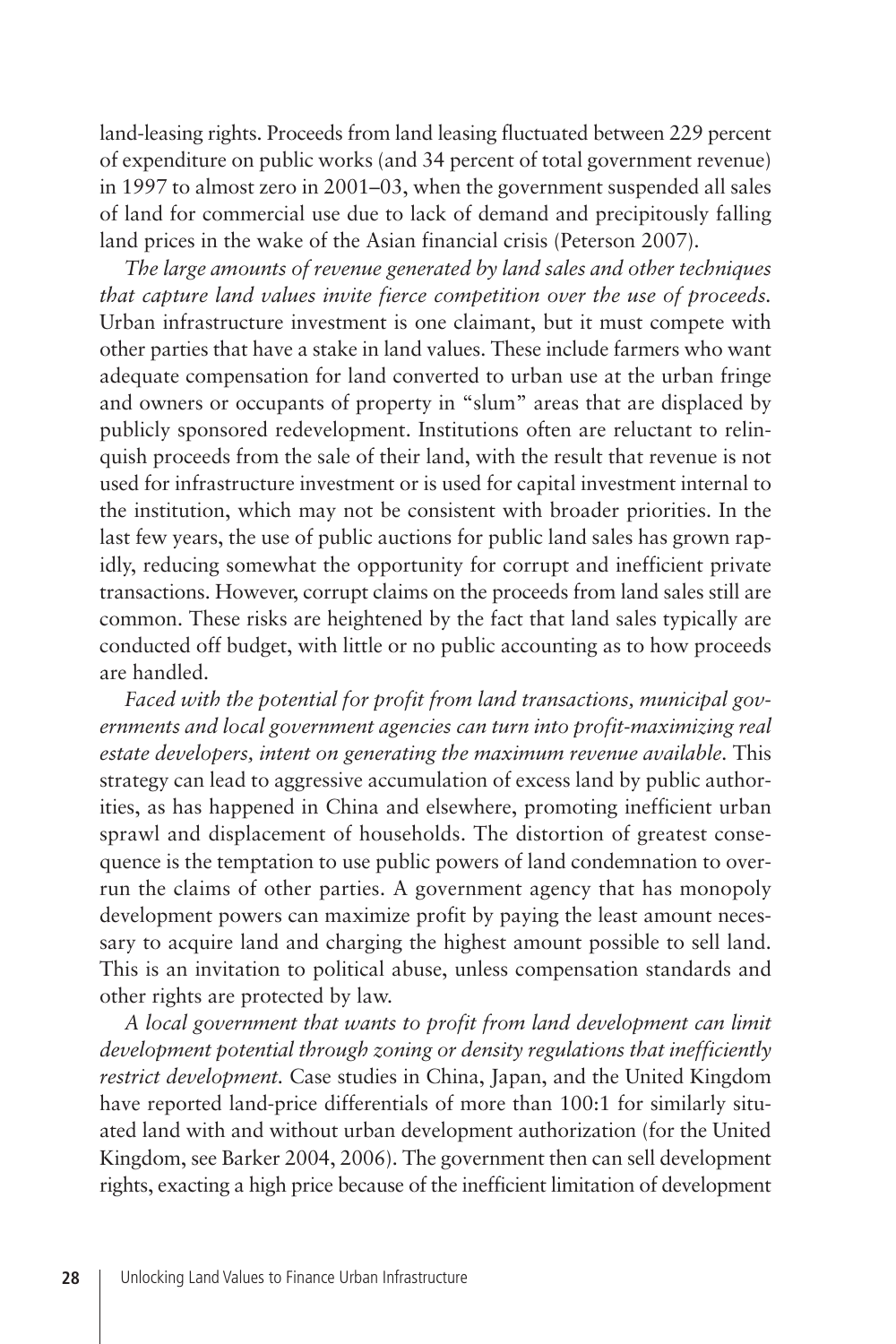land-leasing rights. Proceeds from land leasing fluctuated between 229 percent of expenditure on public works (and 34 percent of total government revenue) in 1997 to almost zero in 2001–03, when the government suspended all sales of land for commercial use due to lack of demand and precipitously falling land prices in the wake of the Asian financial crisis (Peterson 2007).

*The large amounts of revenue generated by land sales and other techniques that capture land values invite fierce competition over the use of proceeds.* Urban infrastructure investment is one claimant, but it must compete with other parties that have a stake in land values. These include farmers who want adequate compensation for land converted to urban use at the urban fringe and owners or occupants of property in "slum" areas that are displaced by publicly sponsored redevelopment. Institutions often are reluctant to relinquish proceeds from the sale of their land, with the result that revenue is not used for infrastructure investment or is used for capital investment internal to the institution, which may not be consistent with broader priorities. In the last few years, the use of public auctions for public land sales has grown rapidly, reducing somewhat the opportunity for corrupt and inefficient private transactions. However, corrupt claims on the proceeds from land sales still are common. These risks are heightened by the fact that land sales typically are conducted off budget, with little or no public accounting as to how proceeds are handled.

*Faced with the potential for profit from land transactions, municipal governments and local government agencies can turn into profit-maximizing real estate developers, intent on generating the maximum revenue available.* This strategy can lead to aggressive accumulation of excess land by public authorities, as has happened in China and elsewhere, promoting inefficient urban sprawl and displacement of households. The distortion of greatest consequence is the temptation to use public powers of land condemnation to overrun the claims of other parties. A government agency that has monopoly development powers can maximize profit by paying the least amount necessary to acquire land and charging the highest amount possible to sell land. This is an invitation to political abuse, unless compensation standards and other rights are protected by law.

*A local government that wants to profit from land development can limit development potential through zoning or density regulations that inefficiently restrict development.* Case studies in China, Japan, and the United Kingdom have reported land-price differentials of more than 100:1 for similarly situated land with and without urban development authorization (for the United Kingdom, see Barker 2004, 2006). The government then can sell development rights, exacting a high price because of the inefficient limitation of development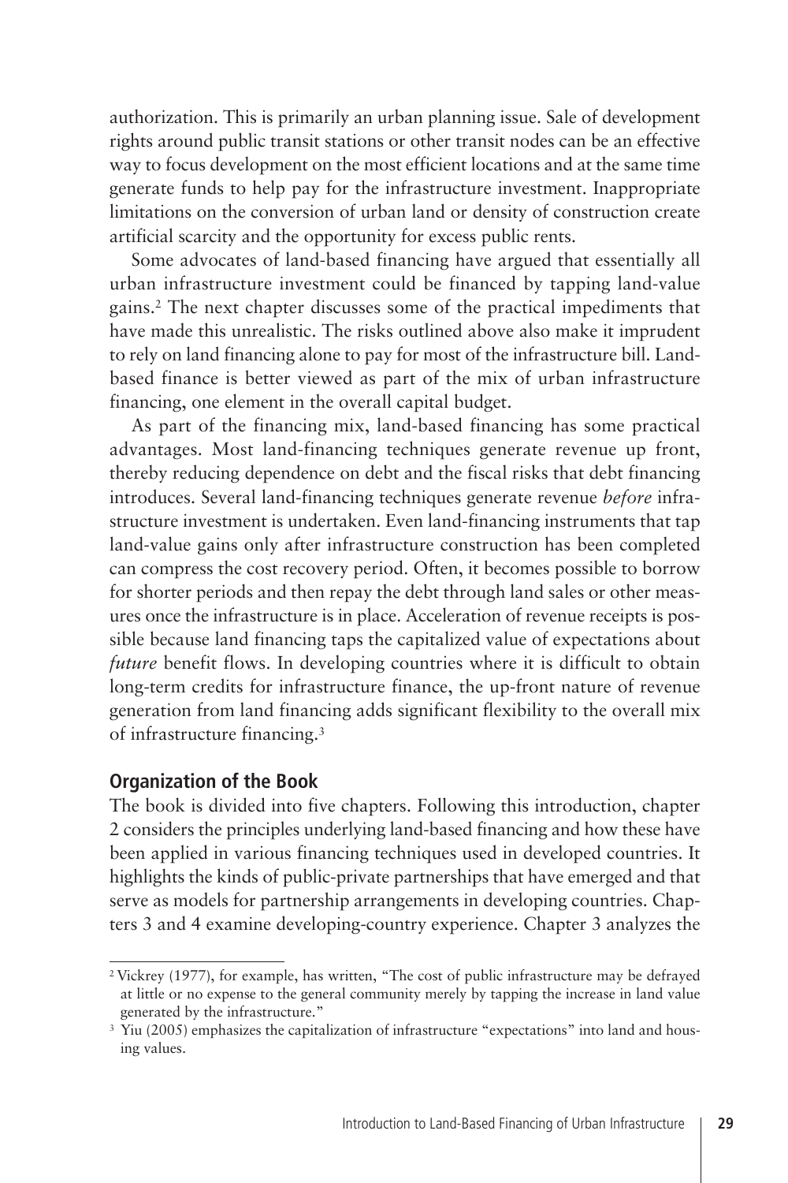authorization. This is primarily an urban planning issue. Sale of development rights around public transit stations or other transit nodes can be an effective way to focus development on the most efficient locations and at the same time generate funds to help pay for the infrastructure investment. Inappropriate limitations on the conversion of urban land or density of construction create artificial scarcity and the opportunity for excess public rents.

Some advocates of land-based financing have argued that essentially all urban infrastructure investment could be financed by tapping land-value gains.[2] The next chapter discusses some of the practical impediments that have made this unrealistic. The risks outlined above also make it imprudent to rely on land financing alone to pay for most of the infrastructure bill. Land-based finance is better viewed as part of the mix of urban infrastructure financing, one element in the overall capital budget.

As part of the financing mix, land-based financing has some practical advantages. Most land-financing techniques generate revenue up front, thereby reducing dependence on debt and the fiscal risks that debt financing introduces. Several land-financing techniques generate revenue *before* infrastructure investment is undertaken. Even land-financing instruments that tap land-value gains only after infrastructure construction has been completed can compress the cost recovery period. Often, it becomes possible to borrow for shorter periods and then repay the debt through land sales or other measures once the infrastructure is in place. Acceleration of revenue receipts is possible because land financing taps the capitalized value of expectations about *future* benefit flows. In developing countries where it is difficult to obtain long-term credits for infrastructure finance, the up-front nature of revenue generation from land financing adds significant flexibility to the overall mix of infrastructure financing.[3]

## Organization of the Book

The book is divided into five chapters. Following this introduction, chapter 2 considers the principles underlying land-based financing and how these have been applied in various financing techniques used in developed countries. It highlights the kinds of public-private partnerships that have emerged and that serve as models for partnership arrangements in developing countries. Chapters 3 and 4 examine developing-country experience. Chapter 3 analyzes the

[2] Vickrey (1977), for example, has written, "The cost of public infrastructure may be defrayed at little or no expense to the general community merely by tapping the increase in land value generated by the infrastructure."

[3] Yiu (2005) emphasizes the capitalization of infrastructure "expectations" into land and housing values.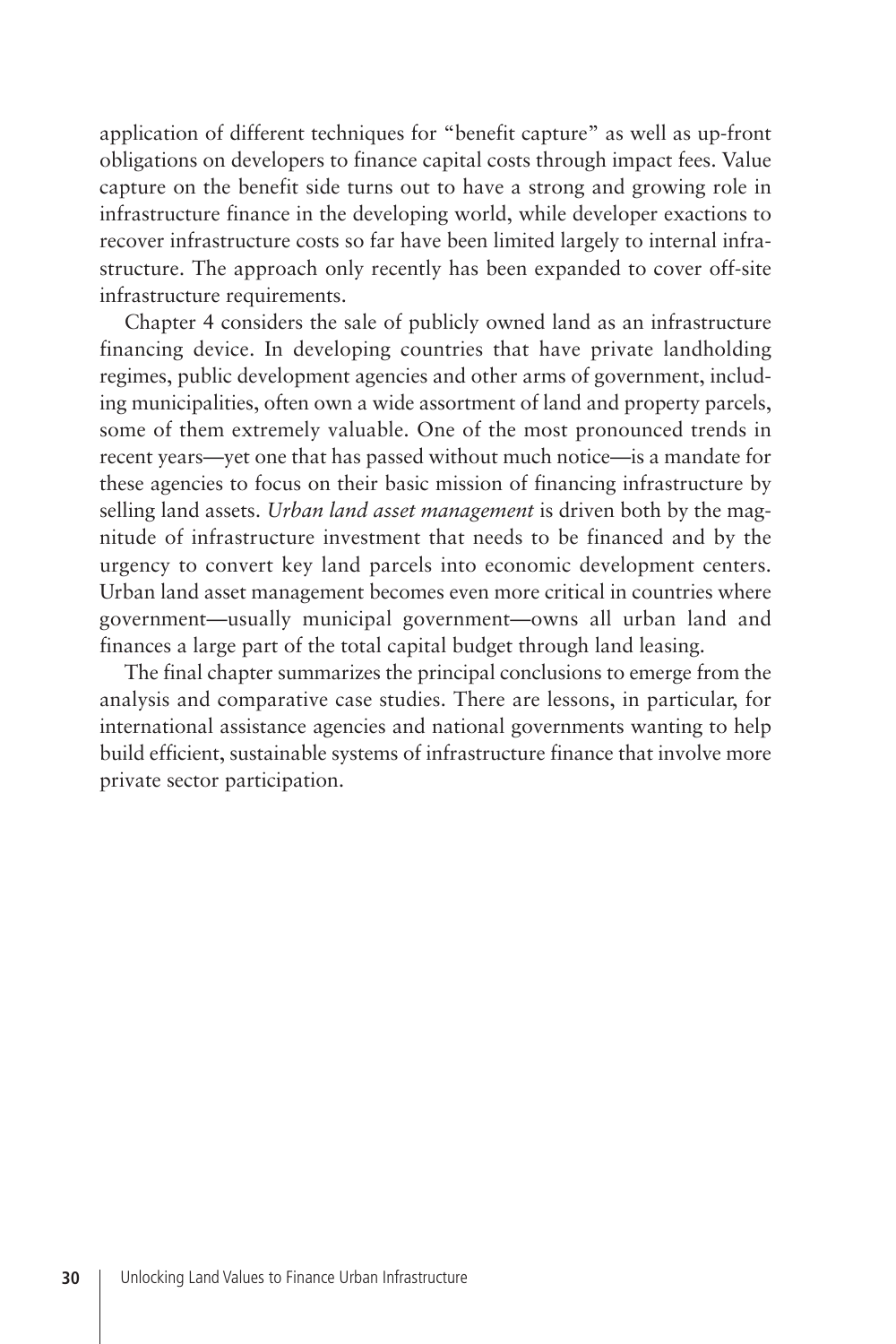application of different techniques for "benefit capture" as well as up-front obligations on developers to finance capital costs through impact fees. Value capture on the benefit side turns out to have a strong and growing role in infrastructure finance in the developing world, while developer exactions to recover infrastructure costs so far have been limited largely to internal infrastructure. The approach only recently has been expanded to cover off-site infrastructure requirements.

Chapter 4 considers the sale of publicly owned land as an infrastructure financing device. In developing countries that have private landholding regimes, public development agencies and other arms of government, including municipalities, often own a wide assortment of land and property parcels, some of them extremely valuable. One of the most pronounced trends in recent years—yet one that has passed without much notice—is a mandate for these agencies to focus on their basic mission of financing infrastructure by selling land assets. *Urban land asset management* is driven both by the magnitude of infrastructure investment that needs to be financed and by the urgency to convert key land parcels into economic development centers. Urban land asset management becomes even more critical in countries where government—usually municipal government—owns all urban land and finances a large part of the total capital budget through land leasing.

The final chapter summarizes the principal conclusions to emerge from the analysis and comparative case studies. There are lessons, in particular, for international assistance agencies and national governments wanting to help build efficient, sustainable systems of infrastructure finance that involve more private sector participation.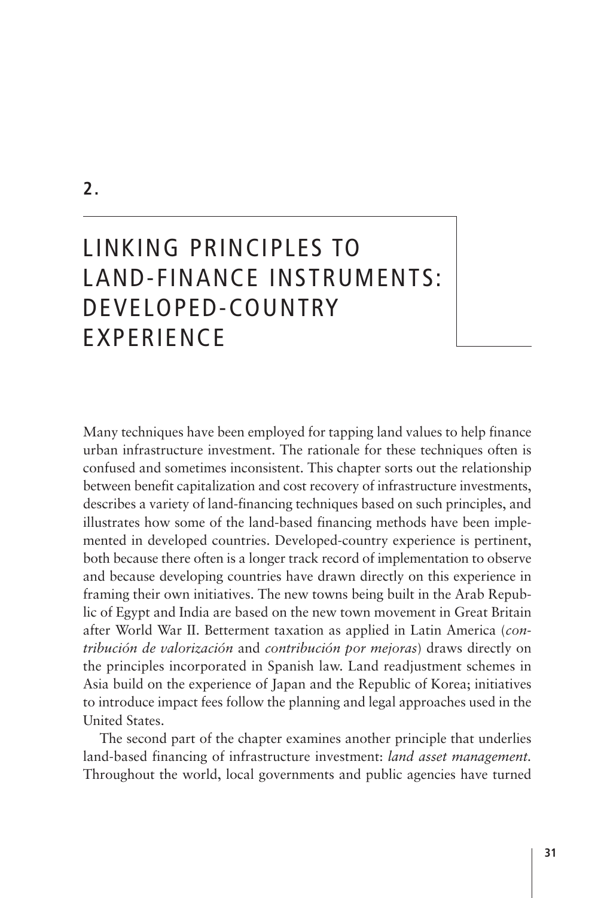# 2. LINKING PRINCIPLES TO LAND-FINANCE INSTRUMENTS: DEVELOPED-COUNTRY EXPERIENCE

Many techniques have been employed for tapping land values to help finance urban infrastructure investment. The rationale for these techniques often is confused and sometimes inconsistent. This chapter sorts out the relationship between benefit capitalization and cost recovery of infrastructure investments, describes a variety of land-financing techniques based on such principles, and illustrates how some of the land-based financing methods have been implemented in developed countries. Developed-country experience is pertinent, both because there often is a longer track record of implementation to observe and because developing countries have drawn directly on this experience in framing their own initiatives. The new towns being built in the Arab Republic of Egypt and India are based on the new town movement in Great Britain after World War II. Betterment taxation as applied in Latin America (*contribución de valorización* and *contribución por mejoras*) draws directly on the principles incorporated in Spanish law. Land readjustment schemes in Asia build on the experience of Japan and the Republic of Korea; initiatives to introduce impact fees follow the planning and legal approaches used in the United States.

The second part of the chapter examines another principle that underlies land-based financing of infrastructure investment: *land asset management*. Throughout the world, local governments and public agencies have turned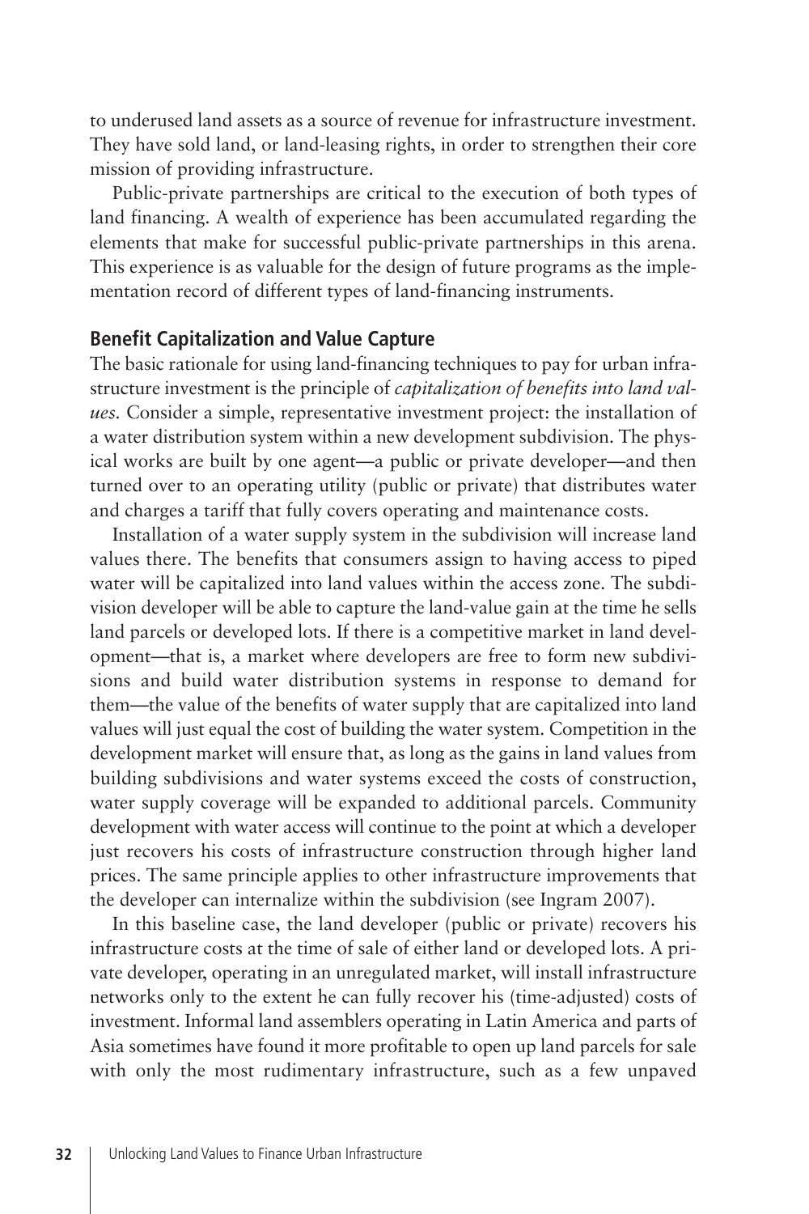to underused land assets as a source of revenue for infrastructure investment. They have sold land, or land-leasing rights, in order to strengthen their core mission of providing infrastructure.

Public-private partnerships are critical to the execution of both types of land financing. A wealth of experience has been accumulated regarding the elements that make for successful public-private partnerships in this arena. This experience is as valuable for the design of future programs as the implementation record of different types of land-financing instruments.

## Benefit Capitalization and Value Capture

The basic rationale for using land-financing techniques to pay for urban infrastructure investment is the principle of *capitalization of benefits into land values.* Consider a simple, representative investment project: the installation of a water distribution system within a new development subdivision. The physical works are built by one agent—a public or private developer—and then turned over to an operating utility (public or private) that distributes water and charges a tariff that fully covers operating and maintenance costs.

Installation of a water supply system in the subdivision will increase land values there. The benefits that consumers assign to having access to piped water will be capitalized into land values within the access zone. The subdivision developer will be able to capture the land-value gain at the time he sells land parcels or developed lots. If there is a competitive market in land development—that is, a market where developers are free to form new subdivisions and build water distribution systems in response to demand for them—the value of the benefits of water supply that are capitalized into land values will just equal the cost of building the water system. Competition in the development market will ensure that, as long as the gains in land values from building subdivisions and water systems exceed the costs of construction, water supply coverage will be expanded to additional parcels. Community development with water access will continue to the point at which a developer just recovers his costs of infrastructure construction through higher land prices. The same principle applies to other infrastructure improvements that the developer can internalize within the subdivision (see Ingram 2007).

In this baseline case, the land developer (public or private) recovers his infrastructure costs at the time of sale of either land or developed lots. A private developer, operating in an unregulated market, will install infrastructure networks only to the extent he can fully recover his (time-adjusted) costs of investment. Informal land assemblers operating in Latin America and parts of Asia sometimes have found it more profitable to open up land parcels for sale with only the most rudimentary infrastructure, such as a few unpaved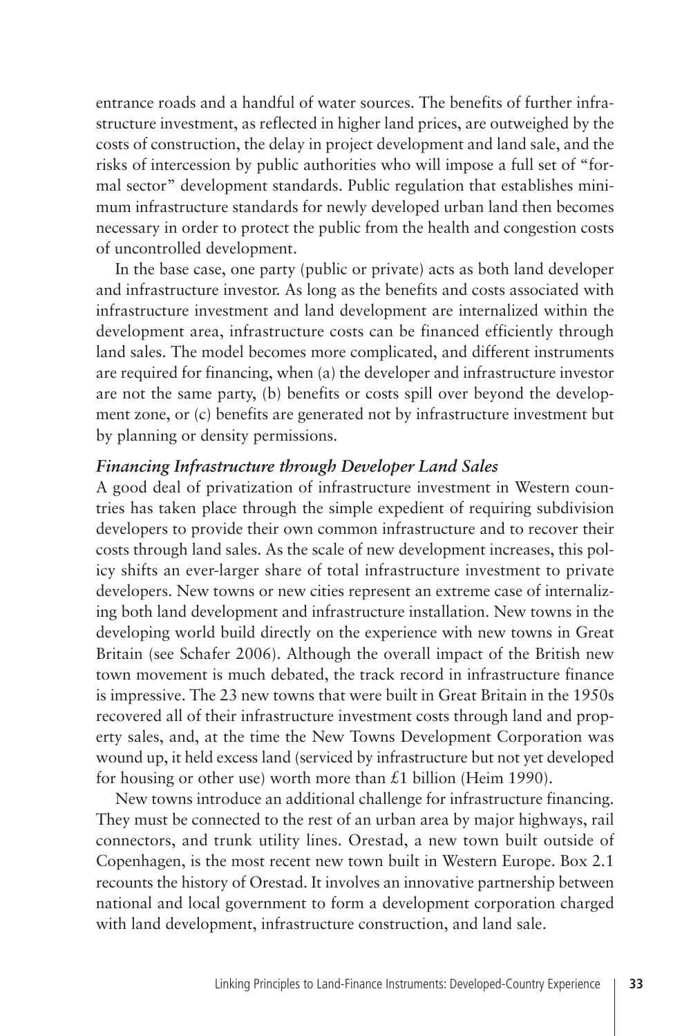entrance roads and a handful of water sources. The benefits of further infrastructure investment, as reflected in higher land prices, are outweighed by the costs of construction, the delay in project development and land sale, and the risks of intercession by public authorities who will impose a full set of "formal sector" development standards. Public regulation that establishes minimum infrastructure standards for newly developed urban land then becomes necessary in order to protect the public from the health and congestion costs of uncontrolled development.

In the base case, one party (public or private) acts as both land developer and infrastructure investor. As long as the benefits and costs associated with infrastructure investment and land development are internalized within the development area, infrastructure costs can be financed efficiently through land sales. The model becomes more complicated, and different instruments are required for financing, when (a) the developer and infrastructure investor are not the same party, (b) benefits or costs spill over beyond the development zone, or (c) benefits are generated not by infrastructure investment but by planning or density permissions.

### *Financing Infrastructure through Developer Land Sales*

A good deal of privatization of infrastructure investment in Western countries has taken place through the simple expedient of requiring subdivision developers to provide their own common infrastructure and to recover their costs through land sales. As the scale of new development increases, this policy shifts an ever-larger share of total infrastructure investment to private developers. New towns or new cities represent an extreme case of internalizing both land development and infrastructure installation. New towns in the developing world build directly on the experience with new towns in Great Britain (see Schafer 2006). Although the overall impact of the British new town movement is much debated, the track record in infrastructure finance is impressive. The 23 new towns that were built in Great Britain in the 1950s recovered all of their infrastructure investment costs through land and property sales, and, at the time the New Towns Development Corporation was wound up, it held excess land (serviced by infrastructure but not yet developed for housing or other use) worth more than £1 billion (Heim 1990).

New towns introduce an additional challenge for infrastructure financing. They must be connected to the rest of an urban area by major highways, rail connectors, and trunk utility lines. Orestad, a new town built outside of Copenhagen, is the most recent new town built in Western Europe. Box 2.1 recounts the history of Orestad. It involves an innovative partnership between national and local government to form a development corporation charged with land development, infrastructure construction, and land sale.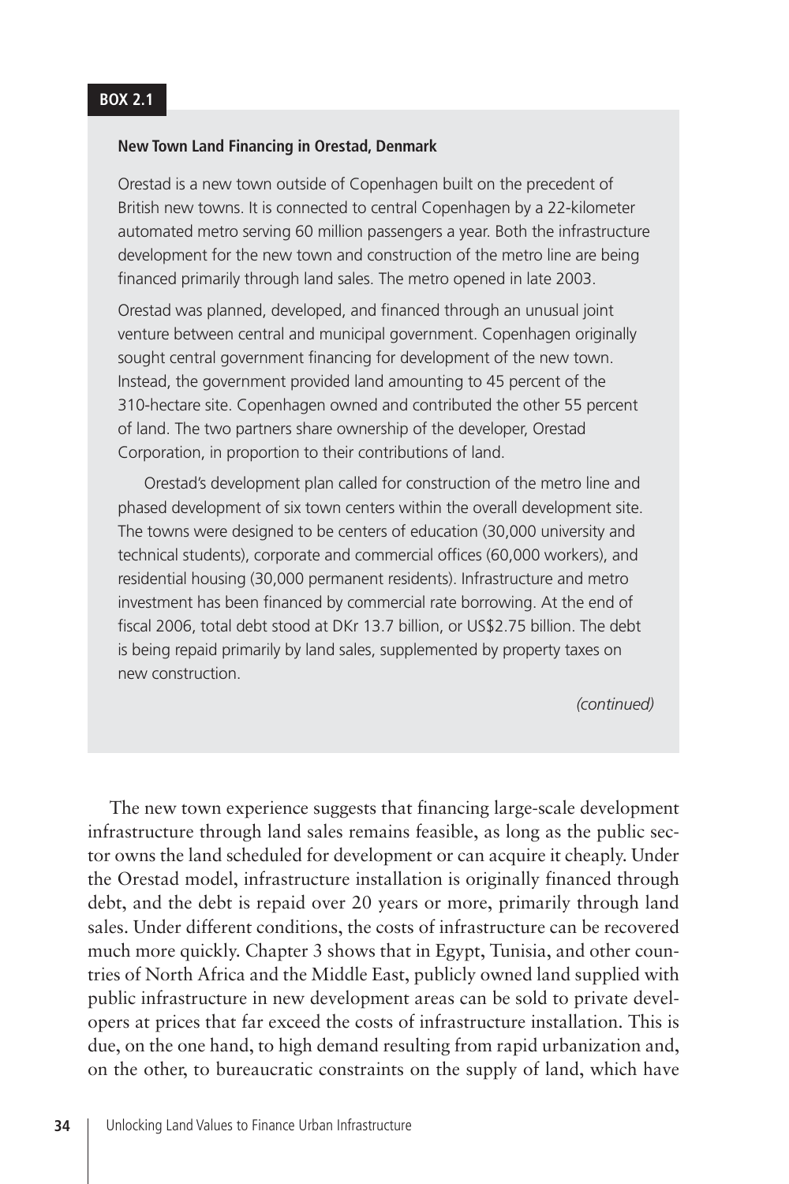**BOX 2.1**

**New Town Land Financing in Orestad, Denmark**

Orestad is a new town outside of Copenhagen built on the precedent of British new towns. It is connected to central Copenhagen by a 22-kilometer automated metro serving 60 million passengers a year. Both the infrastructure development for the new town and construction of the metro line are being financed primarily through land sales. The metro opened in late 2003.

Orestad was planned, developed, and financed through an unusual joint venture between central and municipal government. Copenhagen originally sought central government financing for development of the new town. Instead, the government provided land amounting to 45 percent of the 310-hectare site. Copenhagen owned and contributed the other 55 percent of land. The two partners share ownership of the developer, Orestad Corporation, in proportion to their contributions of land.

Orestad's development plan called for construction of the metro line and phased development of six town centers within the overall development site. The towns were designed to be centers of education (30,000 university and technical students), corporate and commercial offices (60,000 workers), and residential housing (30,000 permanent residents). Infrastructure and metro investment has been financed by commercial rate borrowing. At the end of fiscal 2006, total debt stood at DKr 13.7 billion, or US$2.75 billion. The debt is being repaid primarily by land sales, supplemented by property taxes on new construction.

*(continued)*

The new town experience suggests that financing large-scale development infrastructure through land sales remains feasible, as long as the public sector owns the land scheduled for development or can acquire it cheaply. Under the Orestad model, infrastructure installation is originally financed through debt, and the debt is repaid over 20 years or more, primarily through land sales. Under different conditions, the costs of infrastructure can be recovered much more quickly. Chapter 3 shows that in Egypt, Tunisia, and other countries of North Africa and the Middle East, publicly owned land supplied with public infrastructure in new development areas can be sold to private developers at prices that far exceed the costs of infrastructure installation. This is due, on the one hand, to high demand resulting from rapid urbanization and, on the other, to bureaucratic constraints on the supply of land, which have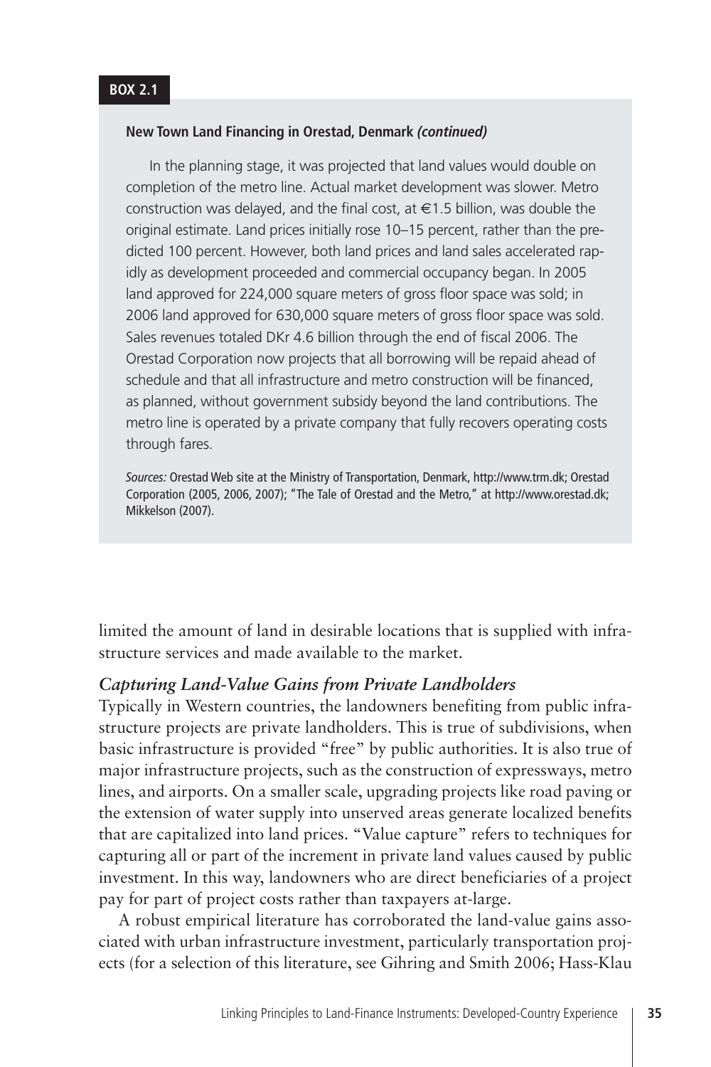**BOX 2.1**

**New Town Land Financing in Orestad, Denmark *(continued)***

In the planning stage, it was projected that land values would double on completion of the metro line. Actual market development was slower. Metro construction was delayed, and the final cost, at €1.5 billion, was double the original estimate. Land prices initially rose 10–15 percent, rather than the predicted 100 percent. However, both land prices and land sales accelerated rapidly as development proceeded and commercial occupancy began. In 2005 land approved for 224,000 square meters of gross floor space was sold; in 2006 land approved for 630,000 square meters of gross floor space was sold. Sales revenues totaled DKr 4.6 billion through the end of fiscal 2006. The Orestad Corporation now projects that all borrowing will be repaid ahead of schedule and that all infrastructure and metro construction will be financed, as planned, without government subsidy beyond the land contributions. The metro line is operated by a private company that fully recovers operating costs through fares.

*Sources:* Orestad Web site at the Ministry of Transportation, Denmark, http://www.trm.dk; Orestad Corporation (2005, 2006, 2007); "The Tale of Orestad and the Metro," at http://www.orestad.dk; Mikkelson (2007).

limited the amount of land in desirable locations that is supplied with infrastructure services and made available to the market.

### *Capturing Land-Value Gains from Private Landholders*

Typically in Western countries, the landowners benefiting from public infrastructure projects are private landholders. This is true of subdivisions, when basic infrastructure is provided "free" by public authorities. It is also true of major infrastructure projects, such as the construction of expressways, metro lines, and airports. On a smaller scale, upgrading projects like road paving or the extension of water supply into unserved areas generate localized benefits that are capitalized into land prices. "Value capture" refers to techniques for capturing all or part of the increment in private land values caused by public investment. In this way, landowners who are direct beneficiaries of a project pay for part of project costs rather than taxpayers at-large.

A robust empirical literature has corroborated the land-value gains associated with urban infrastructure investment, particularly transportation projects (for a selection of this literature, see Gihring and Smith 2006; Hass-Klau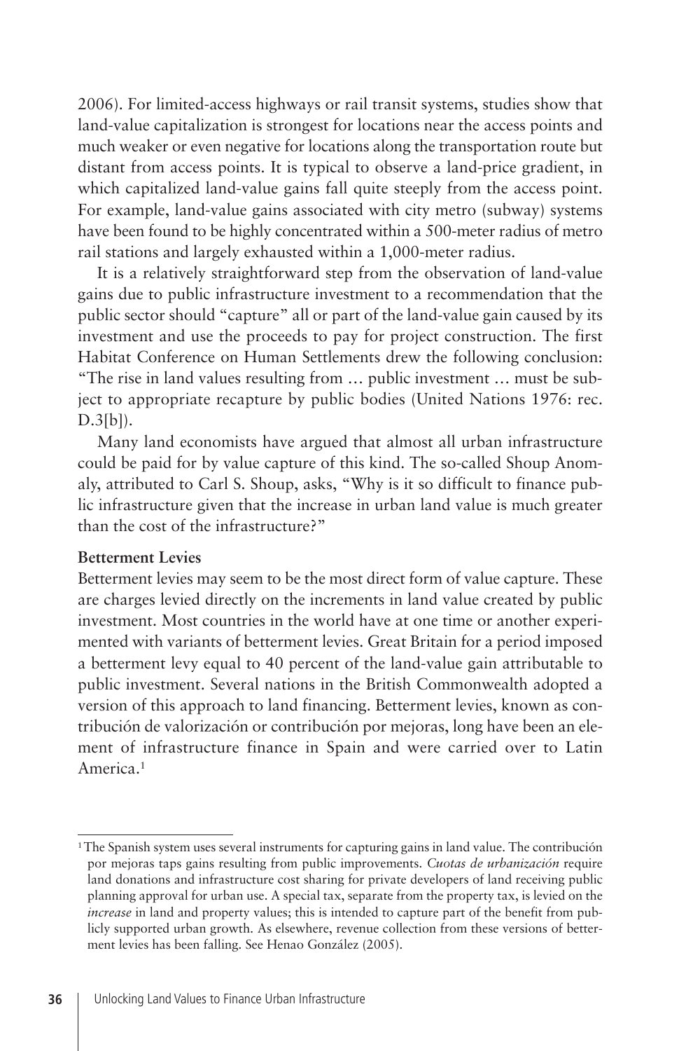2006). For limited-access highways or rail transit systems, studies show that land-value capitalization is strongest for locations near the access points and much weaker or even negative for locations along the transportation route but distant from access points. It is typical to observe a land-price gradient, in which capitalized land-value gains fall quite steeply from the access point. For example, land-value gains associated with city metro (subway) systems have been found to be highly concentrated within a 500-meter radius of metro rail stations and largely exhausted within a 1,000-meter radius.

It is a relatively straightforward step from the observation of land-value gains due to public infrastructure investment to a recommendation that the public sector should "capture" all or part of the land-value gain caused by its investment and use the proceeds to pay for project construction. The first Habitat Conference on Human Settlements drew the following conclusion: "The rise in land values resulting from … public investment … must be subject to appropriate recapture by public bodies (United Nations 1976: rec. D.3[b]).

Many land economists have argued that almost all urban infrastructure could be paid for by value capture of this kind. The so-called Shoup Anomaly, attributed to Carl S. Shoup, asks, "Why is it so difficult to finance public infrastructure given that the increase in urban land value is much greater than the cost of the infrastructure?"

**Betterment Levies**

Betterment levies may seem to be the most direct form of value capture. These are charges levied directly on the increments in land value created by public investment. Most countries in the world have at one time or another experimented with variants of betterment levies. Great Britain for a period imposed a betterment levy equal to 40 percent of the land-value gain attributable to public investment. Several nations in the British Commonwealth adopted a version of this approach to land financing. Betterment levies, known as contribución de valorización or contribución por mejoras, long have been an element of infrastructure finance in Spain and were carried over to Latin America.[1]

---

[1] The Spanish system uses several instruments for capturing gains in land value. The contribución por mejoras taps gains resulting from public improvements. *Cuotas de urbanización* require land donations and infrastructure cost sharing for private developers of land receiving public planning approval for urban use. A special tax, separate from the property tax, is levied on the *increase* in land and property values; this is intended to capture part of the benefit from publicly supported urban growth. As elsewhere, revenue collection from these versions of betterment levies has been falling. See Henao González (2005).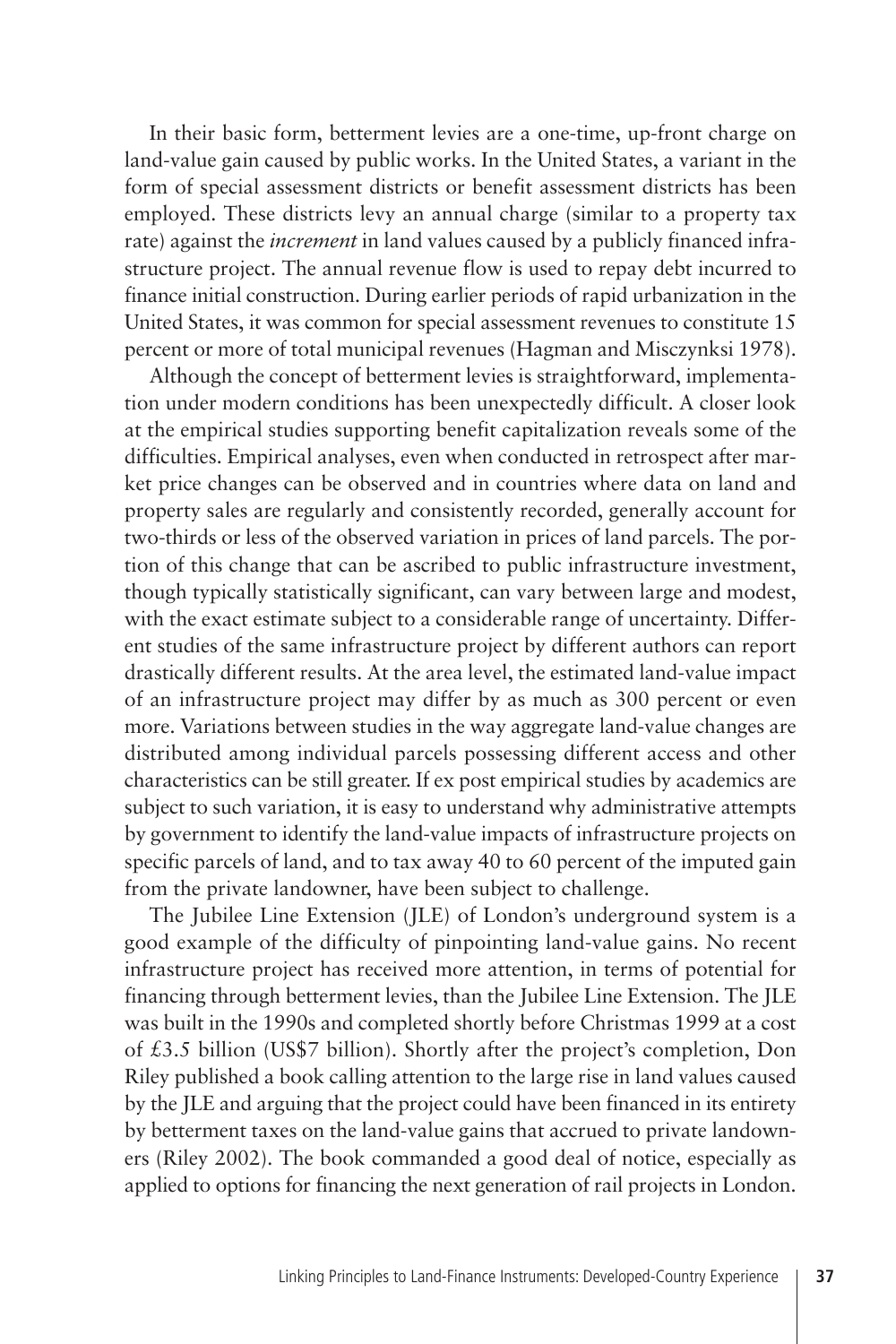In their basic form, betterment levies are a one-time, up-front charge on land-value gain caused by public works. In the United States, a variant in the form of special assessment districts or benefit assessment districts has been employed. These districts levy an annual charge (similar to a property tax rate) against the *increment* in land values caused by a publicly financed infrastructure project. The annual revenue flow is used to repay debt incurred to finance initial construction. During earlier periods of rapid urbanization in the United States, it was common for special assessment revenues to constitute 15 percent or more of total municipal revenues (Hagman and Misczynksi 1978).

Although the concept of betterment levies is straightforward, implementation under modern conditions has been unexpectedly difficult. A closer look at the empirical studies supporting benefit capitalization reveals some of the difficulties. Empirical analyses, even when conducted in retrospect after market price changes can be observed and in countries where data on land and property sales are regularly and consistently recorded, generally account for two-thirds or less of the observed variation in prices of land parcels. The portion of this change that can be ascribed to public infrastructure investment, though typically statistically significant, can vary between large and modest, with the exact estimate subject to a considerable range of uncertainty. Different studies of the same infrastructure project by different authors can report drastically different results. At the area level, the estimated land-value impact of an infrastructure project may differ by as much as 300 percent or even more. Variations between studies in the way aggregate land-value changes are distributed among individual parcels possessing different access and other characteristics can be still greater. If ex post empirical studies by academics are subject to such variation, it is easy to understand why administrative attempts by government to identify the land-value impacts of infrastructure projects on specific parcels of land, and to tax away 40 to 60 percent of the imputed gain from the private landowner, have been subject to challenge.

The Jubilee Line Extension (JLE) of London's underground system is a good example of the difficulty of pinpointing land-value gains. No recent infrastructure project has received more attention, in terms of potential for financing through betterment levies, than the Jubilee Line Extension. The JLE was built in the 1990s and completed shortly before Christmas 1999 at a cost of £3.5 billion (US$7 billion). Shortly after the project's completion, Don Riley published a book calling attention to the large rise in land values caused by the JLE and arguing that the project could have been financed in its entirety by betterment taxes on the land-value gains that accrued to private landowners (Riley 2002). The book commanded a good deal of notice, especially as applied to options for financing the next generation of rail projects in London.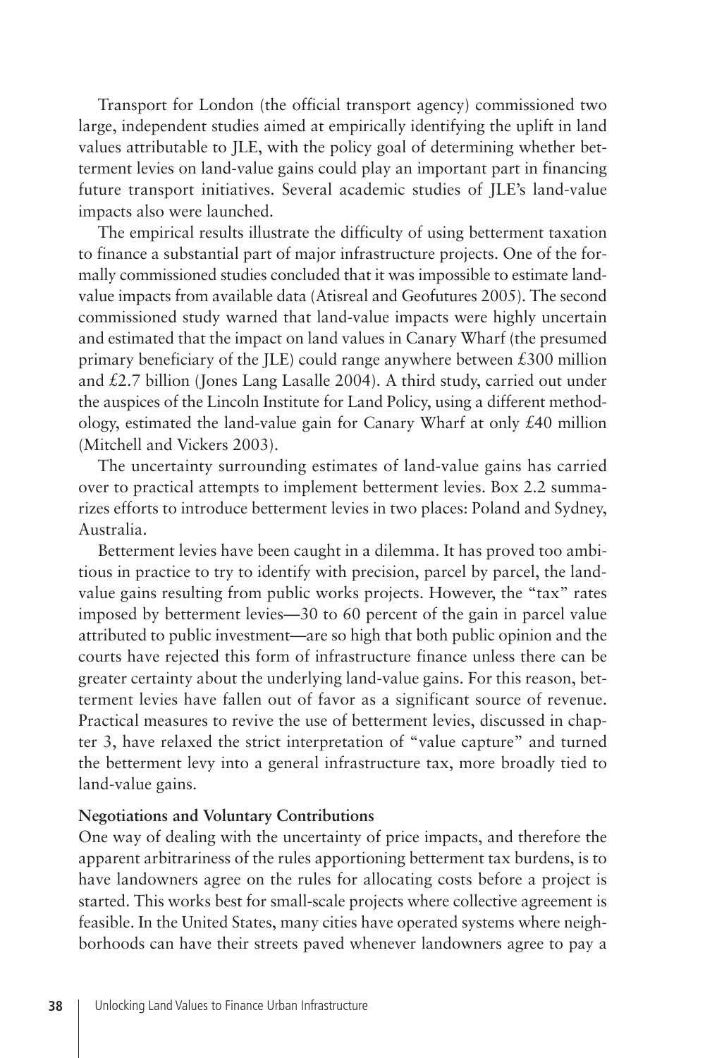Transport for London (the official transport agency) commissioned two large, independent studies aimed at empirically identifying the uplift in land values attributable to JLE, with the policy goal of determining whether betterment levies on land-value gains could play an important part in financing future transport initiatives. Several academic studies of JLE's land-value impacts also were launched.

The empirical results illustrate the difficulty of using betterment taxation to finance a substantial part of major infrastructure projects. One of the formally commissioned studies concluded that it was impossible to estimate land-value impacts from available data (Atisreal and Geofutures 2005). The second commissioned study warned that land-value impacts were highly uncertain and estimated that the impact on land values in Canary Wharf (the presumed primary beneficiary of the JLE) could range anywhere between £300 million and £2.7 billion (Jones Lang Lasalle 2004). A third study, carried out under the auspices of the Lincoln Institute for Land Policy, using a different methodology, estimated the land-value gain for Canary Wharf at only £40 million (Mitchell and Vickers 2003).

The uncertainty surrounding estimates of land-value gains has carried over to practical attempts to implement betterment levies. Box 2.2 summarizes efforts to introduce betterment levies in two places: Poland and Sydney, Australia.

Betterment levies have been caught in a dilemma. It has proved too ambitious in practice to try to identify with precision, parcel by parcel, the land-value gains resulting from public works projects. However, the "tax" rates imposed by betterment levies—30 to 60 percent of the gain in parcel value attributed to public investment—are so high that both public opinion and the courts have rejected this form of infrastructure finance unless there can be greater certainty about the underlying land-value gains. For this reason, betterment levies have fallen out of favor as a significant source of revenue. Practical measures to revive the use of betterment levies, discussed in chapter 3, have relaxed the strict interpretation of "value capture" and turned the betterment levy into a general infrastructure tax, more broadly tied to land-value gains.

### Negotiations and Voluntary Contributions

One way of dealing with the uncertainty of price impacts, and therefore the apparent arbitrariness of the rules apportioning betterment tax burdens, is to have landowners agree on the rules for allocating costs before a project is started. This works best for small-scale projects where collective agreement is feasible. In the United States, many cities have operated systems where neighborhoods can have their streets paved whenever landowners agree to pay a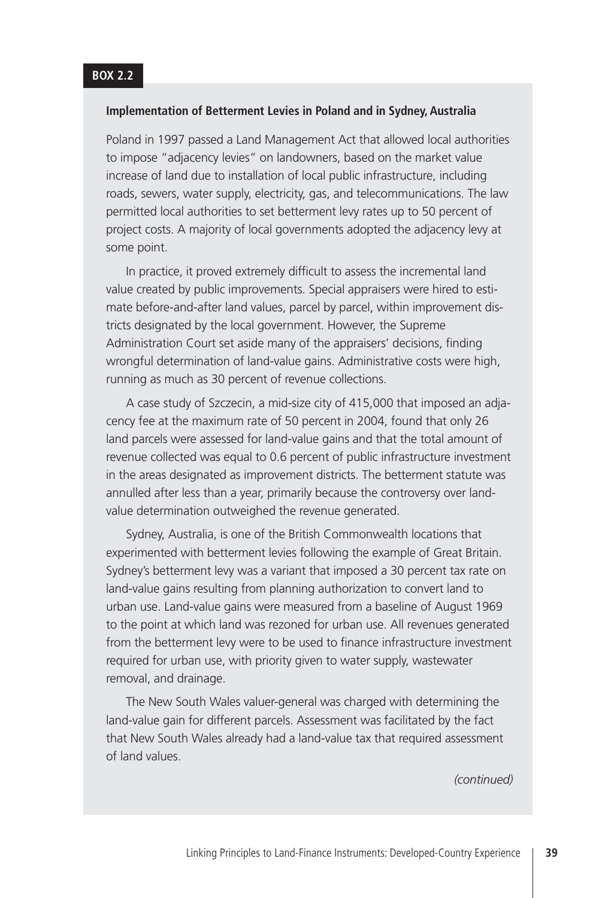**BOX 2.2**

**Implementation of Betterment Levies in Poland and in Sydney, Australia**

Poland in 1997 passed a Land Management Act that allowed local authorities to impose "adjacency levies" on landowners, based on the market value increase of land due to installation of local public infrastructure, including roads, sewers, water supply, electricity, gas, and telecommunications. The law permitted local authorities to set betterment levy rates up to 50 percent of project costs. A majority of local governments adopted the adjacency levy at some point.

In practice, it proved extremely difficult to assess the incremental land value created by public improvements. Special appraisers were hired to estimate before-and-after land values, parcel by parcel, within improvement districts designated by the local government. However, the Supreme Administration Court set aside many of the appraisers' decisions, finding wrongful determination of land-value gains. Administrative costs were high, running as much as 30 percent of revenue collections.

A case study of Szczecin, a mid-size city of 415,000 that imposed an adjacency fee at the maximum rate of 50 percent in 2004, found that only 26 land parcels were assessed for land-value gains and that the total amount of revenue collected was equal to 0.6 percent of public infrastructure investment in the areas designated as improvement districts. The betterment statute was annulled after less than a year, primarily because the controversy over land-value determination outweighed the revenue generated.

Sydney, Australia, is one of the British Commonwealth locations that experimented with betterment levies following the example of Great Britain. Sydney's betterment levy was a variant that imposed a 30 percent tax rate on land-value gains resulting from planning authorization to convert land to urban use. Land-value gains were measured from a baseline of August 1969 to the point at which land was rezoned for urban use. All revenues generated from the betterment levy were to be used to finance infrastructure investment required for urban use, with priority given to water supply, wastewater removal, and drainage.

The New South Wales valuer-general was charged with determining the land-value gain for different parcels. Assessment was facilitated by the fact that New South Wales already had a land-value tax that required assessment of land values.

*(continued)*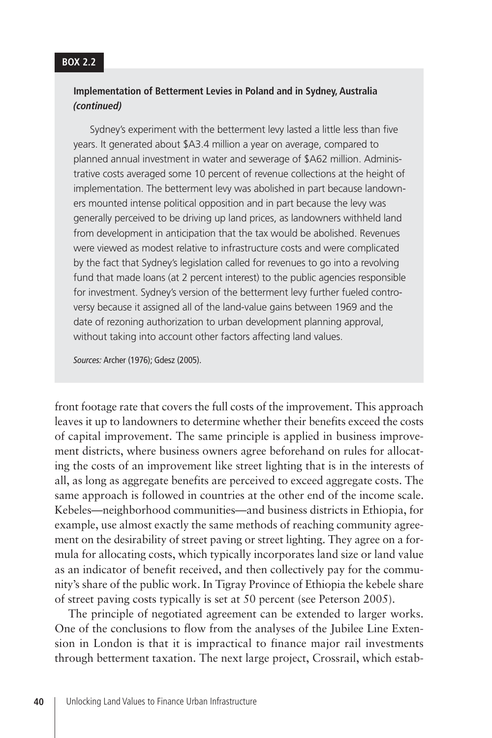**BOX 2.2**

**Implementation of Betterment Levies in Poland and in Sydney, Australia *(continued)***

Sydney's experiment with the betterment levy lasted a little less than five years. It generated about $A3.4 million a year on average, compared to planned annual investment in water and sewerage of $A62 million. Administrative costs averaged some 10 percent of revenue collections at the height of implementation. The betterment levy was abolished in part because landowners mounted intense political opposition and in part because the levy was generally perceived to be driving up land prices, as landowners withheld land from development in anticipation that the tax would be abolished. Revenues were viewed as modest relative to infrastructure costs and were complicated by the fact that Sydney's legislation called for revenues to go into a revolving fund that made loans (at 2 percent interest) to the public agencies responsible for investment. Sydney's version of the betterment levy further fueled controversy because it assigned all of the land-value gains between 1969 and the date of rezoning authorization to urban development planning approval, without taking into account other factors affecting land values.

*Sources:* Archer (1976); Gdesz (2005).

front footage rate that covers the full costs of the improvement. This approach leaves it up to landowners to determine whether their benefits exceed the costs of capital improvement. The same principle is applied in business improvement districts, where business owners agree beforehand on rules for allocating the costs of an improvement like street lighting that is in the interests of all, as long as aggregate benefits are perceived to exceed aggregate costs. The same approach is followed in countries at the other end of the income scale. Kebeles—neighborhood communities—and business districts in Ethiopia, for example, use almost exactly the same methods of reaching community agreement on the desirability of street paving or street lighting. They agree on a formula for allocating costs, which typically incorporates land size or land value as an indicator of benefit received, and then collectively pay for the community's share of the public work. In Tigray Province of Ethiopia the kebele share of street paving costs typically is set at 50 percent (see Peterson 2005).

The principle of negotiated agreement can be extended to larger works. One of the conclusions to flow from the analyses of the Jubilee Line Extension in London is that it is impractical to finance major rail investments through betterment taxation. The next large project, Crossrail, which estab-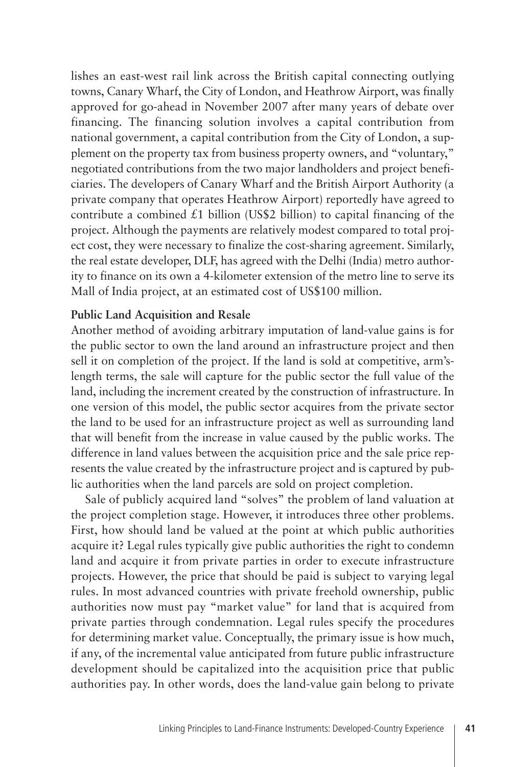lishes an east-west rail link across the British capital connecting outlying towns, Canary Wharf, the City of London, and Heathrow Airport, was finally approved for go-ahead in November 2007 after many years of debate over financing. The financing solution involves a capital contribution from national government, a capital contribution from the City of London, a supplement on the property tax from business property owners, and "voluntary," negotiated contributions from the two major landholders and project beneficiaries. The developers of Canary Wharf and the British Airport Authority (a private company that operates Heathrow Airport) reportedly have agreed to contribute a combined £1 billion (US$2 billion) to capital financing of the project. Although the payments are relatively modest compared to total project cost, they were necessary to finalize the cost-sharing agreement. Similarly, the real estate developer, DLF, has agreed with the Delhi (India) metro authority to finance on its own a 4-kilometer extension of the metro line to serve its Mall of India project, at an estimated cost of US$100 million.

**Public Land Acquisition and Resale**

Another method of avoiding arbitrary imputation of land-value gains is for the public sector to own the land around an infrastructure project and then sell it on completion of the project. If the land is sold at competitive, arm's-length terms, the sale will capture for the public sector the full value of the land, including the increment created by the construction of infrastructure. In one version of this model, the public sector acquires from the private sector the land to be used for an infrastructure project as well as surrounding land that will benefit from the increase in value caused by the public works. The difference in land values between the acquisition price and the sale price represents the value created by the infrastructure project and is captured by public authorities when the land parcels are sold on project completion.

Sale of publicly acquired land "solves" the problem of land valuation at the project completion stage. However, it introduces three other problems. First, how should land be valued at the point at which public authorities acquire it? Legal rules typically give public authorities the right to condemn land and acquire it from private parties in order to execute infrastructure projects. However, the price that should be paid is subject to varying legal rules. In most advanced countries with private freehold ownership, public authorities now must pay "market value" for land that is acquired from private parties through condemnation. Legal rules specify the procedures for determining market value. Conceptually, the primary issue is how much, if any, of the incremental value anticipated from future public infrastructure development should be capitalized into the acquisition price that public authorities pay. In other words, does the land-value gain belong to private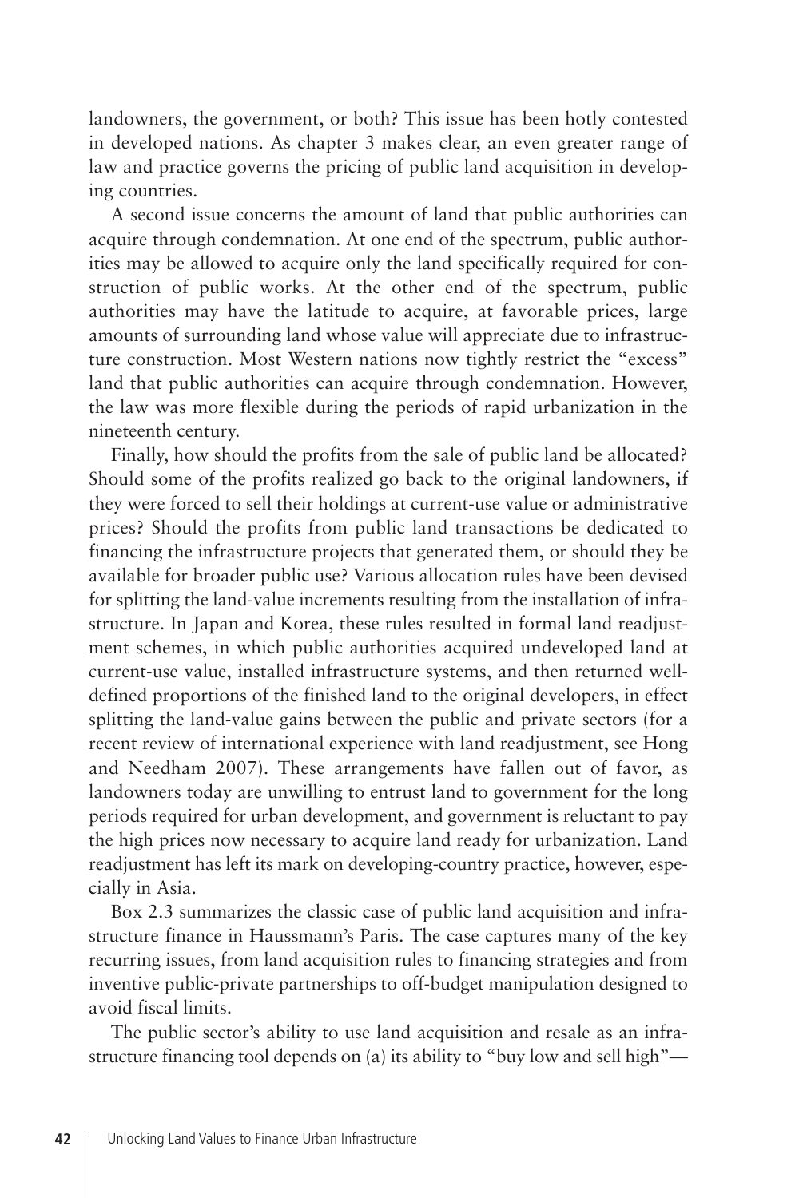landowners, the government, or both? This issue has been hotly contested in developed nations. As chapter 3 makes clear, an even greater range of law and practice governs the pricing of public land acquisition in developing countries.

A second issue concerns the amount of land that public authorities can acquire through condemnation. At one end of the spectrum, public authorities may be allowed to acquire only the land specifically required for construction of public works. At the other end of the spectrum, public authorities may have the latitude to acquire, at favorable prices, large amounts of surrounding land whose value will appreciate due to infrastructure construction. Most Western nations now tightly restrict the "excess" land that public authorities can acquire through condemnation. However, the law was more flexible during the periods of rapid urbanization in the nineteenth century.

Finally, how should the profits from the sale of public land be allocated? Should some of the profits realized go back to the original landowners, if they were forced to sell their holdings at current-use value or administrative prices? Should the profits from public land transactions be dedicated to financing the infrastructure projects that generated them, or should they be available for broader public use? Various allocation rules have been devised for splitting the land-value increments resulting from the installation of infrastructure. In Japan and Korea, these rules resulted in formal land readjustment schemes, in which public authorities acquired undeveloped land at current-use value, installed infrastructure systems, and then returned well-defined proportions of the finished land to the original developers, in effect splitting the land-value gains between the public and private sectors (for a recent review of international experience with land readjustment, see Hong and Needham 2007). These arrangements have fallen out of favor, as landowners today are unwilling to entrust land to government for the long periods required for urban development, and government is reluctant to pay the high prices now necessary to acquire land ready for urbanization. Land readjustment has left its mark on developing-country practice, however, especially in Asia.

Box 2.3 summarizes the classic case of public land acquisition and infrastructure finance in Haussmann's Paris. The case captures many of the key recurring issues, from land acquisition rules to financing strategies and from inventive public-private partnerships to off-budget manipulation designed to avoid fiscal limits.

The public sector's ability to use land acquisition and resale as an infrastructure financing tool depends on (a) its ability to "buy low and sell high"—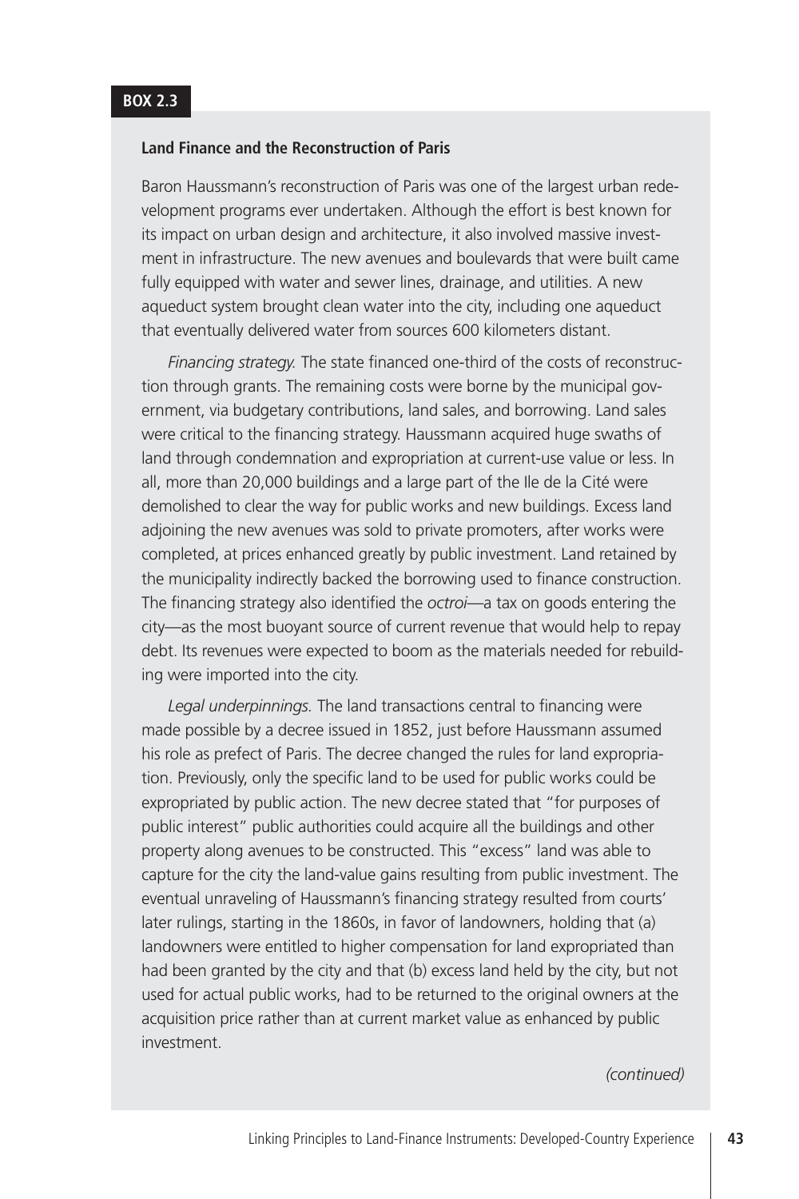**BOX 2.3**

**Land Finance and the Reconstruction of Paris**

Baron Haussmann's reconstruction of Paris was one of the largest urban redevelopment programs ever undertaken. Although the effort is best known for its impact on urban design and architecture, it also involved massive investment in infrastructure. The new avenues and boulevards that were built came fully equipped with water and sewer lines, drainage, and utilities. A new aqueduct system brought clean water into the city, including one aqueduct that eventually delivered water from sources 600 kilometers distant.

*Financing strategy.* The state financed one-third of the costs of reconstruction through grants. The remaining costs were borne by the municipal government, via budgetary contributions, land sales, and borrowing. Land sales were critical to the financing strategy. Haussmann acquired huge swaths of land through condemnation and expropriation at current-use value or less. In all, more than 20,000 buildings and a large part of the Ile de la Cité were demolished to clear the way for public works and new buildings. Excess land adjoining the new avenues was sold to private promoters, after works were completed, at prices enhanced greatly by public investment. Land retained by the municipality indirectly backed the borrowing used to finance construction. The financing strategy also identified the *octroi*—a tax on goods entering the city—as the most buoyant source of current revenue that would help to repay debt. Its revenues were expected to boom as the materials needed for rebuilding were imported into the city.

*Legal underpinnings.* The land transactions central to financing were made possible by a decree issued in 1852, just before Haussmann assumed his role as prefect of Paris. The decree changed the rules for land expropriation. Previously, only the specific land to be used for public works could be expropriated by public action. The new decree stated that "for purposes of public interest" public authorities could acquire all the buildings and other property along avenues to be constructed. This "excess" land was able to capture for the city the land-value gains resulting from public investment. The eventual unraveling of Haussmann's financing strategy resulted from courts' later rulings, starting in the 1860s, in favor of landowners, holding that (a) landowners were entitled to higher compensation for land expropriated than had been granted by the city and that (b) excess land held by the city, but not used for actual public works, had to be returned to the original owners at the acquisition price rather than at current market value as enhanced by public investment.

*(continued)*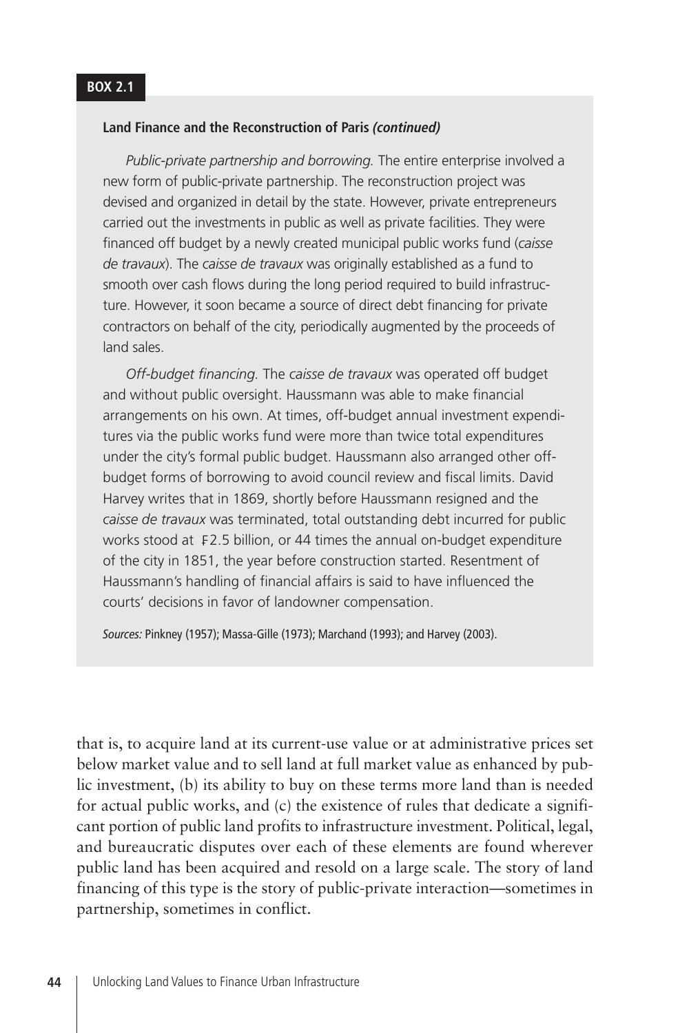**BOX 2.1**

**Land Finance and the Reconstruction of Paris *(continued)***

*Public-private partnership and borrowing.* The entire enterprise involved a new form of public-private partnership. The reconstruction project was devised and organized in detail by the state. However, private entrepreneurs carried out the investments in public as well as private facilities. They were financed off budget by a newly created municipal public works fund (*caisse de travaux*). The *caisse de travaux* was originally established as a fund to smooth over cash flows during the long period required to build infrastructure. However, it soon became a source of direct debt financing for private contractors on behalf of the city, periodically augmented by the proceeds of land sales.

*Off-budget financing.* The *caisse de travaux* was operated off budget and without public oversight. Haussmann was able to make financial arrangements on his own. At times, off-budget annual investment expenditures via the public works fund were more than twice total expenditures under the city's formal public budget. Haussmann also arranged other off-budget forms of borrowing to avoid council review and fiscal limits. David Harvey writes that in 1869, shortly before Haussmann resigned and the *caisse de travaux* was terminated, total outstanding debt incurred for public works stood at ₣2.5 billion, or 44 times the annual on-budget expenditure of the city in 1851, the year before construction started. Resentment of Haussmann's handling of financial affairs is said to have influenced the courts' decisions in favor of landowner compensation.

*Sources:* Pinkney (1957); Massa-Gille (1973); Marchand (1993); and Harvey (2003).

that is, to acquire land at its current-use value or at administrative prices set below market value and to sell land at full market value as enhanced by public investment, (b) its ability to buy on these terms more land than is needed for actual public works, and (c) the existence of rules that dedicate a significant portion of public land profits to infrastructure investment. Political, legal, and bureaucratic disputes over each of these elements are found wherever public land has been acquired and resold on a large scale. The story of land financing of this type is the story of public-private interaction—sometimes in partnership, sometimes in conflict.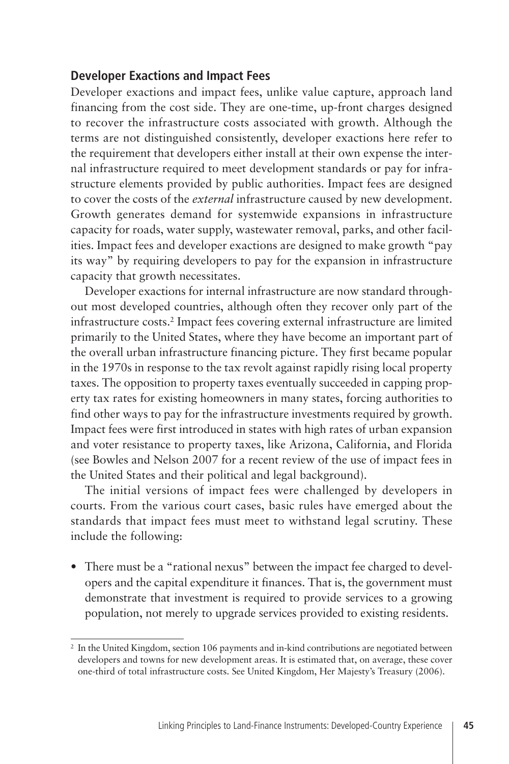## Developer Exactions and Impact Fees

Developer exactions and impact fees, unlike value capture, approach land financing from the cost side. They are one-time, up-front charges designed to recover the infrastructure costs associated with growth. Although the terms are not distinguished consistently, developer exactions here refer to the requirement that developers either install at their own expense the internal infrastructure required to meet development standards or pay for infrastructure elements provided by public authorities. Impact fees are designed to cover the costs of the *external* infrastructure caused by new development. Growth generates demand for systemwide expansions in infrastructure capacity for roads, water supply, wastewater removal, parks, and other facilities. Impact fees and developer exactions are designed to make growth "pay its way" by requiring developers to pay for the expansion in infrastructure capacity that growth necessitates.

Developer exactions for internal infrastructure are now standard throughout most developed countries, although often they recover only part of the infrastructure costs.[2] Impact fees covering external infrastructure are limited primarily to the United States, where they have become an important part of the overall urban infrastructure financing picture. They first became popular in the 1970s in response to the tax revolt against rapidly rising local property taxes. The opposition to property taxes eventually succeeded in capping property tax rates for existing homeowners in many states, forcing authorities to find other ways to pay for the infrastructure investments required by growth. Impact fees were first introduced in states with high rates of urban expansion and voter resistance to property taxes, like Arizona, California, and Florida (see Bowles and Nelson 2007 for a recent review of the use of impact fees in the United States and their political and legal background).

The initial versions of impact fees were challenged by developers in courts. From the various court cases, basic rules have emerged about the standards that impact fees must meet to withstand legal scrutiny. These include the following:

- There must be a "rational nexus" between the impact fee charged to developers and the capital expenditure it finances. That is, the government must demonstrate that investment is required to provide services to a growing population, not merely to upgrade services provided to existing residents.

[2] In the United Kingdom, section 106 payments and in-kind contributions are negotiated between developers and towns for new development areas. It is estimated that, on average, these cover one-third of total infrastructure costs. See United Kingdom, Her Majesty's Treasury (2006).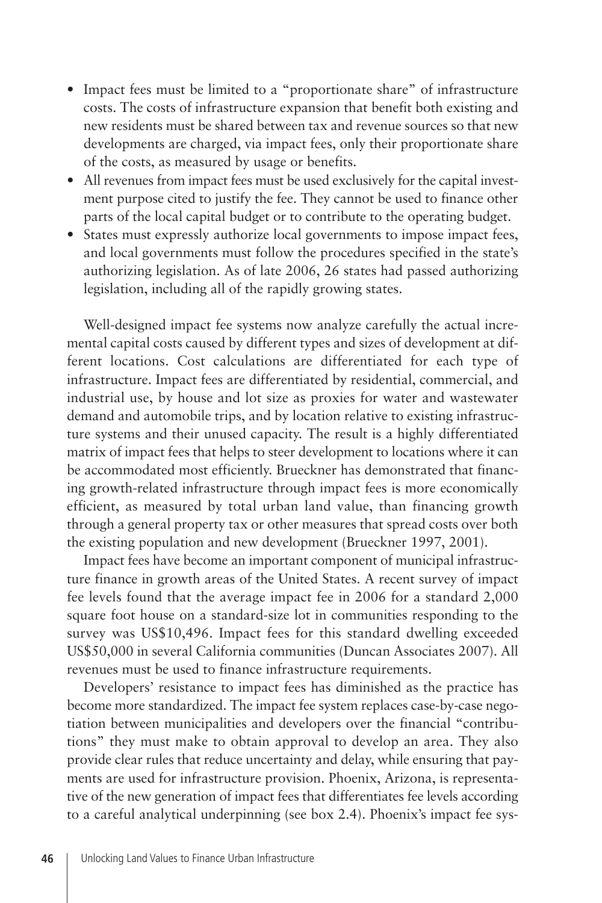- Impact fees must be limited to a "proportionate share" of infrastructure costs. The costs of infrastructure expansion that benefit both existing and new residents must be shared between tax and revenue sources so that new developments are charged, via impact fees, only their proportionate share of the costs, as measured by usage or benefits.
- All revenues from impact fees must be used exclusively for the capital investment purpose cited to justify the fee. They cannot be used to finance other parts of the local capital budget or to contribute to the operating budget.
- States must expressly authorize local governments to impose impact fees, and local governments must follow the procedures specified in the state's authorizing legislation. As of late 2006, 26 states had passed authorizing legislation, including all of the rapidly growing states.

Well-designed impact fee systems now analyze carefully the actual incremental capital costs caused by different types and sizes of development at different locations. Cost calculations are differentiated for each type of infrastructure. Impact fees are differentiated by residential, commercial, and industrial use, by house and lot size as proxies for water and wastewater demand and automobile trips, and by location relative to existing infrastructure systems and their unused capacity. The result is a highly differentiated matrix of impact fees that helps to steer development to locations where it can be accommodated most efficiently. Brueckner has demonstrated that financing growth-related infrastructure through impact fees is more economically efficient, as measured by total urban land value, than financing growth through a general property tax or other measures that spread costs over both the existing population and new development (Brueckner 1997, 2001).

Impact fees have become an important component of municipal infrastructure finance in growth areas of the United States. A recent survey of impact fee levels found that the average impact fee in 2006 for a standard 2,000 square foot house on a standard-size lot in communities responding to the survey was US$10,496. Impact fees for this standard dwelling exceeded US$50,000 in several California communities (Duncan Associates 2007). All revenues must be used to finance infrastructure requirements.

Developers' resistance to impact fees has diminished as the practice has become more standardized. The impact fee system replaces case-by-case negotiation between municipalities and developers over the financial "contributions" they must make to obtain approval to develop an area. They also provide clear rules that reduce uncertainty and delay, while ensuring that payments are used for infrastructure provision. Phoenix, Arizona, is representative of the new generation of impact fees that differentiates fee levels according to a careful analytical underpinning (see box 2.4). Phoenix's impact fee sys-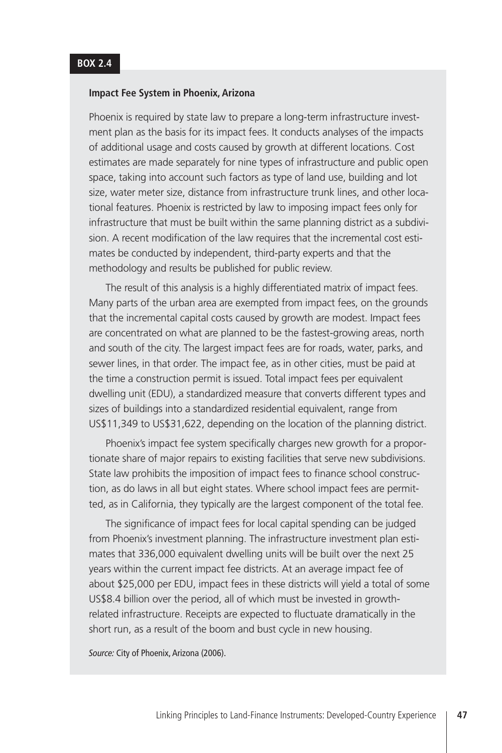**BOX 2.4**

**Impact Fee System in Phoenix, Arizona**

Phoenix is required by state law to prepare a long-term infrastructure investment plan as the basis for its impact fees. It conducts analyses of the impacts of additional usage and costs caused by growth at different locations. Cost estimates are made separately for nine types of infrastructure and public open space, taking into account such factors as type of land use, building and lot size, water meter size, distance from infrastructure trunk lines, and other locational features. Phoenix is restricted by law to imposing impact fees only for infrastructure that must be built within the same planning district as a subdivision. A recent modification of the law requires that the incremental cost estimates be conducted by independent, third-party experts and that the methodology and results be published for public review.

The result of this analysis is a highly differentiated matrix of impact fees. Many parts of the urban area are exempted from impact fees, on the grounds that the incremental capital costs caused by growth are modest. Impact fees are concentrated on what are planned to be the fastest-growing areas, north and south of the city. The largest impact fees are for roads, water, parks, and sewer lines, in that order. The impact fee, as in other cities, must be paid at the time a construction permit is issued. Total impact fees per equivalent dwelling unit (EDU), a standardized measure that converts different types and sizes of buildings into a standardized residential equivalent, range from US$11,349 to US$31,622, depending on the location of the planning district.

Phoenix's impact fee system specifically charges new growth for a proportionate share of major repairs to existing facilities that serve new subdivisions. State law prohibits the imposition of impact fees to finance school construction, as do laws in all but eight states. Where school impact fees are permitted, as in California, they typically are the largest component of the total fee.

The significance of impact fees for local capital spending can be judged from Phoenix's investment planning. The infrastructure investment plan estimates that 336,000 equivalent dwelling units will be built over the next 25 years within the current impact fee districts. At an average impact fee of about $25,000 per EDU, impact fees in these districts will yield a total of some US$8.4 billion over the period, all of which must be invested in growth-related infrastructure. Receipts are expected to fluctuate dramatically in the short run, as a result of the boom and bust cycle in new housing.

*Source:* City of Phoenix, Arizona (2006).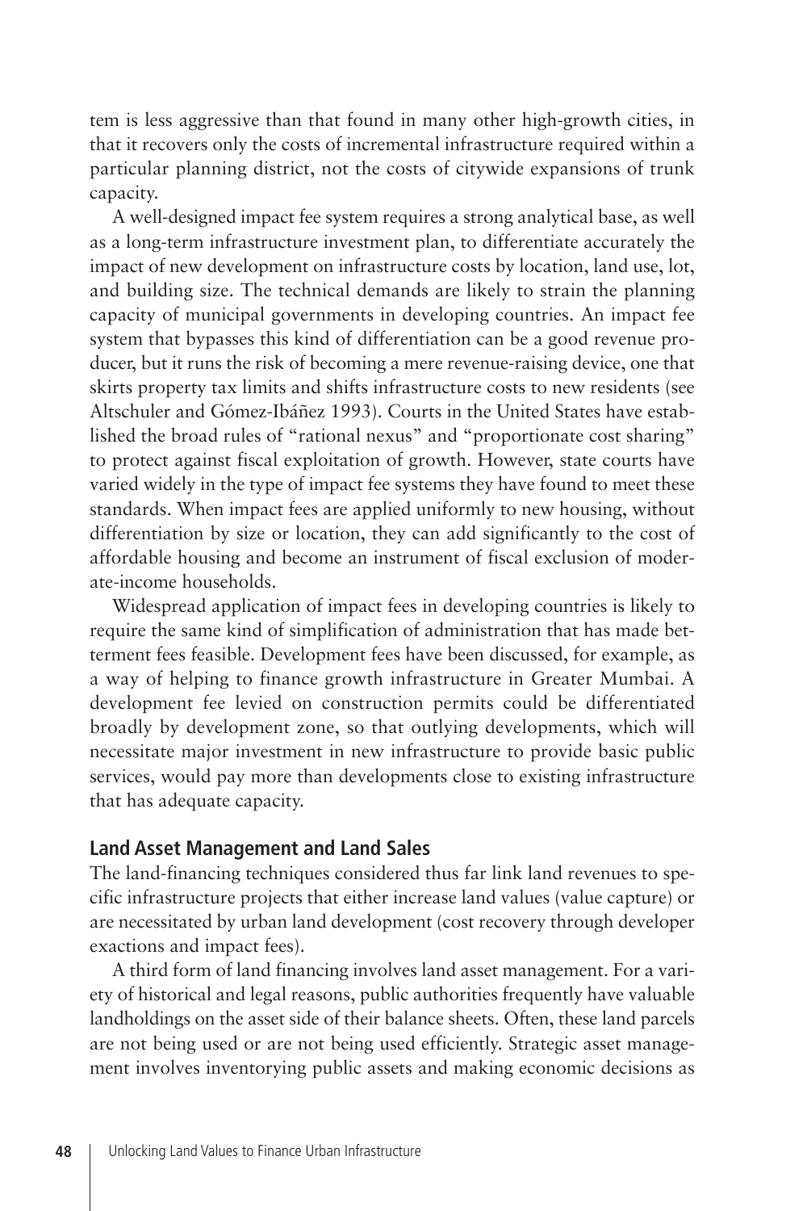tem is less aggressive than that found in many other high-growth cities, in that it recovers only the costs of incremental infrastructure required within a particular planning district, not the costs of citywide expansions of trunk capacity.

A well-designed impact fee system requires a strong analytical base, as well as a long-term infrastructure investment plan, to differentiate accurately the impact of new development on infrastructure costs by location, land use, lot, and building size. The technical demands are likely to strain the planning capacity of municipal governments in developing countries. An impact fee system that bypasses this kind of differentiation can be a good revenue producer, but it runs the risk of becoming a mere revenue-raising device, one that skirts property tax limits and shifts infrastructure costs to new residents (see Altschuler and Gómez-Ibáñez 1993). Courts in the United States have established the broad rules of "rational nexus" and "proportionate cost sharing" to protect against fiscal exploitation of growth. However, state courts have varied widely in the type of impact fee systems they have found to meet these standards. When impact fees are applied uniformly to new housing, without differentiation by size or location, they can add significantly to the cost of affordable housing and become an instrument of fiscal exclusion of moderate-income households.

Widespread application of impact fees in developing countries is likely to require the same kind of simplification of administration that has made betterment fees feasible. Development fees have been discussed, for example, as a way of helping to finance growth infrastructure in Greater Mumbai. A development fee levied on construction permits could be differentiated broadly by development zone, so that outlying developments, which will necessitate major investment in new infrastructure to provide basic public services, would pay more than developments close to existing infrastructure that has adequate capacity.

## Land Asset Management and Land Sales

The land-financing techniques considered thus far link land revenues to specific infrastructure projects that either increase land values (value capture) or are necessitated by urban land development (cost recovery through developer exactions and impact fees).

A third form of land financing involves land asset management. For a variety of historical and legal reasons, public authorities frequently have valuable landholdings on the asset side of their balance sheets. Often, these land parcels are not being used or are not being used efficiently. Strategic asset management involves inventorying public assets and making economic decisions as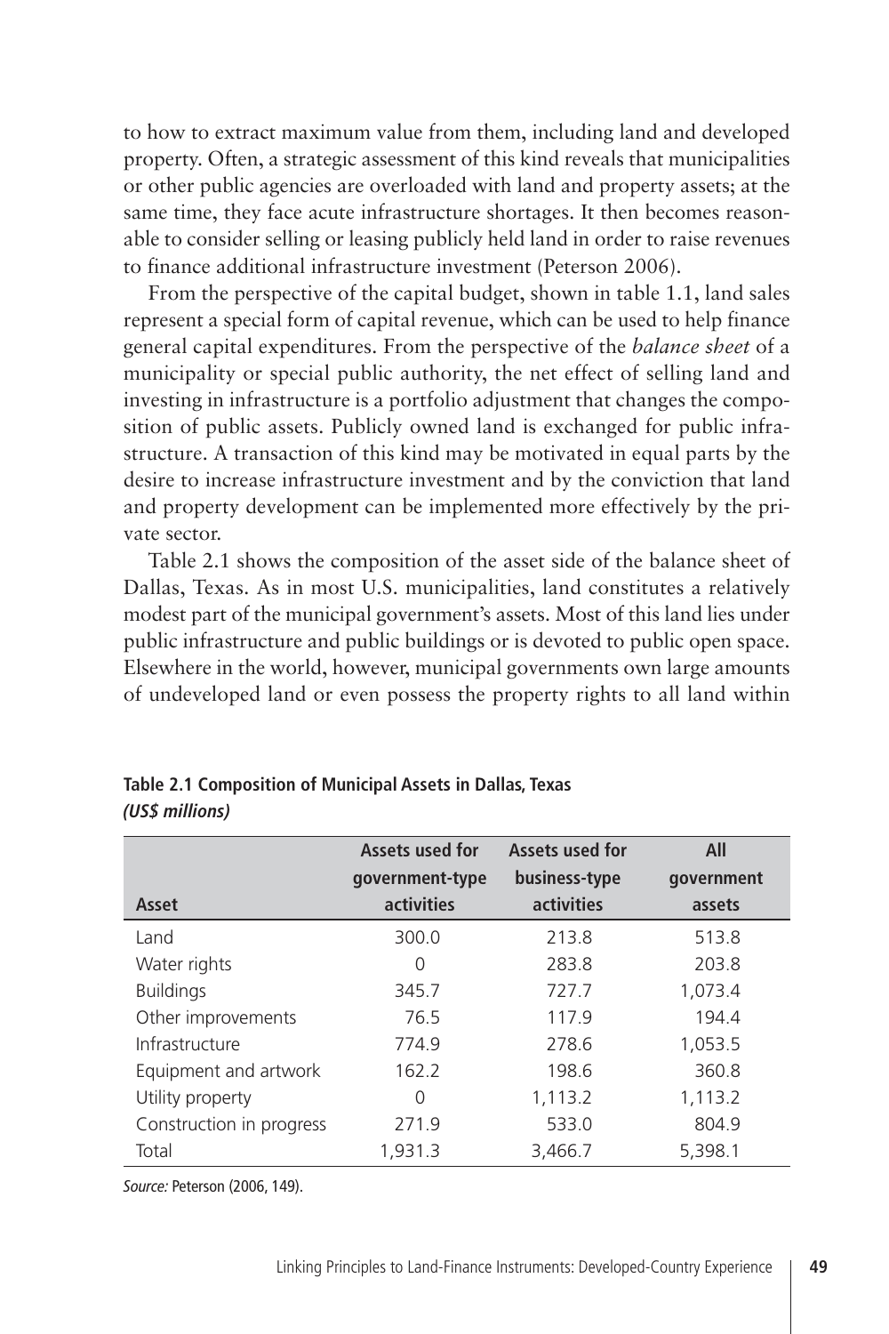to how to extract maximum value from them, including land and developed property. Often, a strategic assessment of this kind reveals that municipalities or other public agencies are overloaded with land and property assets; at the same time, they face acute infrastructure shortages. It then becomes reasonable to consider selling or leasing publicly held land in order to raise revenues to finance additional infrastructure investment (Peterson 2006).

From the perspective of the capital budget, shown in table 1.1, land sales represent a special form of capital revenue, which can be used to help finance general capital expenditures. From the perspective of the *balance sheet* of a municipality or special public authority, the net effect of selling land and investing in infrastructure is a portfolio adjustment that changes the composition of public assets. Publicly owned land is exchanged for public infrastructure. A transaction of this kind may be motivated in equal parts by the desire to increase infrastructure investment and by the conviction that land and property development can be implemented more effectively by the private sector.

Table 2.1 shows the composition of the asset side of the balance sheet of Dallas, Texas. As in most U.S. municipalities, land constitutes a relatively modest part of the municipal government's assets. Most of this land lies under public infrastructure and public buildings or is devoted to public open space. Elsewhere in the world, however, municipal governments own large amounts of undeveloped land or even possess the property rights to all land within

**Table 2.1 Composition of Municipal Assets in Dallas, Texas**
***(US$ millions)***

| Asset | Assets used for government-type activities | Assets used for business-type activities | All government assets |
|---|---|---|---|
| Land | 300.0 | 213.8 | 513.8 |
| Water rights | 0 | 283.8 | 203.8 |
| Buildings | 345.7 | 727.7 | 1,073.4 |
| Other improvements | 76.5 | 117.9 | 194.4 |
| Infrastructure | 774.9 | 278.6 | 1,053.5 |
| Equipment and artwork | 162.2 | 198.6 | 360.8 |
| Utility property | 0 | 1,113.2 | 1,113.2 |
| Construction in progress | 271.9 | 533.0 | 804.9 |
| Total | 1,931.3 | 3,466.7 | 5,398.1 |

*Source:* Peterson (2006, 149).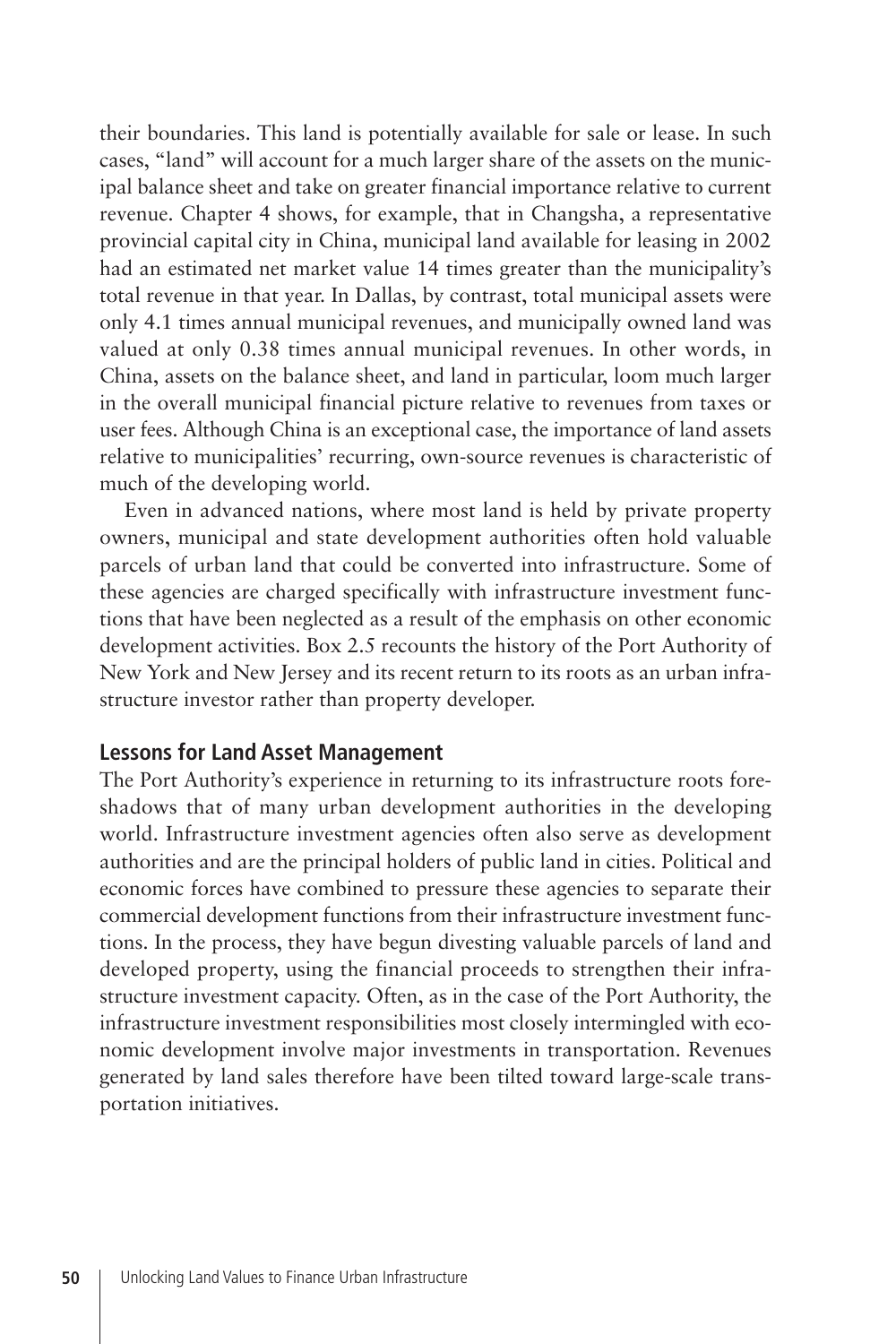their boundaries. This land is potentially available for sale or lease. In such cases, "land" will account for a much larger share of the assets on the municipal balance sheet and take on greater financial importance relative to current revenue. Chapter 4 shows, for example, that in Changsha, a representative provincial capital city in China, municipal land available for leasing in 2002 had an estimated net market value 14 times greater than the municipality's total revenue in that year. In Dallas, by contrast, total municipal assets were only 4.1 times annual municipal revenues, and municipally owned land was valued at only 0.38 times annual municipal revenues. In other words, in China, assets on the balance sheet, and land in particular, loom much larger in the overall municipal financial picture relative to revenues from taxes or user fees. Although China is an exceptional case, the importance of land assets relative to municipalities' recurring, own-source revenues is characteristic of much of the developing world.

Even in advanced nations, where most land is held by private property owners, municipal and state development authorities often hold valuable parcels of urban land that could be converted into infrastructure. Some of these agencies are charged specifically with infrastructure investment functions that have been neglected as a result of the emphasis on other economic development activities. Box 2.5 recounts the history of the Port Authority of New York and New Jersey and its recent return to its roots as an urban infrastructure investor rather than property developer.

## Lessons for Land Asset Management

The Port Authority's experience in returning to its infrastructure roots foreshadows that of many urban development authorities in the developing world. Infrastructure investment agencies often also serve as development authorities and are the principal holders of public land in cities. Political and economic forces have combined to pressure these agencies to separate their commercial development functions from their infrastructure investment functions. In the process, they have begun divesting valuable parcels of land and developed property, using the financial proceeds to strengthen their infrastructure investment capacity. Often, as in the case of the Port Authority, the infrastructure investment responsibilities most closely intermingled with economic development involve major investments in transportation. Revenues generated by land sales therefore have been tilted toward large-scale transportation initiatives.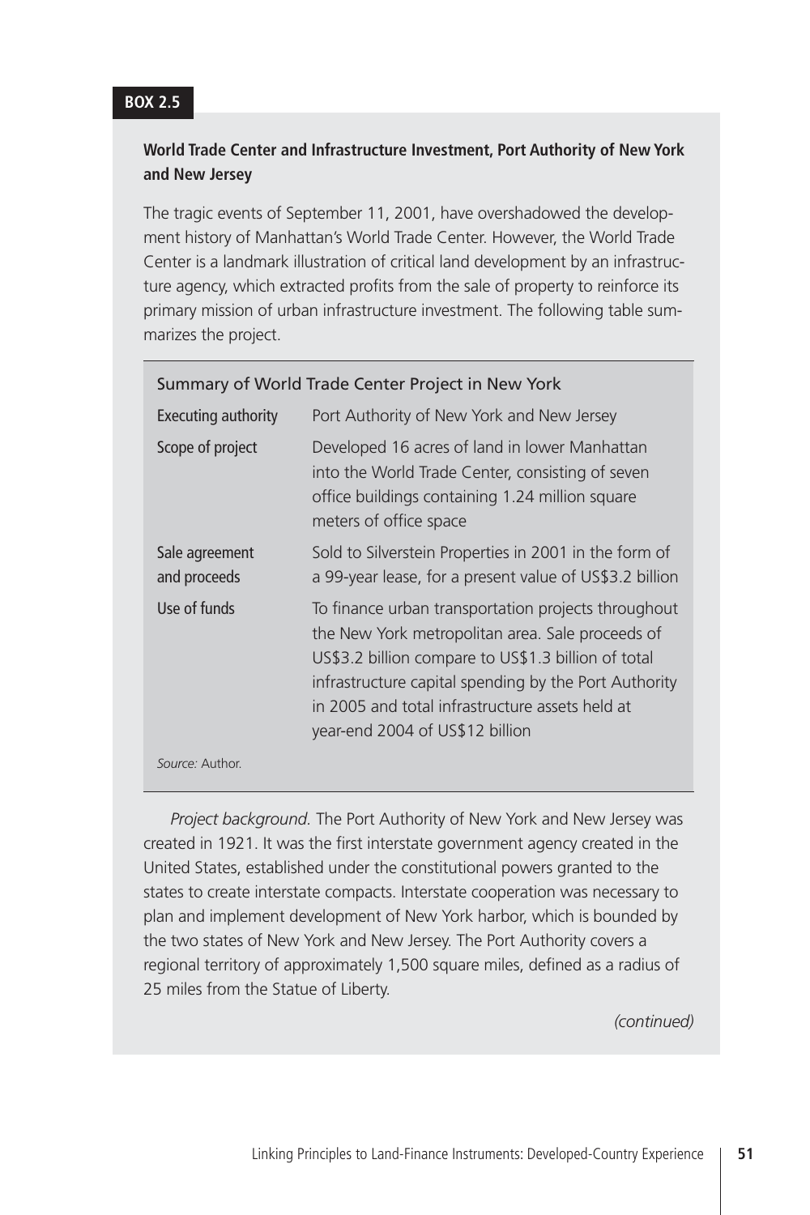**BOX 2.5**

**World Trade Center and Infrastructure Investment, Port Authority of New York and New Jersey**

The tragic events of September 11, 2001, have overshadowed the development history of Manhattan's World Trade Center. However, the World Trade Center is a landmark illustration of critical land development by an infrastructure agency, which extracted profits from the sale of property to reinforce its primary mission of urban infrastructure investment. The following table summarizes the project.

Summary of World Trade Center Project in New York

| | |
|---|---|
| Executing authority | Port Authority of New York and New Jersey |
| Scope of project | Developed 16 acres of land in lower Manhattan into the World Trade Center, consisting of seven office buildings containing 1.24 million square meters of office space |
| Sale agreement and proceeds | Sold to Silverstein Properties in 2001 in the form of a 99-year lease, for a present value of US$3.2 billion |
| Use of funds | To finance urban transportation projects throughout the New York metropolitan area. Sale proceeds of US$3.2 billion compare to US$1.3 billion of total infrastructure capital spending by the Port Authority in 2005 and total infrastructure assets held at year-end 2004 of US$12 billion |

*Source:* Author.

*Project background.* The Port Authority of New York and New Jersey was created in 1921. It was the first interstate government agency created in the United States, established under the constitutional powers granted to the states to create interstate compacts. Interstate cooperation was necessary to plan and implement development of New York harbor, which is bounded by the two states of New York and New Jersey. The Port Authority covers a regional territory of approximately 1,500 square miles, defined as a radius of 25 miles from the Statue of Liberty.

*(continued)*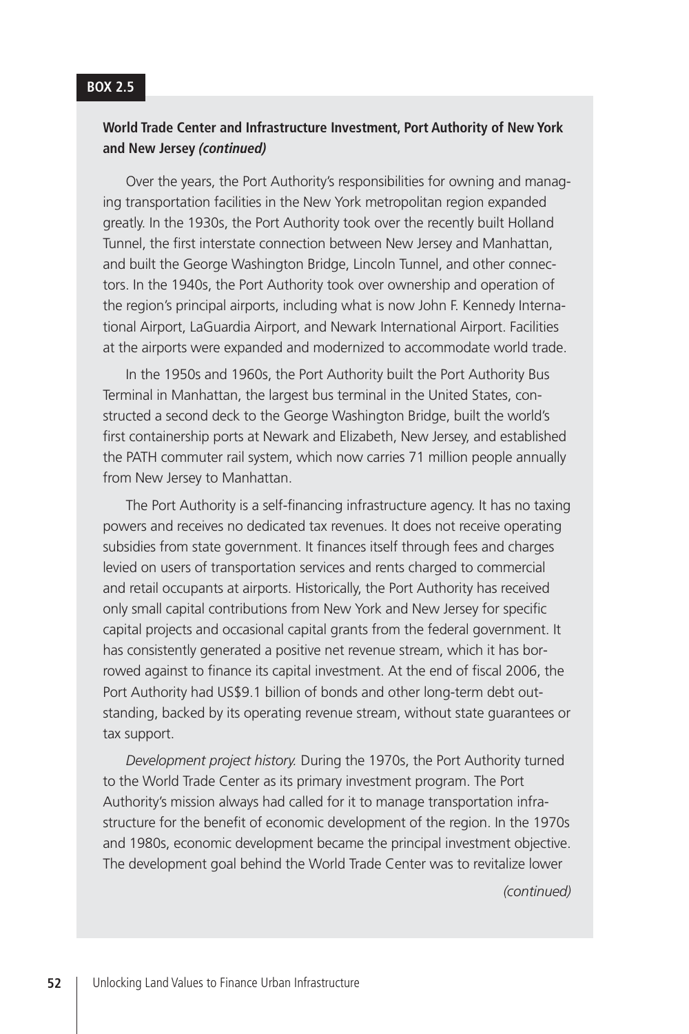**BOX 2.5**

**World Trade Center and Infrastructure Investment, Port Authority of New York and New Jersey *(continued)***

Over the years, the Port Authority's responsibilities for owning and managing transportation facilities in the New York metropolitan region expanded greatly. In the 1930s, the Port Authority took over the recently built Holland Tunnel, the first interstate connection between New Jersey and Manhattan, and built the George Washington Bridge, Lincoln Tunnel, and other connectors. In the 1940s, the Port Authority took over ownership and operation of the region's principal airports, including what is now John F. Kennedy International Airport, LaGuardia Airport, and Newark International Airport. Facilities at the airports were expanded and modernized to accommodate world trade.

In the 1950s and 1960s, the Port Authority built the Port Authority Bus Terminal in Manhattan, the largest bus terminal in the United States, constructed a second deck to the George Washington Bridge, built the world's first containership ports at Newark and Elizabeth, New Jersey, and established the PATH commuter rail system, which now carries 71 million people annually from New Jersey to Manhattan.

The Port Authority is a self-financing infrastructure agency. It has no taxing powers and receives no dedicated tax revenues. It does not receive operating subsidies from state government. It finances itself through fees and charges levied on users of transportation services and rents charged to commercial and retail occupants at airports. Historically, the Port Authority has received only small capital contributions from New York and New Jersey for specific capital projects and occasional capital grants from the federal government. It has consistently generated a positive net revenue stream, which it has borrowed against to finance its capital investment. At the end of fiscal 2006, the Port Authority had US$9.1 billion of bonds and other long-term debt outstanding, backed by its operating revenue stream, without state guarantees or tax support.

*Development project history.* During the 1970s, the Port Authority turned to the World Trade Center as its primary investment program. The Port Authority's mission always had called for it to manage transportation infrastructure for the benefit of economic development of the region. In the 1970s and 1980s, economic development became the principal investment objective. The development goal behind the World Trade Center was to revitalize lower

*(continued)*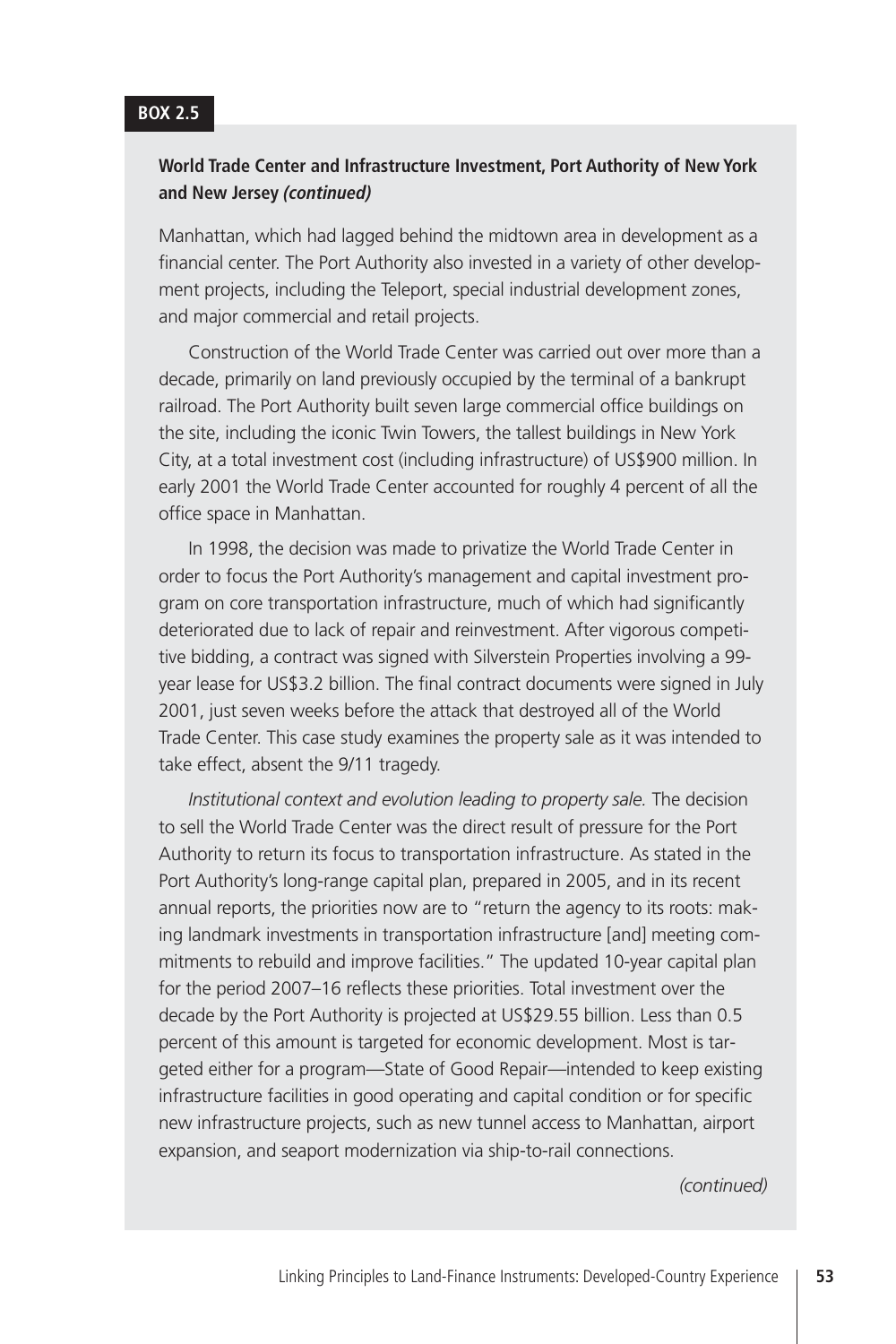**BOX 2.5**

**World Trade Center and Infrastructure Investment, Port Authority of New York and New Jersey *(continued)***

Manhattan, which had lagged behind the midtown area in development as a financial center. The Port Authority also invested in a variety of other development projects, including the Teleport, special industrial development zones, and major commercial and retail projects.

Construction of the World Trade Center was carried out over more than a decade, primarily on land previously occupied by the terminal of a bankrupt railroad. The Port Authority built seven large commercial office buildings on the site, including the iconic Twin Towers, the tallest buildings in New York City, at a total investment cost (including infrastructure) of US$900 million. In early 2001 the World Trade Center accounted for roughly 4 percent of all the office space in Manhattan.

In 1998, the decision was made to privatize the World Trade Center in order to focus the Port Authority's management and capital investment program on core transportation infrastructure, much of which had significantly deteriorated due to lack of repair and reinvestment. After vigorous competitive bidding, a contract was signed with Silverstein Properties involving a 99-year lease for US$3.2 billion. The final contract documents were signed in July 2001, just seven weeks before the attack that destroyed all of the World Trade Center. This case study examines the property sale as it was intended to take effect, absent the 9/11 tragedy.

*Institutional context and evolution leading to property sale.* The decision to sell the World Trade Center was the direct result of pressure for the Port Authority to return its focus to transportation infrastructure. As stated in the Port Authority's long-range capital plan, prepared in 2005, and in its recent annual reports, the priorities now are to "return the agency to its roots: making landmark investments in transportation infrastructure [and] meeting commitments to rebuild and improve facilities." The updated 10-year capital plan for the period 2007–16 reflects these priorities. Total investment over the decade by the Port Authority is projected at US$29.55 billion. Less than 0.5 percent of this amount is targeted for economic development. Most is targeted either for a program—State of Good Repair—intended to keep existing infrastructure facilities in good operating and capital condition or for specific new infrastructure projects, such as new tunnel access to Manhattan, airport expansion, and seaport modernization via ship-to-rail connections.

*(continued)*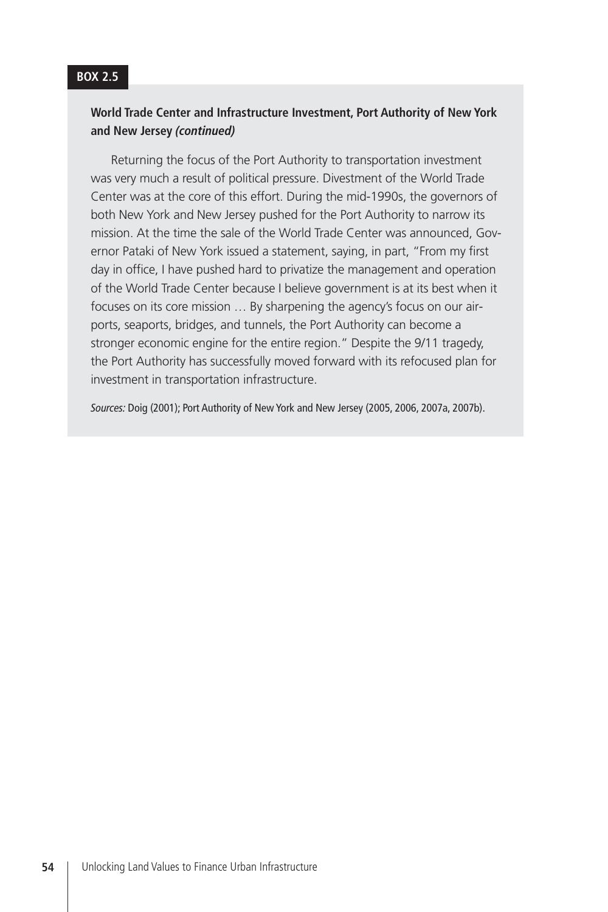**BOX 2.5**

**World Trade Center and Infrastructure Investment, Port Authority of New York and New Jersey *(continued)***

Returning the focus of the Port Authority to transportation investment was very much a result of political pressure. Divestment of the World Trade Center was at the core of this effort. During the mid-1990s, the governors of both New York and New Jersey pushed for the Port Authority to narrow its mission. At the time the sale of the World Trade Center was announced, Governor Pataki of New York issued a statement, saying, in part, "From my first day in office, I have pushed hard to privatize the management and operation of the World Trade Center because I believe government is at its best when it focuses on its core mission … By sharpening the agency's focus on our airports, seaports, bridges, and tunnels, the Port Authority can become a stronger economic engine for the entire region." Despite the 9/11 tragedy, the Port Authority has successfully moved forward with its refocused plan for investment in transportation infrastructure.

*Sources:* Doig (2001); Port Authority of New York and New Jersey (2005, 2006, 2007a, 2007b).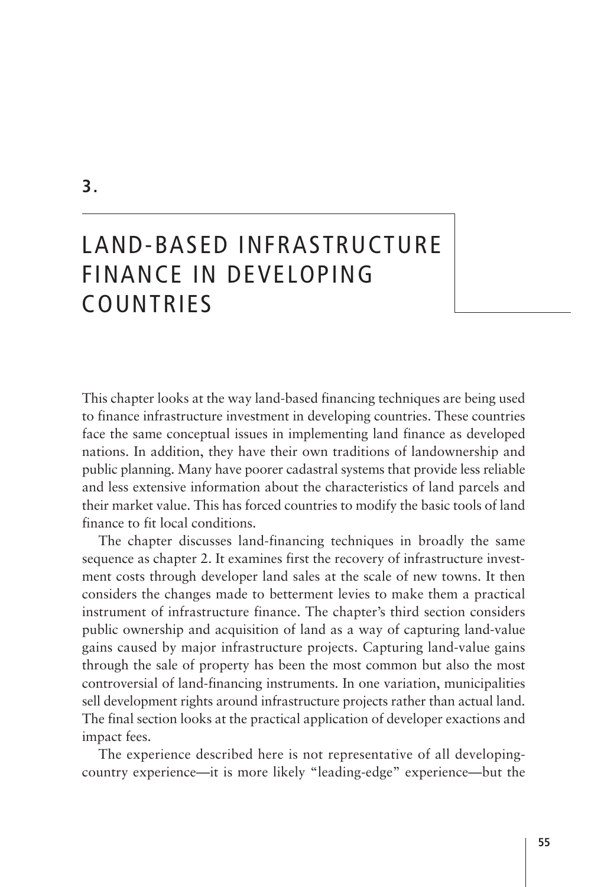3.

# LAND-BASED INFRASTRUCTURE FINANCE IN DEVELOPING COUNTRIES

This chapter looks at the way land-based financing techniques are being used to finance infrastructure investment in developing countries. These countries face the same conceptual issues in implementing land finance as developed nations. In addition, they have their own traditions of landownership and public planning. Many have poorer cadastral systems that provide less reliable and less extensive information about the characteristics of land parcels and their market value. This has forced countries to modify the basic tools of land finance to fit local conditions.

The chapter discusses land-financing techniques in broadly the same sequence as chapter 2. It examines first the recovery of infrastructure investment costs through developer land sales at the scale of new towns. It then considers the changes made to betterment levies to make them a practical instrument of infrastructure finance. The chapter's third section considers public ownership and acquisition of land as a way of capturing land-value gains caused by major infrastructure projects. Capturing land-value gains through the sale of property has been the most common but also the most controversial of land-financing instruments. In one variation, municipalities sell development rights around infrastructure projects rather than actual land. The final section looks at the practical application of developer exactions and impact fees.

The experience described here is not representative of all developing-country experience—it is more likely "leading-edge" experience—but the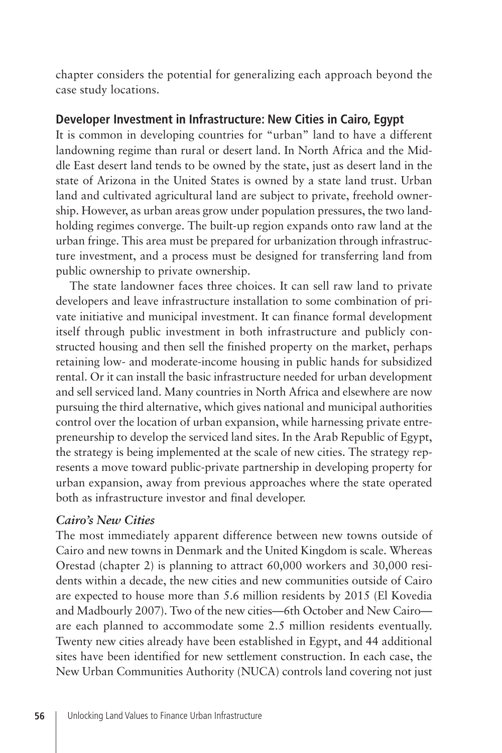chapter considers the potential for generalizing each approach beyond the case study locations.

## Developer Investment in Infrastructure: New Cities in Cairo, Egypt

It is common in developing countries for "urban" land to have a different landowning regime than rural or desert land. In North Africa and the Middle East desert land tends to be owned by the state, just as desert land in the state of Arizona in the United States is owned by a state land trust. Urban land and cultivated agricultural land are subject to private, freehold ownership. However, as urban areas grow under population pressures, the two landholding regimes converge. The built-up region expands onto raw land at the urban fringe. This area must be prepared for urbanization through infrastructure investment, and a process must be designed for transferring land from public ownership to private ownership.

The state landowner faces three choices. It can sell raw land to private developers and leave infrastructure installation to some combination of private initiative and municipal investment. It can finance formal development itself through public investment in both infrastructure and publicly constructed housing and then sell the finished property on the market, perhaps retaining low- and moderate-income housing in public hands for subsidized rental. Or it can install the basic infrastructure needed for urban development and sell serviced land. Many countries in North Africa and elsewhere are now pursuing the third alternative, which gives national and municipal authorities control over the location of urban expansion, while harnessing private entrepreneurship to develop the serviced land sites. In the Arab Republic of Egypt, the strategy is being implemented at the scale of new cities. The strategy represents a move toward public-private partnership in developing property for urban expansion, away from previous approaches where the state operated both as infrastructure investor and final developer.

### *Cairo's New Cities*

The most immediately apparent difference between new towns outside of Cairo and new towns in Denmark and the United Kingdom is scale. Whereas Orestad (chapter 2) is planning to attract 60,000 workers and 30,000 residents within a decade, the new cities and new communities outside of Cairo are expected to house more than 5.6 million residents by 2015 (El Kovedia and Madbourly 2007). Two of the new cities—6th October and New Cairo—are each planned to accommodate some 2.5 million residents eventually. Twenty new cities already have been established in Egypt, and 44 additional sites have been identified for new settlement construction. In each case, the New Urban Communities Authority (NUCA) controls land covering not just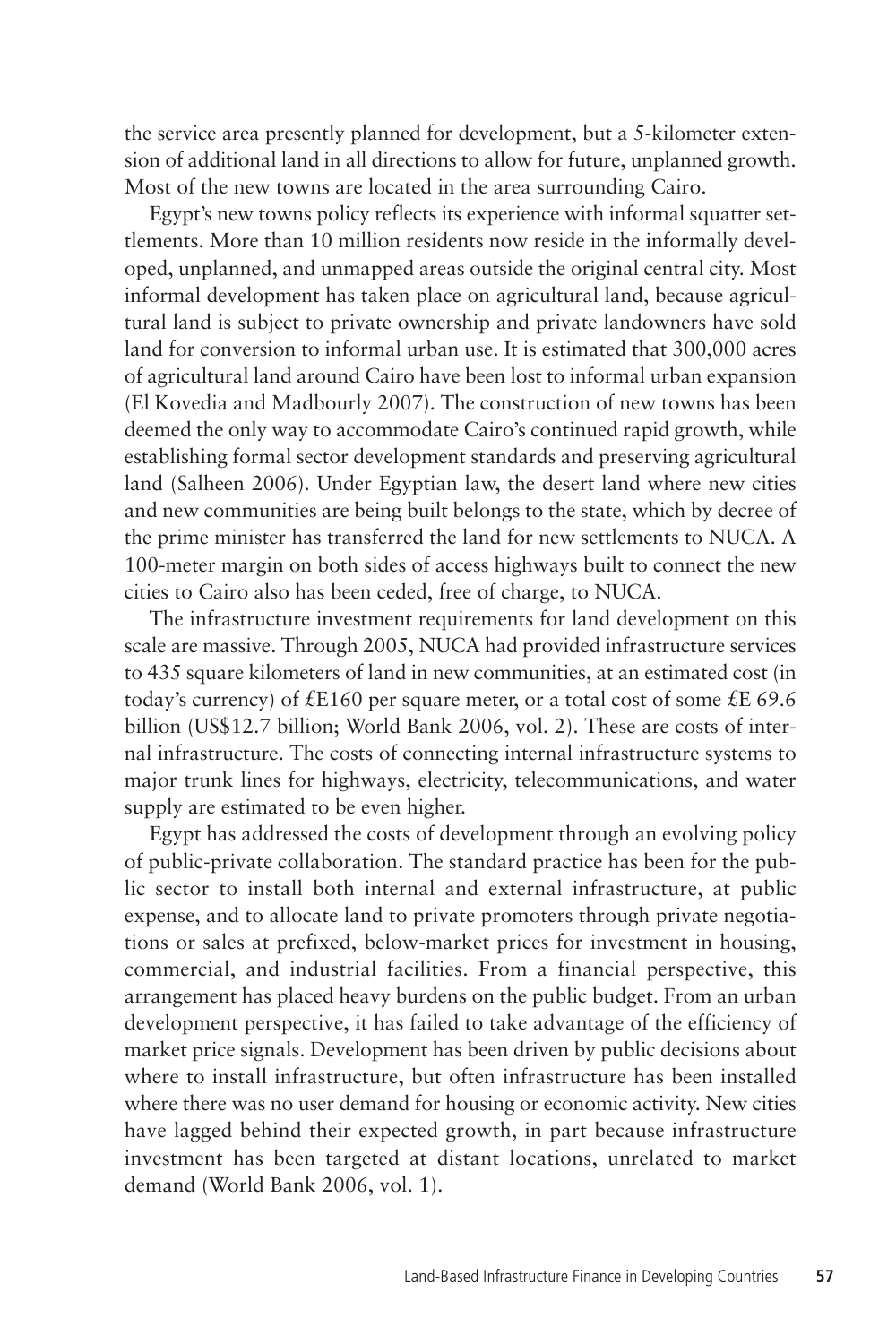the service area presently planned for development, but a 5-kilometer extension of additional land in all directions to allow for future, unplanned growth. Most of the new towns are located in the area surrounding Cairo.

Egypt's new towns policy reflects its experience with informal squatter settlements. More than 10 million residents now reside in the informally developed, unplanned, and unmapped areas outside the original central city. Most informal development has taken place on agricultural land, because agricultural land is subject to private ownership and private landowners have sold land for conversion to informal urban use. It is estimated that 300,000 acres of agricultural land around Cairo have been lost to informal urban expansion (El Kovedia and Madbourly 2007). The construction of new towns has been deemed the only way to accommodate Cairo's continued rapid growth, while establishing formal sector development standards and preserving agricultural land (Salheen 2006). Under Egyptian law, the desert land where new cities and new communities are being built belongs to the state, which by decree of the prime minister has transferred the land for new settlements to NUCA. A 100-meter margin on both sides of access highways built to connect the new cities to Cairo also has been ceded, free of charge, to NUCA.

The infrastructure investment requirements for land development on this scale are massive. Through 2005, NUCA had provided infrastructure services to 435 square kilometers of land in new communities, at an estimated cost (in today's currency) of £E160 per square meter, or a total cost of some £E 69.6 billion (US$12.7 billion; World Bank 2006, vol. 2). These are costs of internal infrastructure. The costs of connecting internal infrastructure systems to major trunk lines for highways, electricity, telecommunications, and water supply are estimated to be even higher.

Egypt has addressed the costs of development through an evolving policy of public-private collaboration. The standard practice has been for the public sector to install both internal and external infrastructure, at public expense, and to allocate land to private promoters through private negotiations or sales at prefixed, below-market prices for investment in housing, commercial, and industrial facilities. From a financial perspective, this arrangement has placed heavy burdens on the public budget. From an urban development perspective, it has failed to take advantage of the efficiency of market price signals. Development has been driven by public decisions about where to install infrastructure, but often infrastructure has been installed where there was no user demand for housing or economic activity. New cities have lagged behind their expected growth, in part because infrastructure investment has been targeted at distant locations, unrelated to market demand (World Bank 2006, vol. 1).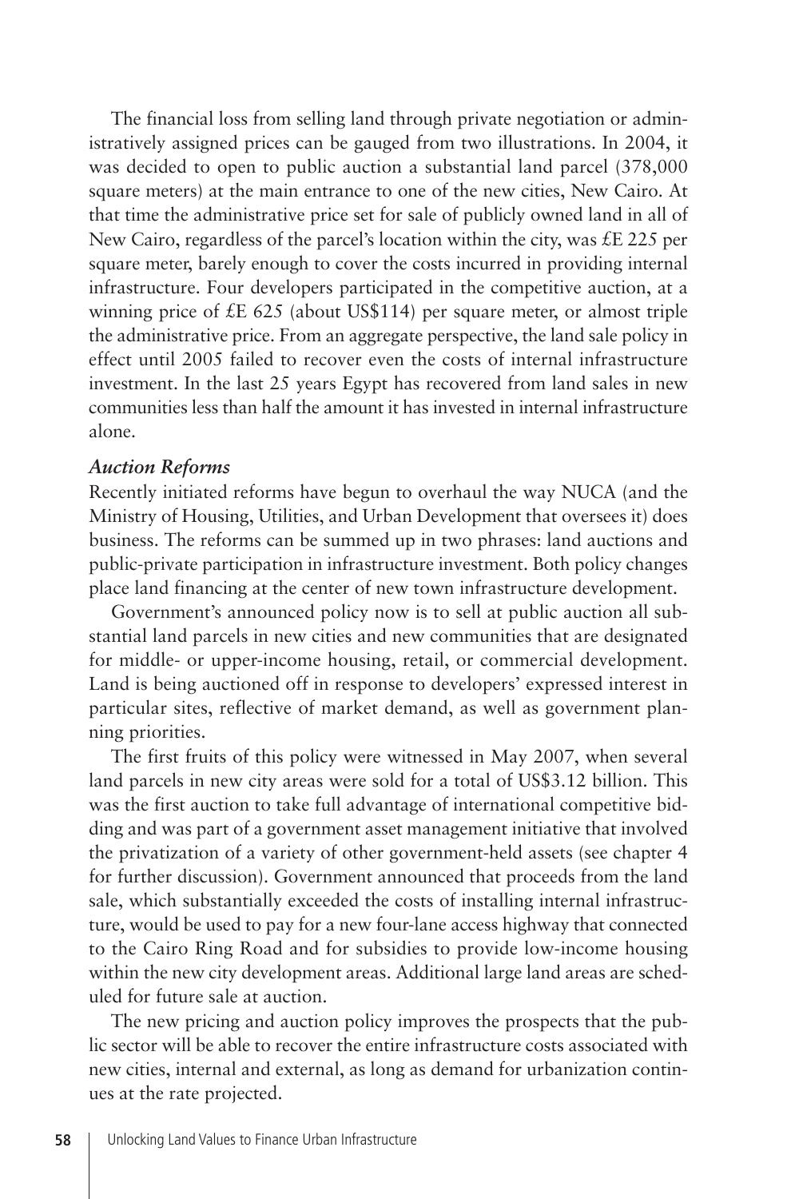The financial loss from selling land through private negotiation or administratively assigned prices can be gauged from two illustrations. In 2004, it was decided to open to public auction a substantial land parcel (378,000 square meters) at the main entrance to one of the new cities, New Cairo. At that time the administrative price set for sale of publicly owned land in all of New Cairo, regardless of the parcel's location within the city, was £E 225 per square meter, barely enough to cover the costs incurred in providing internal infrastructure. Four developers participated in the competitive auction, at a winning price of £E 625 (about US$114) per square meter, or almost triple the administrative price. From an aggregate perspective, the land sale policy in effect until 2005 failed to recover even the costs of internal infrastructure investment. In the last 25 years Egypt has recovered from land sales in new communities less than half the amount it has invested in internal infrastructure alone.

### *Auction Reforms*

Recently initiated reforms have begun to overhaul the way NUCA (and the Ministry of Housing, Utilities, and Urban Development that oversees it) does business. The reforms can be summed up in two phrases: land auctions and public-private participation in infrastructure investment. Both policy changes place land financing at the center of new town infrastructure development.

Government's announced policy now is to sell at public auction all substantial land parcels in new cities and new communities that are designated for middle- or upper-income housing, retail, or commercial development. Land is being auctioned off in response to developers' expressed interest in particular sites, reflective of market demand, as well as government planning priorities.

The first fruits of this policy were witnessed in May 2007, when several land parcels in new city areas were sold for a total of US$3.12 billion. This was the first auction to take full advantage of international competitive bidding and was part of a government asset management initiative that involved the privatization of a variety of other government-held assets (see chapter 4 for further discussion). Government announced that proceeds from the land sale, which substantially exceeded the costs of installing internal infrastructure, would be used to pay for a new four-lane access highway that connected to the Cairo Ring Road and for subsidies to provide low-income housing within the new city development areas. Additional large land areas are scheduled for future sale at auction.

The new pricing and auction policy improves the prospects that the public sector will be able to recover the entire infrastructure costs associated with new cities, internal and external, as long as demand for urbanization continues at the rate projected.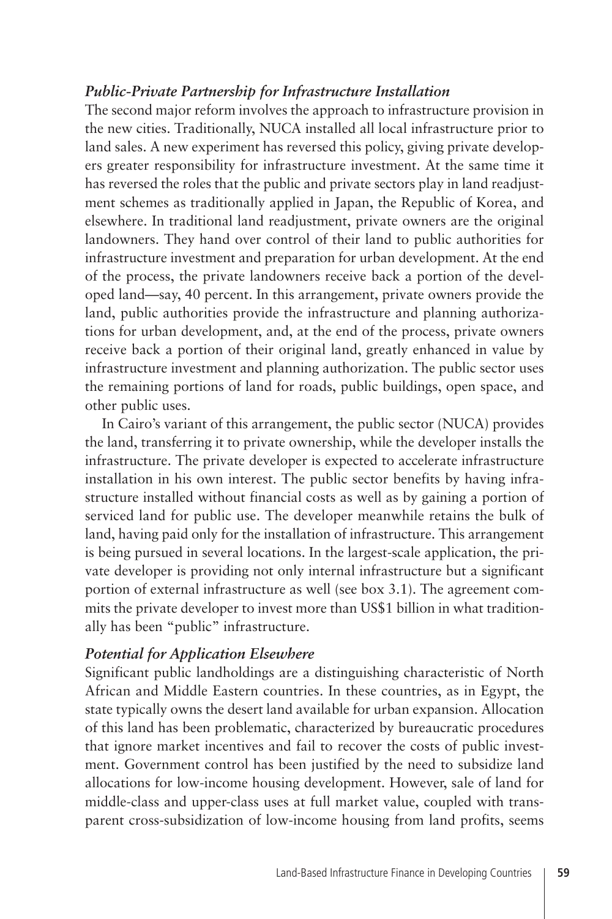### *Public-Private Partnership for Infrastructure Installation*

The second major reform involves the approach to infrastructure provision in the new cities. Traditionally, NUCA installed all local infrastructure prior to land sales. A new experiment has reversed this policy, giving private developers greater responsibility for infrastructure investment. At the same time it has reversed the roles that the public and private sectors play in land readjustment schemes as traditionally applied in Japan, the Republic of Korea, and elsewhere. In traditional land readjustment, private owners are the original landowners. They hand over control of their land to public authorities for infrastructure investment and preparation for urban development. At the end of the process, the private landowners receive back a portion of the developed land—say, 40 percent. In this arrangement, private owners provide the land, public authorities provide the infrastructure and planning authorizations for urban development, and, at the end of the process, private owners receive back a portion of their original land, greatly enhanced in value by infrastructure investment and planning authorization. The public sector uses the remaining portions of land for roads, public buildings, open space, and other public uses.

In Cairo's variant of this arrangement, the public sector (NUCA) provides the land, transferring it to private ownership, while the developer installs the infrastructure. The private developer is expected to accelerate infrastructure installation in his own interest. The public sector benefits by having infrastructure installed without financial costs as well as by gaining a portion of serviced land for public use. The developer meanwhile retains the bulk of land, having paid only for the installation of infrastructure. This arrangement is being pursued in several locations. In the largest-scale application, the private developer is providing not only internal infrastructure but a significant portion of external infrastructure as well (see box 3.1). The agreement commits the private developer to invest more than US$1 billion in what traditionally has been "public" infrastructure.

### *Potential for Application Elsewhere*

Significant public landholdings are a distinguishing characteristic of North African and Middle Eastern countries. In these countries, as in Egypt, the state typically owns the desert land available for urban expansion. Allocation of this land has been problematic, characterized by bureaucratic procedures that ignore market incentives and fail to recover the costs of public investment. Government control has been justified by the need to subsidize land allocations for low-income housing development. However, sale of land for middle-class and upper-class uses at full market value, coupled with transparent cross-subsidization of low-income housing from land profits, seems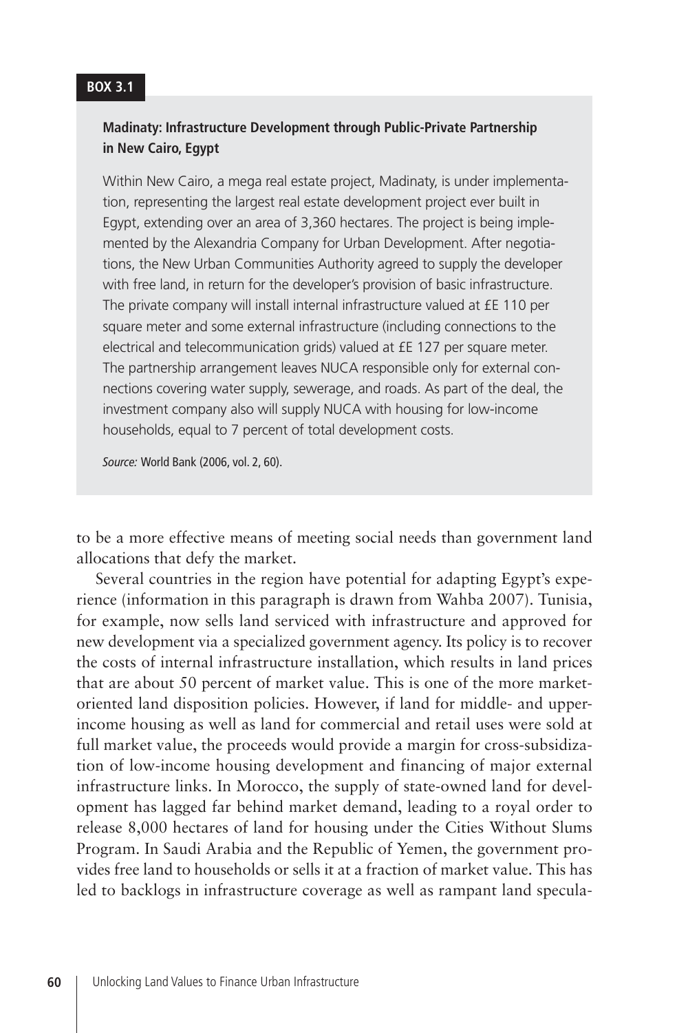**BOX 3.1**

**Madinaty: Infrastructure Development through Public-Private Partnership in New Cairo, Egypt**

Within New Cairo, a mega real estate project, Madinaty, is under implementation, representing the largest real estate development project ever built in Egypt, extending over an area of 3,360 hectares. The project is being implemented by the Alexandria Company for Urban Development. After negotiations, the New Urban Communities Authority agreed to supply the developer with free land, in return for the developer's provision of basic infrastructure. The private company will install internal infrastructure valued at £E 110 per square meter and some external infrastructure (including connections to the electrical and telecommunication grids) valued at £E 127 per square meter. The partnership arrangement leaves NUCA responsible only for external connections covering water supply, sewerage, and roads. As part of the deal, the investment company also will supply NUCA with housing for low-income households, equal to 7 percent of total development costs.

*Source:* World Bank (2006, vol. 2, 60).

to be a more effective means of meeting social needs than government land allocations that defy the market.

Several countries in the region have potential for adapting Egypt's experience (information in this paragraph is drawn from Wahba 2007). Tunisia, for example, now sells land serviced with infrastructure and approved for new development via a specialized government agency. Its policy is to recover the costs of internal infrastructure installation, which results in land prices that are about 50 percent of market value. This is one of the more market-oriented land disposition policies. However, if land for middle- and upper-income housing as well as land for commercial and retail uses were sold at full market value, the proceeds would provide a margin for cross-subsidization of low-income housing development and financing of major external infrastructure links. In Morocco, the supply of state-owned land for development has lagged far behind market demand, leading to a royal order to release 8,000 hectares of land for housing under the Cities Without Slums Program. In Saudi Arabia and the Republic of Yemen, the government provides free land to households or sells it at a fraction of market value. This has led to backlogs in infrastructure coverage as well as rampant land specula-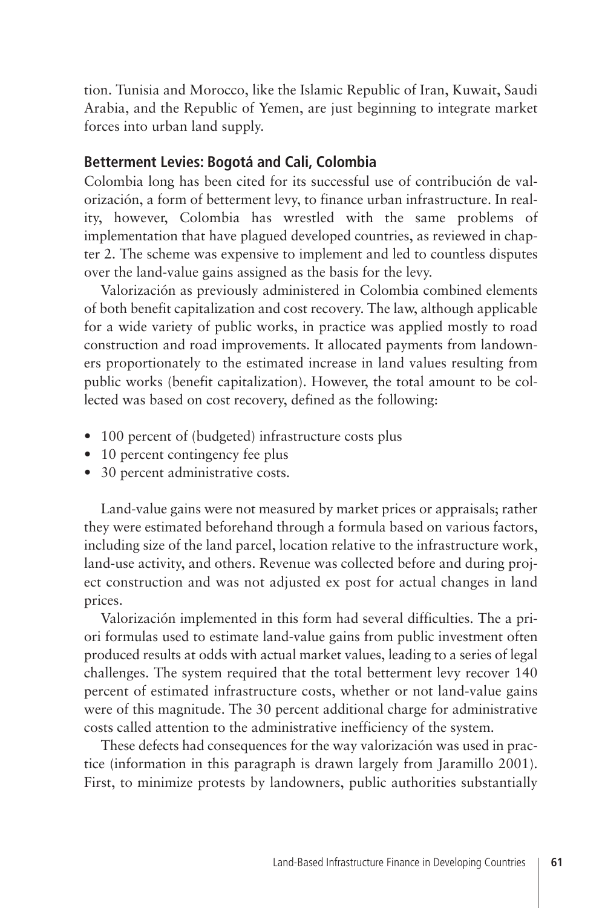tion. Tunisia and Morocco, like the Islamic Republic of Iran, Kuwait, Saudi Arabia, and the Republic of Yemen, are just beginning to integrate market forces into urban land supply.

### Betterment Levies: Bogotá and Cali, Colombia

Colombia long has been cited for its successful use of contribución de valorización, a form of betterment levy, to finance urban infrastructure. In reality, however, Colombia has wrestled with the same problems of implementation that have plagued developed countries, as reviewed in chapter 2. The scheme was expensive to implement and led to countless disputes over the land-value gains assigned as the basis for the levy.

Valorización as previously administered in Colombia combined elements of both benefit capitalization and cost recovery. The law, although applicable for a wide variety of public works, in practice was applied mostly to road construction and road improvements. It allocated payments from landowners proportionately to the estimated increase in land values resulting from public works (benefit capitalization). However, the total amount to be collected was based on cost recovery, defined as the following:

- 100 percent of (budgeted) infrastructure costs plus
- 10 percent contingency fee plus
- 30 percent administrative costs.

Land-value gains were not measured by market prices or appraisals; rather they were estimated beforehand through a formula based on various factors, including size of the land parcel, location relative to the infrastructure work, land-use activity, and others. Revenue was collected before and during project construction and was not adjusted ex post for actual changes in land prices.

Valorización implemented in this form had several difficulties. The a priori formulas used to estimate land-value gains from public investment often produced results at odds with actual market values, leading to a series of legal challenges. The system required that the total betterment levy recover 140 percent of estimated infrastructure costs, whether or not land-value gains were of this magnitude. The 30 percent additional charge for administrative costs called attention to the administrative inefficiency of the system.

These defects had consequences for the way valorización was used in practice (information in this paragraph is drawn largely from Jaramillo 2001). First, to minimize protests by landowners, public authorities substantially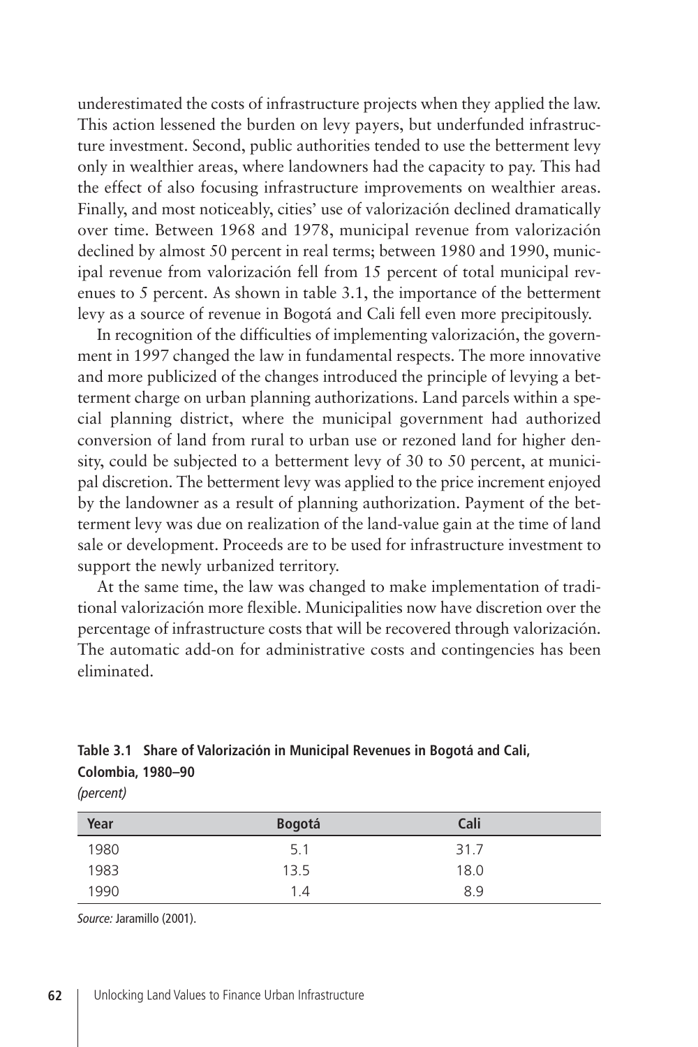underestimated the costs of infrastructure projects when they applied the law. This action lessened the burden on levy payers, but underfunded infrastructure investment. Second, public authorities tended to use the betterment levy only in wealthier areas, where landowners had the capacity to pay. This had the effect of also focusing infrastructure improvements on wealthier areas. Finally, and most noticeably, cities' use of valorización declined dramatically over time. Between 1968 and 1978, municipal revenue from valorización declined by almost 50 percent in real terms; between 1980 and 1990, municipal revenue from valorización fell from 15 percent of total municipal revenues to 5 percent. As shown in table 3.1, the importance of the betterment levy as a source of revenue in Bogotá and Cali fell even more precipitously.

In recognition of the difficulties of implementing valorización, the government in 1997 changed the law in fundamental respects. The more innovative and more publicized of the changes introduced the principle of levying a betterment charge on urban planning authorizations. Land parcels within a special planning district, where the municipal government had authorized conversion of land from rural to urban use or rezoned land for higher density, could be subjected to a betterment levy of 30 to 50 percent, at municipal discretion. The betterment levy was applied to the price increment enjoyed by the landowner as a result of planning authorization. Payment of the betterment levy was due on realization of the land-value gain at the time of land sale or development. Proceeds are to be used for infrastructure investment to support the newly urbanized territory.

At the same time, the law was changed to make implementation of traditional valorización more flexible. Municipalities now have discretion over the percentage of infrastructure costs that will be recovered through valorización. The automatic add-on for administrative costs and contingencies has been eliminated.

**Table 3.1 Share of Valorización in Municipal Revenues in Bogotá and Cali, Colombia, 1980–90**

*(percent)*

| Year | Bogotá | Cali |
|---|---|---|
| 1980 | 5.1 | 31.7 |
| 1983 | 13.5 | 18.0 |
| 1990 | 1.4 | 8.9 |

*Source:* Jaramillo (2001).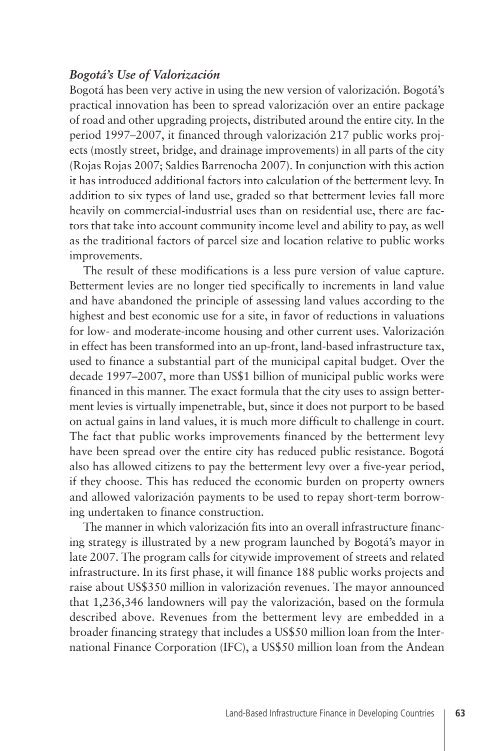### *Bogotá's Use of Valorización*

Bogotá has been very active in using the new version of valorización. Bogotá's practical innovation has been to spread valorización over an entire package of road and other upgrading projects, distributed around the entire city. In the period 1997–2007, it financed through valorización 217 public works projects (mostly street, bridge, and drainage improvements) in all parts of the city (Rojas Rojas 2007; Saldies Barrenocha 2007). In conjunction with this action it has introduced additional factors into calculation of the betterment levy. In addition to six types of land use, graded so that betterment levies fall more heavily on commercial-industrial uses than on residential use, there are factors that take into account community income level and ability to pay, as well as the traditional factors of parcel size and location relative to public works improvements.

The result of these modifications is a less pure version of value capture. Betterment levies are no longer tied specifically to increments in land value and have abandoned the principle of assessing land values according to the highest and best economic use for a site, in favor of reductions in valuations for low- and moderate-income housing and other current uses. Valorización in effect has been transformed into an up-front, land-based infrastructure tax, used to finance a substantial part of the municipal capital budget. Over the decade 1997–2007, more than US$1 billion of municipal public works were financed in this manner. The exact formula that the city uses to assign betterment levies is virtually impenetrable, but, since it does not purport to be based on actual gains in land values, it is much more difficult to challenge in court. The fact that public works improvements financed by the betterment levy have been spread over the entire city has reduced public resistance. Bogotá also has allowed citizens to pay the betterment levy over a five-year period, if they choose. This has reduced the economic burden on property owners and allowed valorización payments to be used to repay short-term borrowing undertaken to finance construction.

The manner in which valorización fits into an overall infrastructure financing strategy is illustrated by a new program launched by Bogotá's mayor in late 2007. The program calls for citywide improvement of streets and related infrastructure. In its first phase, it will finance 188 public works projects and raise about US$350 million in valorización revenues. The mayor announced that 1,236,346 landowners will pay the valorización, based on the formula described above. Revenues from the betterment levy are embedded in a broader financing strategy that includes a US$50 million loan from the International Finance Corporation (IFC), a US$50 million loan from the Andean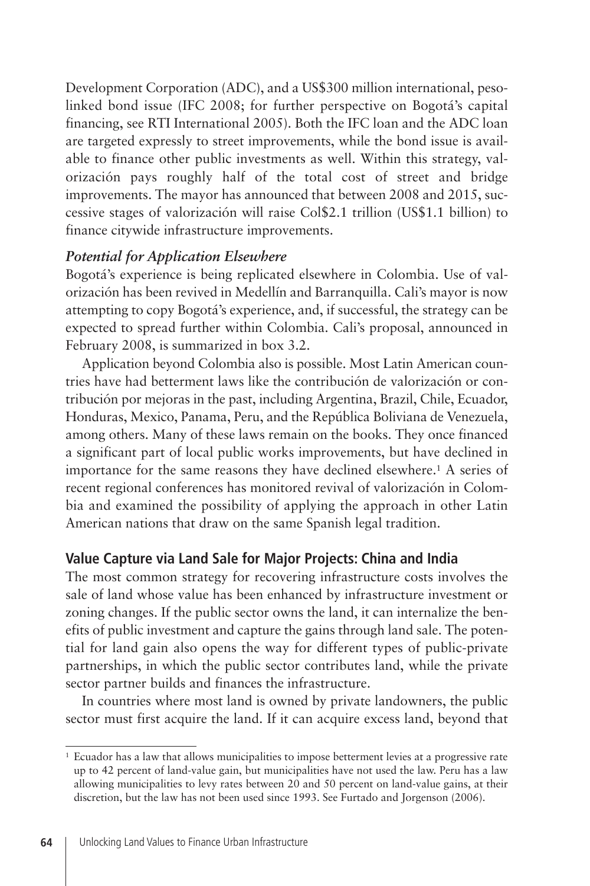Development Corporation (ADC), and a US$300 million international, peso-linked bond issue (IFC 2008; for further perspective on Bogotá's capital financing, see RTI International 2005). Both the IFC loan and the ADC loan are targeted expressly to street improvements, while the bond issue is available to finance other public investments as well. Within this strategy, valorización pays roughly half of the total cost of street and bridge improvements. The mayor has announced that between 2008 and 2015, successive stages of valorización will raise Col$2.1 trillion (US$1.1 billion) to finance citywide infrastructure improvements.

### *Potential for Application Elsewhere*

Bogotá's experience is being replicated elsewhere in Colombia. Use of valorización has been revived in Medellín and Barranquilla. Cali's mayor is now attempting to copy Bogotá's experience, and, if successful, the strategy can be expected to spread further within Colombia. Cali's proposal, announced in February 2008, is summarized in box 3.2.

Application beyond Colombia also is possible. Most Latin American countries have had betterment laws like the contribución de valorización or contribución por mejoras in the past, including Argentina, Brazil, Chile, Ecuador, Honduras, Mexico, Panama, Peru, and the República Boliviana de Venezuela, among others. Many of these laws remain on the books. They once financed a significant part of local public works improvements, but have declined in importance for the same reasons they have declined elsewhere.[1] A series of recent regional conferences has monitored revival of valorización in Colombia and examined the possibility of applying the approach in other Latin American nations that draw on the same Spanish legal tradition.

## Value Capture via Land Sale for Major Projects: China and India

The most common strategy for recovering infrastructure costs involves the sale of land whose value has been enhanced by infrastructure investment or zoning changes. If the public sector owns the land, it can internalize the benefits of public investment and capture the gains through land sale. The potential for land gain also opens the way for different types of public-private partnerships, in which the public sector contributes land, while the private sector partner builds and finances the infrastructure.

In countries where most land is owned by private landowners, the public sector must first acquire the land. If it can acquire excess land, beyond that

---

[1] Ecuador has a law that allows municipalities to impose betterment levies at a progressive rate up to 42 percent of land-value gain, but municipalities have not used the law. Peru has a law allowing municipalities to levy rates between 20 and 50 percent on land-value gains, at their discretion, but the law has not been used since 1993. See Furtado and Jorgenson (2006).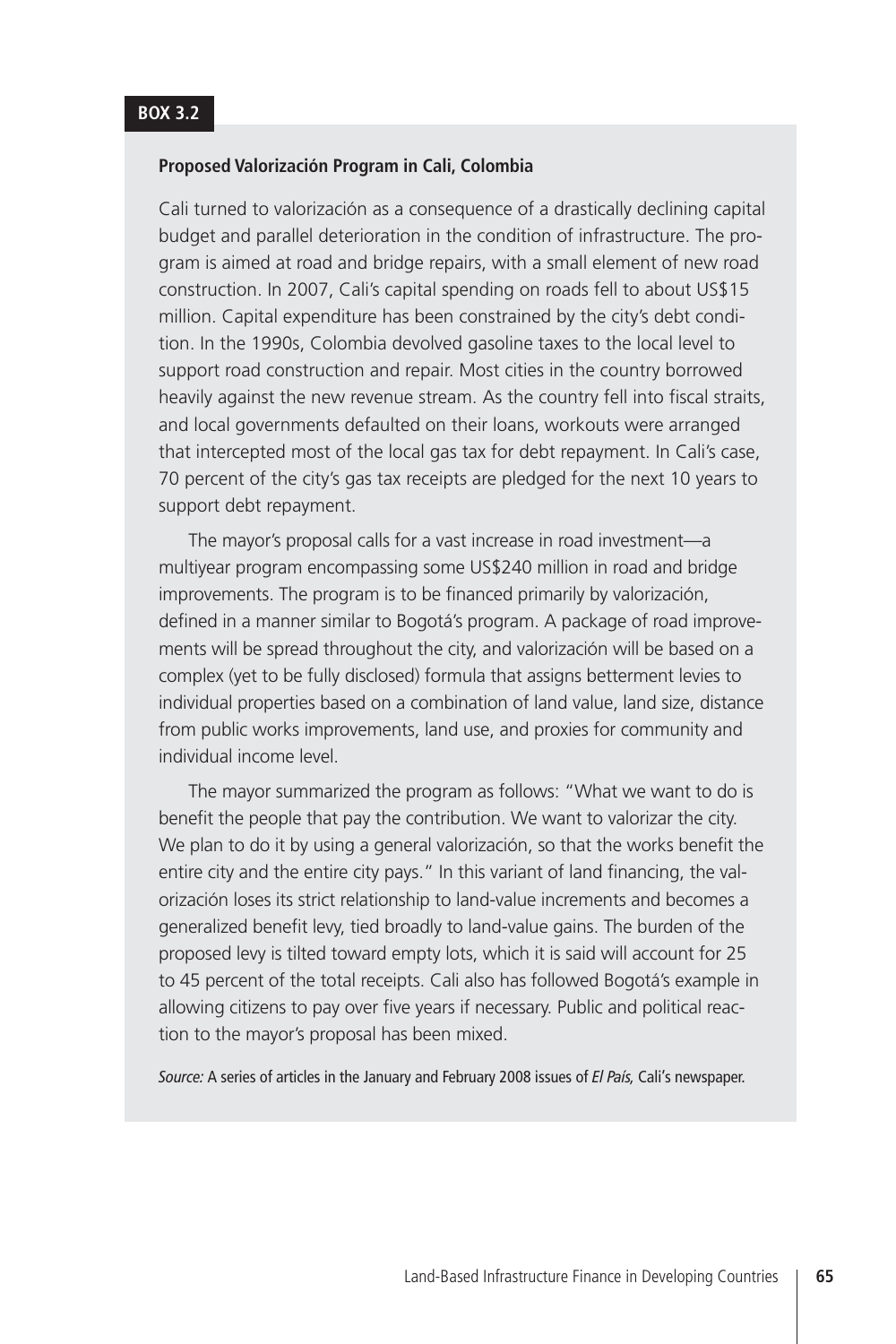**BOX 3.2**

**Proposed Valorización Program in Cali, Colombia**

Cali turned to valorización as a consequence of a drastically declining capital budget and parallel deterioration in the condition of infrastructure. The program is aimed at road and bridge repairs, with a small element of new road construction. In 2007, Cali's capital spending on roads fell to about US$15 million. Capital expenditure has been constrained by the city's debt condition. In the 1990s, Colombia devolved gasoline taxes to the local level to support road construction and repair. Most cities in the country borrowed heavily against the new revenue stream. As the country fell into fiscal straits, and local governments defaulted on their loans, workouts were arranged that intercepted most of the local gas tax for debt repayment. In Cali's case, 70 percent of the city's gas tax receipts are pledged for the next 10 years to support debt repayment.

The mayor's proposal calls for a vast increase in road investment—a multiyear program encompassing some US$240 million in road and bridge improvements. The program is to be financed primarily by valorización, defined in a manner similar to Bogotá's program. A package of road improvements will be spread throughout the city, and valorización will be based on a complex (yet to be fully disclosed) formula that assigns betterment levies to individual properties based on a combination of land value, land size, distance from public works improvements, land use, and proxies for community and individual income level.

The mayor summarized the program as follows: "What we want to do is benefit the people that pay the contribution. We want to valorizar the city. We plan to do it by using a general valorización, so that the works benefit the entire city and the entire city pays." In this variant of land financing, the valorización loses its strict relationship to land-value increments and becomes a generalized benefit levy, tied broadly to land-value gains. The burden of the proposed levy is tilted toward empty lots, which it is said will account for 25 to 45 percent of the total receipts. Cali also has followed Bogotá's example in allowing citizens to pay over five years if necessary. Public and political reaction to the mayor's proposal has been mixed.

*Source:* A series of articles in the January and February 2008 issues of *El País,* Cali's newspaper.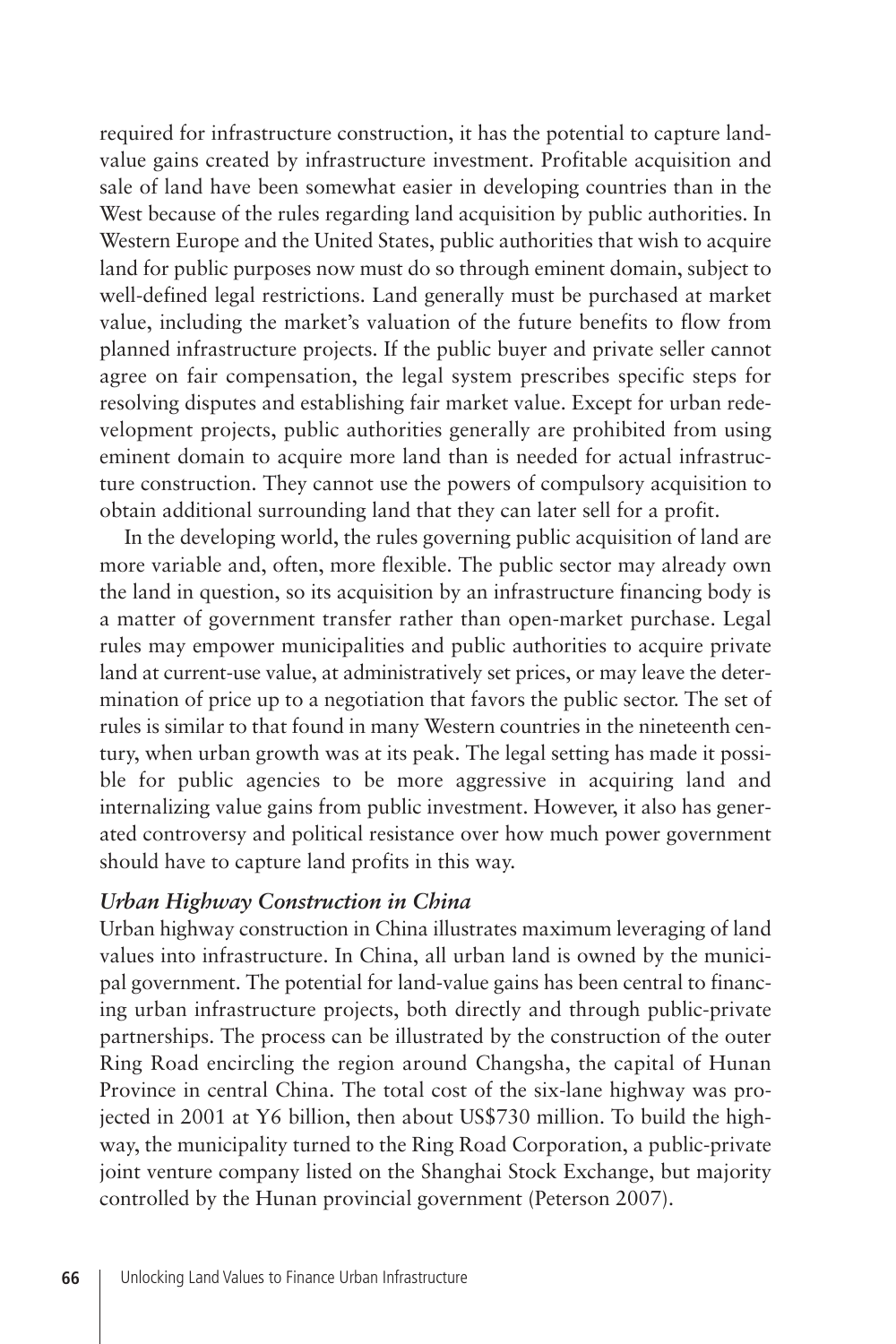required for infrastructure construction, it has the potential to capture land-value gains created by infrastructure investment. Profitable acquisition and sale of land have been somewhat easier in developing countries than in the West because of the rules regarding land acquisition by public authorities. In Western Europe and the United States, public authorities that wish to acquire land for public purposes now must do so through eminent domain, subject to well-defined legal restrictions. Land generally must be purchased at market value, including the market's valuation of the future benefits to flow from planned infrastructure projects. If the public buyer and private seller cannot agree on fair compensation, the legal system prescribes specific steps for resolving disputes and establishing fair market value. Except for urban redevelopment projects, public authorities generally are prohibited from using eminent domain to acquire more land than is needed for actual infrastructure construction. They cannot use the powers of compulsory acquisition to obtain additional surrounding land that they can later sell for a profit.

In the developing world, the rules governing public acquisition of land are more variable and, often, more flexible. The public sector may already own the land in question, so its acquisition by an infrastructure financing body is a matter of government transfer rather than open-market purchase. Legal rules may empower municipalities and public authorities to acquire private land at current-use value, at administratively set prices, or may leave the determination of price up to a negotiation that favors the public sector. The set of rules is similar to that found in many Western countries in the nineteenth century, when urban growth was at its peak. The legal setting has made it possible for public agencies to be more aggressive in acquiring land and internalizing value gains from public investment. However, it also has generated controversy and political resistance over how much power government should have to capture land profits in this way.

### *Urban Highway Construction in China*

Urban highway construction in China illustrates maximum leveraging of land values into infrastructure. In China, all urban land is owned by the municipal government. The potential for land-value gains has been central to financing urban infrastructure projects, both directly and through public-private partnerships. The process can be illustrated by the construction of the outer Ring Road encircling the region around Changsha, the capital of Hunan Province in central China. The total cost of the six-lane highway was projected in 2001 at Y6 billion, then about US$730 million. To build the highway, the municipality turned to the Ring Road Corporation, a public-private joint venture company listed on the Shanghai Stock Exchange, but majority controlled by the Hunan provincial government (Peterson 2007).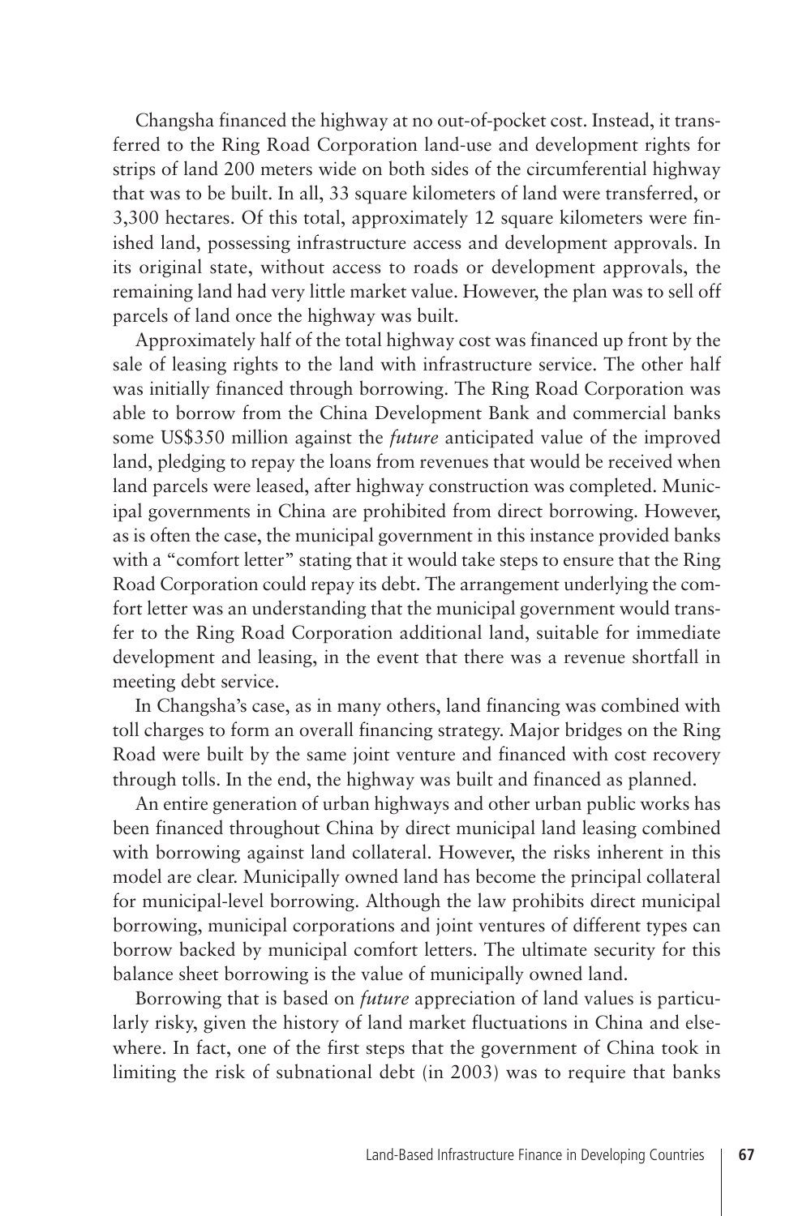Changsha financed the highway at no out-of-pocket cost. Instead, it transferred to the Ring Road Corporation land-use and development rights for strips of land 200 meters wide on both sides of the circumferential highway that was to be built. In all, 33 square kilometers of land were transferred, or 3,300 hectares. Of this total, approximately 12 square kilometers were finished land, possessing infrastructure access and development approvals. In its original state, without access to roads or development approvals, the remaining land had very little market value. However, the plan was to sell off parcels of land once the highway was built.

Approximately half of the total highway cost was financed up front by the sale of leasing rights to the land with infrastructure service. The other half was initially financed through borrowing. The Ring Road Corporation was able to borrow from the China Development Bank and commercial banks some US$350 million against the *future* anticipated value of the improved land, pledging to repay the loans from revenues that would be received when land parcels were leased, after highway construction was completed. Municipal governments in China are prohibited from direct borrowing. However, as is often the case, the municipal government in this instance provided banks with a "comfort letter" stating that it would take steps to ensure that the Ring Road Corporation could repay its debt. The arrangement underlying the comfort letter was an understanding that the municipal government would transfer to the Ring Road Corporation additional land, suitable for immediate development and leasing, in the event that there was a revenue shortfall in meeting debt service.

In Changsha's case, as in many others, land financing was combined with toll charges to form an overall financing strategy. Major bridges on the Ring Road were built by the same joint venture and financed with cost recovery through tolls. In the end, the highway was built and financed as planned.

An entire generation of urban highways and other urban public works has been financed throughout China by direct municipal land leasing combined with borrowing against land collateral. However, the risks inherent in this model are clear. Municipally owned land has become the principal collateral for municipal-level borrowing. Although the law prohibits direct municipal borrowing, municipal corporations and joint ventures of different types can borrow backed by municipal comfort letters. The ultimate security for this balance sheet borrowing is the value of municipally owned land.

Borrowing that is based on *future* appreciation of land values is particularly risky, given the history of land market fluctuations in China and elsewhere. In fact, one of the first steps that the government of China took in limiting the risk of subnational debt (in 2003) was to require that banks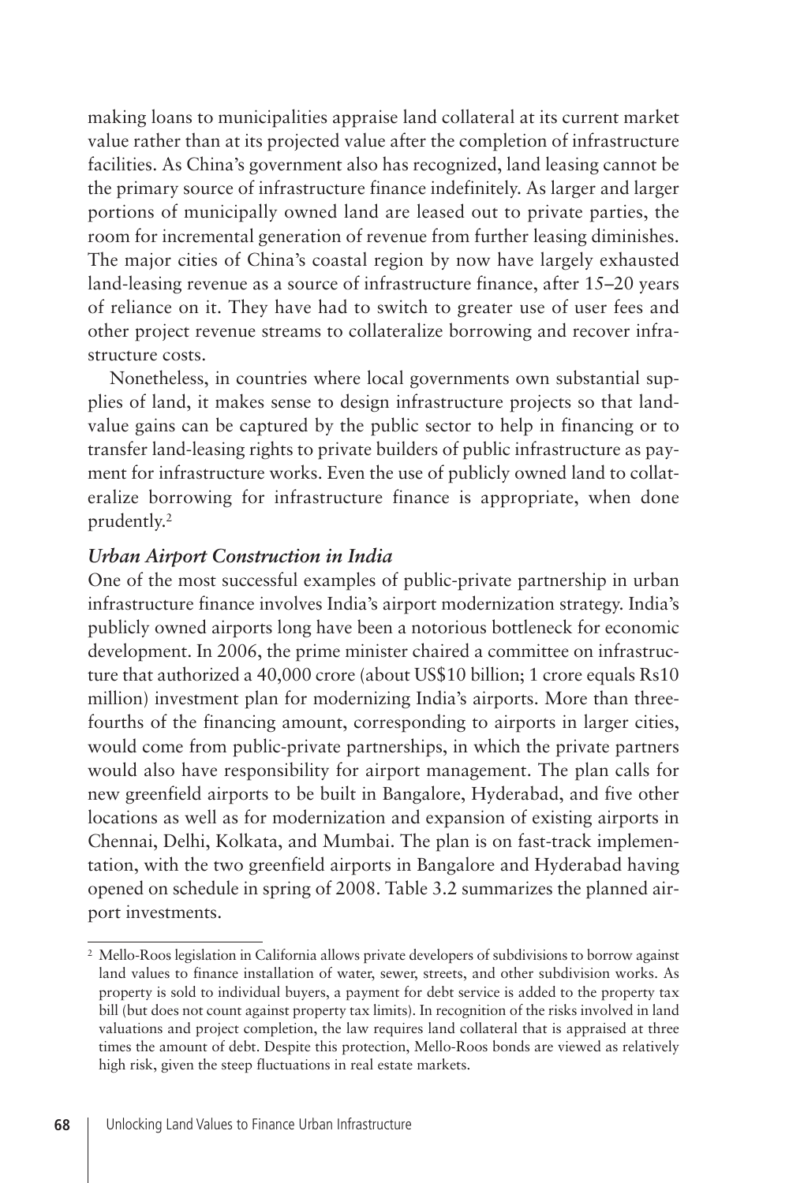making loans to municipalities appraise land collateral at its current market value rather than at its projected value after the completion of infrastructure facilities. As China's government also has recognized, land leasing cannot be the primary source of infrastructure finance indefinitely. As larger and larger portions of municipally owned land are leased out to private parties, the room for incremental generation of revenue from further leasing diminishes. The major cities of China's coastal region by now have largely exhausted land-leasing revenue as a source of infrastructure finance, after 15–20 years of reliance on it. They have had to switch to greater use of user fees and other project revenue streams to collateralize borrowing and recover infrastructure costs.

Nonetheless, in countries where local governments own substantial supplies of land, it makes sense to design infrastructure projects so that land-value gains can be captured by the public sector to help in financing or to transfer land-leasing rights to private builders of public infrastructure as payment for infrastructure works. Even the use of publicly owned land to collateralize borrowing for infrastructure finance is appropriate, when done prudently.[2]

### *Urban Airport Construction in India*

One of the most successful examples of public-private partnership in urban infrastructure finance involves India's airport modernization strategy. India's publicly owned airports long have been a notorious bottleneck for economic development. In 2006, the prime minister chaired a committee on infrastructure that authorized a 40,000 crore (about US$10 billion; 1 crore equals Rs10 million) investment plan for modernizing India's airports. More than three-fourths of the financing amount, corresponding to airports in larger cities, would come from public-private partnerships, in which the private partners would also have responsibility for airport management. The plan calls for new greenfield airports to be built in Bangalore, Hyderabad, and five other locations as well as for modernization and expansion of existing airports in Chennai, Delhi, Kolkata, and Mumbai. The plan is on fast-track implementation, with the two greenfield airports in Bangalore and Hyderabad having opened on schedule in spring of 2008. Table 3.2 summarizes the planned airport investments.

---

[2] Mello-Roos legislation in California allows private developers of subdivisions to borrow against land values to finance installation of water, sewer, streets, and other subdivision works. As property is sold to individual buyers, a payment for debt service is added to the property tax bill (but does not count against property tax limits). In recognition of the risks involved in land valuations and project completion, the law requires land collateral that is appraised at three times the amount of debt. Despite this protection, Mello-Roos bonds are viewed as relatively high risk, given the steep fluctuations in real estate markets.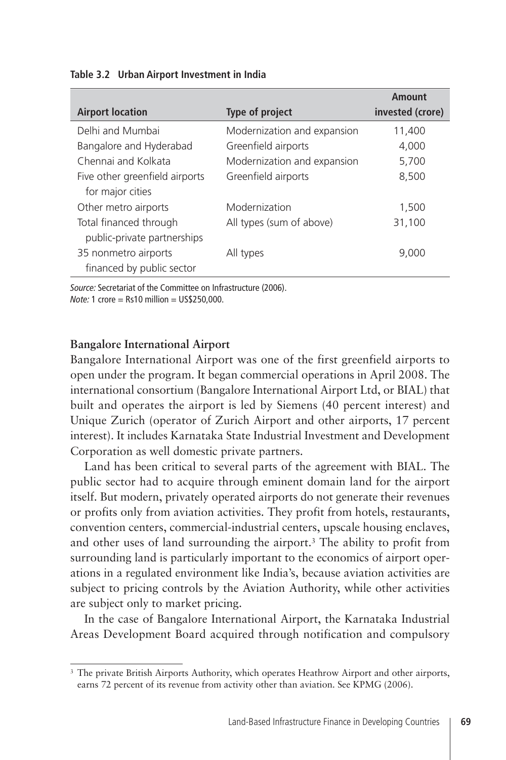**Table 3.2 Urban Airport Investment in India**

| Airport location | Type of project | Amount invested (crore) |
|---|---|---|
| Delhi and Mumbai | Modernization and expansion | 11,400 |
| Bangalore and Hyderabad | Greenfield airports | 4,000 |
| Chennai and Kolkata | Modernization and expansion | 5,700 |
| Five other greenfield airports for major cities | Greenfield airports | 8,500 |
| Other metro airports | Modernization | 1,500 |
| Total financed through public-private partnerships | All types (sum of above) | 31,100 |
| 35 nonmetro airports financed by public sector | All types | 9,000 |

*Source:* Secretariat of the Committee on Infrastructure (2006).
*Note:* 1 crore = Rs10 million = US$250,000.

**Bangalore International Airport**

Bangalore International Airport was one of the first greenfield airports to open under the program. It began commercial operations in April 2008. The international consortium (Bangalore International Airport Ltd, or BIAL) that built and operates the airport is led by Siemens (40 percent interest) and Unique Zurich (operator of Zurich Airport and other airports, 17 percent interest). It includes Karnataka State Industrial Investment and Development Corporation as well domestic private partners.

Land has been critical to several parts of the agreement with BIAL. The public sector had to acquire through eminent domain land for the airport itself. But modern, privately operated airports do not generate their revenues or profits only from aviation activities. They profit from hotels, restaurants, convention centers, commercial-industrial centers, upscale housing enclaves, and other uses of land surrounding the airport.[3] The ability to profit from surrounding land is particularly important to the economics of airport operations in a regulated environment like India's, because aviation activities are subject to pricing controls by the Aviation Authority, while other activities are subject only to market pricing.

In the case of Bangalore International Airport, the Karnataka Industrial Areas Development Board acquired through notification and compulsory

[3] The private British Airports Authority, which operates Heathrow Airport and other airports, earns 72 percent of its revenue from activity other than aviation. See KPMG (2006).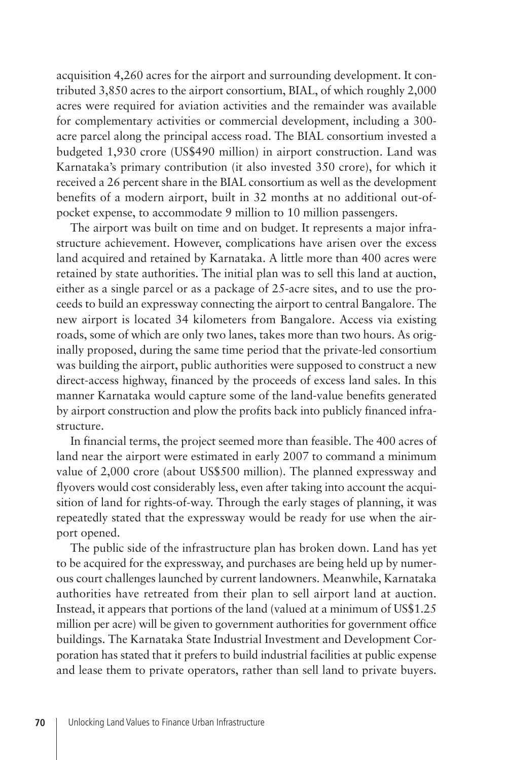acquisition 4,260 acres for the airport and surrounding development. It contributed 3,850 acres to the airport consortium, BIAL, of which roughly 2,000 acres were required for aviation activities and the remainder was available for complementary activities or commercial development, including a 300-acre parcel along the principal access road. The BIAL consortium invested a budgeted 1,930 crore (US$490 million) in airport construction. Land was Karnataka's primary contribution (it also invested 350 crore), for which it received a 26 percent share in the BIAL consortium as well as the development benefits of a modern airport, built in 32 months at no additional out-of-pocket expense, to accommodate 9 million to 10 million passengers.

The airport was built on time and on budget. It represents a major infrastructure achievement. However, complications have arisen over the excess land acquired and retained by Karnataka. A little more than 400 acres were retained by state authorities. The initial plan was to sell this land at auction, either as a single parcel or as a package of 25-acre sites, and to use the proceeds to build an expressway connecting the airport to central Bangalore. The new airport is located 34 kilometers from Bangalore. Access via existing roads, some of which are only two lanes, takes more than two hours. As originally proposed, during the same time period that the private-led consortium was building the airport, public authorities were supposed to construct a new direct-access highway, financed by the proceeds of excess land sales. In this manner Karnataka would capture some of the land-value benefits generated by airport construction and plow the profits back into publicly financed infrastructure.

In financial terms, the project seemed more than feasible. The 400 acres of land near the airport were estimated in early 2007 to command a minimum value of 2,000 crore (about US$500 million). The planned expressway and flyovers would cost considerably less, even after taking into account the acquisition of land for rights-of-way. Through the early stages of planning, it was repeatedly stated that the expressway would be ready for use when the airport opened.

The public side of the infrastructure plan has broken down. Land has yet to be acquired for the expressway, and purchases are being held up by numerous court challenges launched by current landowners. Meanwhile, Karnataka authorities have retreated from their plan to sell airport land at auction. Instead, it appears that portions of the land (valued at a minimum of US$1.25 million per acre) will be given to government authorities for government office buildings. The Karnataka State Industrial Investment and Development Corporation has stated that it prefers to build industrial facilities at public expense and lease them to private operators, rather than sell land to private buyers.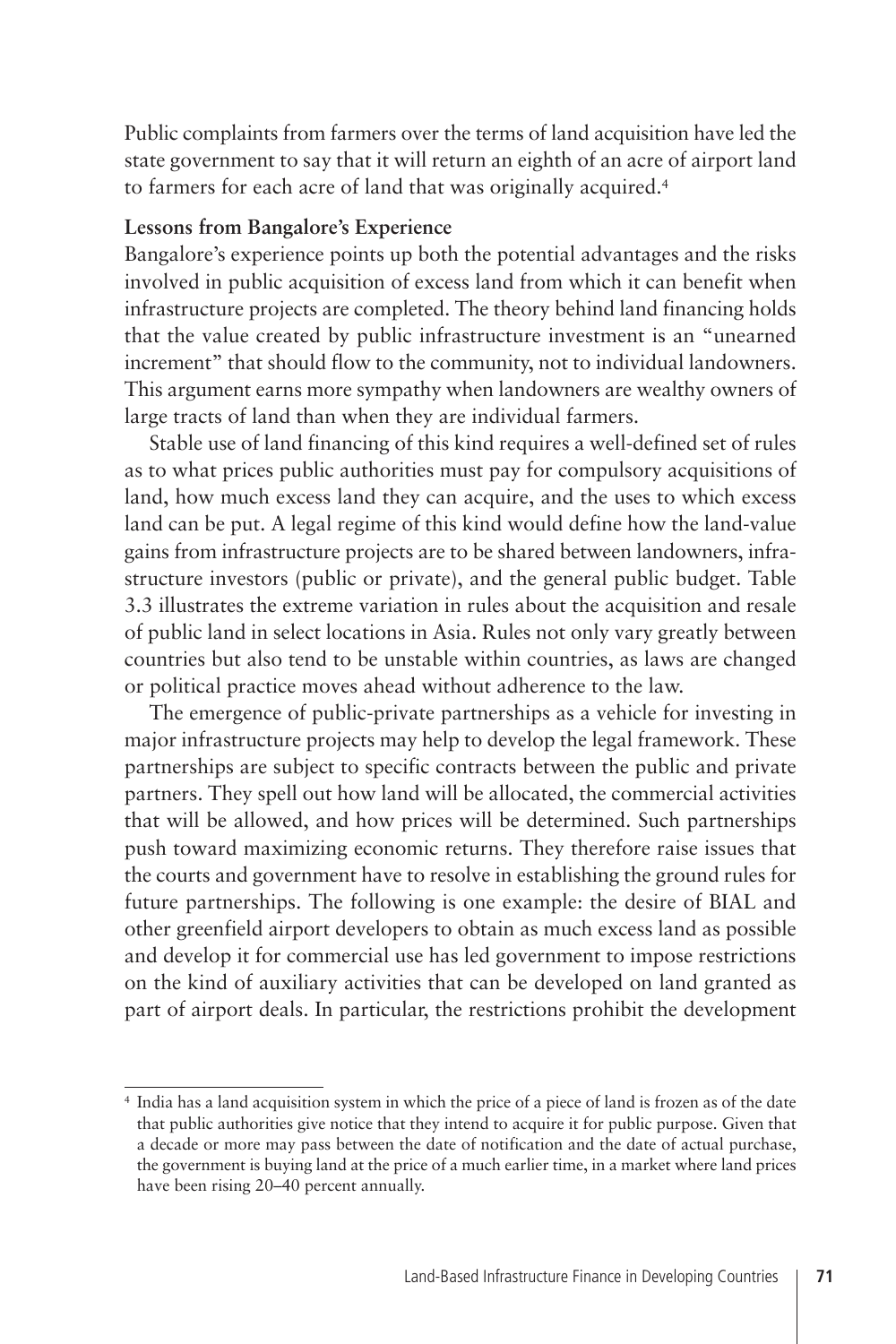Public complaints from farmers over the terms of land acquisition have led the state government to say that it will return an eighth of an acre of airport land to farmers for each acre of land that was originally acquired.[4]

**Lessons from Bangalore's Experience**

Bangalore's experience points up both the potential advantages and the risks involved in public acquisition of excess land from which it can benefit when infrastructure projects are completed. The theory behind land financing holds that the value created by public infrastructure investment is an "unearned increment" that should flow to the community, not to individual landowners. This argument earns more sympathy when landowners are wealthy owners of large tracts of land than when they are individual farmers.

Stable use of land financing of this kind requires a well-defined set of rules as to what prices public authorities must pay for compulsory acquisitions of land, how much excess land they can acquire, and the uses to which excess land can be put. A legal regime of this kind would define how the land-value gains from infrastructure projects are to be shared between landowners, infrastructure investors (public or private), and the general public budget. Table 3.3 illustrates the extreme variation in rules about the acquisition and resale of public land in select locations in Asia. Rules not only vary greatly between countries but also tend to be unstable within countries, as laws are changed or political practice moves ahead without adherence to the law.

The emergence of public-private partnerships as a vehicle for investing in major infrastructure projects may help to develop the legal framework. These partnerships are subject to specific contracts between the public and private partners. They spell out how land will be allocated, the commercial activities that will be allowed, and how prices will be determined. Such partnerships push toward maximizing economic returns. They therefore raise issues that the courts and government have to resolve in establishing the ground rules for future partnerships. The following is one example: the desire of BIAL and other greenfield airport developers to obtain as much excess land as possible and develop it for commercial use has led government to impose restrictions on the kind of auxiliary activities that can be developed on land granted as part of airport deals. In particular, the restrictions prohibit the development

[4] India has a land acquisition system in which the price of a piece of land is frozen as of the date that public authorities give notice that they intend to acquire it for public purpose. Given that a decade or more may pass between the date of notification and the date of actual purchase, the government is buying land at the price of a much earlier time, in a market where land prices have been rising 20–40 percent annually.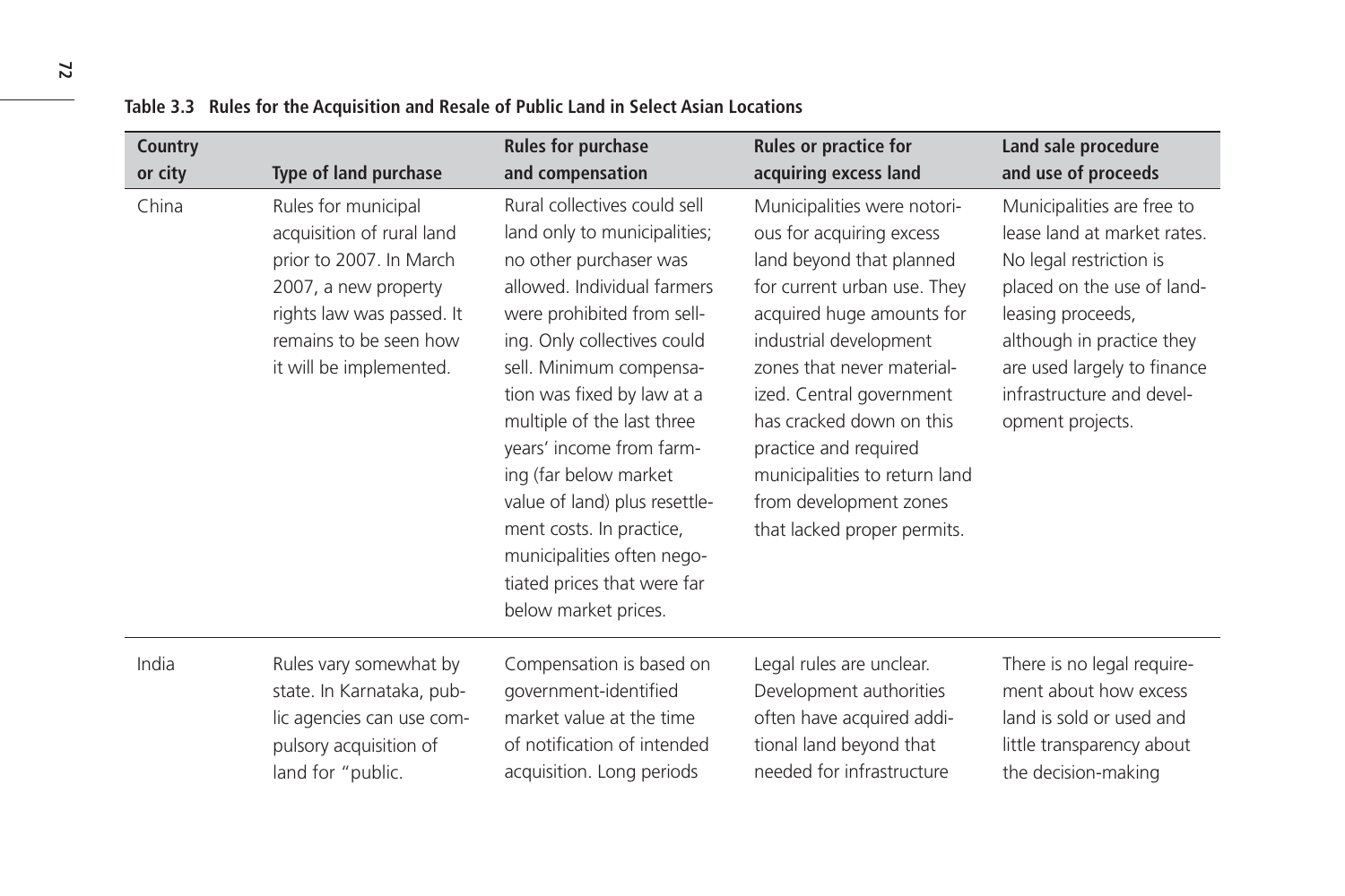**Table 3.3 Rules for the Acquisition and Resale of Public Land in Select Asian Locations**

| Country or city | Type of land purchase | Rules for purchase and compensation | Rules or practice for acquiring excess land | Land sale procedure and use of proceeds |
|---|---|---|---|---|
| China | Rules for municipal acquisition of rural land prior to 2007. In March 2007, a new property rights law was passed. It remains to be seen how it will be implemented. | Rural collectives could sell land only to municipalities; no other purchaser was allowed. Individual farmers were prohibited from selling. Only collectives could sell. Minimum compensation was fixed by law at a multiple of the last three years' income from farming (far below market value of land) plus resettlement costs. In practice, municipalities often negotiated prices that were far below market prices. | Municipalities were notorious for acquiring excess land beyond that planned for current urban use. They acquired huge amounts for industrial development zones that never materialized. Central government has cracked down on this practice and required municipalities to return land from development zones that lacked proper permits. | Municipalities are free to lease land at market rates. No legal restriction is placed on the use of land-leasing proceeds, although in practice they are used largely to finance infrastructure and development projects. |
| India | Rules vary somewhat by state. In Karnataka, public agencies can use compulsory acquisition of land for "public. | Compensation is based on government-identified market value at the time of notification of intended acquisition. Long periods | Legal rules are unclear. Development authorities often have acquired additional land beyond that needed for infrastructure | There is no legal requirement about how excess land is sold or used and little transparency about the decision-making |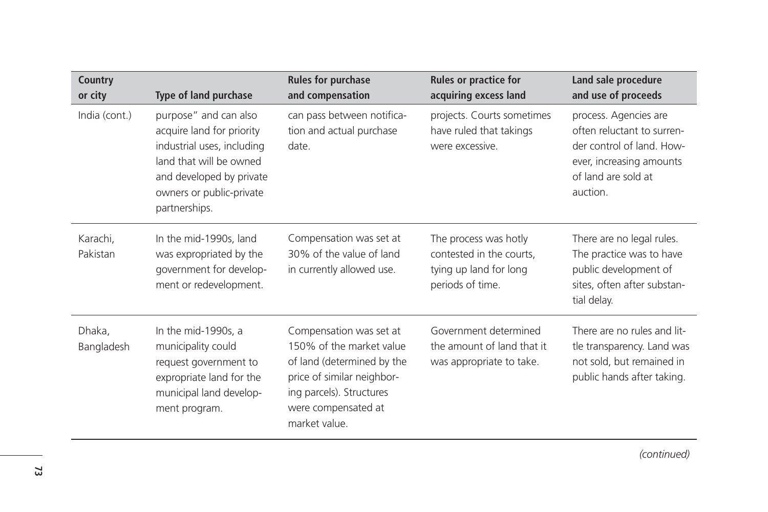| Country or city | Type of land purchase | Rules for purchase and compensation | Rules or practice for acquiring excess land | Land sale procedure and use of proceeds |
|---|---|---|---|---|
| India (cont.) | purpose" and can also acquire land for priority industrial uses, including land that will be owned and developed by private owners or public-private partnerships. | can pass between notification and actual purchase date. | projects. Courts sometimes have ruled that takings were excessive. | process. Agencies are often reluctant to surrender control of land. However, increasing amounts of land are sold at auction. |
| Karachi, Pakistan | In the mid-1990s, land was expropriated by the government for development or redevelopment. | Compensation was set at 30% of the value of land in currently allowed use. | The process was hotly contested in the courts, tying up land for long periods of time. | There are no legal rules. The practice was to have public development of sites, often after substantial delay. |
| Dhaka, Bangladesh | In the mid-1990s, a municipality could request government to expropriate land for the municipal land development program. | Compensation was set at 150% of the market value of land (determined by the price of similar neighboring parcels). Structures were compensated at market value. | Government determined the amount of land that it was appropriate to take. | There are no rules and little transparency. Land was not sold, but remained in public hands after taking. |

*(continued)*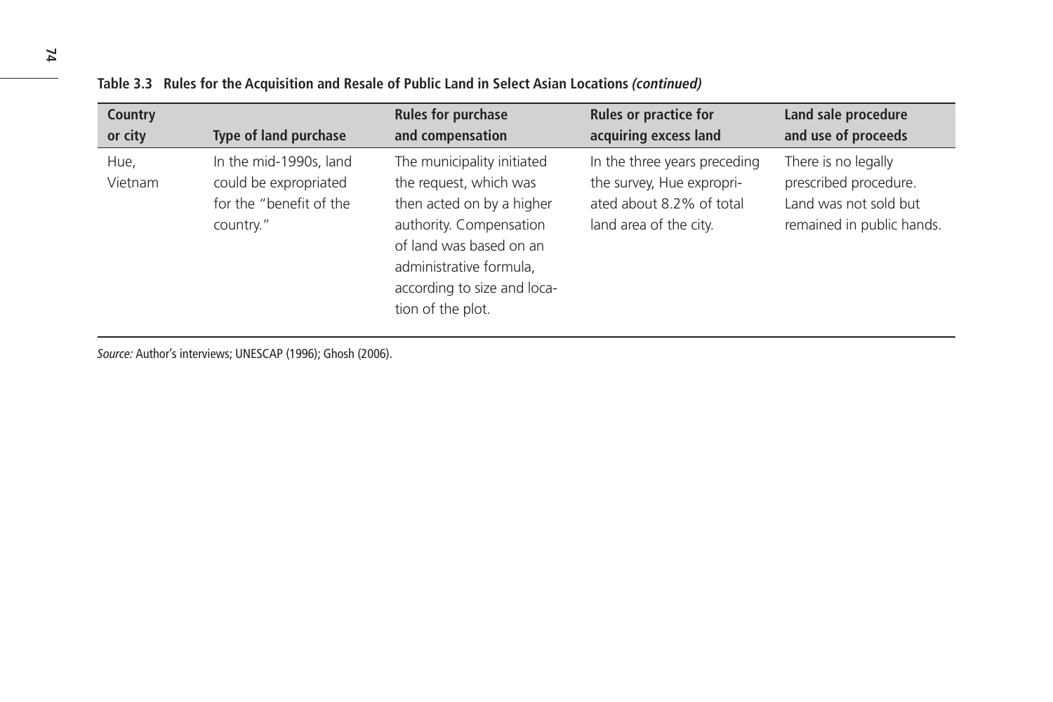**Table 3.3 Rules for the Acquisition and Resale of Public Land in Select Asian Locations *(continued)***

| Country or city | Type of land purchase | Rules for purchase and compensation | Rules or practice for acquiring excess land | Land sale procedure and use of proceeds |
|---|---|---|---|---|
| Hue, Vietnam | In the mid-1990s, land could be expropriated for the "benefit of the country." | The municipality initiated the request, which was then acted on by a higher authority. Compensation of land was based on an administrative formula, according to size and location of the plot. | In the three years preceding the survey, Hue expropriated about 8.2% of total land area of the city. | There is no legally prescribed procedure. Land was not sold but remained in public hands. |

*Source:* Author's interviews; UNESCAP (1996); Ghosh (2006).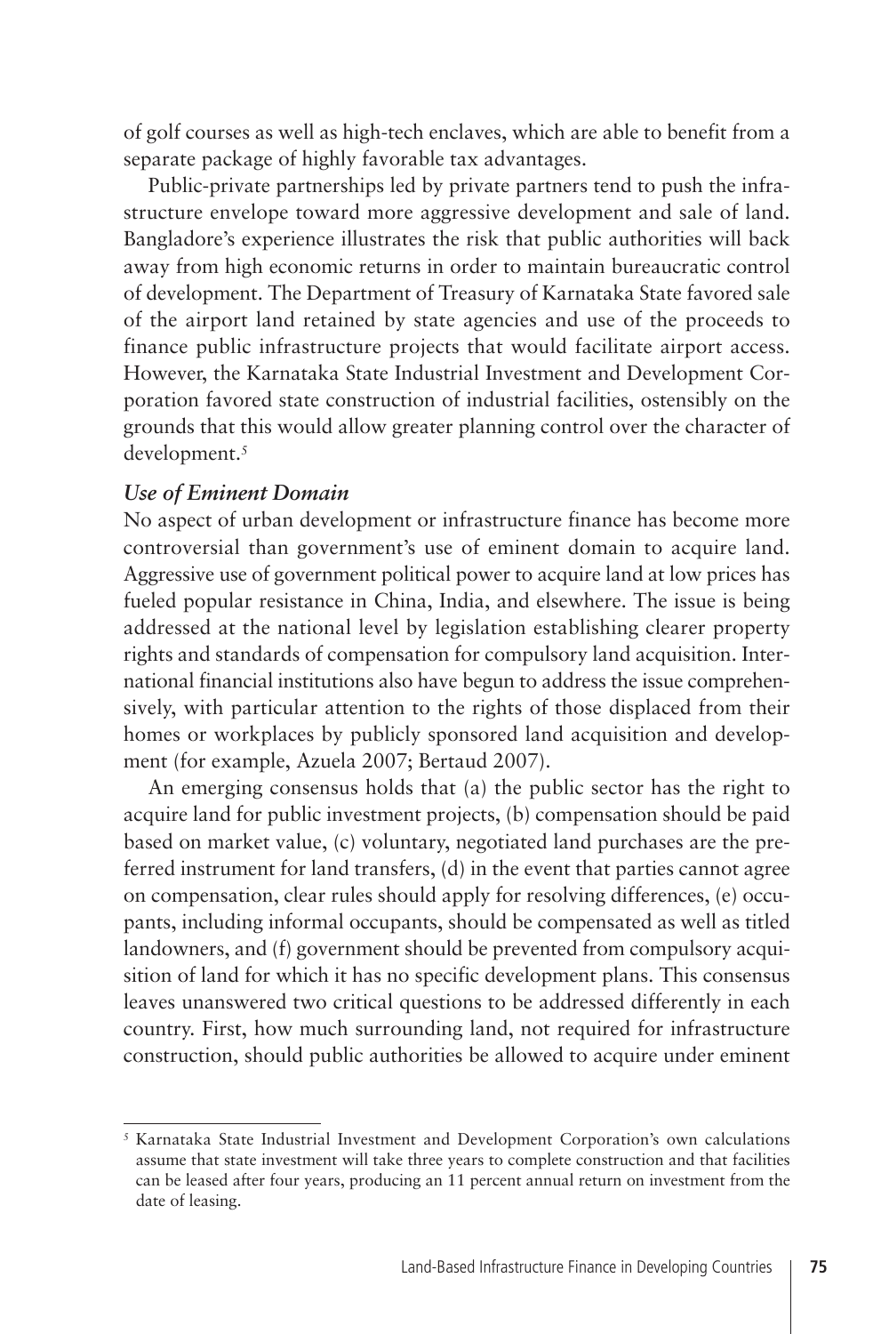of golf courses as well as high-tech enclaves, which are able to benefit from a separate package of highly favorable tax advantages.

Public-private partnerships led by private partners tend to push the infrastructure envelope toward more aggressive development and sale of land. Bangladore's experience illustrates the risk that public authorities will back away from high economic returns in order to maintain bureaucratic control of development. The Department of Treasury of Karnataka State favored sale of the airport land retained by state agencies and use of the proceeds to finance public infrastructure projects that would facilitate airport access. However, the Karnataka State Industrial Investment and Development Corporation favored state construction of industrial facilities, ostensibly on the grounds that this would allow greater planning control over the character of development.[5]

### *Use of Eminent Domain*

No aspect of urban development or infrastructure finance has become more controversial than government's use of eminent domain to acquire land. Aggressive use of government political power to acquire land at low prices has fueled popular resistance in China, India, and elsewhere. The issue is being addressed at the national level by legislation establishing clearer property rights and standards of compensation for compulsory land acquisition. International financial institutions also have begun to address the issue comprehensively, with particular attention to the rights of those displaced from their homes or workplaces by publicly sponsored land acquisition and development (for example, Azuela 2007; Bertaud 2007).

An emerging consensus holds that (a) the public sector has the right to acquire land for public investment projects, (b) compensation should be paid based on market value, (c) voluntary, negotiated land purchases are the preferred instrument for land transfers, (d) in the event that parties cannot agree on compensation, clear rules should apply for resolving differences, (e) occupants, including informal occupants, should be compensated as well as titled landowners, and (f) government should be prevented from compulsory acquisition of land for which it has no specific development plans. This consensus leaves unanswered two critical questions to be addressed differently in each country. First, how much surrounding land, not required for infrastructure construction, should public authorities be allowed to acquire under eminent

---

[5] Karnataka State Industrial Investment and Development Corporation's own calculations assume that state investment will take three years to complete construction and that facilities can be leased after four years, producing an 11 percent annual return on investment from the date of leasing.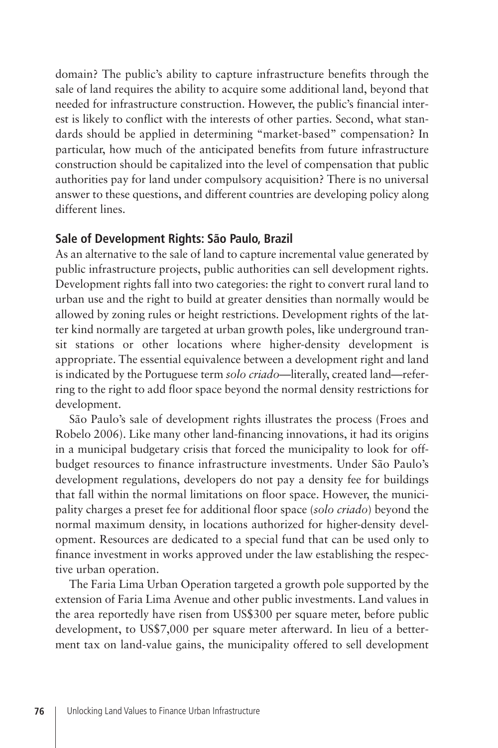domain? The public's ability to capture infrastructure benefits through the sale of land requires the ability to acquire some additional land, beyond that needed for infrastructure construction. However, the public's financial interest is likely to conflict with the interests of other parties. Second, what standards should be applied in determining "market-based" compensation? In particular, how much of the anticipated benefits from future infrastructure construction should be capitalized into the level of compensation that public authorities pay for land under compulsory acquisition? There is no universal answer to these questions, and different countries are developing policy along different lines.

### Sale of Development Rights: São Paulo, Brazil

As an alternative to the sale of land to capture incremental value generated by public infrastructure projects, public authorities can sell development rights. Development rights fall into two categories: the right to convert rural land to urban use and the right to build at greater densities than normally would be allowed by zoning rules or height restrictions. Development rights of the latter kind normally are targeted at urban growth poles, like underground transit stations or other locations where higher-density development is appropriate. The essential equivalence between a development right and land is indicated by the Portuguese term *solo criado*—literally, created land—referring to the right to add floor space beyond the normal density restrictions for development.

São Paulo's sale of development rights illustrates the process (Froes and Robelo 2006). Like many other land-financing innovations, it had its origins in a municipal budgetary crisis that forced the municipality to look for off-budget resources to finance infrastructure investments. Under São Paulo's development regulations, developers do not pay a density fee for buildings that fall within the normal limitations on floor space. However, the municipality charges a preset fee for additional floor space (*solo criado*) beyond the normal maximum density, in locations authorized for higher-density development. Resources are dedicated to a special fund that can be used only to finance investment in works approved under the law establishing the respective urban operation.

The Faria Lima Urban Operation targeted a growth pole supported by the extension of Faria Lima Avenue and other public investments. Land values in the area reportedly have risen from US$300 per square meter, before public development, to US$7,000 per square meter afterward. In lieu of a betterment tax on land-value gains, the municipality offered to sell development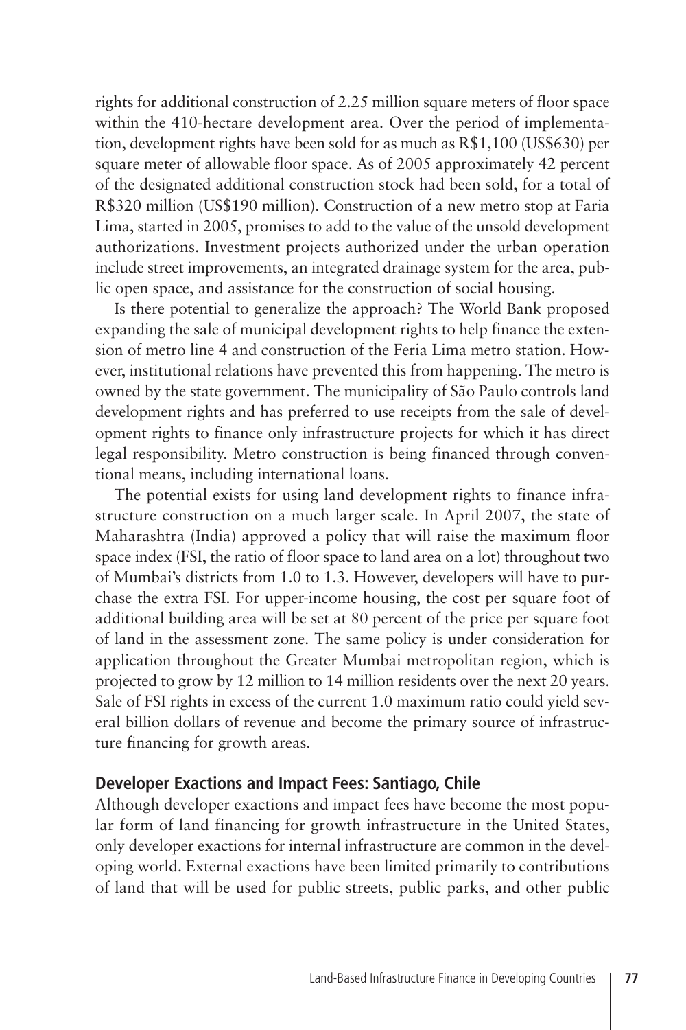rights for additional construction of 2.25 million square meters of floor space within the 410-hectare development area. Over the period of implementation, development rights have been sold for as much as R$1,100 (US$630) per square meter of allowable floor space. As of 2005 approximately 42 percent of the designated additional construction stock had been sold, for a total of R$320 million (US$190 million). Construction of a new metro stop at Faria Lima, started in 2005, promises to add to the value of the unsold development authorizations. Investment projects authorized under the urban operation include street improvements, an integrated drainage system for the area, public open space, and assistance for the construction of social housing.

Is there potential to generalize the approach? The World Bank proposed expanding the sale of municipal development rights to help finance the extension of metro line 4 and construction of the Feria Lima metro station. However, institutional relations have prevented this from happening. The metro is owned by the state government. The municipality of São Paulo controls land development rights and has preferred to use receipts from the sale of development rights to finance only infrastructure projects for which it has direct legal responsibility. Metro construction is being financed through conventional means, including international loans.

The potential exists for using land development rights to finance infrastructure construction on a much larger scale. In April 2007, the state of Maharashtra (India) approved a policy that will raise the maximum floor space index (FSI, the ratio of floor space to land area on a lot) throughout two of Mumbai's districts from 1.0 to 1.3. However, developers will have to purchase the extra FSI. For upper-income housing, the cost per square foot of additional building area will be set at 80 percent of the price per square foot of land in the assessment zone. The same policy is under consideration for application throughout the Greater Mumbai metropolitan region, which is projected to grow by 12 million to 14 million residents over the next 20 years. Sale of FSI rights in excess of the current 1.0 maximum ratio could yield several billion dollars of revenue and become the primary source of infrastructure financing for growth areas.

### Developer Exactions and Impact Fees: Santiago, Chile

Although developer exactions and impact fees have become the most popular form of land financing for growth infrastructure in the United States, only developer exactions for internal infrastructure are common in the developing world. External exactions have been limited primarily to contributions of land that will be used for public streets, public parks, and other public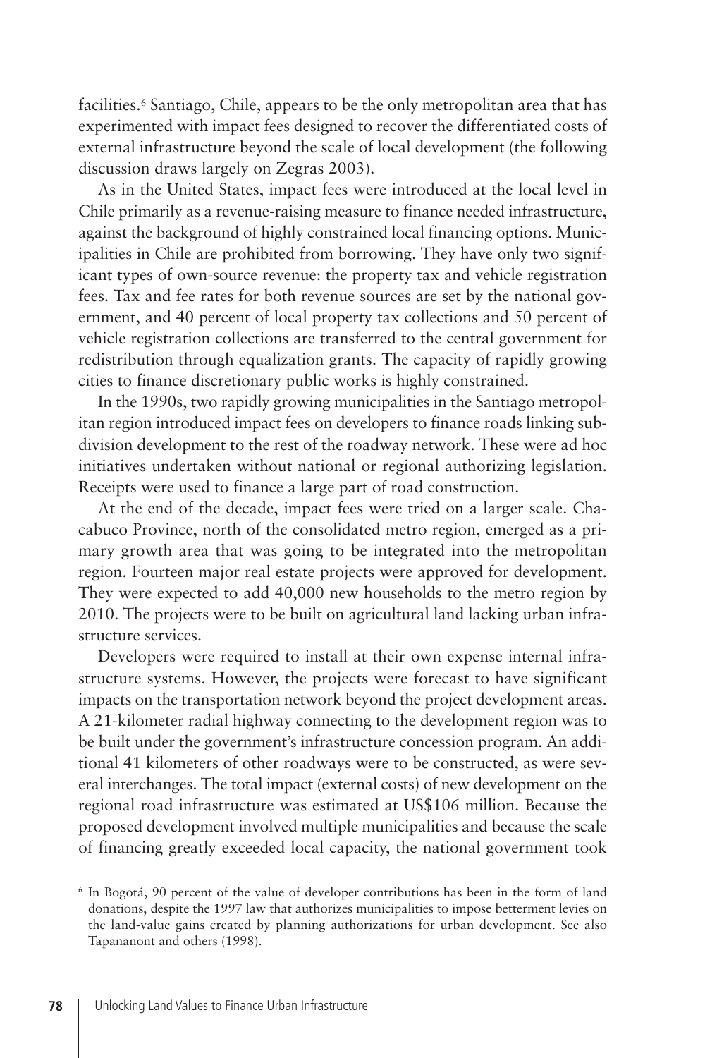facilities.[6] Santiago, Chile, appears to be the only metropolitan area that has experimented with impact fees designed to recover the differentiated costs of external infrastructure beyond the scale of local development (the following discussion draws largely on Zegras 2003).

As in the United States, impact fees were introduced at the local level in Chile primarily as a revenue-raising measure to finance needed infrastructure, against the background of highly constrained local financing options. Municipalities in Chile are prohibited from borrowing. They have only two significant types of own-source revenue: the property tax and vehicle registration fees. Tax and fee rates for both revenue sources are set by the national government, and 40 percent of local property tax collections and 50 percent of vehicle registration collections are transferred to the central government for redistribution through equalization grants. The capacity of rapidly growing cities to finance discretionary public works is highly constrained.

In the 1990s, two rapidly growing municipalities in the Santiago metropolitan region introduced impact fees on developers to finance roads linking subdivision development to the rest of the roadway network. These were ad hoc initiatives undertaken without national or regional authorizing legislation. Receipts were used to finance a large part of road construction.

At the end of the decade, impact fees were tried on a larger scale. Chacabuco Province, north of the consolidated metro region, emerged as a primary growth area that was going to be integrated into the metropolitan region. Fourteen major real estate projects were approved for development. They were expected to add 40,000 new households to the metro region by 2010. The projects were to be built on agricultural land lacking urban infrastructure services.

Developers were required to install at their own expense internal infrastructure systems. However, the projects were forecast to have significant impacts on the transportation network beyond the project development areas. A 21-kilometer radial highway connecting to the development region was to be built under the government's infrastructure concession program. An additional 41 kilometers of other roadways were to be constructed, as were several interchanges. The total impact (external costs) of new development on the regional road infrastructure was estimated at US$106 million. Because the proposed development involved multiple municipalities and because the scale of financing greatly exceeded local capacity, the national government took

[6] In Bogotá, 90 percent of the value of developer contributions has been in the form of land donations, despite the 1997 law that authorizes municipalities to impose betterment levies on the land-value gains created by planning authorizations for urban development. See also Tapananont and others (1998).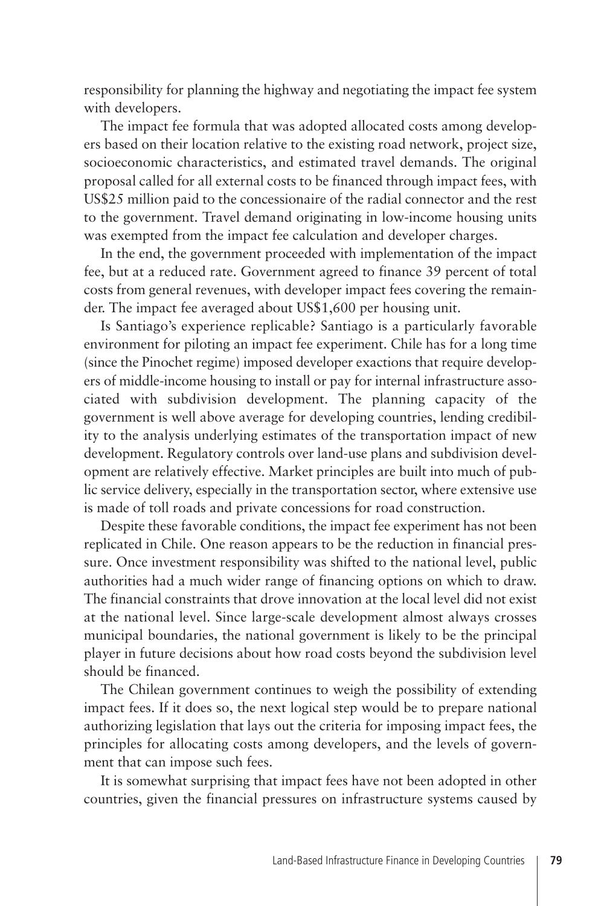responsibility for planning the highway and negotiating the impact fee system with developers.

The impact fee formula that was adopted allocated costs among developers based on their location relative to the existing road network, project size, socioeconomic characteristics, and estimated travel demands. The original proposal called for all external costs to be financed through impact fees, with US$25 million paid to the concessionaire of the radial connector and the rest to the government. Travel demand originating in low-income housing units was exempted from the impact fee calculation and developer charges.

In the end, the government proceeded with implementation of the impact fee, but at a reduced rate. Government agreed to finance 39 percent of total costs from general revenues, with developer impact fees covering the remainder. The impact fee averaged about US$1,600 per housing unit.

Is Santiago's experience replicable? Santiago is a particularly favorable environment for piloting an impact fee experiment. Chile has for a long time (since the Pinochet regime) imposed developer exactions that require developers of middle-income housing to install or pay for internal infrastructure associated with subdivision development. The planning capacity of the government is well above average for developing countries, lending credibility to the analysis underlying estimates of the transportation impact of new development. Regulatory controls over land-use plans and subdivision development are relatively effective. Market principles are built into much of public service delivery, especially in the transportation sector, where extensive use is made of toll roads and private concessions for road construction.

Despite these favorable conditions, the impact fee experiment has not been replicated in Chile. One reason appears to be the reduction in financial pressure. Once investment responsibility was shifted to the national level, public authorities had a much wider range of financing options on which to draw. The financial constraints that drove innovation at the local level did not exist at the national level. Since large-scale development almost always crosses municipal boundaries, the national government is likely to be the principal player in future decisions about how road costs beyond the subdivision level should be financed.

The Chilean government continues to weigh the possibility of extending impact fees. If it does so, the next logical step would be to prepare national authorizing legislation that lays out the criteria for imposing impact fees, the principles for allocating costs among developers, and the levels of government that can impose such fees.

It is somewhat surprising that impact fees have not been adopted in other countries, given the financial pressures on infrastructure systems caused by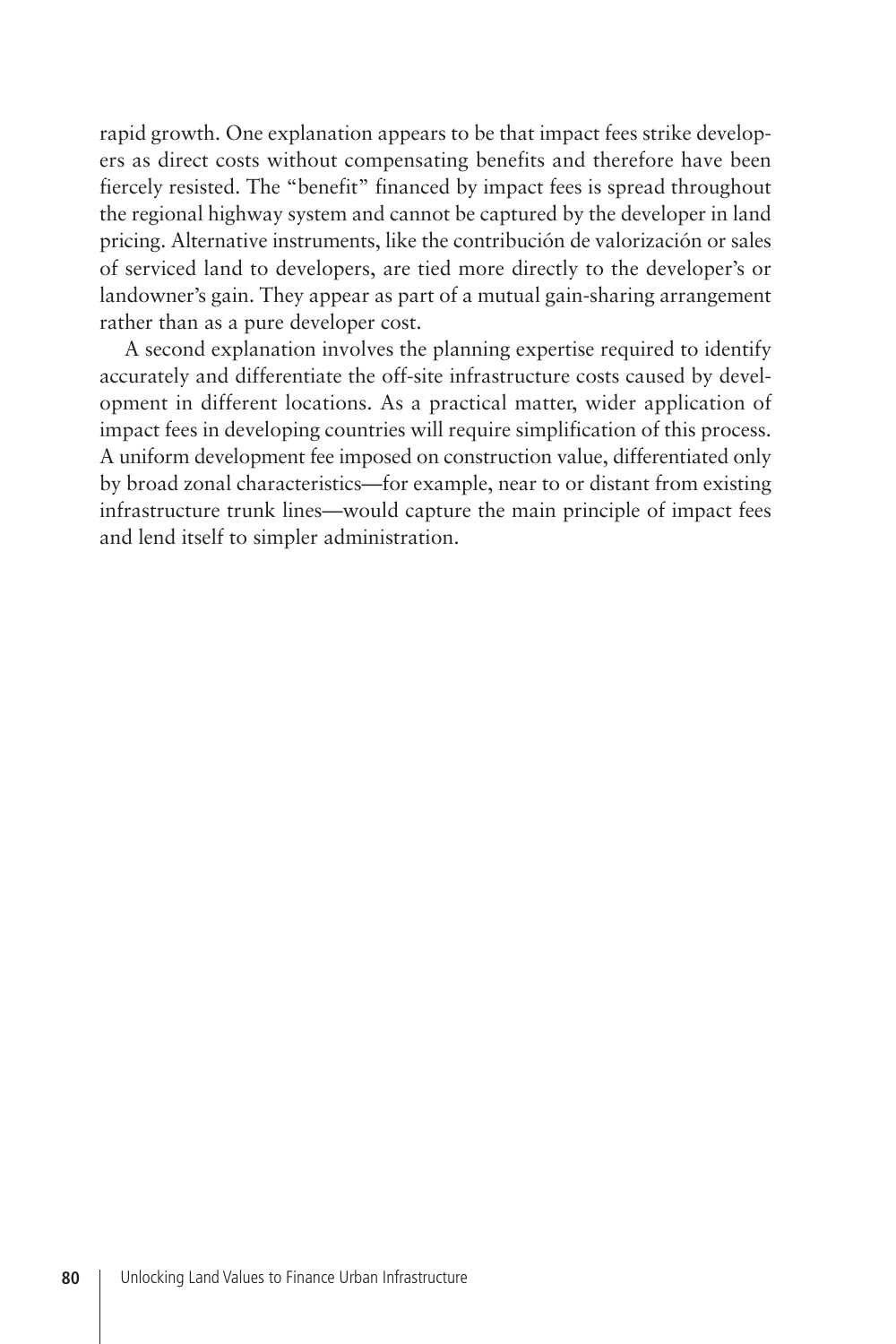rapid growth. One explanation appears to be that impact fees strike developers as direct costs without compensating benefits and therefore have been fiercely resisted. The "benefit" financed by impact fees is spread throughout the regional highway system and cannot be captured by the developer in land pricing. Alternative instruments, like the contribución de valorización or sales of serviced land to developers, are tied more directly to the developer's or landowner's gain. They appear as part of a mutual gain-sharing arrangement rather than as a pure developer cost.

A second explanation involves the planning expertise required to identify accurately and differentiate the off-site infrastructure costs caused by development in different locations. As a practical matter, wider application of impact fees in developing countries will require simplification of this process. A uniform development fee imposed on construction value, differentiated only by broad zonal characteristics—for example, near to or distant from existing infrastructure trunk lines—would capture the main principle of impact fees and lend itself to simpler administration.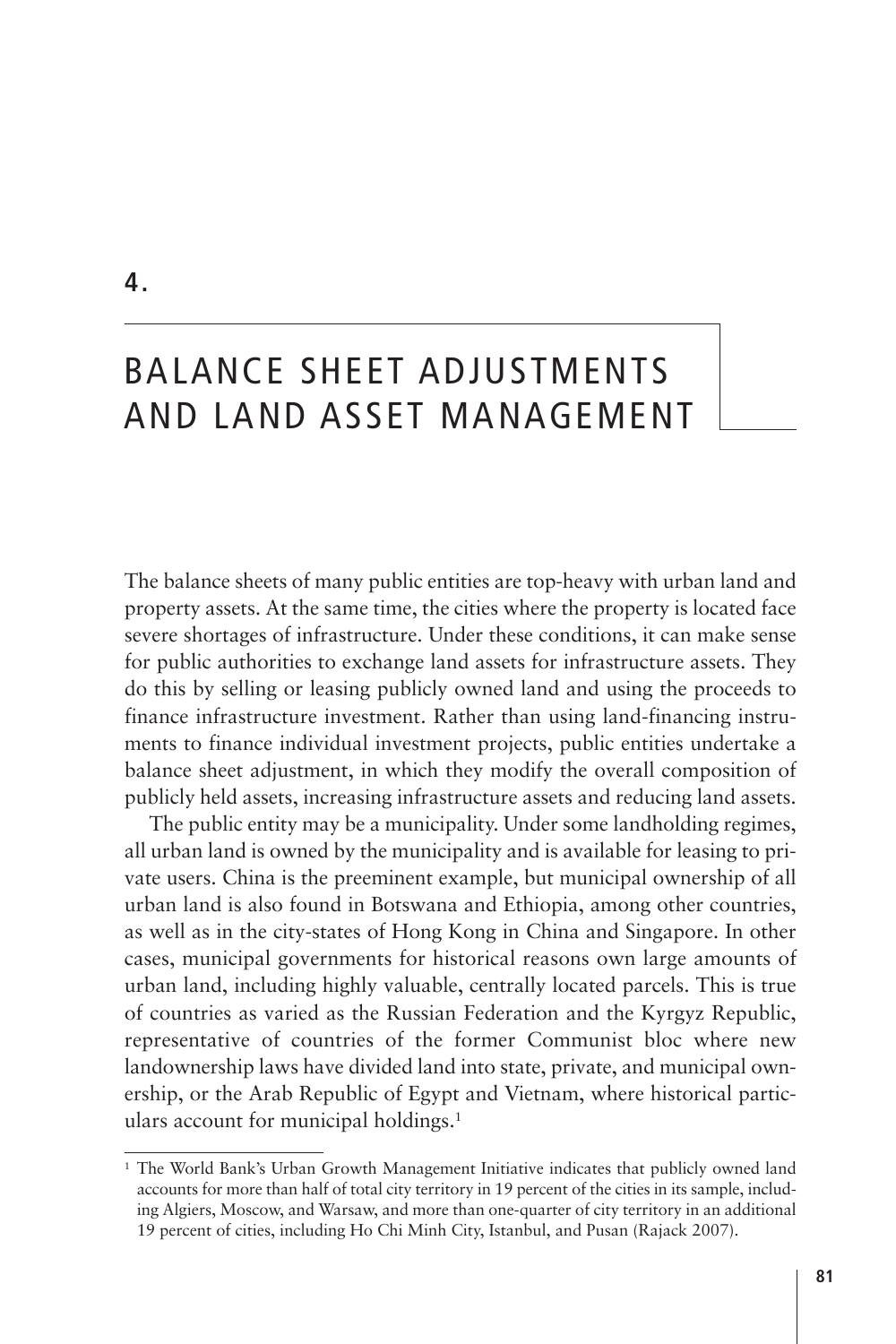# 4. BALANCE SHEET ADJUSTMENTS AND LAND ASSET MANAGEMENT

The balance sheets of many public entities are top-heavy with urban land and property assets. At the same time, the cities where the property is located face severe shortages of infrastructure. Under these conditions, it can make sense for public authorities to exchange land assets for infrastructure assets. They do this by selling or leasing publicly owned land and using the proceeds to finance infrastructure investment. Rather than using land-financing instruments to finance individual investment projects, public entities undertake a balance sheet adjustment, in which they modify the overall composition of publicly held assets, increasing infrastructure assets and reducing land assets.

The public entity may be a municipality. Under some landholding regimes, all urban land is owned by the municipality and is available for leasing to private users. China is the preeminent example, but municipal ownership of all urban land is also found in Botswana and Ethiopia, among other countries, as well as in the city-states of Hong Kong in China and Singapore. In other cases, municipal governments for historical reasons own large amounts of urban land, including highly valuable, centrally located parcels. This is true of countries as varied as the Russian Federation and the Kyrgyz Republic, representative of countries of the former Communist bloc where new landownership laws have divided land into state, private, and municipal ownership, or the Arab Republic of Egypt and Vietnam, where historical particulars account for municipal holdings.[1]

[1] The World Bank's Urban Growth Management Initiative indicates that publicly owned land accounts for more than half of total city territory in 19 percent of the cities in its sample, including Algiers, Moscow, and Warsaw, and more than one-quarter of city territory in an additional 19 percent of cities, including Ho Chi Minh City, Istanbul, and Pusan (Rajack 2007).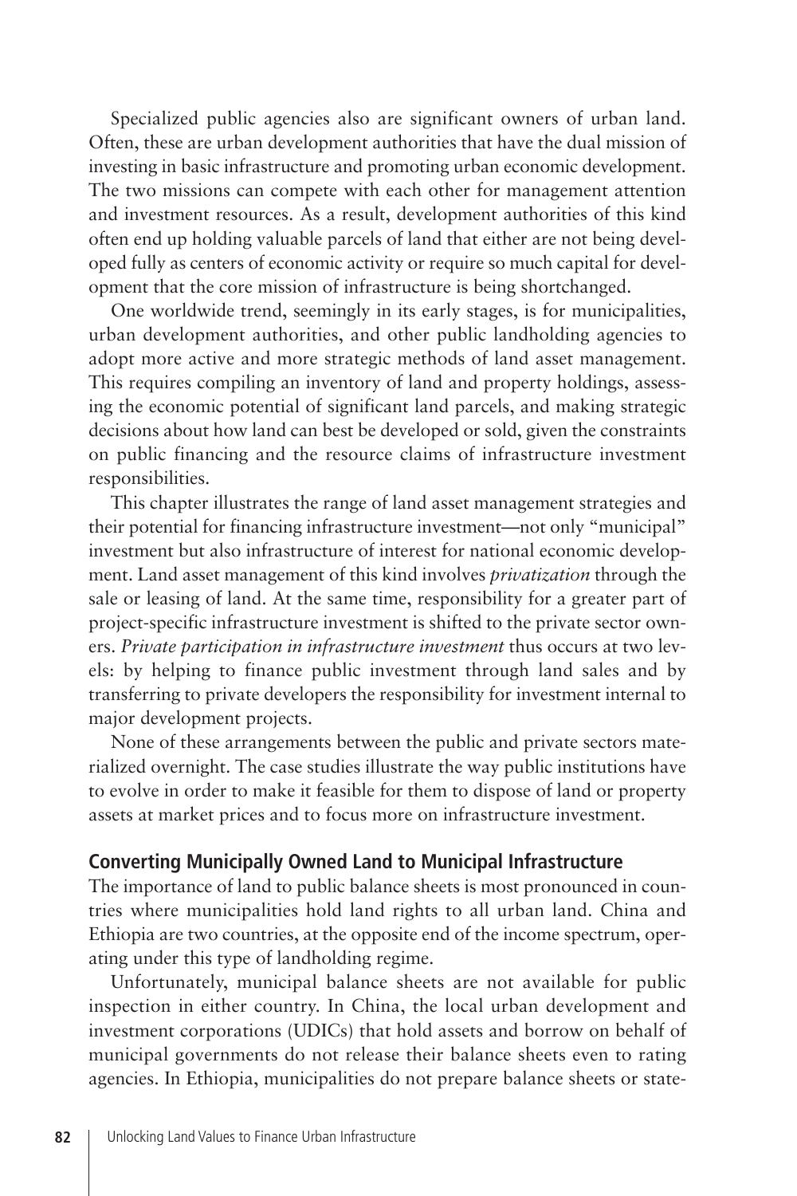Specialized public agencies also are significant owners of urban land. Often, these are urban development authorities that have the dual mission of investing in basic infrastructure and promoting urban economic development. The two missions can compete with each other for management attention and investment resources. As a result, development authorities of this kind often end up holding valuable parcels of land that either are not being developed fully as centers of economic activity or require so much capital for development that the core mission of infrastructure is being shortchanged.

One worldwide trend, seemingly in its early stages, is for municipalities, urban development authorities, and other public landholding agencies to adopt more active and more strategic methods of land asset management. This requires compiling an inventory of land and property holdings, assessing the economic potential of significant land parcels, and making strategic decisions about how land can best be developed or sold, given the constraints on public financing and the resource claims of infrastructure investment responsibilities.

This chapter illustrates the range of land asset management strategies and their potential for financing infrastructure investment—not only "municipal" investment but also infrastructure of interest for national economic development. Land asset management of this kind involves *privatization* through the sale or leasing of land. At the same time, responsibility for a greater part of project-specific infrastructure investment is shifted to the private sector owners. *Private participation in infrastructure investment* thus occurs at two levels: by helping to finance public investment through land sales and by transferring to private developers the responsibility for investment internal to major development projects.

None of these arrangements between the public and private sectors materialized overnight. The case studies illustrate the way public institutions have to evolve in order to make it feasible for them to dispose of land or property assets at market prices and to focus more on infrastructure investment.

## Converting Municipally Owned Land to Municipal Infrastructure

The importance of land to public balance sheets is most pronounced in countries where municipalities hold land rights to all urban land. China and Ethiopia are two countries, at the opposite end of the income spectrum, operating under this type of landholding regime.

Unfortunately, municipal balance sheets are not available for public inspection in either country. In China, the local urban development and investment corporations (UDICs) that hold assets and borrow on behalf of municipal governments do not release their balance sheets even to rating agencies. In Ethiopia, municipalities do not prepare balance sheets or state-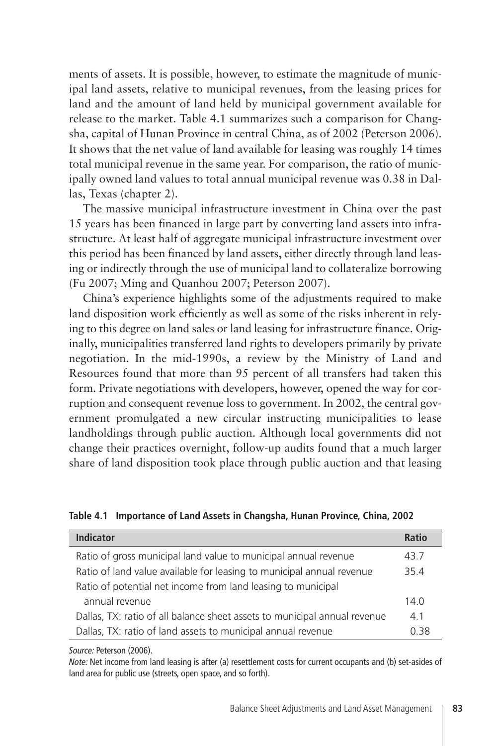ments of assets. It is possible, however, to estimate the magnitude of municipal land assets, relative to municipal revenues, from the leasing prices for land and the amount of land held by municipal government available for release to the market. Table 4.1 summarizes such a comparison for Changsha, capital of Hunan Province in central China, as of 2002 (Peterson 2006). It shows that the net value of land available for leasing was roughly 14 times total municipal revenue in the same year. For comparison, the ratio of municipally owned land values to total annual municipal revenue was 0.38 in Dallas, Texas (chapter 2).

The massive municipal infrastructure investment in China over the past 15 years has been financed in large part by converting land assets into infrastructure. At least half of aggregate municipal infrastructure investment over this period has been financed by land assets, either directly through land leasing or indirectly through the use of municipal land to collateralize borrowing (Fu 2007; Ming and Quanhou 2007; Peterson 2007).

China's experience highlights some of the adjustments required to make land disposition work efficiently as well as some of the risks inherent in relying to this degree on land sales or land leasing for infrastructure finance. Originally, municipalities transferred land rights to developers primarily by private negotiation. In the mid-1990s, a review by the Ministry of Land and Resources found that more than 95 percent of all transfers had taken this form. Private negotiations with developers, however, opened the way for corruption and consequent revenue loss to government. In 2002, the central government promulgated a new circular instructing municipalities to lease landholdings through public auction. Although local governments did not change their practices overnight, follow-up audits found that a much larger share of land disposition took place through public auction and that leasing

**Table 4.1 Importance of Land Assets in Changsha, Hunan Province, China, 2002**

| Indicator | Ratio |
|---|---|
| Ratio of gross municipal land value to municipal annual revenue | 43.7 |
| Ratio of land value available for leasing to municipal annual revenue | 35.4 |
| Ratio of potential net income from land leasing to municipal annual revenue | 14.0 |
| Dallas, TX: ratio of all balance sheet assets to municipal annual revenue | 4.1 |
| Dallas, TX: ratio of land assets to municipal annual revenue | 0.38 |

*Source:* Peterson (2006).

*Note:* Net income from land leasing is after (a) resettlement costs for current occupants and (b) set-asides of land area for public use (streets, open space, and so forth).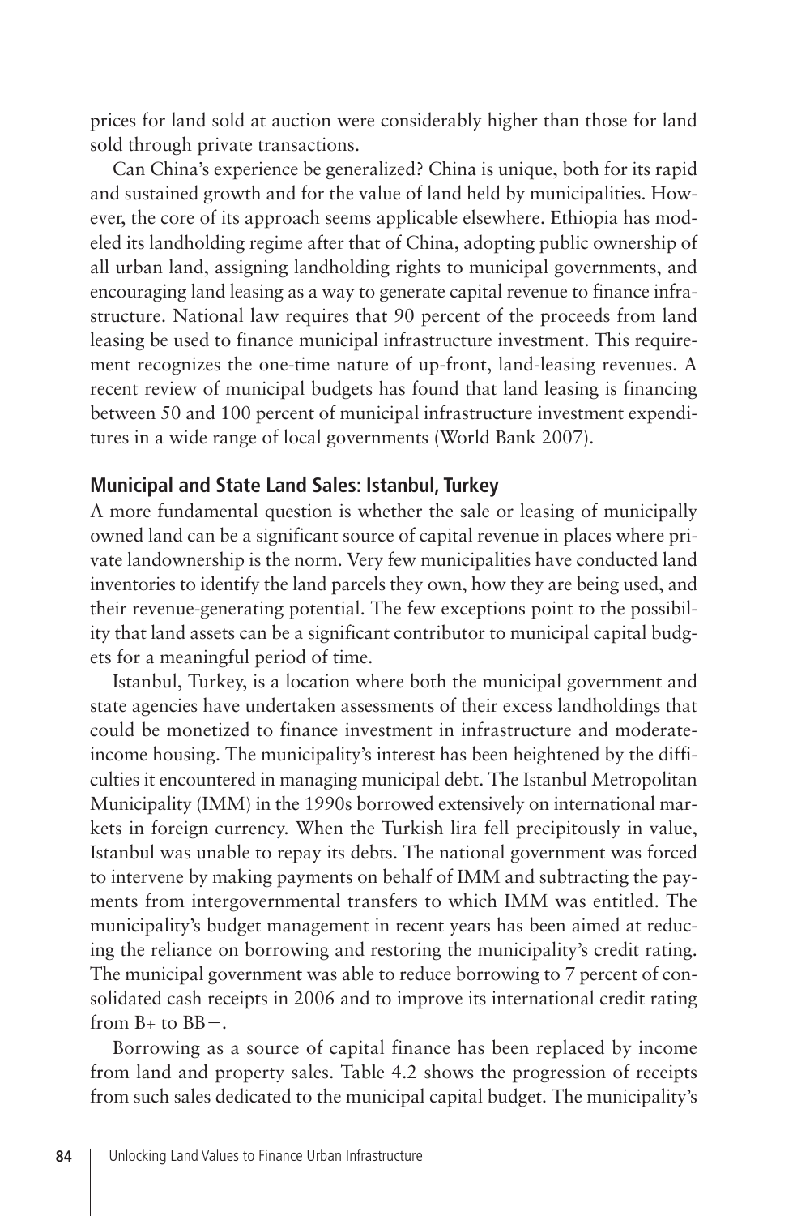prices for land sold at auction were considerably higher than those for land sold through private transactions.

Can China's experience be generalized? China is unique, both for its rapid and sustained growth and for the value of land held by municipalities. However, the core of its approach seems applicable elsewhere. Ethiopia has modeled its landholding regime after that of China, adopting public ownership of all urban land, assigning landholding rights to municipal governments, and encouraging land leasing as a way to generate capital revenue to finance infrastructure. National law requires that 90 percent of the proceeds from land leasing be used to finance municipal infrastructure investment. This requirement recognizes the one-time nature of up-front, land-leasing revenues. A recent review of municipal budgets has found that land leasing is financing between 50 and 100 percent of municipal infrastructure investment expenditures in a wide range of local governments (World Bank 2007).

## Municipal and State Land Sales: Istanbul, Turkey

A more fundamental question is whether the sale or leasing of municipally owned land can be a significant source of capital revenue in places where private landownership is the norm. Very few municipalities have conducted land inventories to identify the land parcels they own, how they are being used, and their revenue-generating potential. The few exceptions point to the possibility that land assets can be a significant contributor to municipal capital budgets for a meaningful period of time.

Istanbul, Turkey, is a location where both the municipal government and state agencies have undertaken assessments of their excess landholdings that could be monetized to finance investment in infrastructure and moderate-income housing. The municipality's interest has been heightened by the difficulties it encountered in managing municipal debt. The Istanbul Metropolitan Municipality (IMM) in the 1990s borrowed extensively on international markets in foreign currency. When the Turkish lira fell precipitously in value, Istanbul was unable to repay its debts. The national government was forced to intervene by making payments on behalf of IMM and subtracting the payments from intergovernmental transfers to which IMM was entitled. The municipality's budget management in recent years has been aimed at reducing the reliance on borrowing and restoring the municipality's credit rating. The municipal government was able to reduce borrowing to 7 percent of consolidated cash receipts in 2006 and to improve its international credit rating from B+ to BB−.

Borrowing as a source of capital finance has been replaced by income from land and property sales. Table 4.2 shows the progression of receipts from such sales dedicated to the municipal capital budget. The municipality's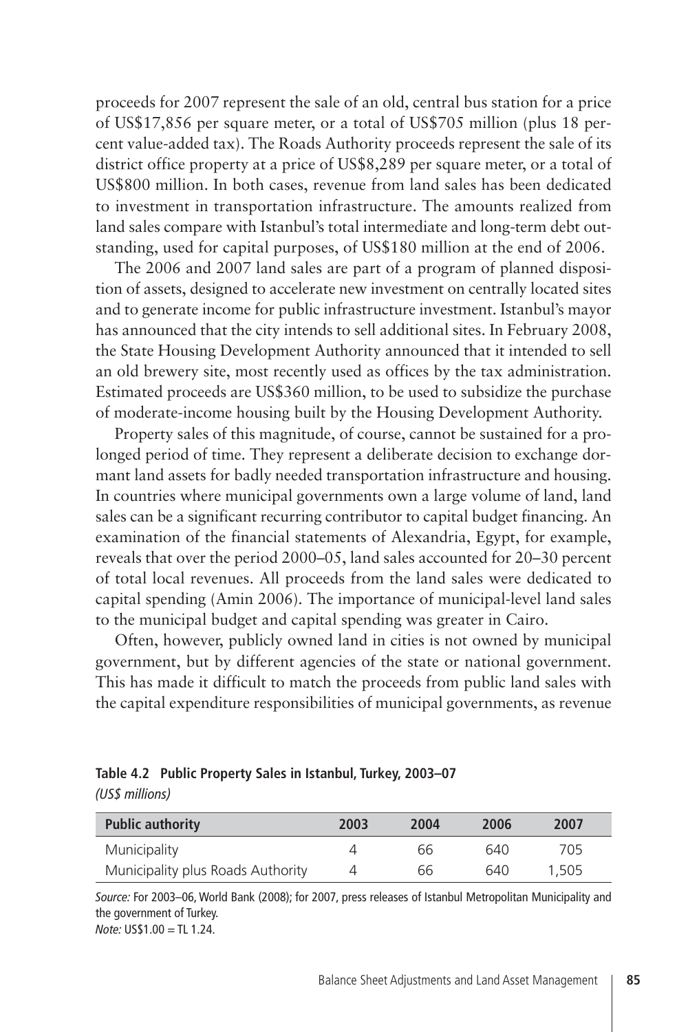proceeds for 2007 represent the sale of an old, central bus station for a price of US$17,856 per square meter, or a total of US$705 million (plus 18 percent value-added tax). The Roads Authority proceeds represent the sale of its district office property at a price of US$8,289 per square meter, or a total of US$800 million. In both cases, revenue from land sales has been dedicated to investment in transportation infrastructure. The amounts realized from land sales compare with Istanbul's total intermediate and long-term debt outstanding, used for capital purposes, of US$180 million at the end of 2006.

The 2006 and 2007 land sales are part of a program of planned disposition of assets, designed to accelerate new investment on centrally located sites and to generate income for public infrastructure investment. Istanbul's mayor has announced that the city intends to sell additional sites. In February 2008, the State Housing Development Authority announced that it intended to sell an old brewery site, most recently used as offices by the tax administration. Estimated proceeds are US$360 million, to be used to subsidize the purchase of moderate-income housing built by the Housing Development Authority.

Property sales of this magnitude, of course, cannot be sustained for a prolonged period of time. They represent a deliberate decision to exchange dormant land assets for badly needed transportation infrastructure and housing. In countries where municipal governments own a large volume of land, land sales can be a significant recurring contributor to capital budget financing. An examination of the financial statements of Alexandria, Egypt, for example, reveals that over the period 2000–05, land sales accounted for 20–30 percent of total local revenues. All proceeds from the land sales were dedicated to capital spending (Amin 2006). The importance of municipal-level land sales to the municipal budget and capital spending was greater in Cairo.

Often, however, publicly owned land in cities is not owned by municipal government, but by different agencies of the state or national government. This has made it difficult to match the proceeds from public land sales with the capital expenditure responsibilities of municipal governments, as revenue

**Table 4.2 Public Property Sales in Istanbul, Turkey, 2003–07**
*(US$ millions)*

| Public authority | 2003 | 2004 | 2006 | 2007 |
|---|---|---|---|---|
| Municipality | 4 | 66 | 640 | 705 |
| Municipality plus Roads Authority | 4 | 66 | 640 | 1,505 |

*Source:* For 2003–06, World Bank (2008); for 2007, press releases of Istanbul Metropolitan Municipality and the government of Turkey.
*Note:* US$1.00 = TL 1.24.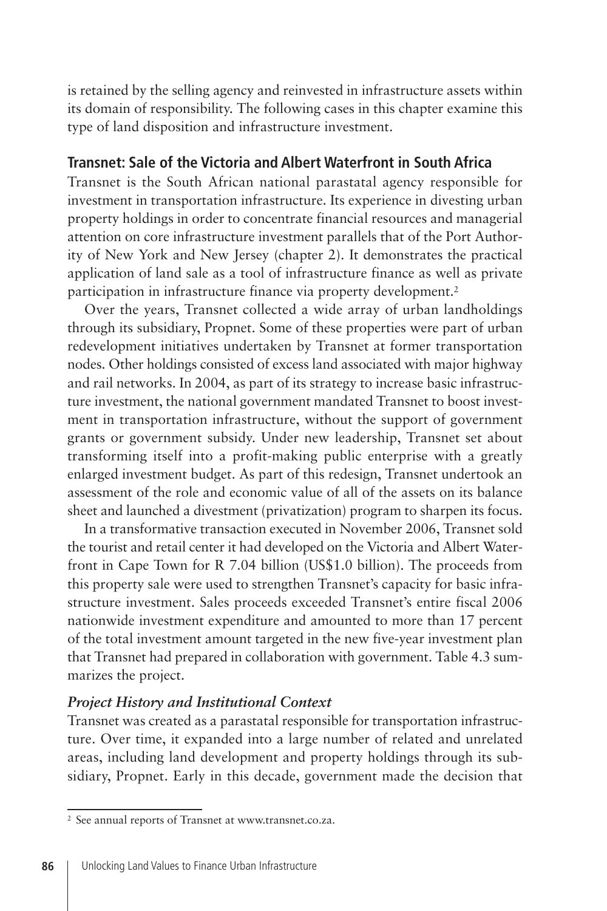is retained by the selling agency and reinvested in infrastructure assets within its domain of responsibility. The following cases in this chapter examine this type of land disposition and infrastructure investment.

## Transnet: Sale of the Victoria and Albert Waterfront in South Africa

Transnet is the South African national parastatal agency responsible for investment in transportation infrastructure. Its experience in divesting urban property holdings in order to concentrate financial resources and managerial attention on core infrastructure investment parallels that of the Port Authority of New York and New Jersey (chapter 2). It demonstrates the practical application of land sale as a tool of infrastructure finance as well as private participation in infrastructure finance via property development.[2]

Over the years, Transnet collected a wide array of urban landholdings through its subsidiary, Propnet. Some of these properties were part of urban redevelopment initiatives undertaken by Transnet at former transportation nodes. Other holdings consisted of excess land associated with major highway and rail networks. In 2004, as part of its strategy to increase basic infrastructure investment, the national government mandated Transnet to boost investment in transportation infrastructure, without the support of government grants or government subsidy. Under new leadership, Transnet set about transforming itself into a profit-making public enterprise with a greatly enlarged investment budget. As part of this redesign, Transnet undertook an assessment of the role and economic value of all of the assets on its balance sheet and launched a divestment (privatization) program to sharpen its focus.

In a transformative transaction executed in November 2006, Transnet sold the tourist and retail center it had developed on the Victoria and Albert Waterfront in Cape Town for R 7.04 billion (US$1.0 billion). The proceeds from this property sale were used to strengthen Transnet's capacity for basic infrastructure investment. Sales proceeds exceeded Transnet's entire fiscal 2006 nationwide investment expenditure and amounted to more than 17 percent of the total investment amount targeted in the new five-year investment plan that Transnet had prepared in collaboration with government. Table 4.3 summarizes the project.

### *Project History and Institutional Context*

Transnet was created as a parastatal responsible for transportation infrastructure. Over time, it expanded into a large number of related and unrelated areas, including land development and property holdings through its subsidiary, Propnet. Early in this decade, government made the decision that

---

[2] See annual reports of Transnet at www.transnet.co.za.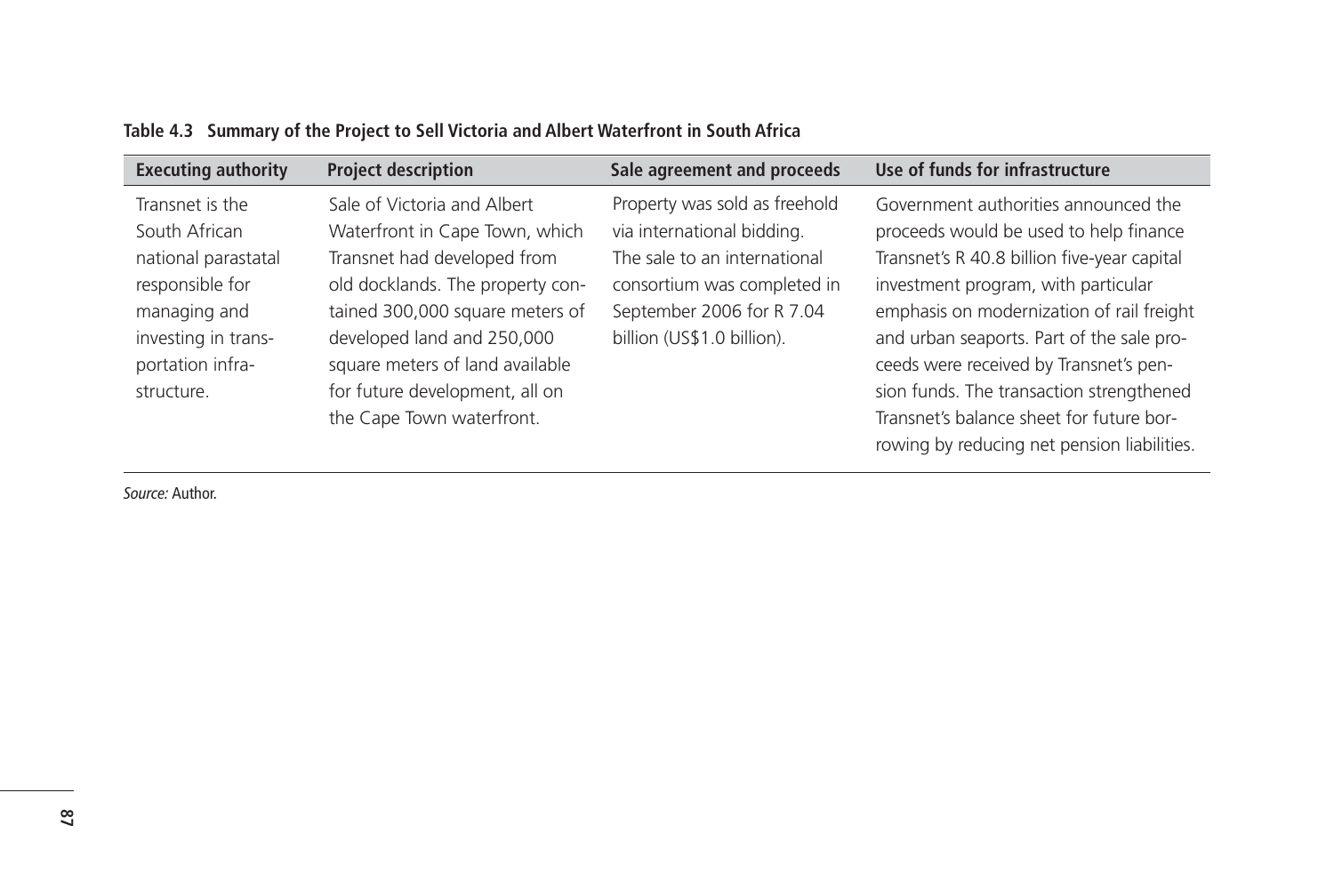**Table 4.3 Summary of the Project to Sell Victoria and Albert Waterfront in South Africa**

| Executing authority | Project description | Sale agreement and proceeds | Use of funds for infrastructure |
|---|---|---|---|
| Transnet is the South African national parastatal responsible for managing and investing in transportation infrastructure. | Sale of Victoria and Albert Waterfront in Cape Town, which Transnet had developed from old docklands. The property contained 300,000 square meters of developed land and 250,000 square meters of land available for future development, all on the Cape Town waterfront. | Property was sold as freehold via international bidding. The sale to an international consortium was completed in September 2006 for R 7.04 billion (US$1.0 billion). | Government authorities announced the proceeds would be used to help finance Transnet's R 40.8 billion five-year capital investment program, with particular emphasis on modernization of rail freight and urban seaports. Part of the sale proceeds were received by Transnet's pension funds. The transaction strengthened Transnet's balance sheet for future borrowing by reducing net pension liabilities. |

*Source:* Author.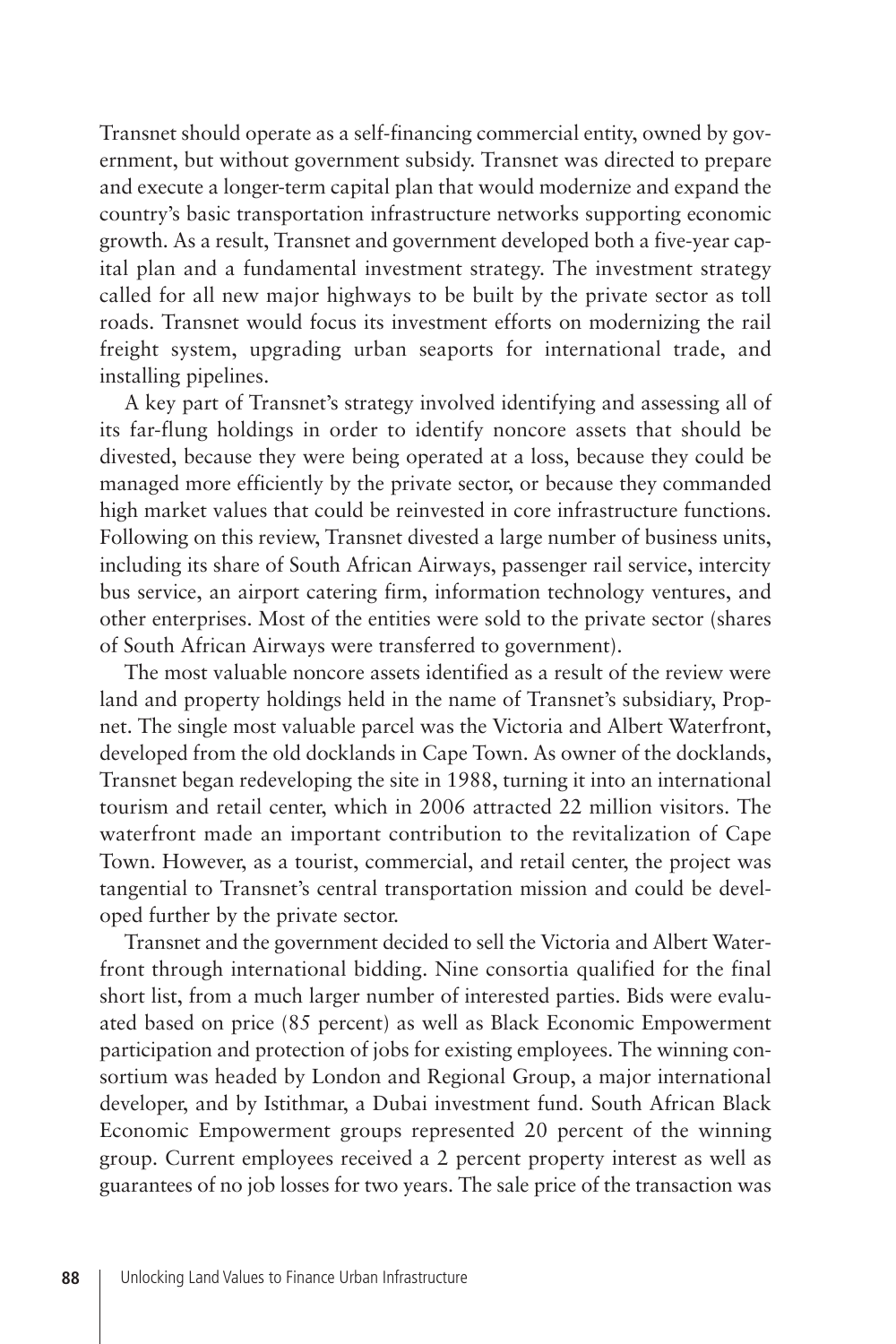Transnet should operate as a self-financing commercial entity, owned by government, but without government subsidy. Transnet was directed to prepare and execute a longer-term capital plan that would modernize and expand the country's basic transportation infrastructure networks supporting economic growth. As a result, Transnet and government developed both a five-year capital plan and a fundamental investment strategy. The investment strategy called for all new major highways to be built by the private sector as toll roads. Transnet would focus its investment efforts on modernizing the rail freight system, upgrading urban seaports for international trade, and installing pipelines.

A key part of Transnet's strategy involved identifying and assessing all of its far-flung holdings in order to identify noncore assets that should be divested, because they were being operated at a loss, because they could be managed more efficiently by the private sector, or because they commanded high market values that could be reinvested in core infrastructure functions. Following on this review, Transnet divested a large number of business units, including its share of South African Airways, passenger rail service, intercity bus service, an airport catering firm, information technology ventures, and other enterprises. Most of the entities were sold to the private sector (shares of South African Airways were transferred to government).

The most valuable noncore assets identified as a result of the review were land and property holdings held in the name of Transnet's subsidiary, Propnet. The single most valuable parcel was the Victoria and Albert Waterfront, developed from the old docklands in Cape Town. As owner of the docklands, Transnet began redeveloping the site in 1988, turning it into an international tourism and retail center, which in 2006 attracted 22 million visitors. The waterfront made an important contribution to the revitalization of Cape Town. However, as a tourist, commercial, and retail center, the project was tangential to Transnet's central transportation mission and could be developed further by the private sector.

Transnet and the government decided to sell the Victoria and Albert Waterfront through international bidding. Nine consortia qualified for the final short list, from a much larger number of interested parties. Bids were evaluated based on price (85 percent) as well as Black Economic Empowerment participation and protection of jobs for existing employees. The winning consortium was headed by London and Regional Group, a major international developer, and by Istithmar, a Dubai investment fund. South African Black Economic Empowerment groups represented 20 percent of the winning group. Current employees received a 2 percent property interest as well as guarantees of no job losses for two years. The sale price of the transaction was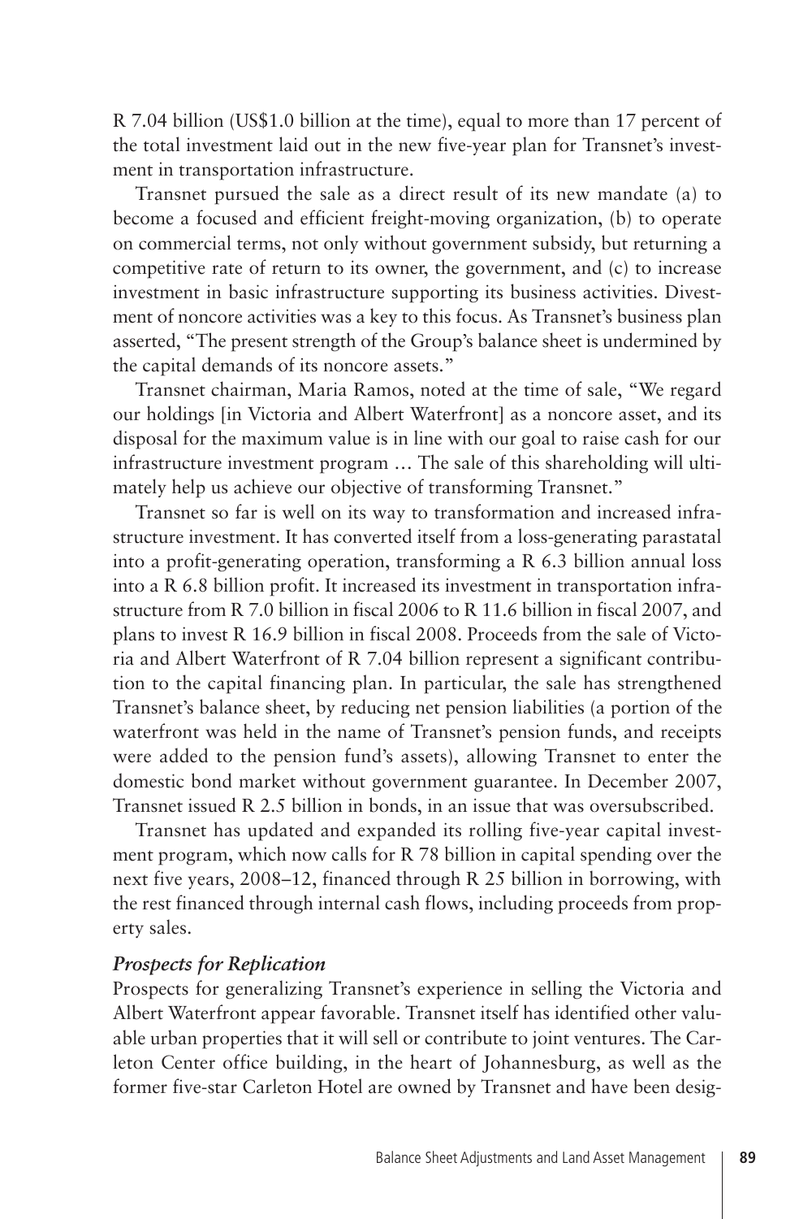R 7.04 billion (US$1.0 billion at the time), equal to more than 17 percent of the total investment laid out in the new five-year plan for Transnet's investment in transportation infrastructure.

Transnet pursued the sale as a direct result of its new mandate (a) to become a focused and efficient freight-moving organization, (b) to operate on commercial terms, not only without government subsidy, but returning a competitive rate of return to its owner, the government, and (c) to increase investment in basic infrastructure supporting its business activities. Divestment of noncore activities was a key to this focus. As Transnet's business plan asserted, "The present strength of the Group's balance sheet is undermined by the capital demands of its noncore assets."

Transnet chairman, Maria Ramos, noted at the time of sale, "We regard our holdings [in Victoria and Albert Waterfront] as a noncore asset, and its disposal for the maximum value is in line with our goal to raise cash for our infrastructure investment program … The sale of this shareholding will ultimately help us achieve our objective of transforming Transnet."

Transnet so far is well on its way to transformation and increased infrastructure investment. It has converted itself from a loss-generating parastatal into a profit-generating operation, transforming a R 6.3 billion annual loss into a R 6.8 billion profit. It increased its investment in transportation infrastructure from R 7.0 billion in fiscal 2006 to R 11.6 billion in fiscal 2007, and plans to invest R 16.9 billion in fiscal 2008. Proceeds from the sale of Victoria and Albert Waterfront of R 7.04 billion represent a significant contribution to the capital financing plan. In particular, the sale has strengthened Transnet's balance sheet, by reducing net pension liabilities (a portion of the waterfront was held in the name of Transnet's pension funds, and receipts were added to the pension fund's assets), allowing Transnet to enter the domestic bond market without government guarantee. In December 2007, Transnet issued R 2.5 billion in bonds, in an issue that was oversubscribed.

Transnet has updated and expanded its rolling five-year capital investment program, which now calls for R 78 billion in capital spending over the next five years, 2008–12, financed through R 25 billion in borrowing, with the rest financed through internal cash flows, including proceeds from property sales.

### *Prospects for Replication*

Prospects for generalizing Transnet's experience in selling the Victoria and Albert Waterfront appear favorable. Transnet itself has identified other valuable urban properties that it will sell or contribute to joint ventures. The Carleton Center office building, in the heart of Johannesburg, as well as the former five-star Carleton Hotel are owned by Transnet and have been desig-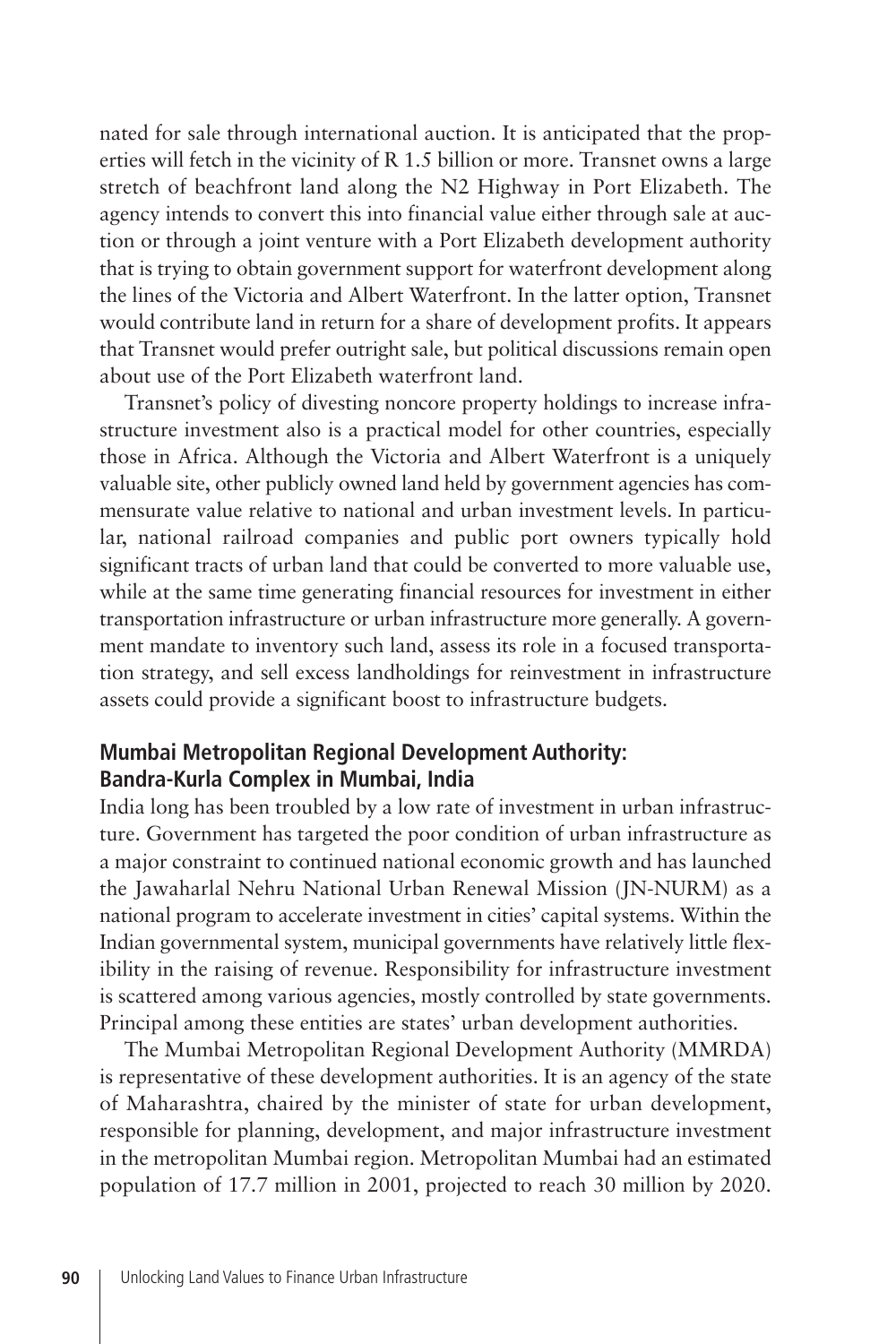nated for sale through international auction. It is anticipated that the properties will fetch in the vicinity of R 1.5 billion or more. Transnet owns a large stretch of beachfront land along the N2 Highway in Port Elizabeth. The agency intends to convert this into financial value either through sale at auction or through a joint venture with a Port Elizabeth development authority that is trying to obtain government support for waterfront development along the lines of the Victoria and Albert Waterfront. In the latter option, Transnet would contribute land in return for a share of development profits. It appears that Transnet would prefer outright sale, but political discussions remain open about use of the Port Elizabeth waterfront land.

Transnet's policy of divesting noncore property holdings to increase infrastructure investment also is a practical model for other countries, especially those in Africa. Although the Victoria and Albert Waterfront is a uniquely valuable site, other publicly owned land held by government agencies has commensurate value relative to national and urban investment levels. In particular, national railroad companies and public port owners typically hold significant tracts of urban land that could be converted to more valuable use, while at the same time generating financial resources for investment in either transportation infrastructure or urban infrastructure more generally. A government mandate to inventory such land, assess its role in a focused transportation strategy, and sell excess landholdings for reinvestment in infrastructure assets could provide a significant boost to infrastructure budgets.

### Mumbai Metropolitan Regional Development Authority: Bandra-Kurla Complex in Mumbai, India

India long has been troubled by a low rate of investment in urban infrastructure. Government has targeted the poor condition of urban infrastructure as a major constraint to continued national economic growth and has launched the Jawaharlal Nehru National Urban Renewal Mission (JN-NURM) as a national program to accelerate investment in cities' capital systems. Within the Indian governmental system, municipal governments have relatively little flexibility in the raising of revenue. Responsibility for infrastructure investment is scattered among various agencies, mostly controlled by state governments. Principal among these entities are states' urban development authorities.

The Mumbai Metropolitan Regional Development Authority (MMRDA) is representative of these development authorities. It is an agency of the state of Maharashtra, chaired by the minister of state for urban development, responsible for planning, development, and major infrastructure investment in the metropolitan Mumbai region. Metropolitan Mumbai had an estimated population of 17.7 million in 2001, projected to reach 30 million by 2020.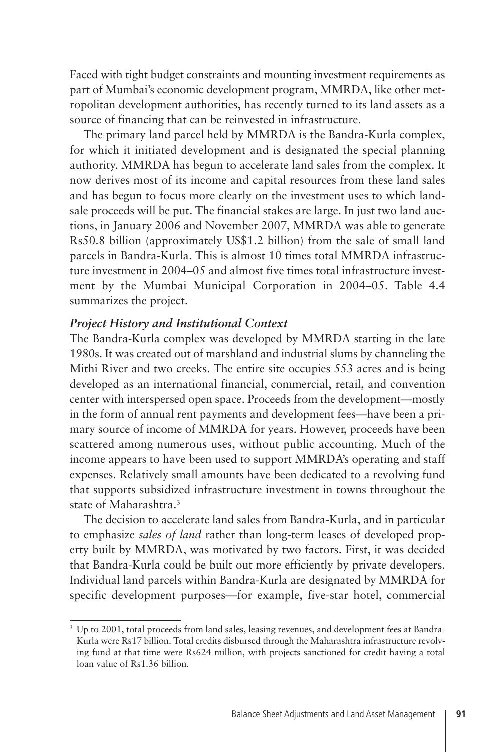Faced with tight budget constraints and mounting investment requirements as part of Mumbai's economic development program, MMRDA, like other metropolitan development authorities, has recently turned to its land assets as a source of financing that can be reinvested in infrastructure.

The primary land parcel held by MMRDA is the Bandra-Kurla complex, for which it initiated development and is designated the special planning authority. MMRDA has begun to accelerate land sales from the complex. It now derives most of its income and capital resources from these land sales and has begun to focus more clearly on the investment uses to which land-sale proceeds will be put. The financial stakes are large. In just two land auctions, in January 2006 and November 2007, MMRDA was able to generate Rs50.8 billion (approximately US$1.2 billion) from the sale of small land parcels in Bandra-Kurla. This is almost 10 times total MMRDA infrastructure investment in 2004–05 and almost five times total infrastructure investment by the Mumbai Municipal Corporation in 2004–05. Table 4.4 summarizes the project.

### *Project History and Institutional Context*

The Bandra-Kurla complex was developed by MMRDA starting in the late 1980s. It was created out of marshland and industrial slums by channeling the Mithi River and two creeks. The entire site occupies 553 acres and is being developed as an international financial, commercial, retail, and convention center with interspersed open space. Proceeds from the development—mostly in the form of annual rent payments and development fees—have been a primary source of income of MMRDA for years. However, proceeds have been scattered among numerous uses, without public accounting. Much of the income appears to have been used to support MMRDA's operating and staff expenses. Relatively small amounts have been dedicated to a revolving fund that supports subsidized infrastructure investment in towns throughout the state of Maharashtra.[3]

The decision to accelerate land sales from Bandra-Kurla, and in particular to emphasize *sales of land* rather than long-term leases of developed property built by MMRDA, was motivated by two factors. First, it was decided that Bandra-Kurla could be built out more efficiently by private developers. Individual land parcels within Bandra-Kurla are designated by MMRDA for specific development purposes—for example, five-star hotel, commercial

[3] Up to 2001, total proceeds from land sales, leasing revenues, and development fees at Bandra-Kurla were Rs17 billion. Total credits disbursed through the Maharashtra infrastructure revolving fund at that time were Rs624 million, with projects sanctioned for credit having a total loan value of Rs1.36 billion.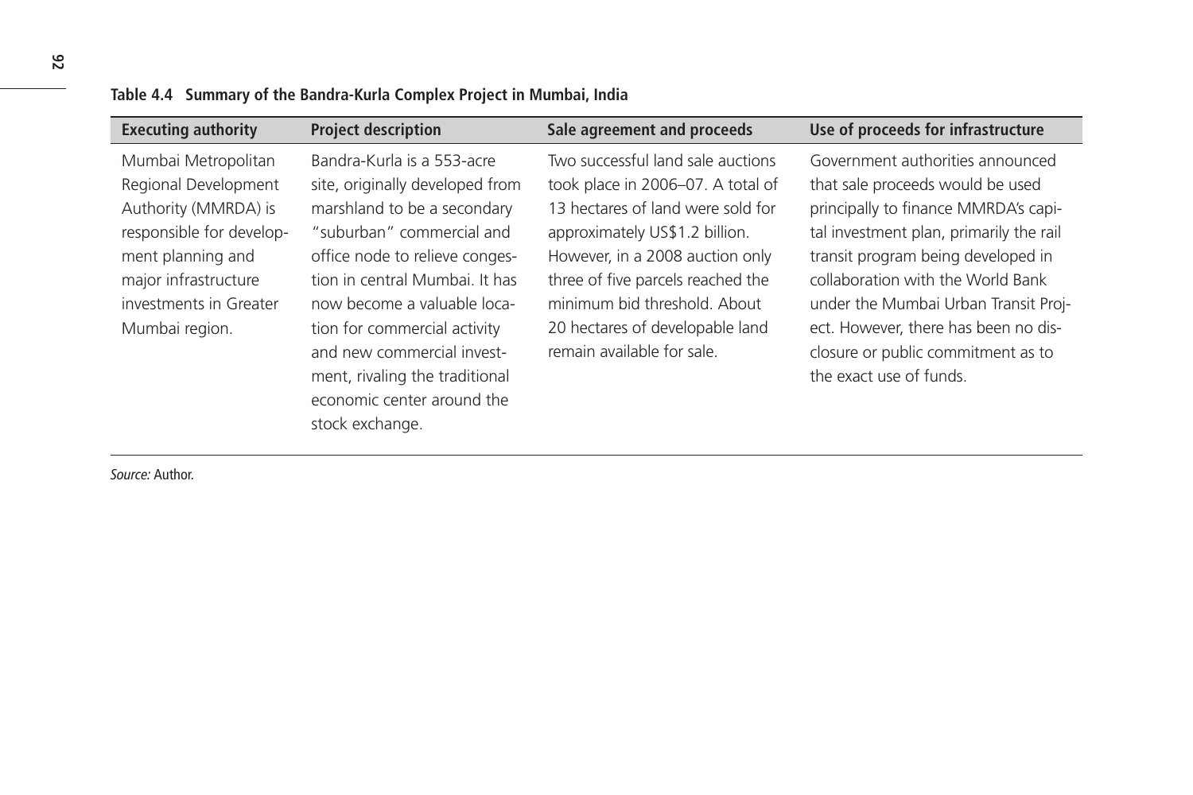**Table 4.4 Summary of the Bandra-Kurla Complex Project in Mumbai, India**

| Executing authority | Project description | Sale agreement and proceeds | Use of proceeds for infrastructure |
|---|---|---|---|
| Mumbai Metropolitan Regional Development Authority (MMRDA) is responsible for development planning and major infrastructure investments in Greater Mumbai region. | Bandra-Kurla is a 553-acre site, originally developed from marshland to be a secondary "suburban" commercial and office node to relieve congestion in central Mumbai. It has now become a valuable location for commercial activity and new commercial investment, rivaling the traditional economic center around the stock exchange. | Two successful land sale auctions took place in 2006–07. A total of 13 hectares of land were sold for approximately US$1.2 billion. However, in a 2008 auction only three of five parcels reached the minimum bid threshold. About 20 hectares of developable land remain available for sale. | Government authorities announced that sale proceeds would be used principally to finance MMRDA's capital investment plan, primarily the rail transit program being developed in collaboration with the World Bank under the Mumbai Urban Transit Project. However, there has been no disclosure or public commitment as to the exact use of funds. |

*Source:* Author.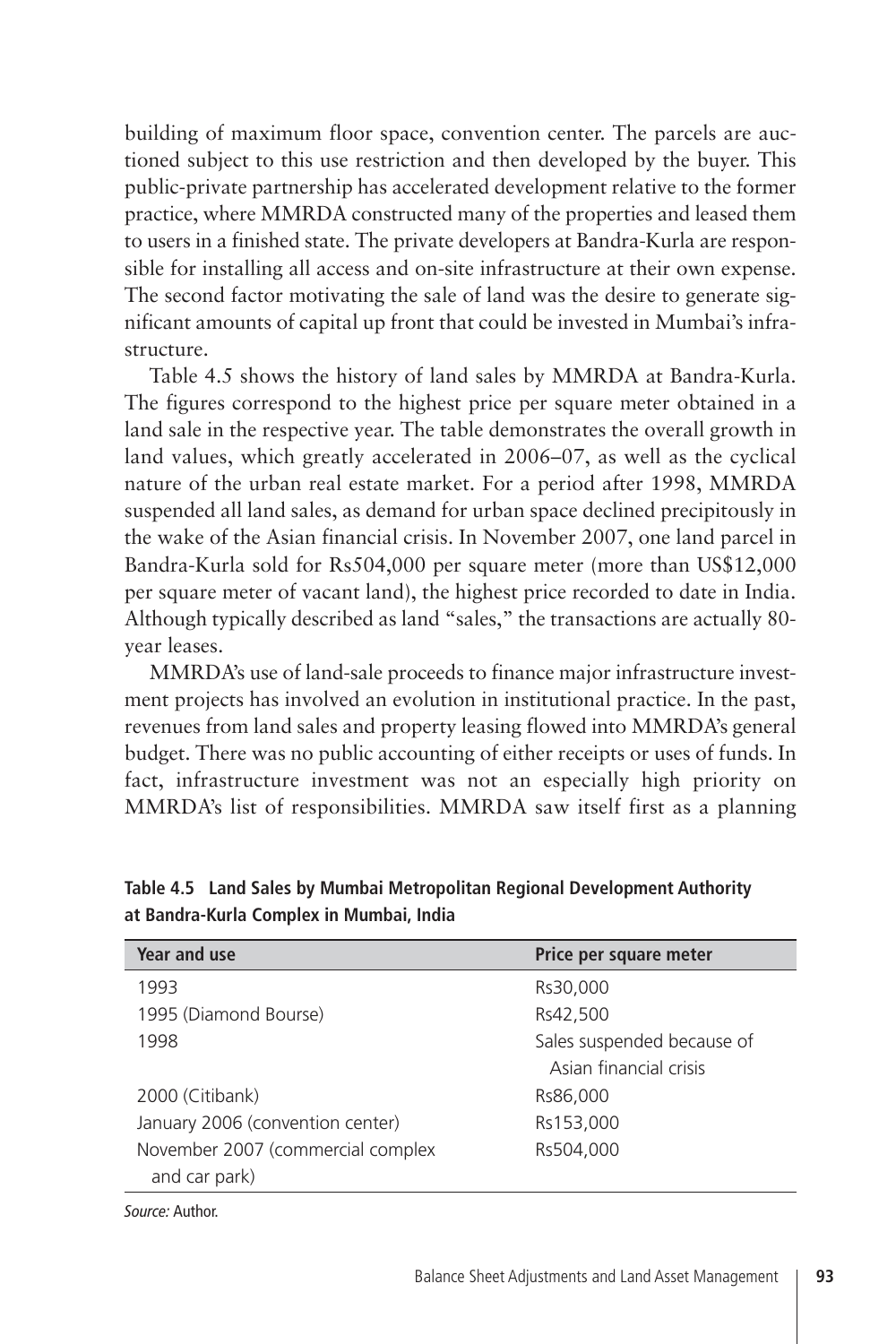building of maximum floor space, convention center. The parcels are auctioned subject to this use restriction and then developed by the buyer. This public-private partnership has accelerated development relative to the former practice, where MMRDA constructed many of the properties and leased them to users in a finished state. The private developers at Bandra-Kurla are responsible for installing all access and on-site infrastructure at their own expense. The second factor motivating the sale of land was the desire to generate significant amounts of capital up front that could be invested in Mumbai's infrastructure.

Table 4.5 shows the history of land sales by MMRDA at Bandra-Kurla. The figures correspond to the highest price per square meter obtained in a land sale in the respective year. The table demonstrates the overall growth in land values, which greatly accelerated in 2006–07, as well as the cyclical nature of the urban real estate market. For a period after 1998, MMRDA suspended all land sales, as demand for urban space declined precipitously in the wake of the Asian financial crisis. In November 2007, one land parcel in Bandra-Kurla sold for Rs504,000 per square meter (more than US$12,000 per square meter of vacant land), the highest price recorded to date in India. Although typically described as land "sales," the transactions are actually 80-year leases.

MMRDA's use of land-sale proceeds to finance major infrastructure investment projects has involved an evolution in institutional practice. In the past, revenues from land sales and property leasing flowed into MMRDA's general budget. There was no public accounting of either receipts or uses of funds. In fact, infrastructure investment was not an especially high priority on MMRDA's list of responsibilities. MMRDA saw itself first as a planning

**Table 4.5 Land Sales by Mumbai Metropolitan Regional Development Authority at Bandra-Kurla Complex in Mumbai, India**

| Year and use | Price per square meter |
|---|---|
| 1993 | Rs30,000 |
| 1995 (Diamond Bourse) | Rs42,500 |
| 1998 | Sales suspended because of Asian financial crisis |
| 2000 (Citibank) | Rs86,000 |
| January 2006 (convention center) | Rs153,000 |
| November 2007 (commercial complex and car park) | Rs504,000 |

*Source:* Author.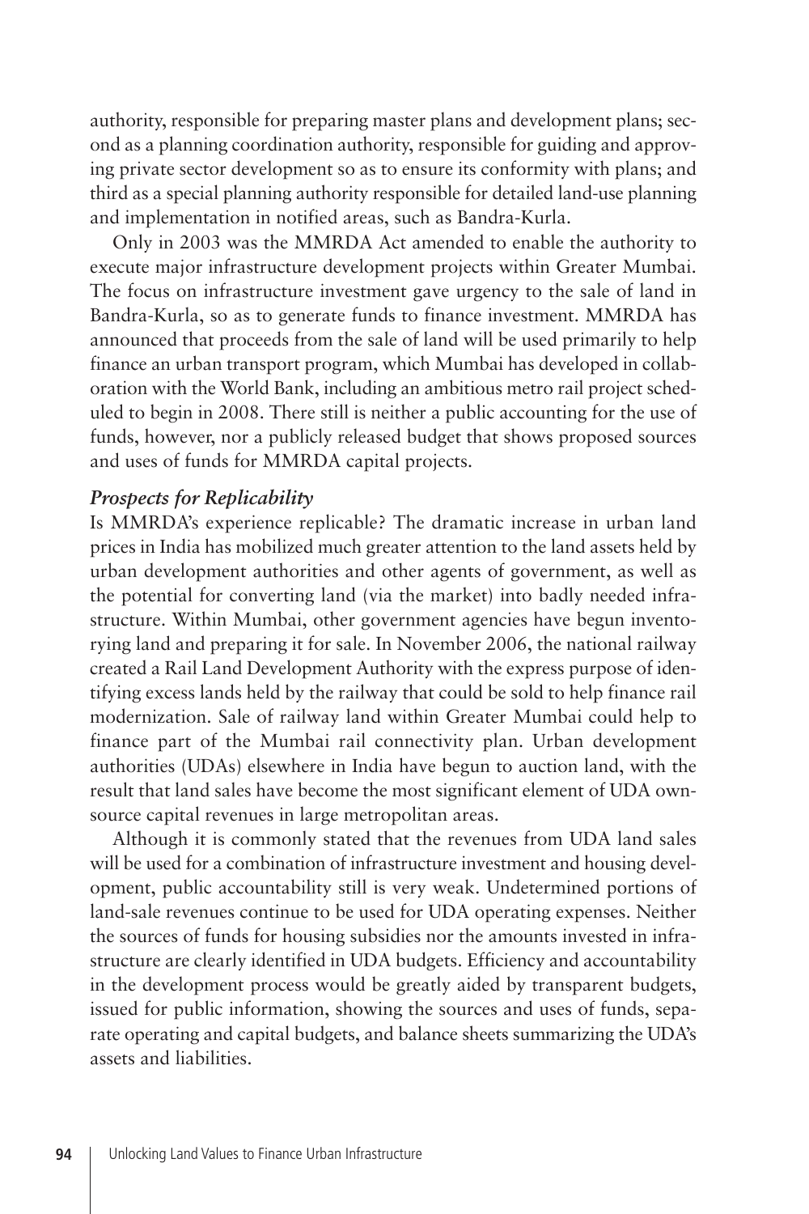authority, responsible for preparing master plans and development plans; second as a planning coordination authority, responsible for guiding and approving private sector development so as to ensure its conformity with plans; and third as a special planning authority responsible for detailed land-use planning and implementation in notified areas, such as Bandra-Kurla.

Only in 2003 was the MMRDA Act amended to enable the authority to execute major infrastructure development projects within Greater Mumbai. The focus on infrastructure investment gave urgency to the sale of land in Bandra-Kurla, so as to generate funds to finance investment. MMRDA has announced that proceeds from the sale of land will be used primarily to help finance an urban transport program, which Mumbai has developed in collaboration with the World Bank, including an ambitious metro rail project scheduled to begin in 2008. There still is neither a public accounting for the use of funds, however, nor a publicly released budget that shows proposed sources and uses of funds for MMRDA capital projects.

### *Prospects for Replicability*

Is MMRDA's experience replicable? The dramatic increase in urban land prices in India has mobilized much greater attention to the land assets held by urban development authorities and other agents of government, as well as the potential for converting land (via the market) into badly needed infrastructure. Within Mumbai, other government agencies have begun inventorying land and preparing it for sale. In November 2006, the national railway created a Rail Land Development Authority with the express purpose of identifying excess lands held by the railway that could be sold to help finance rail modernization. Sale of railway land within Greater Mumbai could help to finance part of the Mumbai rail connectivity plan. Urban development authorities (UDAs) elsewhere in India have begun to auction land, with the result that land sales have become the most significant element of UDA own-source capital revenues in large metropolitan areas.

Although it is commonly stated that the revenues from UDA land sales will be used for a combination of infrastructure investment and housing development, public accountability still is very weak. Undetermined portions of land-sale revenues continue to be used for UDA operating expenses. Neither the sources of funds for housing subsidies nor the amounts invested in infrastructure are clearly identified in UDA budgets. Efficiency and accountability in the development process would be greatly aided by transparent budgets, issued for public information, showing the sources and uses of funds, separate operating and capital budgets, and balance sheets summarizing the UDA's assets and liabilities.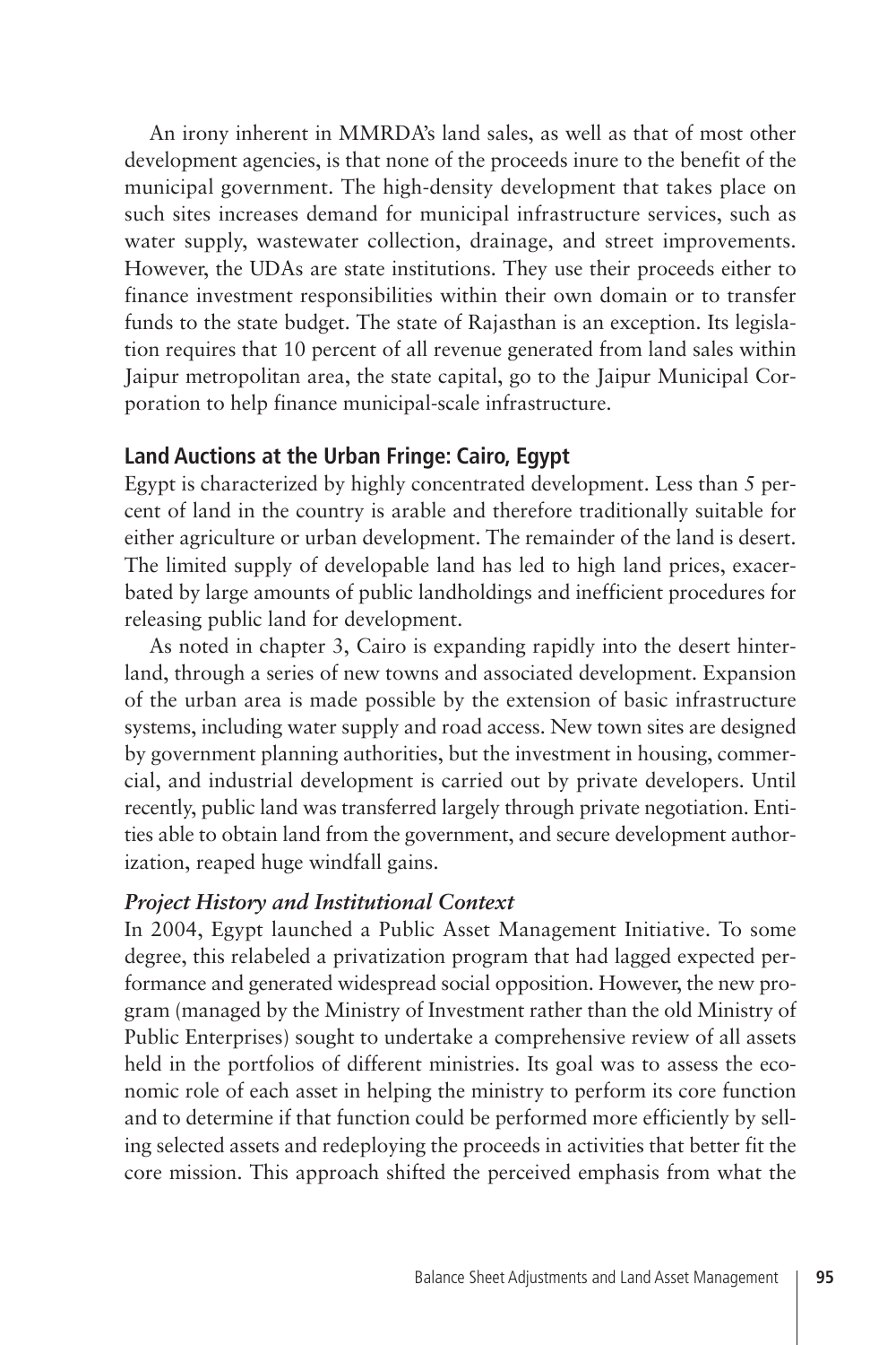An irony inherent in MMRDA's land sales, as well as that of most other development agencies, is that none of the proceeds inure to the benefit of the municipal government. The high-density development that takes place on such sites increases demand for municipal infrastructure services, such as water supply, wastewater collection, drainage, and street improvements. However, the UDAs are state institutions. They use their proceeds either to finance investment responsibilities within their own domain or to transfer funds to the state budget. The state of Rajasthan is an exception. Its legislation requires that 10 percent of all revenue generated from land sales within Jaipur metropolitan area, the state capital, go to the Jaipur Municipal Corporation to help finance municipal-scale infrastructure.

## Land Auctions at the Urban Fringe: Cairo, Egypt

Egypt is characterized by highly concentrated development. Less than 5 percent of land in the country is arable and therefore traditionally suitable for either agriculture or urban development. The remainder of the land is desert. The limited supply of developable land has led to high land prices, exacerbated by large amounts of public landholdings and inefficient procedures for releasing public land for development.

As noted in chapter 3, Cairo is expanding rapidly into the desert hinterland, through a series of new towns and associated development. Expansion of the urban area is made possible by the extension of basic infrastructure systems, including water supply and road access. New town sites are designed by government planning authorities, but the investment in housing, commercial, and industrial development is carried out by private developers. Until recently, public land was transferred largely through private negotiation. Entities able to obtain land from the government, and secure development authorization, reaped huge windfall gains.

### *Project History and Institutional Context*

In 2004, Egypt launched a Public Asset Management Initiative. To some degree, this relabeled a privatization program that had lagged expected performance and generated widespread social opposition. However, the new program (managed by the Ministry of Investment rather than the old Ministry of Public Enterprises) sought to undertake a comprehensive review of all assets held in the portfolios of different ministries. Its goal was to assess the economic role of each asset in helping the ministry to perform its core function and to determine if that function could be performed more efficiently by selling selected assets and redeploying the proceeds in activities that better fit the core mission. This approach shifted the perceived emphasis from what the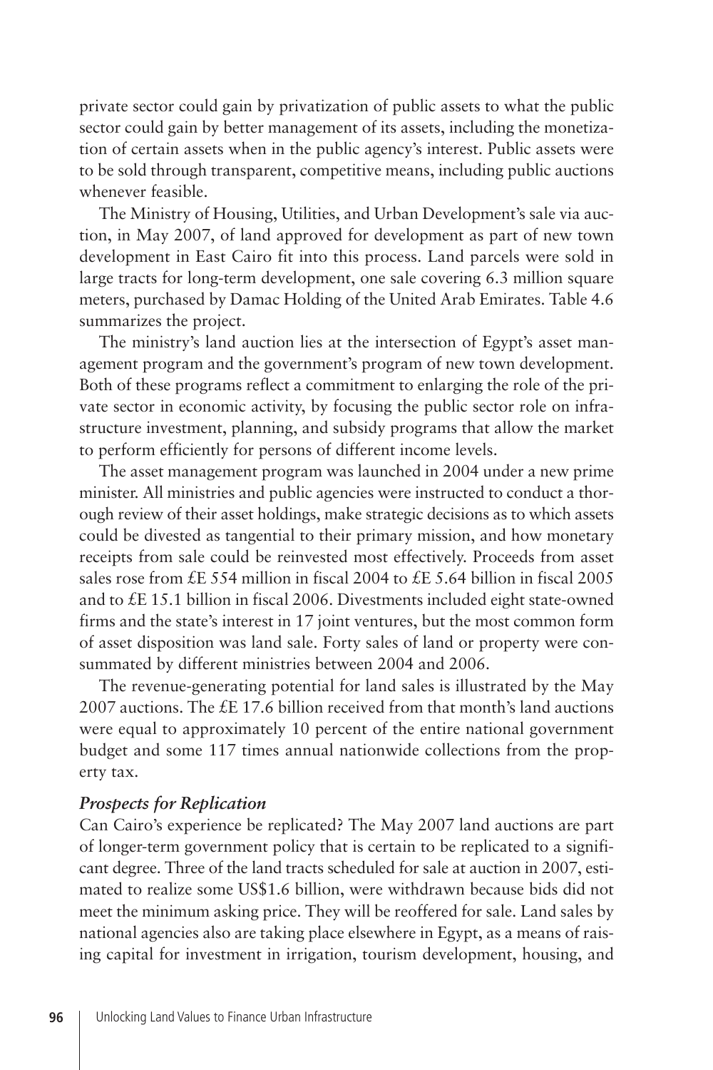private sector could gain by privatization of public assets to what the public sector could gain by better management of its assets, including the monetization of certain assets when in the public agency's interest. Public assets were to be sold through transparent, competitive means, including public auctions whenever feasible.

The Ministry of Housing, Utilities, and Urban Development's sale via auction, in May 2007, of land approved for development as part of new town development in East Cairo fit into this process. Land parcels were sold in large tracts for long-term development, one sale covering 6.3 million square meters, purchased by Damac Holding of the United Arab Emirates. Table 4.6 summarizes the project.

The ministry's land auction lies at the intersection of Egypt's asset management program and the government's program of new town development. Both of these programs reflect a commitment to enlarging the role of the private sector in economic activity, by focusing the public sector role on infrastructure investment, planning, and subsidy programs that allow the market to perform efficiently for persons of different income levels.

The asset management program was launched in 2004 under a new prime minister. All ministries and public agencies were instructed to conduct a thorough review of their asset holdings, make strategic decisions as to which assets could be divested as tangential to their primary mission, and how monetary receipts from sale could be reinvested most effectively. Proceeds from asset sales rose from £E 554 million in fiscal 2004 to £E 5.64 billion in fiscal 2005 and to £E 15.1 billion in fiscal 2006. Divestments included eight state-owned firms and the state's interest in 17 joint ventures, but the most common form of asset disposition was land sale. Forty sales of land or property were consummated by different ministries between 2004 and 2006.

The revenue-generating potential for land sales is illustrated by the May 2007 auctions. The £E 17.6 billion received from that month's land auctions were equal to approximately 10 percent of the entire national government budget and some 117 times annual nationwide collections from the property tax.

### *Prospects for Replication*

Can Cairo's experience be replicated? The May 2007 land auctions are part of longer-term government policy that is certain to be replicated to a significant degree. Three of the land tracts scheduled for sale at auction in 2007, estimated to realize some US$1.6 billion, were withdrawn because bids did not meet the minimum asking price. They will be reoffered for sale. Land sales by national agencies also are taking place elsewhere in Egypt, as a means of raising capital for investment in irrigation, tourism development, housing, and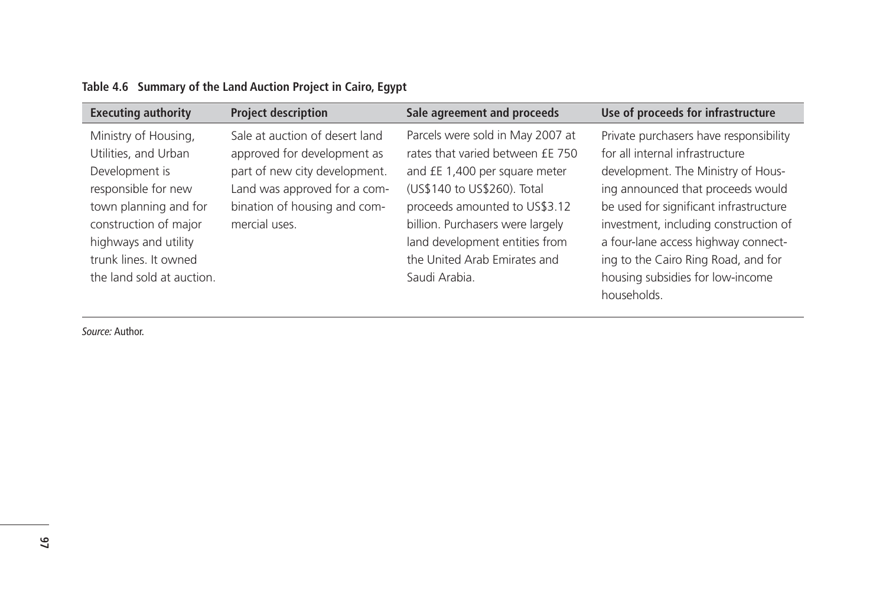**Table 4.6 Summary of the Land Auction Project in Cairo, Egypt**

| Executing authority | Project description | Sale agreement and proceeds | Use of proceeds for infrastructure |
|---|---|---|---|
| Ministry of Housing, Utilities, and Urban Development is responsible for new town planning and for construction of major highways and utility trunk lines. It owned the land sold at auction. | Sale at auction of desert land approved for development as part of new city development. Land was approved for a combination of housing and commercial uses. | Parcels were sold in May 2007 at rates that varied between £E 750 and £E 1,400 per square meter (US$140 to US$260). Total proceeds amounted to US$3.12 billion. Purchasers were largely land development entities from the United Arab Emirates and Saudi Arabia. | Private purchasers have responsibility for all internal infrastructure development. The Ministry of Housing announced that proceeds would be used for significant infrastructure investment, including construction of a four-lane access highway connecting to the Cairo Ring Road, and for housing subsidies for low-income households. |

*Source:* Author.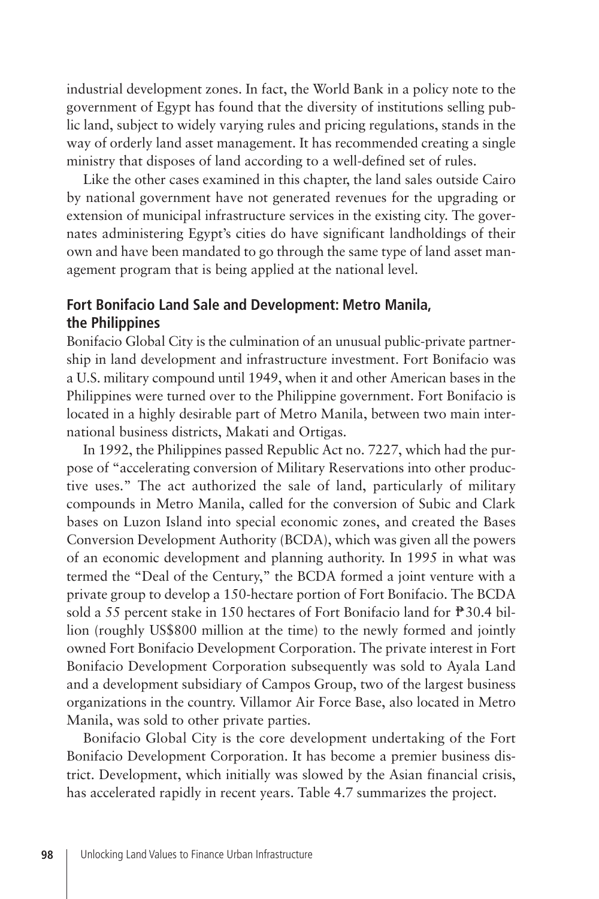industrial development zones. In fact, the World Bank in a policy note to the government of Egypt has found that the diversity of institutions selling public land, subject to widely varying rules and pricing regulations, stands in the way of orderly land asset management. It has recommended creating a single ministry that disposes of land according to a well-defined set of rules.

Like the other cases examined in this chapter, the land sales outside Cairo by national government have not generated revenues for the upgrading or extension of municipal infrastructure services in the existing city. The governates administering Egypt's cities do have significant landholdings of their own and have been mandated to go through the same type of land asset management program that is being applied at the national level.

### Fort Bonifacio Land Sale and Development: Metro Manila, the Philippines

Bonifacio Global City is the culmination of an unusual public-private partnership in land development and infrastructure investment. Fort Bonifacio was a U.S. military compound until 1949, when it and other American bases in the Philippines were turned over to the Philippine government. Fort Bonifacio is located in a highly desirable part of Metro Manila, between two main international business districts, Makati and Ortigas.

In 1992, the Philippines passed Republic Act no. 7227, which had the purpose of "accelerating conversion of Military Reservations into other productive uses." The act authorized the sale of land, particularly of military compounds in Metro Manila, called for the conversion of Subic and Clark bases on Luzon Island into special economic zones, and created the Bases Conversion Development Authority (BCDA), which was given all the powers of an economic development and planning authority. In 1995 in what was termed the "Deal of the Century," the BCDA formed a joint venture with a private group to develop a 150-hectare portion of Fort Bonifacio. The BCDA sold a 55 percent stake in 150 hectares of Fort Bonifacio land for ₱30.4 billion (roughly US$800 million at the time) to the newly formed and jointly owned Fort Bonifacio Development Corporation. The private interest in Fort Bonifacio Development Corporation subsequently was sold to Ayala Land and a development subsidiary of Campos Group, two of the largest business organizations in the country. Villamor Air Force Base, also located in Metro Manila, was sold to other private parties.

Bonifacio Global City is the core development undertaking of the Fort Bonifacio Development Corporation. It has become a premier business district. Development, which initially was slowed by the Asian financial crisis, has accelerated rapidly in recent years. Table 4.7 summarizes the project.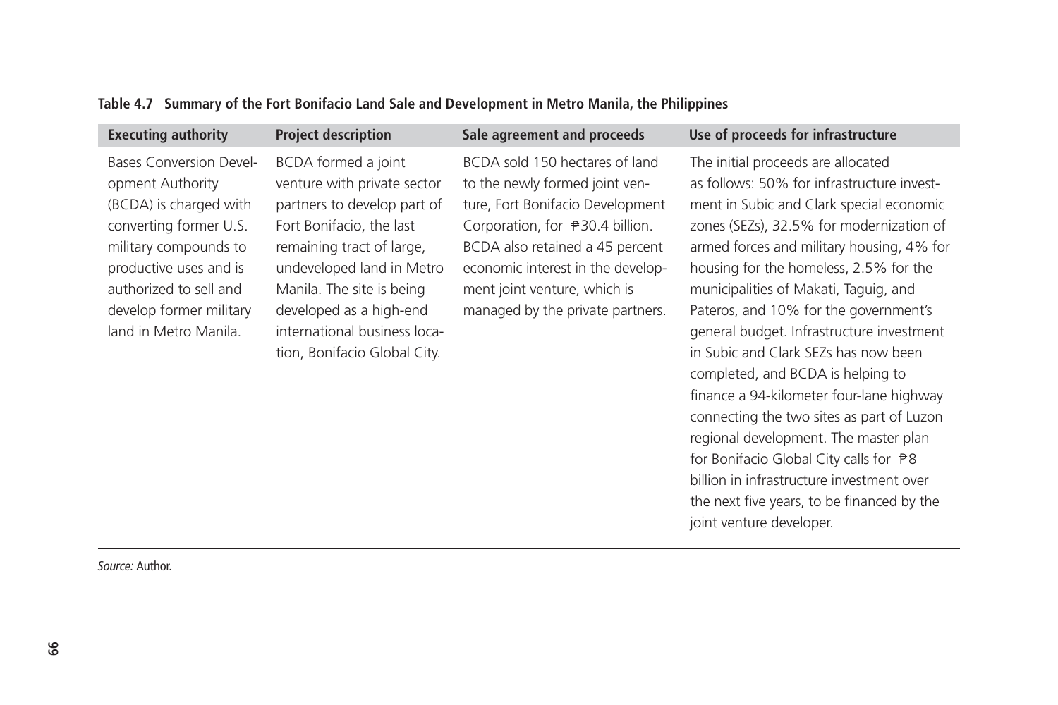**Table 4.7 Summary of the Fort Bonifacio Land Sale and Development in Metro Manila, the Philippines**

| Executing authority | Project description | Sale agreement and proceeds | Use of proceeds for infrastructure |
|---|---|---|---|
| Bases Conversion Development Authority (BCDA) is charged with converting former U.S. military compounds to productive uses and is authorized to sell and develop former military land in Metro Manila. | BCDA formed a joint venture with private sector partners to develop part of Fort Bonifacio, the last remaining tract of large, undeveloped land in Metro Manila. The site is being developed as a high-end international business location, Bonifacio Global City. | BCDA sold 150 hectares of land to the newly formed joint venture, Fort Bonifacio Development Corporation, for ₱30.4 billion. BCDA also retained a 45 percent economic interest in the development joint venture, which is managed by the private partners. | The initial proceeds are allocated as follows: 50% for infrastructure investment in Subic and Clark special economic zones (SEZs), 32.5% for modernization of armed forces and military housing, 4% for housing for the homeless, 2.5% for the municipalities of Makati, Taguig, and Pateros, and 10% for the government's general budget. Infrastructure investment in Subic and Clark SEZs has now been completed, and BCDA is helping to finance a 94-kilometer four-lane highway connecting the two sites as part of Luzon regional development. The master plan for Bonifacio Global City calls for ₱8 billion in infrastructure investment over the next five years, to be financed by the joint venture developer. |

*Source:* Author.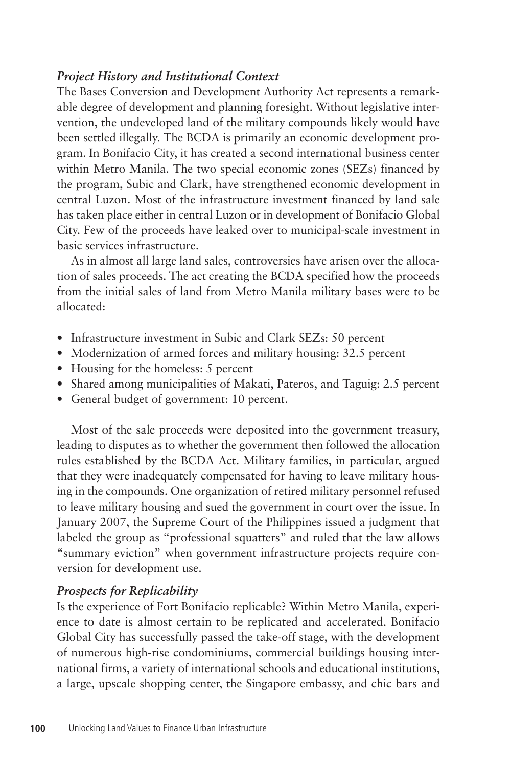### *Project History and Institutional Context*

The Bases Conversion and Development Authority Act represents a remarkable degree of development and planning foresight. Without legislative intervention, the undeveloped land of the military compounds likely would have been settled illegally. The BCDA is primarily an economic development program. In Bonifacio City, it has created a second international business center within Metro Manila. The two special economic zones (SEZs) financed by the program, Subic and Clark, have strengthened economic development in central Luzon. Most of the infrastructure investment financed by land sale has taken place either in central Luzon or in development of Bonifacio Global City. Few of the proceeds have leaked over to municipal-scale investment in basic services infrastructure.

As in almost all large land sales, controversies have arisen over the allocation of sales proceeds. The act creating the BCDA specified how the proceeds from the initial sales of land from Metro Manila military bases were to be allocated:

- Infrastructure investment in Subic and Clark SEZs: 50 percent
- Modernization of armed forces and military housing: 32.5 percent
- Housing for the homeless: 5 percent
- Shared among municipalities of Makati, Pateros, and Taguig: 2.5 percent
- General budget of government: 10 percent.

Most of the sale proceeds were deposited into the government treasury, leading to disputes as to whether the government then followed the allocation rules established by the BCDA Act. Military families, in particular, argued that they were inadequately compensated for having to leave military housing in the compounds. One organization of retired military personnel refused to leave military housing and sued the government in court over the issue. In January 2007, the Supreme Court of the Philippines issued a judgment that labeled the group as "professional squatters" and ruled that the law allows "summary eviction" when government infrastructure projects require conversion for development use.

### *Prospects for Replicability*

Is the experience of Fort Bonifacio replicable? Within Metro Manila, experience to date is almost certain to be replicated and accelerated. Bonifacio Global City has successfully passed the take-off stage, with the development of numerous high-rise condominiums, commercial buildings housing international firms, a variety of international schools and educational institutions, a large, upscale shopping center, the Singapore embassy, and chic bars and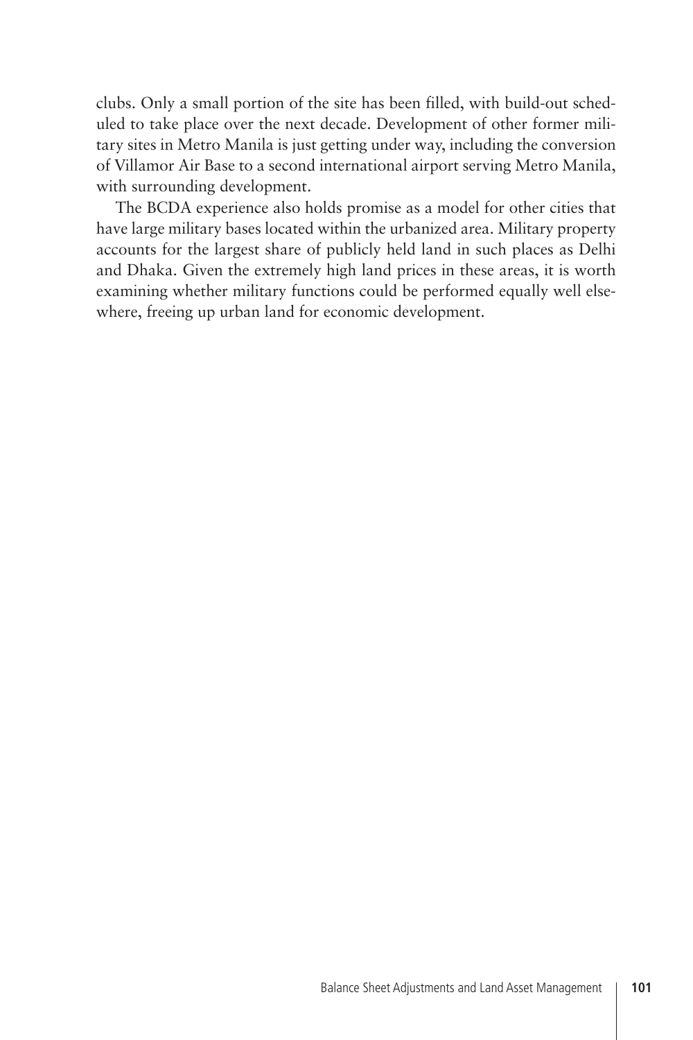clubs. Only a small portion of the site has been filled, with build-out scheduled to take place over the next decade. Development of other former military sites in Metro Manila is just getting under way, including the conversion of Villamor Air Base to a second international airport serving Metro Manila, with surrounding development.

The BCDA experience also holds promise as a model for other cities that have large military bases located within the urbanized area. Military property accounts for the largest share of publicly held land in such places as Delhi and Dhaka. Given the extremely high land prices in these areas, it is worth examining whether military functions could be performed equally well elsewhere, freeing up urban land for economic development.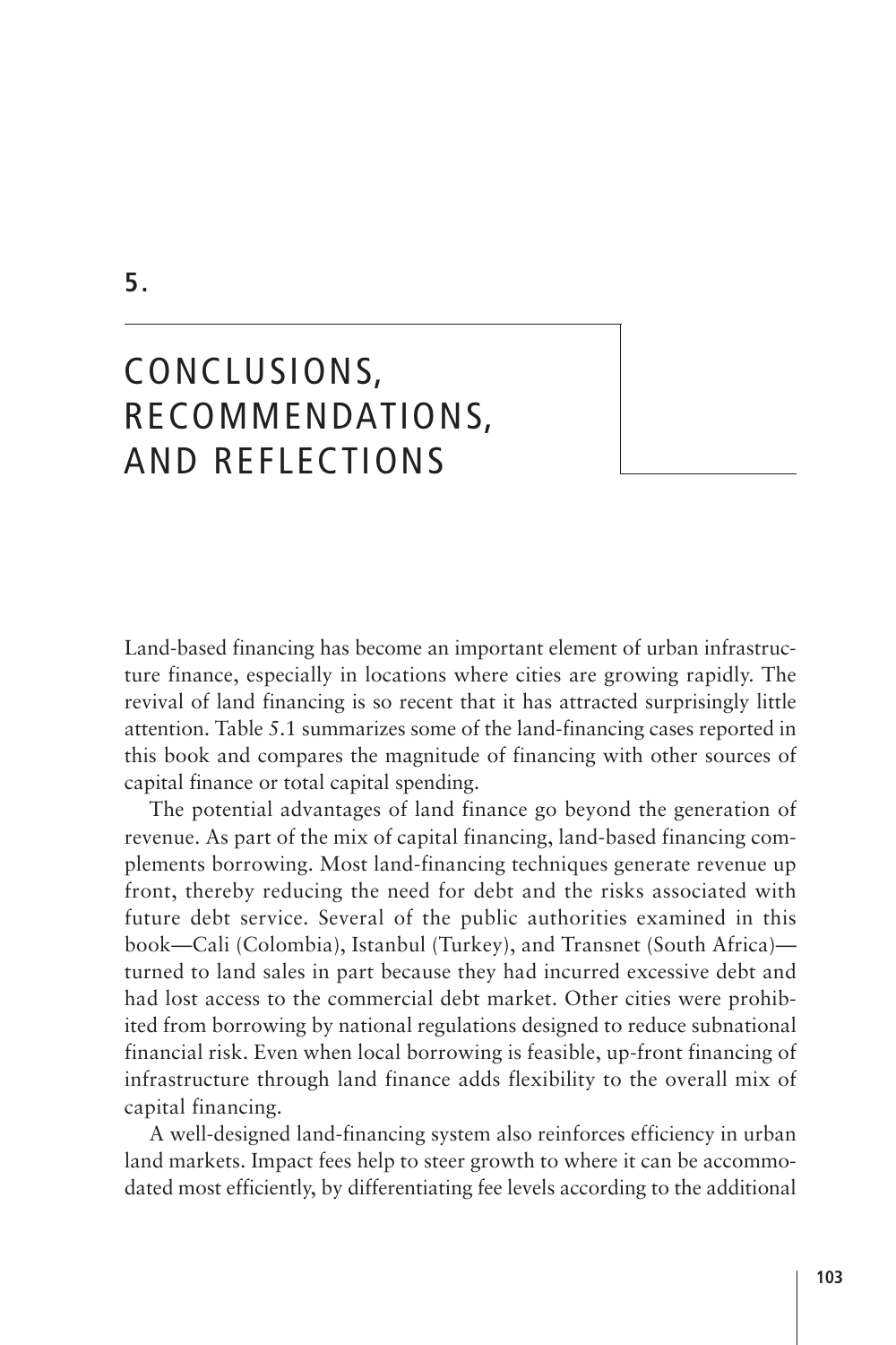# 5. CONCLUSIONS, RECOMMENDATIONS, AND REFLECTIONS

Land-based financing has become an important element of urban infrastructure finance, especially in locations where cities are growing rapidly. The revival of land financing is so recent that it has attracted surprisingly little attention. Table 5.1 summarizes some of the land-financing cases reported in this book and compares the magnitude of financing with other sources of capital finance or total capital spending.

The potential advantages of land finance go beyond the generation of revenue. As part of the mix of capital financing, land-based financing complements borrowing. Most land-financing techniques generate revenue up front, thereby reducing the need for debt and the risks associated with future debt service. Several of the public authorities examined in this book—Cali (Colombia), Istanbul (Turkey), and Transnet (South Africa)—turned to land sales in part because they had incurred excessive debt and had lost access to the commercial debt market. Other cities were prohibited from borrowing by national regulations designed to reduce subnational financial risk. Even when local borrowing is feasible, up-front financing of infrastructure through land finance adds flexibility to the overall mix of capital financing.

A well-designed land-financing system also reinforces efficiency in urban land markets. Impact fees help to steer growth to where it can be accommodated most efficiently, by differentiating fee levels according to the additional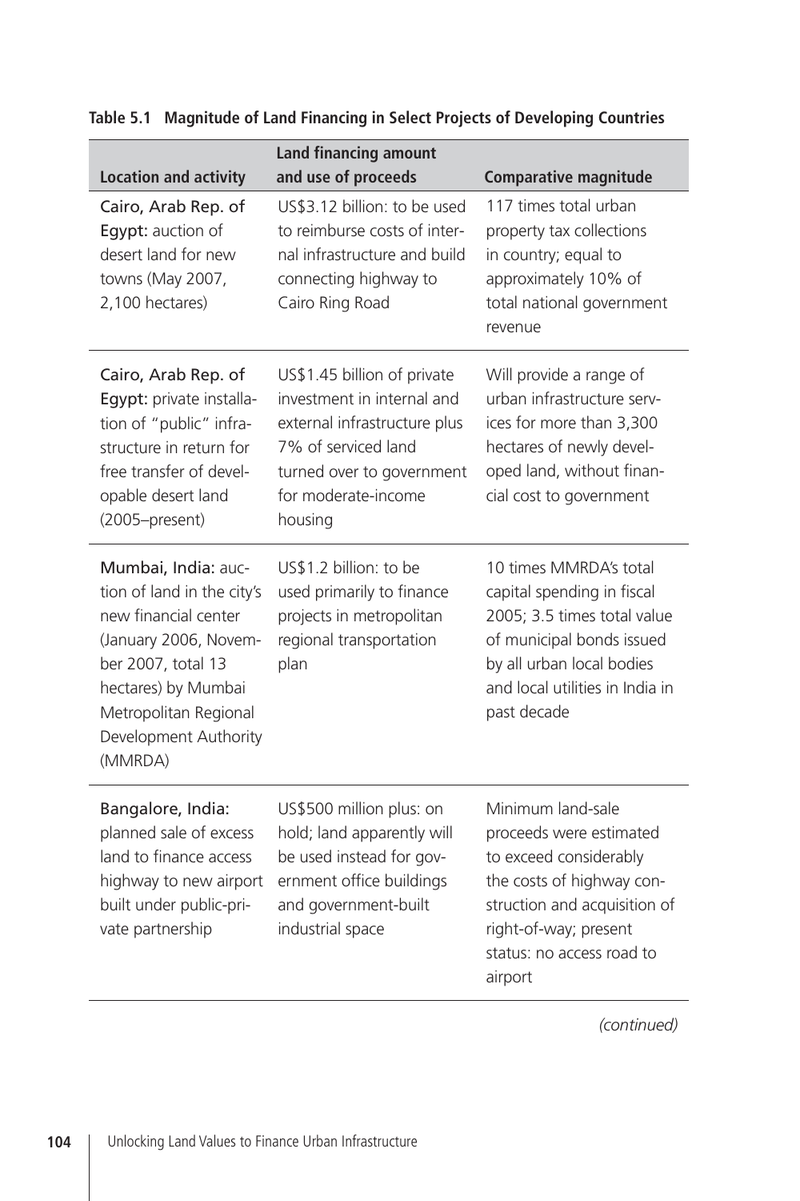**Table 5.1 Magnitude of Land Financing in Select Projects of Developing Countries**

| Location and activity | Land financing amount and use of proceeds | Comparative magnitude |
|---|---|---|
| Cairo, Arab Rep. of Egypt: auction of desert land for new towns (May 2007, 2,100 hectares) | US$3.12 billion: to be used to reimburse costs of internal infrastructure and build connecting highway to Cairo Ring Road | 117 times total urban property tax collections in country; equal to approximately 10% of total national government revenue |
| Cairo, Arab Rep. of Egypt: private installation of "public" infrastructure in return for free transfer of developable desert land (2005–present) | US$1.45 billion of private investment in internal and external infrastructure plus 7% of serviced land turned over to government for moderate-income housing | Will provide a range of urban infrastructure services for more than 3,300 hectares of newly developed land, without financial cost to government |
| Mumbai, India: auction of land in the city's new financial center (January 2006, November 2007, total 13 hectares) by Mumbai Metropolitan Regional Development Authority (MMRDA) | US$1.2 billion: to be used primarily to finance projects in metropolitan regional transportation plan | 10 times MMRDA's total capital spending in fiscal 2005; 3.5 times total value of municipal bonds issued by all urban local bodies and local utilities in India in past decade |
| Bangalore, India: planned sale of excess land to finance access highway to new airport built under public-private partnership | US$500 million plus: on hold; land apparently will be used instead for government office buildings and government-built industrial space | Minimum land-sale proceeds were estimated to exceed considerably the costs of highway construction and acquisition of right-of-way; present status: no access road to airport |

*(continued)*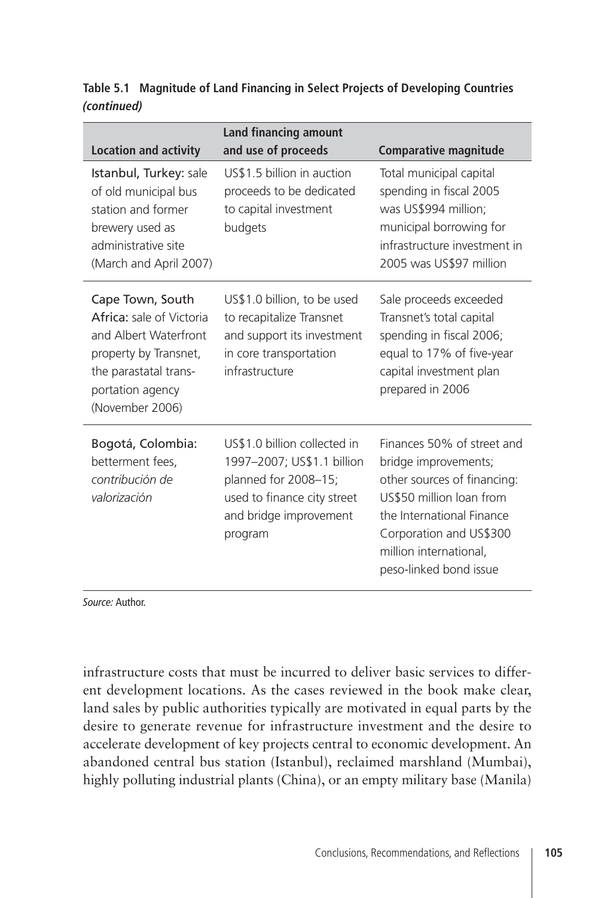**Table 5.1 Magnitude of Land Financing in Select Projects of Developing Countries *(continued)***

| Location and activity | Land financing amount and use of proceeds | Comparative magnitude |
|---|---|---|
| Istanbul, Turkey: sale of old municipal bus station and former brewery used as administrative site (March and April 2007) | US$1.5 billion in auction proceeds to be dedicated to capital investment budgets | Total municipal capital spending in fiscal 2005 was US$994 million; municipal borrowing for infrastructure investment in 2005 was US$97 million |
| Cape Town, South Africa: sale of Victoria and Albert Waterfront property by Transnet, the parastatal transportation agency (November 2006) | US$1.0 billion, to be used to recapitalize Transnet and support its investment in core transportation infrastructure | Sale proceeds exceeded Transnet's total capital spending in fiscal 2006; equal to 17% of five-year capital investment plan prepared in 2006 |
| Bogotá, Colombia: betterment fees, *contribución de valorización* | US$1.0 billion collected in 1997–2007; US$1.1 billion planned for 2008–15; used to finance city street and bridge improvement program | Finances 50% of street and bridge improvements; other sources of financing: US$50 million loan from the International Finance Corporation and US$300 million international, peso-linked bond issue |

*Source:* Author.

infrastructure costs that must be incurred to deliver basic services to different development locations. As the cases reviewed in the book make clear, land sales by public authorities typically are motivated in equal parts by the desire to generate revenue for infrastructure investment and the desire to accelerate development of key projects central to economic development. An abandoned central bus station (Istanbul), reclaimed marshland (Mumbai), highly polluting industrial plants (China), or an empty military base (Manila)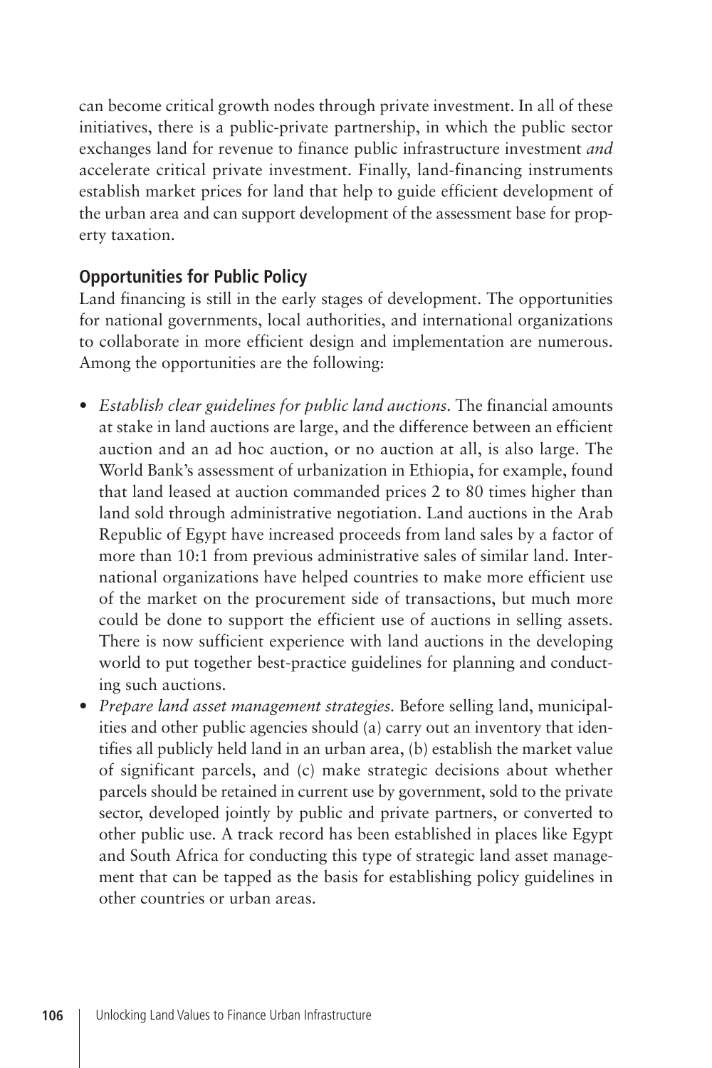can become critical growth nodes through private investment. In all of these initiatives, there is a public-private partnership, in which the public sector exchanges land for revenue to finance public infrastructure investment *and* accelerate critical private investment. Finally, land-financing instruments establish market prices for land that help to guide efficient development of the urban area and can support development of the assessment base for property taxation.

### Opportunities for Public Policy

Land financing is still in the early stages of development. The opportunities for national governments, local authorities, and international organizations to collaborate in more efficient design and implementation are numerous. Among the opportunities are the following:

- *Establish clear guidelines for public land auctions.* The financial amounts at stake in land auctions are large, and the difference between an efficient auction and an ad hoc auction, or no auction at all, is also large. The World Bank's assessment of urbanization in Ethiopia, for example, found that land leased at auction commanded prices 2 to 80 times higher than land sold through administrative negotiation. Land auctions in the Arab Republic of Egypt have increased proceeds from land sales by a factor of more than 10:1 from previous administrative sales of similar land. International organizations have helped countries to make more efficient use of the market on the procurement side of transactions, but much more could be done to support the efficient use of auctions in selling assets. There is now sufficient experience with land auctions in the developing world to put together best-practice guidelines for planning and conducting such auctions.
- *Prepare land asset management strategies.* Before selling land, municipalities and other public agencies should (a) carry out an inventory that identifies all publicly held land in an urban area, (b) establish the market value of significant parcels, and (c) make strategic decisions about whether parcels should be retained in current use by government, sold to the private sector, developed jointly by public and private partners, or converted to other public use. A track record has been established in places like Egypt and South Africa for conducting this type of strategic land asset management that can be tapped as the basis for establishing policy guidelines in other countries or urban areas.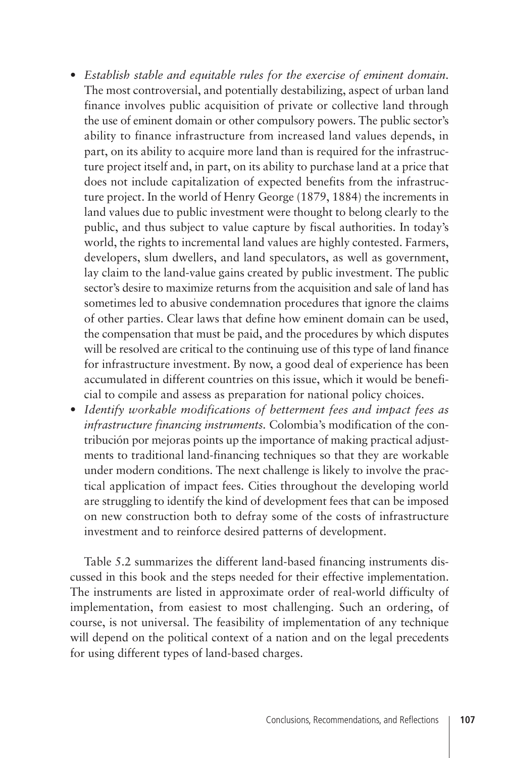- *Establish stable and equitable rules for the exercise of eminent domain.* The most controversial, and potentially destabilizing, aspect of urban land finance involves public acquisition of private or collective land through the use of eminent domain or other compulsory powers. The public sector's ability to finance infrastructure from increased land values depends, in part, on its ability to acquire more land than is required for the infrastructure project itself and, in part, on its ability to purchase land at a price that does not include capitalization of expected benefits from the infrastructure project. In the world of Henry George (1879, 1884) the increments in land values due to public investment were thought to belong clearly to the public, and thus subject to value capture by fiscal authorities. In today's world, the rights to incremental land values are highly contested. Farmers, developers, slum dwellers, and land speculators, as well as government, lay claim to the land-value gains created by public investment. The public sector's desire to maximize returns from the acquisition and sale of land has sometimes led to abusive condemnation procedures that ignore the claims of other parties. Clear laws that define how eminent domain can be used, the compensation that must be paid, and the procedures by which disputes will be resolved are critical to the continuing use of this type of land finance for infrastructure investment. By now, a good deal of experience has been accumulated in different countries on this issue, which it would be beneficial to compile and assess as preparation for national policy choices.
- *Identify workable modifications of betterment fees and impact fees as infrastructure financing instruments.* Colombia's modification of the contribución por mejoras points up the importance of making practical adjustments to traditional land-financing techniques so that they are workable under modern conditions. The next challenge is likely to involve the practical application of impact fees. Cities throughout the developing world are struggling to identify the kind of development fees that can be imposed on new construction both to defray some of the costs of infrastructure investment and to reinforce desired patterns of development.

Table 5.2 summarizes the different land-based financing instruments discussed in this book and the steps needed for their effective implementation. The instruments are listed in approximate order of real-world difficulty of implementation, from easiest to most challenging. Such an ordering, of course, is not universal. The feasibility of implementation of any technique will depend on the political context of a nation and on the legal precedents for using different types of land-based charges.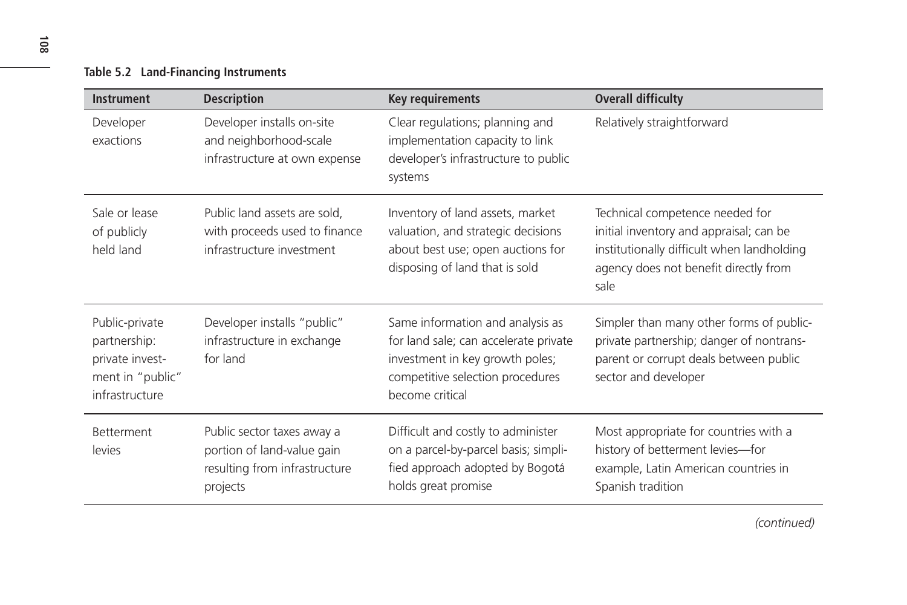**Table 5.2 Land-Financing Instruments**

| Instrument | Description | Key requirements | Overall difficulty |
|---|---|---|---|
| Developer exactions | Developer installs on-site and neighborhood-scale infrastructure at own expense | Clear regulations; planning and implementation capacity to link developer's infrastructure to public systems | Relatively straightforward |
| Sale or lease of publicly held land | Public land assets are sold, with proceeds used to finance infrastructure investment | Inventory of land assets, market valuation, and strategic decisions about best use; open auctions for disposing of land that is sold | Technical competence needed for initial inventory and appraisal; can be institutionally difficult when landholding agency does not benefit directly from sale |
| Public-private partnership: private investment in "public" infrastructure | Developer installs "public" infrastructure in exchange for land | Same information and analysis as for land sale; can accelerate private investment in key growth poles; competitive selection procedures become critical | Simpler than many other forms of public-private partnership; danger of nontransparent or corrupt deals between public sector and developer |
| Betterment levies | Public sector taxes away a portion of land-value gain resulting from infrastructure projects | Difficult and costly to administer on a parcel-by-parcel basis; simplified approach adopted by Bogotá holds great promise | Most appropriate for countries with a history of betterment levies—for example, Latin American countries in Spanish tradition |

*(continued)*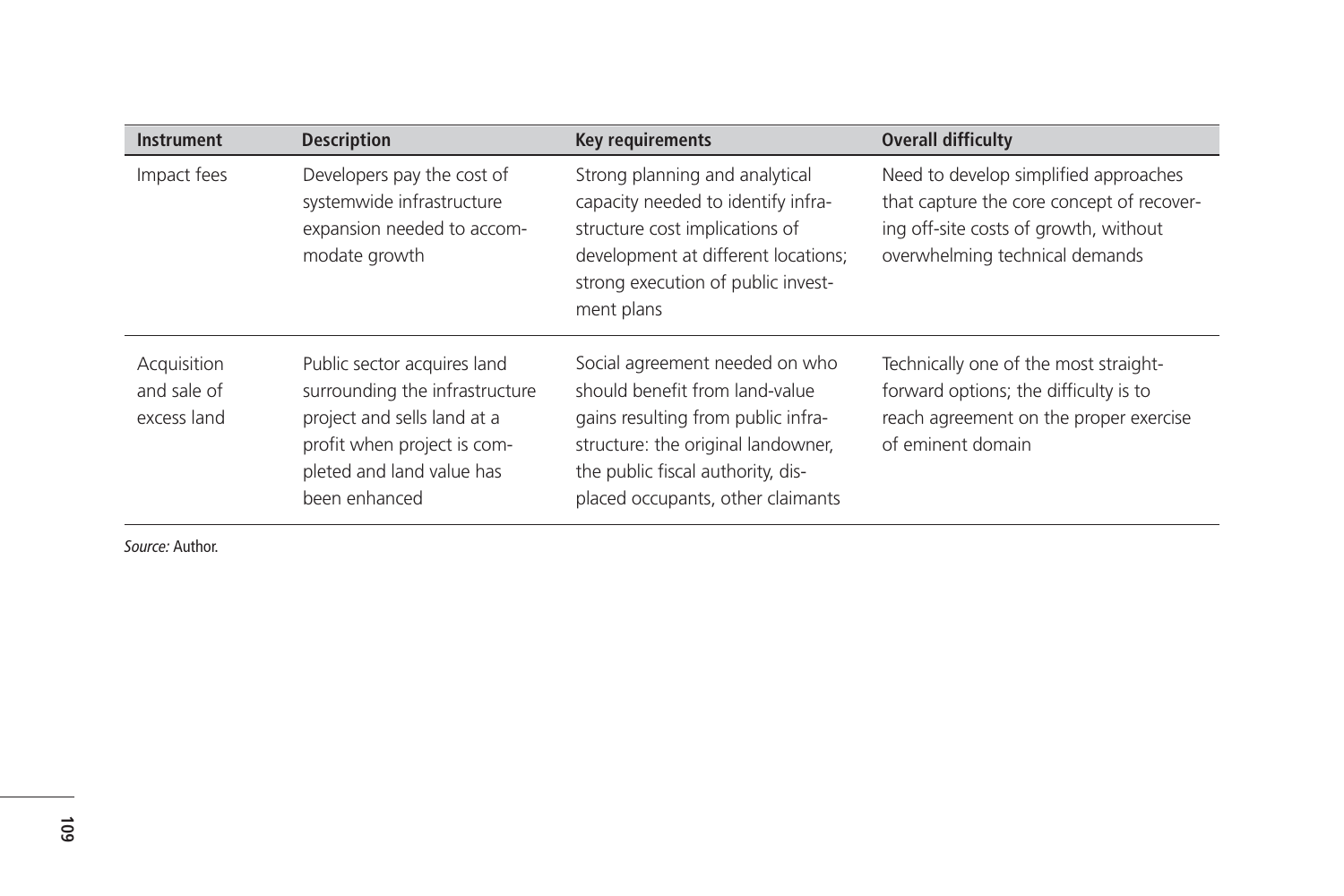| Instrument | Description | Key requirements | Overall difficulty |
|---|---|---|---|
| Impact fees | Developers pay the cost of systemwide infrastructure expansion needed to accommodate growth | Strong planning and analytical capacity needed to identify infrastructure cost implications of development at different locations; strong execution of public investment plans | Need to develop simplified approaches that capture the core concept of recovering off-site costs of growth, without overwhelming technical demands |
| Acquisition and sale of excess land | Public sector acquires land surrounding the infrastructure project and sells land at a profit when project is completed and land value has been enhanced | Social agreement needed on who should benefit from land-value gains resulting from public infrastructure: the original landowner, the public fiscal authority, displaced occupants, other claimants | Technically one of the most straightforward options; the difficulty is to reach agreement on the proper exercise of eminent domain |

*Source:* Author.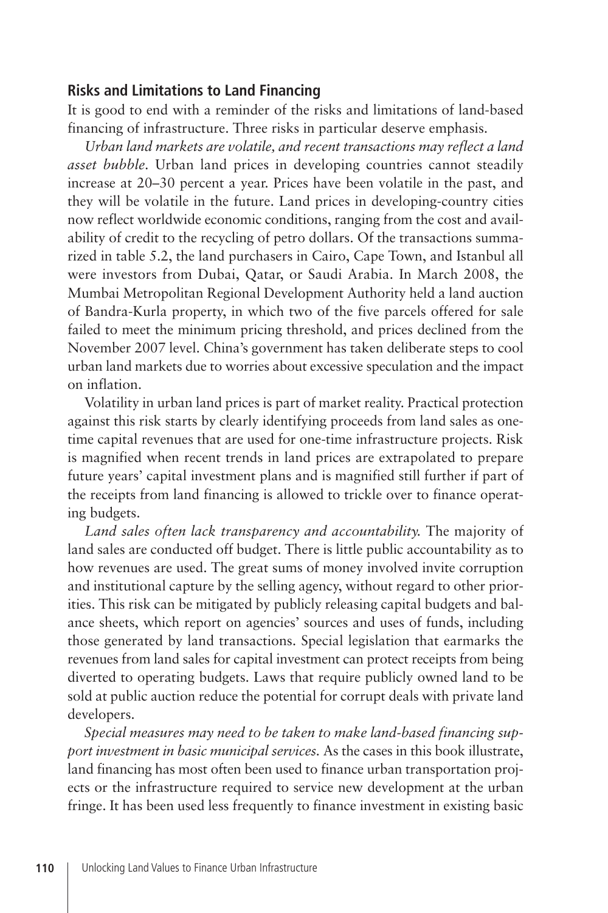### Risks and Limitations to Land Financing

It is good to end with a reminder of the risks and limitations of land-based financing of infrastructure. Three risks in particular deserve emphasis.

*Urban land markets are volatile, and recent transactions may reflect a land asset bubble.* Urban land prices in developing countries cannot steadily increase at 20–30 percent a year. Prices have been volatile in the past, and they will be volatile in the future. Land prices in developing-country cities now reflect worldwide economic conditions, ranging from the cost and availability of credit to the recycling of petro dollars. Of the transactions summarized in table 5.2, the land purchasers in Cairo, Cape Town, and Istanbul all were investors from Dubai, Qatar, or Saudi Arabia. In March 2008, the Mumbai Metropolitan Regional Development Authority held a land auction of Bandra-Kurla property, in which two of the five parcels offered for sale failed to meet the minimum pricing threshold, and prices declined from the November 2007 level. China's government has taken deliberate steps to cool urban land markets due to worries about excessive speculation and the impact on inflation.

Volatility in urban land prices is part of market reality. Practical protection against this risk starts by clearly identifying proceeds from land sales as one-time capital revenues that are used for one-time infrastructure projects. Risk is magnified when recent trends in land prices are extrapolated to prepare future years' capital investment plans and is magnified still further if part of the receipts from land financing is allowed to trickle over to finance operating budgets.

*Land sales often lack transparency and accountability.* The majority of land sales are conducted off budget. There is little public accountability as to how revenues are used. The great sums of money involved invite corruption and institutional capture by the selling agency, without regard to other priorities. This risk can be mitigated by publicly releasing capital budgets and balance sheets, which report on agencies' sources and uses of funds, including those generated by land transactions. Special legislation that earmarks the revenues from land sales for capital investment can protect receipts from being diverted to operating budgets. Laws that require publicly owned land to be sold at public auction reduce the potential for corrupt deals with private land developers.

*Special measures may need to be taken to make land-based financing support investment in basic municipal services.* As the cases in this book illustrate, land financing has most often been used to finance urban transportation projects or the infrastructure required to service new development at the urban fringe. It has been used less frequently to finance investment in existing basic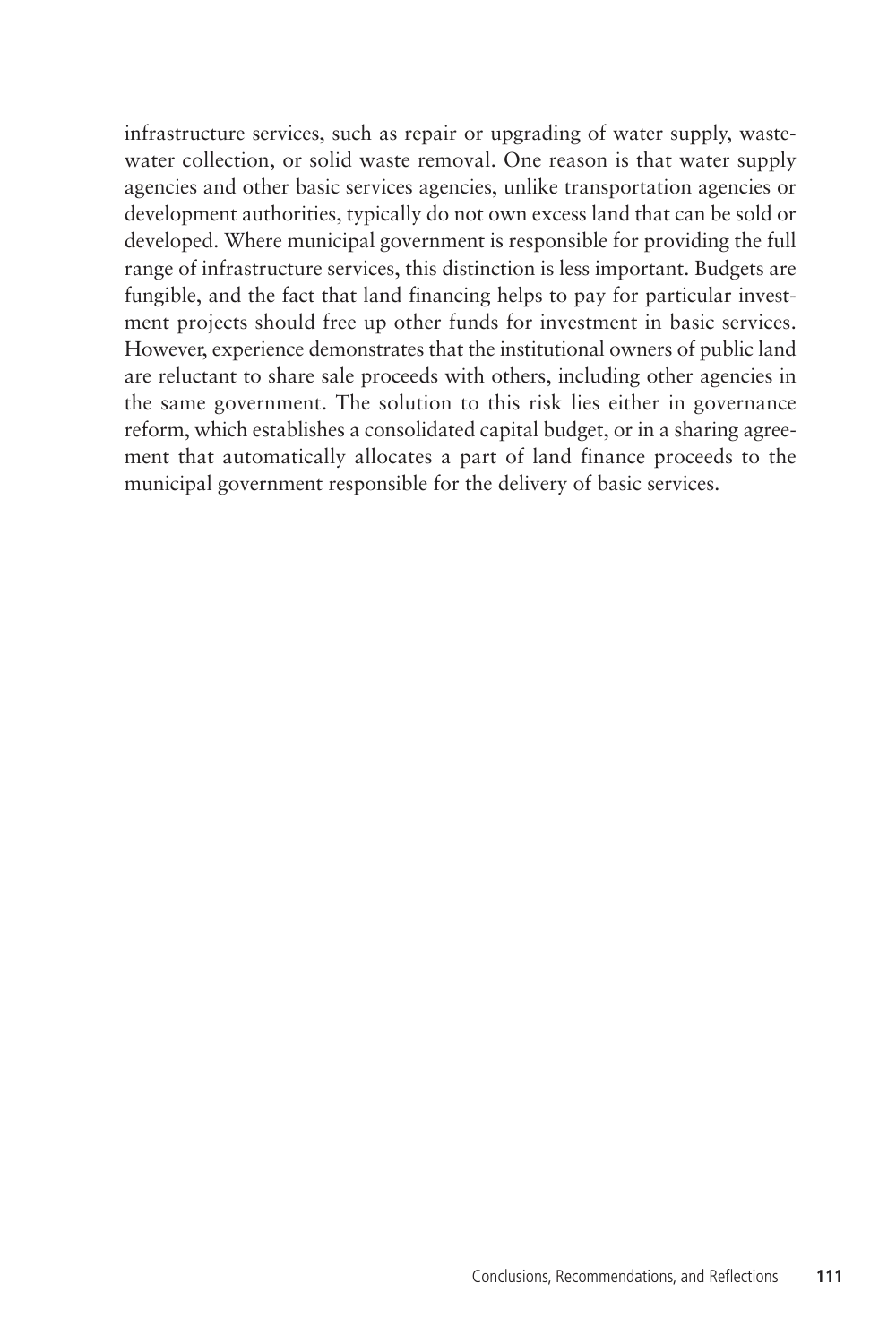infrastructure services, such as repair or upgrading of water supply, wastewater collection, or solid waste removal. One reason is that water supply agencies and other basic services agencies, unlike transportation agencies or development authorities, typically do not own excess land that can be sold or developed. Where municipal government is responsible for providing the full range of infrastructure services, this distinction is less important. Budgets are fungible, and the fact that land financing helps to pay for particular investment projects should free up other funds for investment in basic services. However, experience demonstrates that the institutional owners of public land are reluctant to share sale proceeds with others, including other agencies in the same government. The solution to this risk lies either in governance reform, which establishes a consolidated capital budget, or in a sharing agreement that automatically allocates a part of land finance proceeds to the municipal government responsible for the delivery of basic services.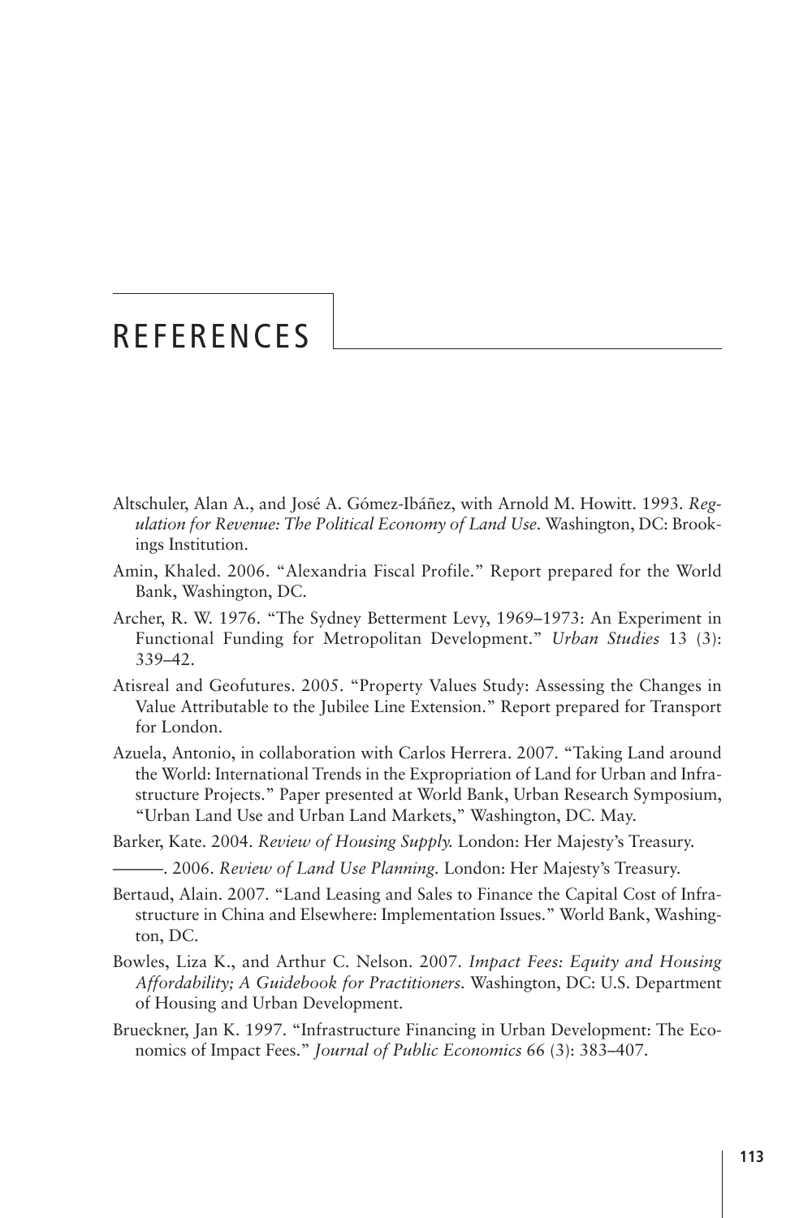# REFERENCES

Altschuler, Alan A., and José A. Gómez-Ibáñez, with Arnold M. Howitt. 1993. *Regulation for Revenue: The Political Economy of Land Use.* Washington, DC: Brookings Institution.

Amin, Khaled. 2006. "Alexandria Fiscal Profile." Report prepared for the World Bank, Washington, DC.

Archer, R. W. 1976. "The Sydney Betterment Levy, 1969–1973: An Experiment in Functional Funding for Metropolitan Development." *Urban Studies* 13 (3): 339–42.

Atisreal and Geofutures. 2005. "Property Values Study: Assessing the Changes in Value Attributable to the Jubilee Line Extension." Report prepared for Transport for London.

Azuela, Antonio, in collaboration with Carlos Herrera. 2007. "Taking Land around the World: International Trends in the Expropriation of Land for Urban and Infrastructure Projects." Paper presented at World Bank, Urban Research Symposium, "Urban Land Use and Urban Land Markets," Washington, DC. May.

Barker, Kate. 2004. *Review of Housing Supply.* London: Her Majesty's Treasury.

———. 2006. *Review of Land Use Planning.* London: Her Majesty's Treasury.

Bertaud, Alain. 2007. "Land Leasing and Sales to Finance the Capital Cost of Infrastructure in China and Elsewhere: Implementation Issues." World Bank, Washington, DC.

Bowles, Liza K., and Arthur C. Nelson. 2007. *Impact Fees: Equity and Housing Affordability; A Guidebook for Practitioners.* Washington, DC: U.S. Department of Housing and Urban Development.

Brueckner, Jan K. 1997. "Infrastructure Financing in Urban Development: The Economics of Impact Fees." *Journal of Public Economics* 66 (3): 383–407.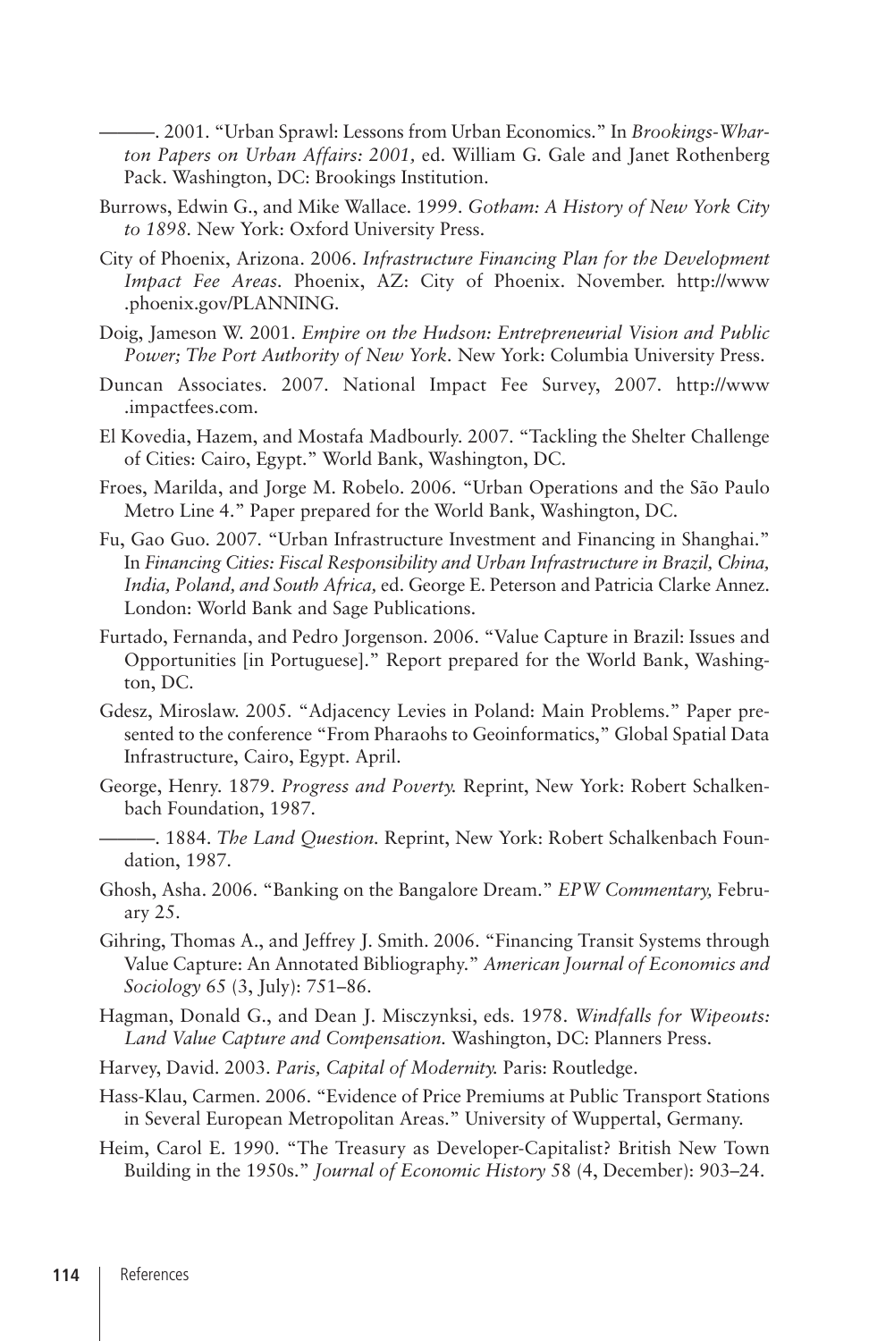———. 2001. "Urban Sprawl: Lessons from Urban Economics." In *Brookings-Wharton Papers on Urban Affairs: 2001,* ed. William G. Gale and Janet Rothenberg Pack. Washington, DC: Brookings Institution.

Burrows, Edwin G., and Mike Wallace. 1999. *Gotham: A History of New York City to 1898.* New York: Oxford University Press.

City of Phoenix, Arizona. 2006. *Infrastructure Financing Plan for the Development Impact Fee Areas.* Phoenix, AZ: City of Phoenix. November. http://www.phoenix.gov/PLANNING.

Doig, Jameson W. 2001. *Empire on the Hudson: Entrepreneurial Vision and Public Power; The Port Authority of New York.* New York: Columbia University Press.

Duncan Associates. 2007. National Impact Fee Survey, 2007. http://www.impactfees.com.

El Kovedia, Hazem, and Mostafa Madbourly. 2007. "Tackling the Shelter Challenge of Cities: Cairo, Egypt." World Bank, Washington, DC.

Froes, Marilda, and Jorge M. Robelo. 2006. "Urban Operations and the São Paulo Metro Line 4." Paper prepared for the World Bank, Washington, DC.

Fu, Gao Guo. 2007. "Urban Infrastructure Investment and Financing in Shanghai." In *Financing Cities: Fiscal Responsibility and Urban Infrastructure in Brazil, China, India, Poland, and South Africa,* ed. George E. Peterson and Patricia Clarke Annez. London: World Bank and Sage Publications.

Furtado, Fernanda, and Pedro Jorgenson. 2006. "Value Capture in Brazil: Issues and Opportunities [in Portuguese]." Report prepared for the World Bank, Washington, DC.

Gdesz, Miroslaw. 2005. "Adjacency Levies in Poland: Main Problems." Paper presented to the conference "From Pharaohs to Geoinformatics," Global Spatial Data Infrastructure, Cairo, Egypt. April.

George, Henry. 1879. *Progress and Poverty.* Reprint, New York: Robert Schalkenbach Foundation, 1987.

———. 1884. *The Land Question.* Reprint, New York: Robert Schalkenbach Foundation, 1987.

Ghosh, Asha. 2006. "Banking on the Bangalore Dream." *EPW Commentary,* February 25.

Gihring, Thomas A., and Jeffrey J. Smith. 2006. "Financing Transit Systems through Value Capture: An Annotated Bibliography." *American Journal of Economics and Sociology* 65 (3, July): 751–86.

Hagman, Donald G., and Dean J. Misczynksi, eds. 1978. *Windfalls for Wipeouts: Land Value Capture and Compensation.* Washington, DC: Planners Press.

Harvey, David. 2003. *Paris, Capital of Modernity.* Paris: Routledge.

Hass-Klau, Carmen. 2006. "Evidence of Price Premiums at Public Transport Stations in Several European Metropolitan Areas." University of Wuppertal, Germany.

Heim, Carol E. 1990. "The Treasury as Developer-Capitalist? British New Town Building in the 1950s." *Journal of Economic History* 58 (4, December): 903–24.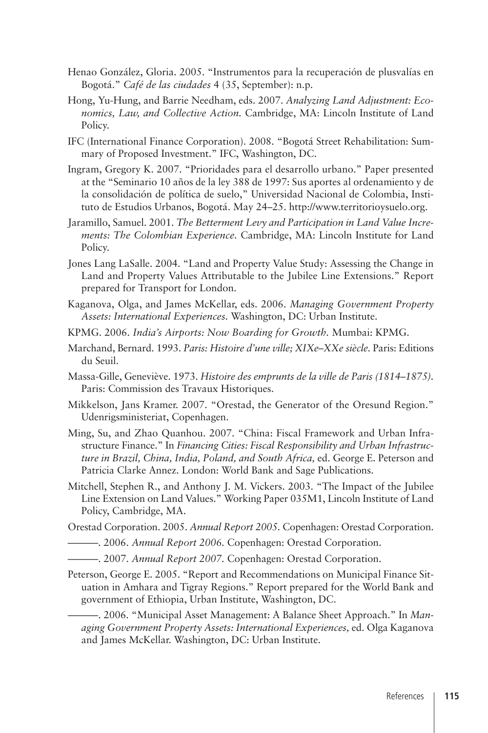Henao González, Gloria. 2005. "Instrumentos para la recuperación de plusvalías en Bogotá." *Café de las ciudades* 4 (35, September): n.p.

Hong, Yu-Hung, and Barrie Needham, eds. 2007. *Analyzing Land Adjustment: Economics, Law, and Collective Action.* Cambridge, MA: Lincoln Institute of Land Policy.

IFC (International Finance Corporation). 2008. "Bogotá Street Rehabilitation: Summary of Proposed Investment." IFC, Washington, DC.

Ingram, Gregory K. 2007. "Prioridades para el desarrollo urbano." Paper presented at the "Seminario 10 años de la ley 388 de 1997: Sus aportes al ordenamiento y de la consolidación de política de suelo," Universidad Nacional de Colombia, Instituto de Estudios Urbanos, Bogotá. May 24–25. http://www.territorioysuelo.org.

Jaramillo, Samuel. 2001. *The Betterment Levy and Participation in Land Value Increments: The Colombian Experience.* Cambridge, MA: Lincoln Institute for Land Policy.

Jones Lang LaSalle. 2004. "Land and Property Value Study: Assessing the Change in Land and Property Values Attributable to the Jubilee Line Extensions." Report prepared for Transport for London.

Kaganova, Olga, and James McKellar, eds. 2006. *Managing Government Property Assets: International Experiences.* Washington, DC: Urban Institute.

KPMG. 2006. *India's Airports: Now Boarding for Growth.* Mumbai: KPMG.

Marchand, Bernard. 1993. *Paris: Histoire d'une ville; XIXe–XXe siècle.* Paris: Editions du Seuil.

Massa-Gille, Geneviève. 1973. *Histoire des emprunts de la ville de Paris (1814–1875).* Paris: Commission des Travaux Historiques.

Mikkelson, Jans Kramer. 2007. "Orestad, the Generator of the Oresund Region." Udenrigsministeriat, Copenhagen.

Ming, Su, and Zhao Quanhou. 2007. "China: Fiscal Framework and Urban Infrastructure Finance." In *Financing Cities: Fiscal Responsibility and Urban Infrastructure in Brazil, China, India, Poland, and South Africa,* ed. George E. Peterson and Patricia Clarke Annez. London: World Bank and Sage Publications.

Mitchell, Stephen R., and Anthony J. M. Vickers. 2003. "The Impact of the Jubilee Line Extension on Land Values." Working Paper 035M1, Lincoln Institute of Land Policy, Cambridge, MA.

Orestad Corporation. 2005. *Annual Report 2005.* Copenhagen: Orestad Corporation.

———. 2006. *Annual Report 2006.* Copenhagen: Orestad Corporation.

———. 2007. *Annual Report 2007.* Copenhagen: Orestad Corporation.

Peterson, George E. 2005. "Report and Recommendations on Municipal Finance Situation in Amhara and Tigray Regions." Report prepared for the World Bank and government of Ethiopia, Urban Institute, Washington, DC.

———. 2006. "Municipal Asset Management: A Balance Sheet Approach." In *Managing Government Property Assets: International Experiences,* ed. Olga Kaganova and James McKellar. Washington, DC: Urban Institute.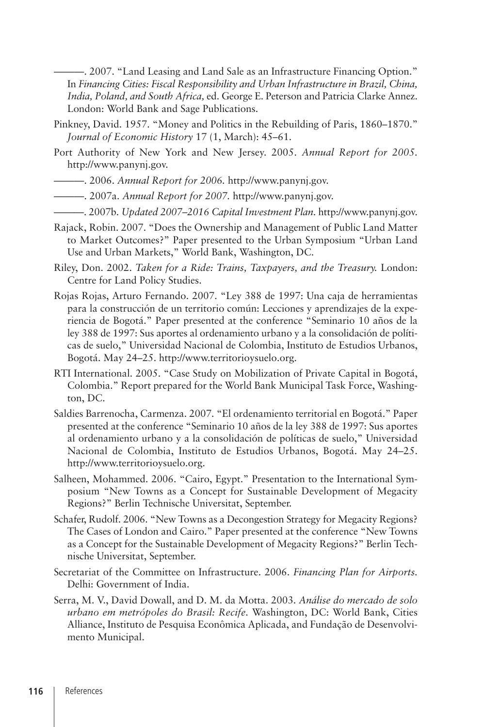———. 2007. “Land Leasing and Land Sale as an Infrastructure Financing Option.” In *Financing Cities: Fiscal Responsibility and Urban Infrastructure in Brazil, China, India, Poland, and South Africa,* ed. George E. Peterson and Patricia Clarke Annez. London: World Bank and Sage Publications.

Pinkney, David. 1957. “Money and Politics in the Rebuilding of Paris, 1860–1870.” *Journal of Economic History* 17 (1, March): 45–61.

Port Authority of New York and New Jersey. 2005. *Annual Report for 2005.* http://www.panynj.gov.

———. 2006. *Annual Report for 2006.* http://www.panynj.gov.

———. 2007a. *Annual Report for 2007.* http://www.panynj.gov.

———. 2007b. *Updated 2007–2016 Capital Investment Plan.* http://www.panynj.gov.

Rajack, Robin. 2007. “Does the Ownership and Management of Public Land Matter to Market Outcomes?” Paper presented to the Urban Symposium “Urban Land Use and Urban Markets,” World Bank, Washington, DC.

Riley, Don. 2002. *Taken for a Ride: Trains, Taxpayers, and the Treasury.* London: Centre for Land Policy Studies.

Rojas Rojas, Arturo Fernando. 2007. “Ley 388 de 1997: Una caja de herramientas para la construcción de un territorio común: Lecciones y aprendizajes de la experiencia de Bogotá.” Paper presented at the conference “Seminario 10 años de la ley 388 de 1997: Sus aportes al ordenamiento urbano y a la consolidación de políticas de suelo,” Universidad Nacional de Colombia, Instituto de Estudios Urbanos, Bogotá. May 24–25. http://www.territorioysuelo.org.

RTI International. 2005. “Case Study on Mobilization of Private Capital in Bogotá, Colombia.” Report prepared for the World Bank Municipal Task Force, Washington, DC.

Saldies Barrenocha, Carmenza. 2007. “El ordenamiento territorial en Bogotá.” Paper presented at the conference “Seminario 10 años de la ley 388 de 1997: Sus aportes al ordenamiento urbano y a la consolidación de políticas de suelo,” Universidad Nacional de Colombia, Instituto de Estudios Urbanos, Bogotá. May 24–25. http://www.territorioysuelo.org.

Salheen, Mohammed. 2006. “Cairo, Egypt.” Presentation to the International Symposium “New Towns as a Concept for Sustainable Development of Megacity Regions?” Berlin Technische Universitat, September.

Schafer, Rudolf. 2006. “New Towns as a Decongestion Strategy for Megacity Regions? The Cases of London and Cairo.” Paper presented at the conference “New Towns as a Concept for the Sustainable Development of Megacity Regions?” Berlin Technische Universitat, September.

Secretariat of the Committee on Infrastructure. 2006. *Financing Plan for Airports.* Delhi: Government of India.

Serra, M. V., David Dowall, and D. M. da Motta. 2003. *Análise do mercado de solo urbano em metrópoles do Brasil: Recife.* Washington, DC: World Bank, Cities Alliance, Instituto de Pesquisa Econômica Aplicada, and Fundação de Desenvolvimento Municipal.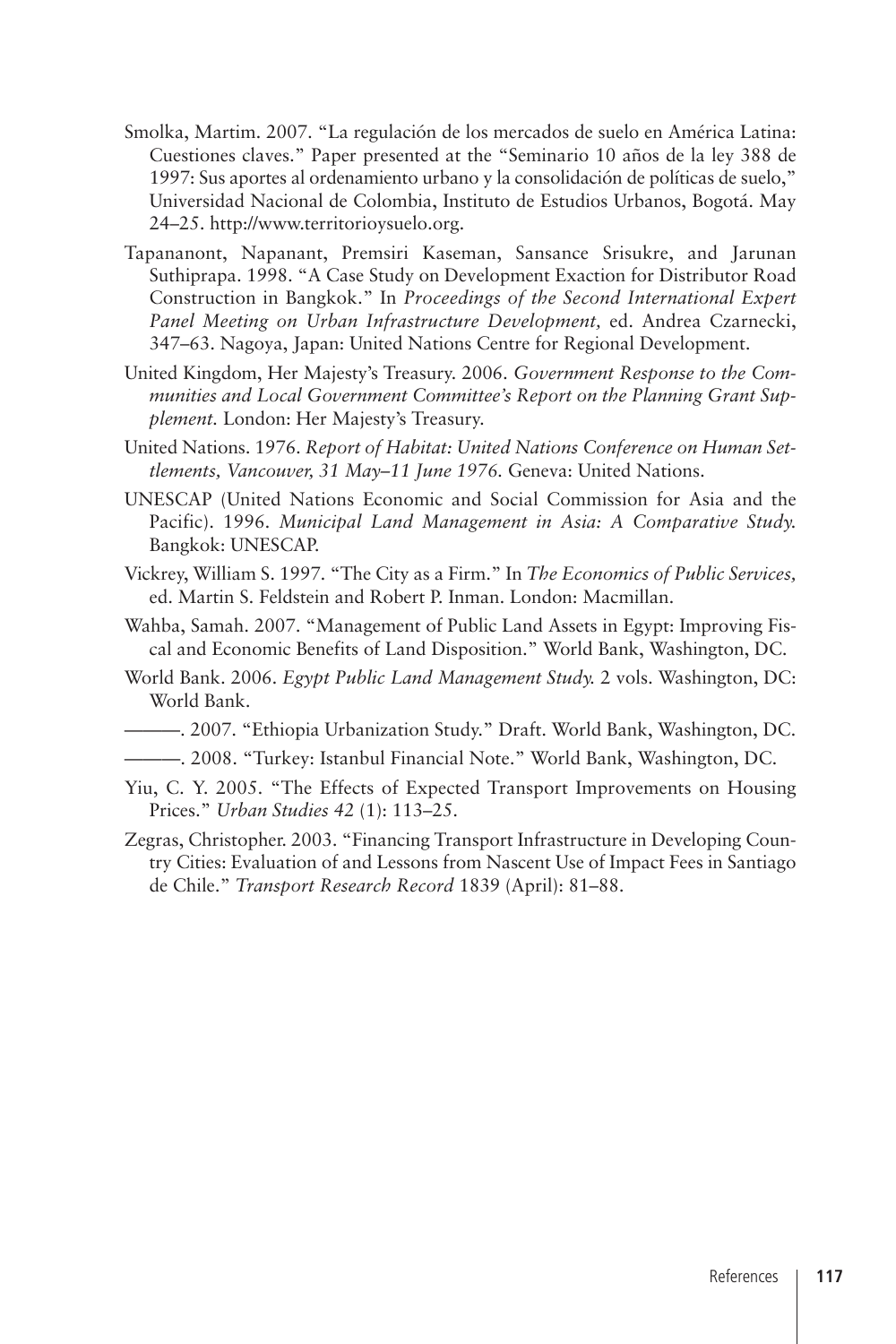Smolka, Martim. 2007. "La regulación de los mercados de suelo en América Latina: Cuestiones claves." Paper presented at the "Seminario 10 años de la ley 388 de 1997: Sus aportes al ordenamiento urbano y la consolidación de políticas de suelo," Universidad Nacional de Colombia, Instituto de Estudios Urbanos, Bogotá. May 24–25. http://www.territorioysuelo.org.

Tapananont, Napanant, Premsiri Kaseman, Sansance Srisukre, and Jarunan Suthiprapa. 1998. "A Case Study on Development Exaction for Distributor Road Construction in Bangkok." In *Proceedings of the Second International Expert Panel Meeting on Urban Infrastructure Development,* ed. Andrea Czarnecki, 347–63. Nagoya, Japan: United Nations Centre for Regional Development.

United Kingdom, Her Majesty's Treasury. 2006. *Government Response to the Communities and Local Government Committee's Report on the Planning Grant Supplement.* London: Her Majesty's Treasury.

United Nations. 1976. *Report of Habitat: United Nations Conference on Human Settlements, Vancouver, 31 May–11 June 1976.* Geneva: United Nations.

UNESCAP (United Nations Economic and Social Commission for Asia and the Pacific). 1996. *Municipal Land Management in Asia: A Comparative Study.* Bangkok: UNESCAP.

Vickrey, William S. 1997. "The City as a Firm." In *The Economics of Public Services,* ed. Martin S. Feldstein and Robert P. Inman. London: Macmillan.

Wahba, Samah. 2007. "Management of Public Land Assets in Egypt: Improving Fiscal and Economic Benefits of Land Disposition." World Bank, Washington, DC.

World Bank. 2006. *Egypt Public Land Management Study.* 2 vols. Washington, DC: World Bank.

———. 2007. "Ethiopia Urbanization Study." Draft. World Bank, Washington, DC.

———. 2008. "Turkey: Istanbul Financial Note." World Bank, Washington, DC.

Yiu, C. Y. 2005. "The Effects of Expected Transport Improvements on Housing Prices." *Urban Studies 42* (1): 113–25.

Zegras, Christopher. 2003. "Financing Transport Infrastructure in Developing Country Cities: Evaluation of and Lessons from Nascent Use of Impact Fees in Santiago de Chile." *Transport Research Record* 1839 (April): 81–88.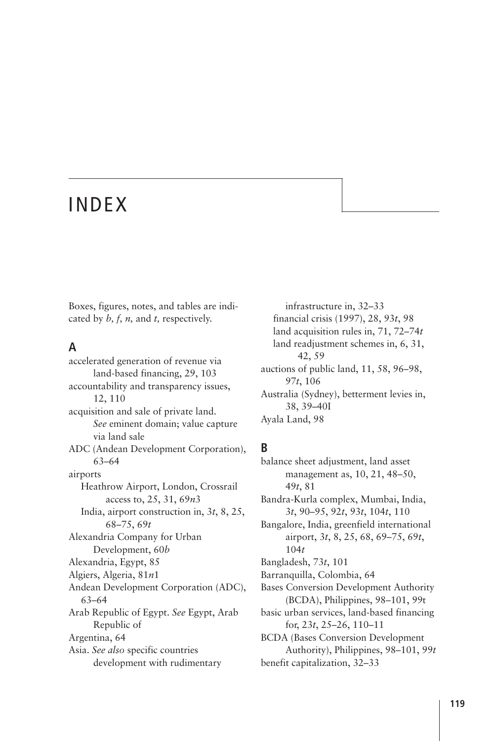# INDEX

Boxes, figures, notes, and tables are indicated by *b, f, n,* and *t,* respectively.

## A

accelerated generation of revenue via land-based financing, 29, 103
accountability and transparency issues, 12, 110
acquisition and sale of private land. *See* eminent domain; value capture via land sale
ADC (Andean Development Corporation), 63–64
airports
  Heathrow Airport, London, Crossrail access to, 25, 31, 69*n*3
  India, airport construction in, 3*t*, 8, 25, 68–75, 69*t*
Alexandria Company for Urban Development, 60*b*
Alexandria, Egypt, 85
Algiers, Algeria, 81*n*1
Andean Development Corporation (ADC), 63–64
Arab Republic of Egypt. *See* Egypt, Arab Republic of
Argentina, 64
Asia. *See also* specific countries
  development with rudimentary infrastructure in, 32–33
  financial crisis (1997), 28, 93*t*, 98
  land acquisition rules in, 71, 72–74*t*
  land readjustment schemes in, 6, 31, 42, 59
auctions of public land, 11, 58, 96–98, 97*t*, 106
Australia (Sydney), betterment levies in, 38, 39–40I
Ayala Land, 98

## B

balance sheet adjustment, land asset management as, 10, 21, 48–50, 49*t*, 81
Bandra-Kurla complex, Mumbai, India, 3*t*, 90–95, 92*t*, 93*t*, 104*t*, 110
Bangalore, India, greenfield international airport, 3*t*, 8, 25, 68, 69–75, 69*t*, 104*t*
Bangladesh, 73*t*, 101
Barranquilla, Colombia, 64
Bases Conversion Development Authority (BCDA), Philippines, 98–101, 99t
basic urban services, land-based financing for, 23*t*, 25–26, 110–11
BCDA (Bases Conversion Development Authority), Philippines, 98–101, 99*t*
benefit capitalization, 32–33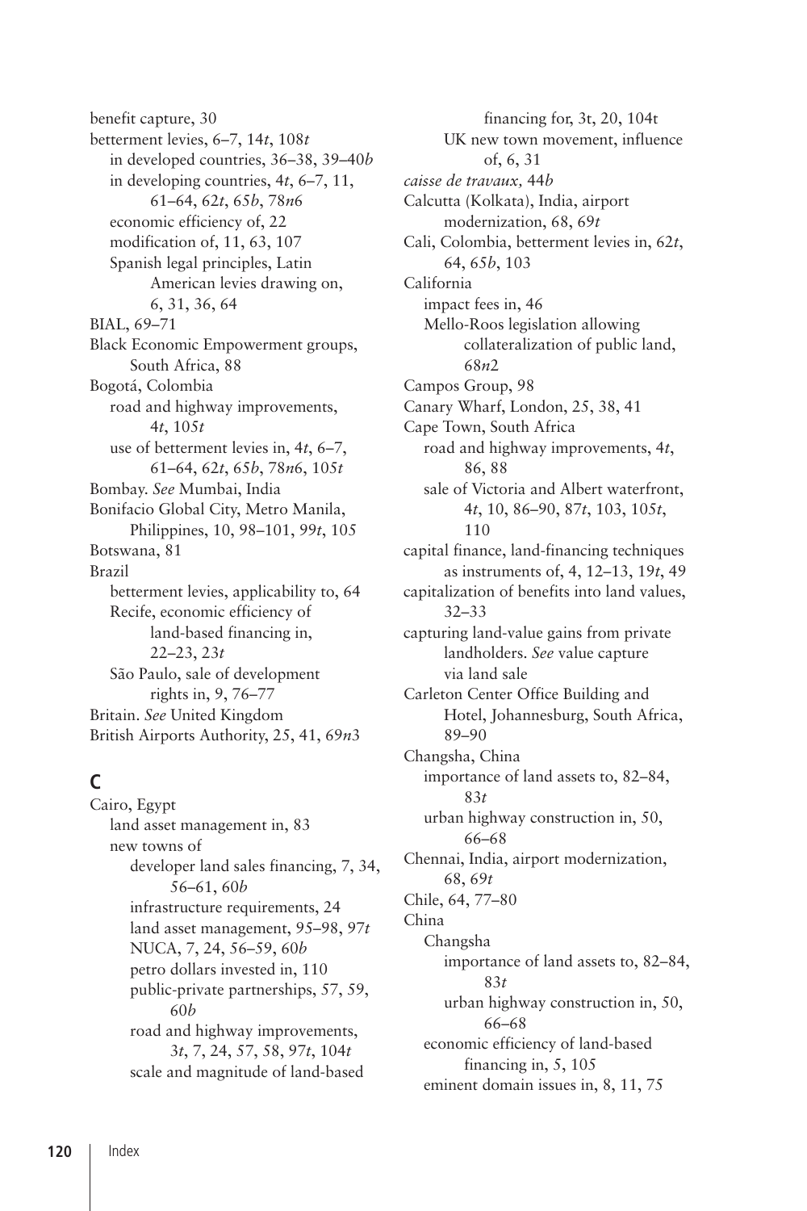benefit capture, 30
betterment levies, 6–7, 14*t*, 108*t*
  in developed countries, 36–38, 39–40*b*
  in developing countries, 4*t*, 6–7, 11, 61–64, 62*t*, 65*b*, 78*n*6
  economic efficiency of, 22
  modification of, 11, 63, 107
  Spanish legal principles, Latin American levies drawing on, 6, 31, 36, 64
BIAL, 69–71
Black Economic Empowerment groups, South Africa, 88
Bogotá, Colombia
  road and highway improvements, 4*t*, 105*t*
  use of betterment levies in, 4*t*, 6–7, 61–64, 62*t*, 65*b*, 78*n*6, 105*t*
Bombay. *See* Mumbai, India
Bonifacio Global City, Metro Manila, Philippines, 10, 98–101, 99*t*, 105
Botswana, 81
Brazil
  betterment levies, applicability to, 64
  Recife, economic efficiency of land-based financing in, 22–23, 23*t*
  São Paulo, sale of development rights in, 9, 76–77
Britain. *See* United Kingdom
British Airports Authority, 25, 41, 69*n*3

## C

Cairo, Egypt
  land asset management in, 83
  new towns of
    developer land sales financing, 7, 34, 56–61, 60*b*
    infrastructure requirements, 24
    land asset management, 95–98, 97*t*
    NUCA, 7, 24, 56–59, 60*b*
    petro dollars invested in, 110
    public-private partnerships, 57, 59, 60*b*
    road and highway improvements, 3*t*, 7, 24, 57, 58, 97*t*, 104*t*
    scale and magnitude of land-based financing for, 3t, 20, 104t
  UK new town movement, influence of, 6, 31
*caisse de travaux,* 44*b*
Calcutta (Kolkata), India, airport modernization, 68, 69*t*
Cali, Colombia, betterment levies in, 62*t*, 64, 65*b*, 103
California
  impact fees in, 46
  Mello-Roos legislation allowing collateralization of public land, 68*n*2
Campos Group, 98
Canary Wharf, London, 25, 38, 41
Cape Town, South Africa
  road and highway improvements, 4*t*, 86, 88
  sale of Victoria and Albert waterfront, 4*t*, 10, 86–90, 87*t*, 103, 105*t*, 110
capital finance, land-financing techniques as instruments of, 4, 12–13, 19*t*, 49
capitalization of benefits into land values, 32–33
capturing land-value gains from private landholders. *See* value capture via land sale
Carleton Center Office Building and Hotel, Johannesburg, South Africa, 89–90
Changsha, China
  importance of land assets to, 82–84, 83*t*
  urban highway construction in, 50, 66–68
Chennai, India, airport modernization, 68, 69*t*
Chile, 64, 77–80
China
  Changsha
    importance of land assets to, 82–84, 83*t*
    urban highway construction in, 50, 66–68
  economic efficiency of land-based financing in, 5, 105
  eminent domain issues in, 8, 11, 75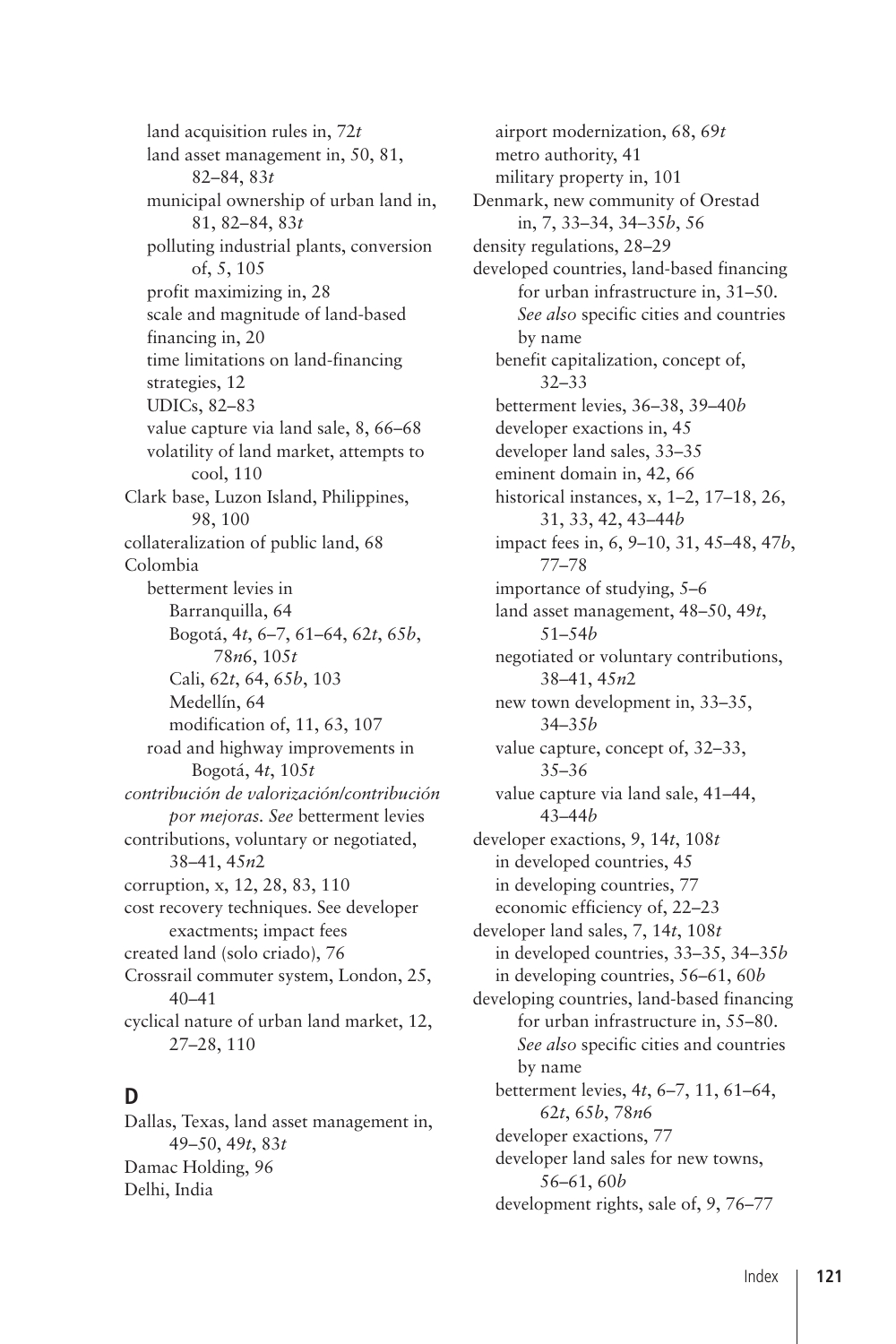land acquisition rules in, 72*t*
land asset management in, 50, 81, 82–84, 83*t*
municipal ownership of urban land in, 81, 82–84, 83*t*
polluting industrial plants, conversion of, 5, 105
profit maximizing in, 28
scale and magnitude of land-based financing in, 20
time limitations on land-financing strategies, 12
UDICs, 82–83
value capture via land sale, 8, 66–68
volatility of land market, attempts to cool, 110

Clark base, Luzon Island, Philippines, 98, 100
collateralization of public land, 68
Colombia
betterment levies in
Barranquilla, 64
Bogotá, 4*t*, 6–7, 61–64, 62*t*, 65*b*, 78*n*6, 105*t*
Cali, 62*t*, 64, 65*b*, 103
Medellín, 64
modification of, 11, 63, 107
road and highway improvements in Bogotá, 4*t*, 105*t*
*contribución de valorización/contribución por mejoras. See* betterment levies
contributions, voluntary or negotiated, 38–41, 45*n*2
corruption, x, 12, 28, 83, 110
cost recovery techniques. See developer exactments; impact fees
created land (solo criado), 76
Crossrail commuter system, London, 25, 40–41
cyclical nature of urban land market, 12, 27–28, 110

## D

Dallas, Texas, land asset management in, 49–50, 49*t*, 83*t*
Damac Holding, 96
Delhi, India
airport modernization, 68, 69*t*
metro authority, 41
military property in, 101
Denmark, new community of Orestad in, 7, 33–34, 34–35*b*, 56
density regulations, 28–29
developed countries, land-based financing for urban infrastructure in, 31–50. *See also* specific cities and countries by name
benefit capitalization, concept of, 32–33
betterment levies, 36–38, 39–40*b*
developer exactions in, 45
developer land sales, 33–35
eminent domain in, 42, 66
historical instances, x, 1–2, 17–18, 26, 31, 33, 42, 43–44*b*
impact fees in, 6, 9–10, 31, 45–48, 47*b*, 77–78
importance of studying, 5–6
land asset management, 48–50, 49*t*, 51–54*b*
negotiated or voluntary contributions, 38–41, 45*n*2
new town development in, 33–35, 34–35*b*
value capture, concept of, 32–33, 35–36
value capture via land sale, 41–44, 43–44*b*
developer exactions, 9, 14*t*, 108*t*
in developed countries, 45
in developing countries, 77
economic efficiency of, 22–23
developer land sales, 7, 14*t*, 108*t*
in developed countries, 33–35, 34–35*b*
in developing countries, 56–61, 60*b*
developing countries, land-based financing for urban infrastructure in, 55–80. *See also* specific cities and countries by name
betterment levies, 4*t*, 6–7, 11, 61–64, 62*t*, 65*b*, 78*n*6
developer exactions, 77
developer land sales for new towns, 56–61, 60*b*
development rights, sale of, 9, 76–77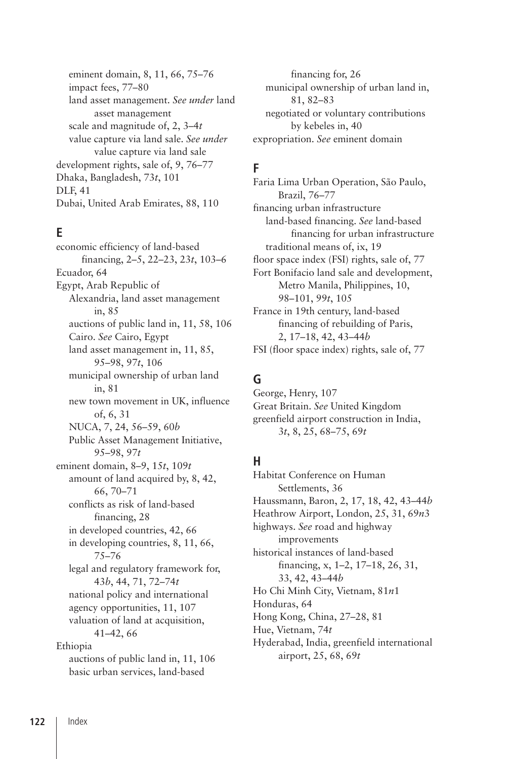eminent domain, 8, 11, 66, 75–76
impact fees, 77–80
land asset management. *See under* land asset management
scale and magnitude of, 2, 3–4*t*
value capture via land sale. *See under* value capture via land sale

development rights, sale of, 9, 76–77
Dhaka, Bangladesh, 73*t*, 101
DLF, 41
Dubai, United Arab Emirates, 88, 110

## E

economic efficiency of land-based financing, 2–5, 22–23, 23*t*, 103–6
Ecuador, 64
Egypt, Arab Republic of
  Alexandria, land asset management in, 85
  auctions of public land in, 11, 58, 106
  Cairo. *See* Cairo, Egypt
  land asset management in, 11, 85, 95–98, 97*t*, 106
  municipal ownership of urban land in, 81
  new town movement in UK, influence of, 6, 31
  NUCA, 7, 24, 56–59, 60*b*
  Public Asset Management Initiative, 95–98, 97*t*
eminent domain, 8–9, 15*t*, 109*t*
  amount of land acquired by, 8, 42, 66, 70–71
  conflicts as risk of land-based financing, 28
  in developed countries, 42, 66
  in developing countries, 8, 11, 66, 75–76
  legal and regulatory framework for, 43*b*, 44, 71, 72–74*t*
  national policy and international agency opportunities, 11, 107
  valuation of land at acquisition, 41–42, 66
Ethiopia
  auctions of public land in, 11, 106
  basic urban services, land-based financing for, 26
  municipal ownership of urban land in, 81, 82–83
  negotiated or voluntary contributions by kebeles in, 40
expropriation. *See* eminent domain

## F

Faria Lima Urban Operation, São Paulo, Brazil, 76–77
financing urban infrastructure
  land-based financing. *See* land-based financing for urban infrastructure
  traditional means of, ix, 19
floor space index (FSI) rights, sale of, 77
Fort Bonifacio land sale and development, Metro Manila, Philippines, 10, 98–101, 99*t*, 105
France in 19th century, land-based financing of rebuilding of Paris, 2, 17–18, 42, 43–44*b*
FSI (floor space index) rights, sale of, 77

## G

George, Henry, 107
Great Britain. *See* United Kingdom
greenfield airport construction in India, 3*t*, 8, 25, 68–75, 69*t*

## H

Habitat Conference on Human Settlements, 36
Haussmann, Baron, 2, 17, 18, 42, 43–44*b*
Heathrow Airport, London, 25, 31, 69*n*3
highways. *See* road and highway improvements
historical instances of land-based financing, x, 1–2, 17–18, 26, 31, 33, 42, 43–44*b*
Ho Chi Minh City, Vietnam, 81*n*1
Honduras, 64
Hong Kong, China, 27–28, 81
Hue, Vietnam, 74*t*
Hyderabad, India, greenfield international airport, 25, 68, 69*t*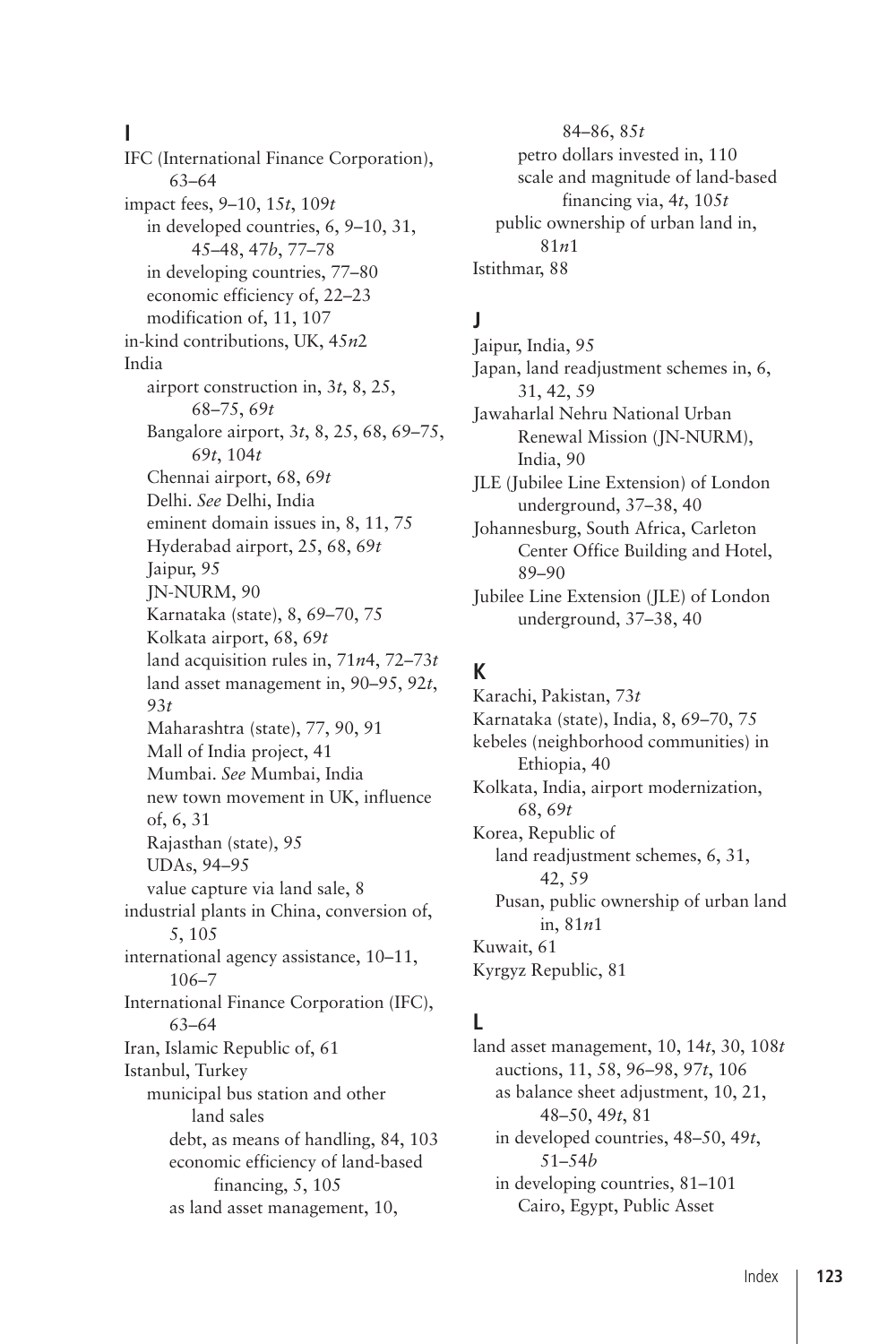## I

IFC (International Finance Corporation), 63–64
impact fees, 9–10, 15*t*, 109*t*
- in developed countries, 6, 9–10, 31, 45–48, 47*b*, 77–78
- in developing countries, 77–80
- economic efficiency of, 22–23
- modification of, 11, 107

in-kind contributions, UK, 45*n*2
India
- airport construction in, 3*t*, 8, 25, 68–75, 69*t*
- Bangalore airport, 3*t*, 8, 25, 68, 69–75, 69*t*, 104*t*
- Chennai airport, 68, 69*t*
- Delhi. *See* Delhi, India
- eminent domain issues in, 8, 11, 75
- Hyderabad airport, 25, 68, 69*t*
- Jaipur, 95
- JN-NURM, 90
- Karnataka (state), 8, 69–70, 75
- Kolkata airport, 68, 69*t*
- land acquisition rules in, 71*n*4, 72–73*t*
- land asset management in, 90–95, 92*t*, 93*t*
- Maharashtra (state), 77, 90, 91
- Mall of India project, 41
- Mumbai. *See* Mumbai, India
- new town movement in UK, influence of, 6, 31
- Rajasthan (state), 95
- UDAs, 94–95
- value capture via land sale, 8

industrial plants in China, conversion of, 5, 105
international agency assistance, 10–11, 106–7
International Finance Corporation (IFC), 63–64
Iran, Islamic Republic of, 61
Istanbul, Turkey
- municipal bus station and other land sales
  - debt, as means of handling, 84, 103
  - economic efficiency of land-based financing, 5, 105
  - as land asset management, 10, 84–86, 85*t*
  - petro dollars invested in, 110
  - scale and magnitude of land-based financing via, 4*t*, 105*t*
- public ownership of urban land in, 81*n*1

Istithmar, 88

## J

Jaipur, India, 95
Japan, land readjustment schemes in, 6, 31, 42, 59
Jawaharlal Nehru National Urban Renewal Mission (JN-NURM), India, 90
JLE (Jubilee Line Extension) of London underground, 37–38, 40
Johannesburg, South Africa, Carleton Center Office Building and Hotel, 89–90
Jubilee Line Extension (JLE) of London underground, 37–38, 40

## K

Karachi, Pakistan, 73*t*
Karnataka (state), India, 8, 69–70, 75
kebeles (neighborhood communities) in Ethiopia, 40
Kolkata, India, airport modernization, 68, 69*t*
Korea, Republic of
- land readjustment schemes, 6, 31, 42, 59
- Pusan, public ownership of urban land in, 81*n*1

Kuwait, 61
Kyrgyz Republic, 81

## L

land asset management, 10, 14*t*, 30, 108*t*
- auctions, 11, 58, 96–98, 97*t*, 106
- as balance sheet adjustment, 10, 21, 48–50, 49*t*, 81
- in developed countries, 48–50, 49*t*, 51–54*b*
- in developing countries, 81–101
  - Cairo, Egypt, Public Asset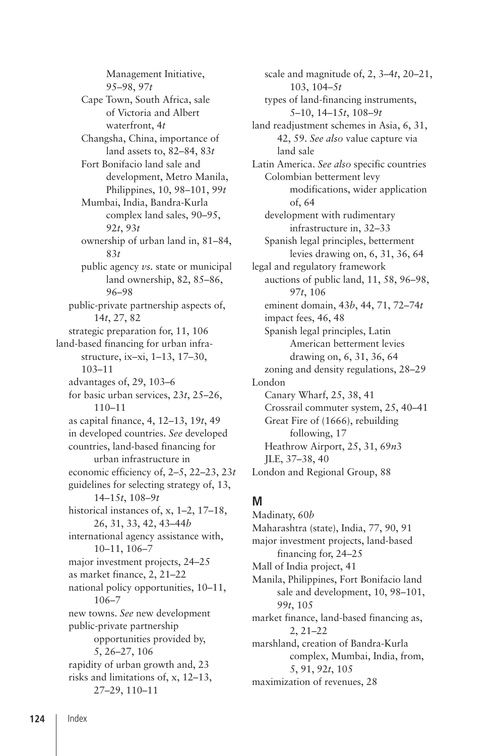Management Initiative, 95–98, 97*t*
Cape Town, South Africa, sale of Victoria and Albert waterfront, 4*t*
Changsha, China, importance of land assets to, 82–84, 83*t*
Fort Bonifacio land sale and development, Metro Manila, Philippines, 10, 98–101, 99*t*
Mumbai, India, Bandra-Kurla complex land sales, 90–95, 92*t*, 93*t*
ownership of urban land in, 81–84, 83*t*
public agency *vs.* state or municipal land ownership, 82, 85–86, 96–98
public-private partnership aspects of, 14*t*, 27, 82
strategic preparation for, 11, 106

land-based financing for urban infrastructure, ix–xi, 1–13, 17–30, 103–11
advantages of, 29, 103–6
for basic urban services, 23*t*, 25–26, 110–11
as capital finance, 4, 12–13, 19*t*, 49
in developed countries. *See* developed countries, land-based financing for urban infrastructure in
economic efficiency of, 2–5, 22–23, 23*t*
guidelines for selecting strategy of, 13, 14–15*t*, 108–9*t*
historical instances of, x, 1–2, 17–18, 26, 31, 33, 42, 43–44*b*
international agency assistance with, 10–11, 106–7
major investment projects, 24–25
as market finance, 2, 21–22
national policy opportunities, 10–11, 106–7
new towns. *See* new development
public-private partnership opportunities provided by, 5, 26–27, 106
rapidity of urban growth and, 23
risks and limitations of, x, 12–13, 27–29, 110–11
scale and magnitude of, 2, 3–4*t*, 20–21, 103, 104–5*t*
types of land-financing instruments, 5–10, 14–15*t*, 108–9*t*

land readjustment schemes in Asia, 6, 31, 42, 59. *See also* value capture via land sale

Latin America. *See also* specific countries
Colombian betterment levy modifications, wider application of, 64
development with rudimentary infrastructure in, 32–33
Spanish legal principles, betterment levies drawing on, 6, 31, 36, 64

legal and regulatory framework
auctions of public land, 11, 58, 96–98, 97*t*, 106
eminent domain, 43*b*, 44, 71, 72–74*t*
impact fees, 46, 48
Spanish legal principles, Latin American betterment levies drawing on, 6, 31, 36, 64
zoning and density regulations, 28–29

London
Canary Wharf, 25, 38, 41
Crossrail commuter system, 25, 40–41
Great Fire of (1666), rebuilding following, 17
Heathrow Airport, 25, 31, 69*n*3
JLE, 37–38, 40

London and Regional Group, 88

## M

Madinaty, 60*b*
Maharashtra (state), India, 77, 90, 91
major investment projects, land-based financing for, 24–25
Mall of India project, 41
Manila, Philippines, Fort Bonifacio land sale and development, 10, 98–101, 99*t*, 105
market finance, land-based financing as, 2, 21–22
marshland, creation of Bandra-Kurla complex, Mumbai, India, from, 5, 91, 92*t*, 105
maximization of revenues, 28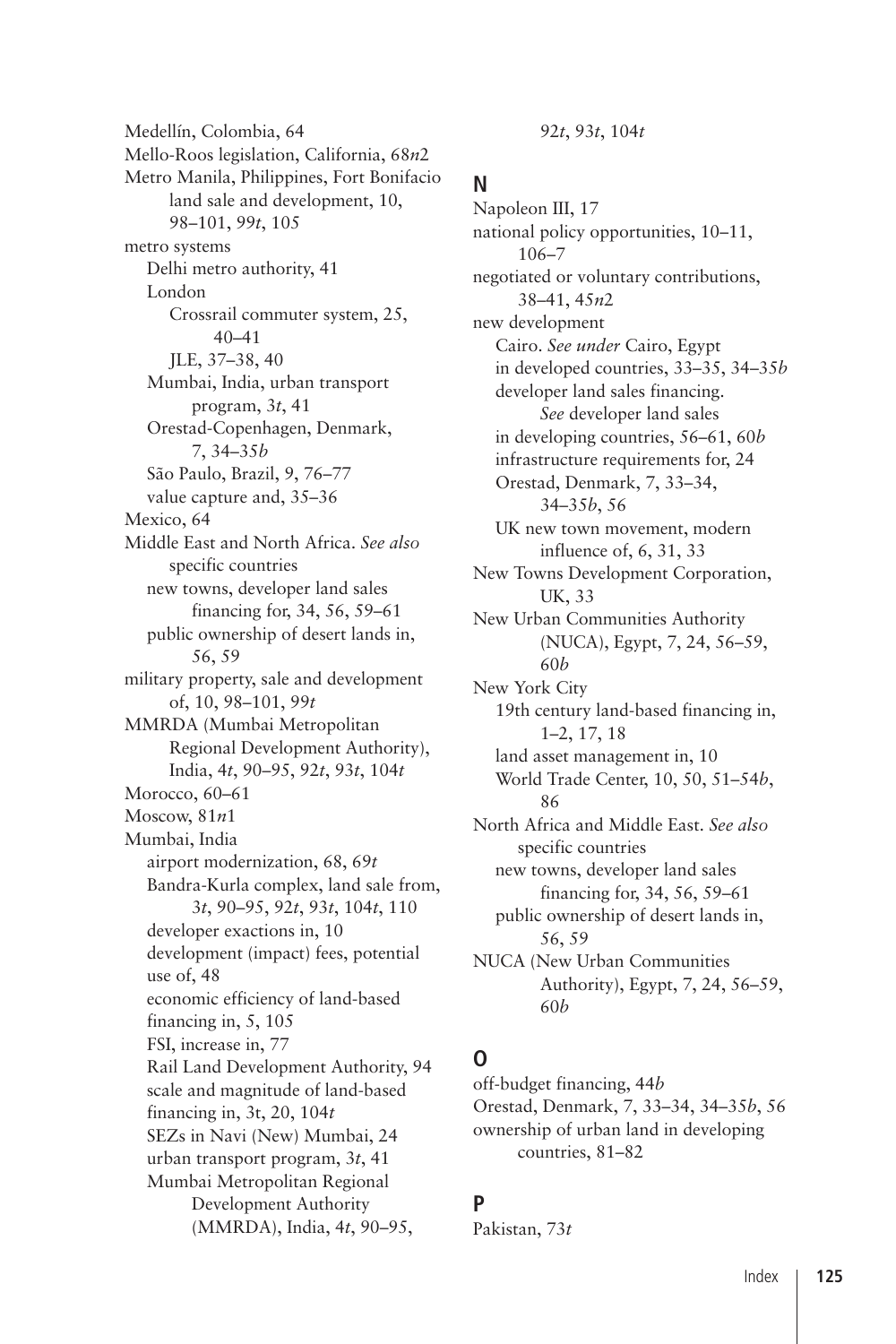Medellín, Colombia, 64
Mello-Roos legislation, California, 68*n*2
Metro Manila, Philippines, Fort Bonifacio land sale and development, 10, 98–101, 99*t*, 105
metro systems
- Delhi metro authority, 41
- London
  - Crossrail commuter system, 25, 40–41
  - JLE, 37–38, 40
- Mumbai, India, urban transport program, 3*t*, 41
- Orestad-Copenhagen, Denmark, 7, 34–35*b*
- São Paulo, Brazil, 9, 76–77
- value capture and, 35–36

Mexico, 64
Middle East and North Africa. *See also* specific countries
- new towns, developer land sales financing for, 34, 56, 59–61
- public ownership of desert lands in, 56, 59

military property, sale and development of, 10, 98–101, 99*t*
MMRDA (Mumbai Metropolitan Regional Development Authority), India, 4*t*, 90–95, 92*t*, 93*t*, 104*t*
Morocco, 60–61
Moscow, 81*n*1
Mumbai, India
- airport modernization, 68, 69*t*
- Bandra-Kurla complex, land sale from, 3*t*, 90–95, 92*t*, 93*t*, 104*t*, 110
- developer exactions in, 10
- development (impact) fees, potential use of, 48
- economic efficiency of land-based financing in, 5, 105
- FSI, increase in, 77
- Rail Land Development Authority, 94
- scale and magnitude of land-based financing in, 3t, 20, 104*t*
- SEZs in Navi (New) Mumbai, 24
- urban transport program, 3*t*, 41
- Mumbai Metropolitan Regional Development Authority (MMRDA), India, 4*t*, 90–95, 92*t*, 93*t*, 104*t*

## N

Napoleon III, 17
national policy opportunities, 10–11, 106–7
negotiated or voluntary contributions, 38–41, 45*n*2
new development
- Cairo. *See under* Cairo, Egypt
- in developed countries, 33–35, 34–35*b*
- developer land sales financing. *See* developer land sales
- in developing countries, 56–61, 60*b*
- infrastructure requirements for, 24
- Orestad, Denmark, 7, 33–34, 34–35*b*, 56
- UK new town movement, modern influence of, 6, 31, 33

New Towns Development Corporation, UK, 33
New Urban Communities Authority (NUCA), Egypt, 7, 24, 56–59, 60*b*
New York City
- 19th century land-based financing in, 1–2, 17, 18
- land asset management in, 10
- World Trade Center, 10, 50, 51–54*b*, 86

North Africa and Middle East. *See also* specific countries
- new towns, developer land sales financing for, 34, 56, 59–61
- public ownership of desert lands in, 56, 59

NUCA (New Urban Communities Authority), Egypt, 7, 24, 56–59, 60*b*

## O

off-budget financing, 44*b*
Orestad, Denmark, 7, 33–34, 34–35*b*, 56
ownership of urban land in developing countries, 81–82

## P

Pakistan, 73*t*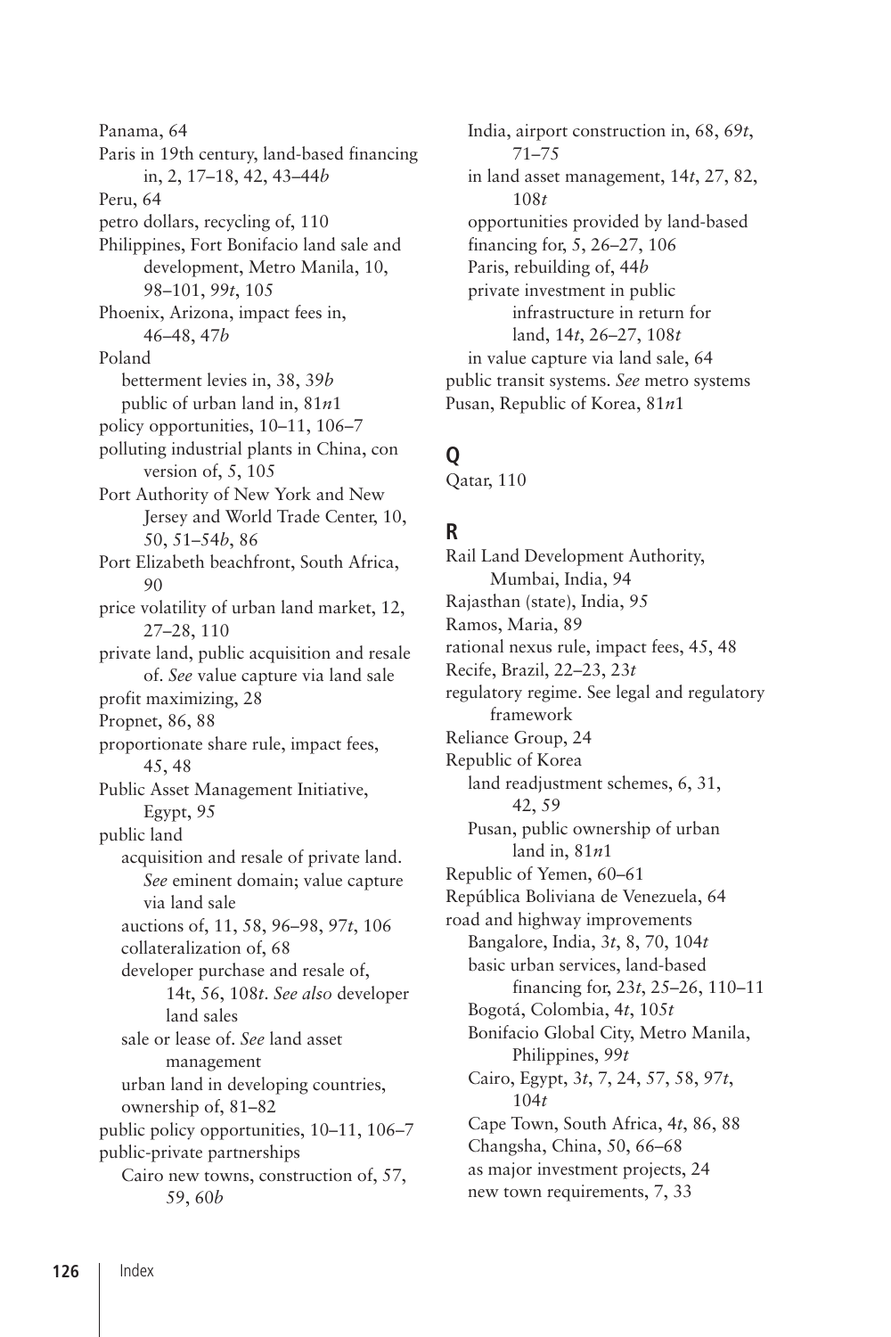Panama, 64
Paris in 19th century, land-based financing in, 2, 17–18, 42, 43–44*b*
Peru, 64
petro dollars, recycling of, 110
Philippines, Fort Bonifacio land sale and development, Metro Manila, 10, 98–101, 99*t*, 105
Phoenix, Arizona, impact fees in, 46–48, 47*b*
Poland
- betterment levies in, 38, 39*b*
- public of urban land in, 81*n*1

policy opportunities, 10–11, 106–7
polluting industrial plants in China, con version of, 5, 105
Port Authority of New York and New Jersey and World Trade Center, 10, 50, 51–54*b*, 86
Port Elizabeth beachfront, South Africa, 90
price volatility of urban land market, 12, 27–28, 110
private land, public acquisition and resale of. *See* value capture via land sale
profit maximizing, 28
Propnet, 86, 88
proportionate share rule, impact fees, 45, 48
Public Asset Management Initiative, Egypt, 95
public land
- acquisition and resale of private land. *See* eminent domain; value capture via land sale
- auctions of, 11, 58, 96–98, 97*t*, 106
- collateralization of, 68
- developer purchase and resale of, 14t, 56, 108*t*. *See also* developer land sales
- sale or lease of. *See* land asset management
- urban land in developing countries, ownership of, 81–82

public policy opportunities, 10–11, 106–7
public-private partnerships
- Cairo new towns, construction of, 57, 59, 60*b*
- India, airport construction in, 68, 69*t*, 71–75
- in land asset management, 14*t*, 27, 82, 108*t*
- opportunities provided by land-based financing for, 5, 26–27, 106
- Paris, rebuilding of, 44*b*
- private investment in public infrastructure in return for land, 14*t*, 26–27, 108*t*
- in value capture via land sale, 64

public transit systems. *See* metro systems
Pusan, Republic of Korea, 81*n*1

## Q

Qatar, 110

## R

Rail Land Development Authority, Mumbai, India, 94
Rajasthan (state), India, 95
Ramos, Maria, 89
rational nexus rule, impact fees, 45, 48
Recife, Brazil, 22–23, 23*t*
regulatory regime. See legal and regulatory framework
Reliance Group, 24
Republic of Korea
- land readjustment schemes, 6, 31, 42, 59
- Pusan, public ownership of urban land in, 81*n*1

Republic of Yemen, 60–61
República Boliviana de Venezuela, 64
road and highway improvements
- Bangalore, India, 3*t*, 8, 70, 104*t*
- basic urban services, land-based financing for, 23*t*, 25–26, 110–11
- Bogotá, Colombia, 4*t*, 105*t*
- Bonifacio Global City, Metro Manila, Philippines, 99*t*
- Cairo, Egypt, 3*t*, 7, 24, 57, 58, 97*t*, 104*t*
- Cape Town, South Africa, 4*t*, 86, 88
- Changsha, China, 50, 66–68
- as major investment projects, 24
- new town requirements, 7, 33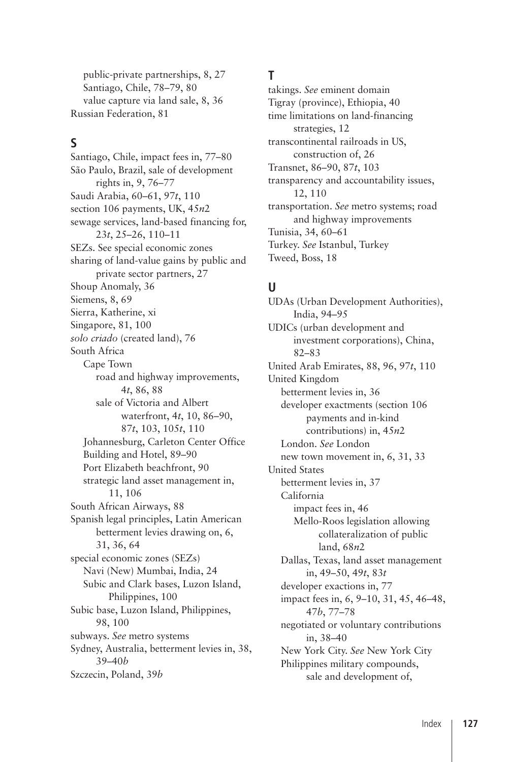public-private partnerships, 8, 27
    Santiago, Chile, 78–79, 80
    value capture via land sale, 8, 36
Russian Federation, 81

## S

Santiago, Chile, impact fees in, 77–80
São Paulo, Brazil, sale of development rights in, 9, 76–77
Saudi Arabia, 60–61, 97*t*, 110
section 106 payments, UK, 45*n*2
sewage services, land-based financing for, 23*t*, 25–26, 110–11
SEZs. See special economic zones
sharing of land-value gains by public and private sector partners, 27
Shoup Anomaly, 36
Siemens, 8, 69
Sierra, Katherine, xi
Singapore, 81, 100
*solo criado* (created land), 76
South Africa
    Cape Town
        road and highway improvements, 4*t*, 86, 88
        sale of Victoria and Albert waterfront, 4*t*, 10, 86–90, 87*t*, 103, 105*t*, 110
    Johannesburg, Carleton Center Office Building and Hotel, 89–90
    Port Elizabeth beachfront, 90
    strategic land asset management in, 11, 106
South African Airways, 88
Spanish legal principles, Latin American betterment levies drawing on, 6, 31, 36, 64
special economic zones (SEZs)
    Navi (New) Mumbai, India, 24
    Subic and Clark bases, Luzon Island, Philippines, 100
Subic base, Luzon Island, Philippines, 98, 100
subways. *See* metro systems
Sydney, Australia, betterment levies in, 38, 39–40*b*
Szczecin, Poland, 39*b*

## T

takings. *See* eminent domain
Tigray (province), Ethiopia, 40
time limitations on land-financing strategies, 12
transcontinental railroads in US, construction of, 26
Transnet, 86–90, 87*t*, 103
transparency and accountability issues, 12, 110
transportation. *See* metro systems; road and highway improvements
Tunisia, 34, 60–61
Turkey. *See* Istanbul, Turkey
Tweed, Boss, 18

## U

UDAs (Urban Development Authorities), India, 94–95
UDICs (urban development and investment corporations), China, 82–83
United Arab Emirates, 88, 96, 97*t*, 110
United Kingdom
    betterment levies in, 36
    developer exactments (section 106 payments and in-kind contributions) in, 45*n*2
    London. *See* London
    new town movement in, 6, 31, 33
United States
    betterment levies in, 37
    California
        impact fees in, 46
        Mello-Roos legislation allowing collateralization of public land, 68*n*2
    Dallas, Texas, land asset management in, 49–50, 49*t*, 83*t*
    developer exactions in, 77
    impact fees in, 6, 9–10, 31, 45, 46–48, 47*b*, 77–78
    negotiated or voluntary contributions in, 38–40
    New York City. *See* New York City
    Philippines military compounds, sale and development of,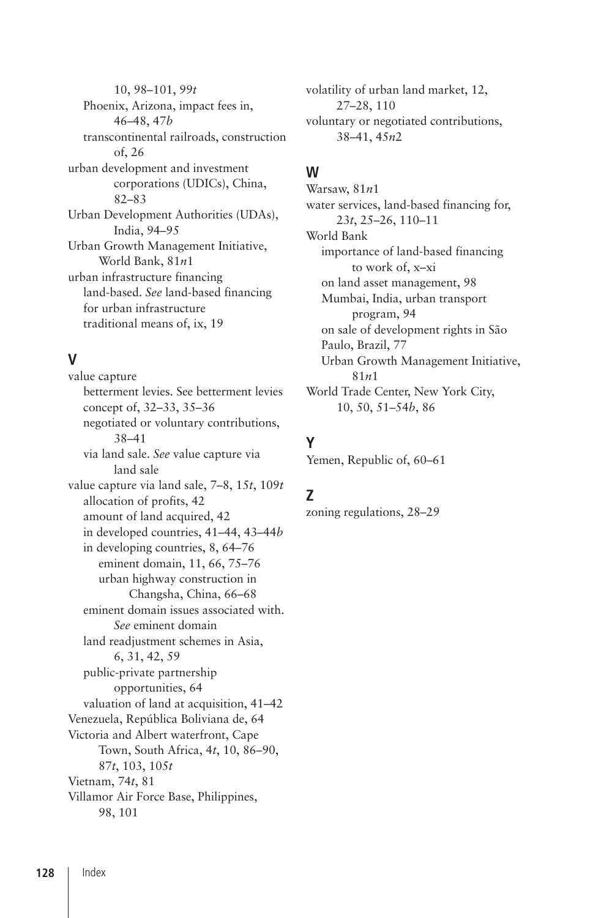10, 98–101, 99*t*
  Phoenix, Arizona, impact fees in, 46–48, 47*b*
  transcontinental railroads, construction of, 26
urban development and investment corporations (UDICs), China, 82–83
Urban Development Authorities (UDAs), India, 94–95
Urban Growth Management Initiative, World Bank, 81*n*1
urban infrastructure financing
  land-based. *See* land-based financing for urban infrastructure
  traditional means of, ix, 19

## V

value capture
  betterment levies. See betterment levies
  concept of, 32–33, 35–36
  negotiated or voluntary contributions, 38–41
  via land sale. *See* value capture via land sale
value capture via land sale, 7–8, 15*t*, 109*t*
  allocation of profits, 42
  amount of land acquired, 42
  in developed countries, 41–44, 43–44*b*
  in developing countries, 8, 64–76
    eminent domain, 11, 66, 75–76
    urban highway construction in Changsha, China, 66–68
  eminent domain issues associated with. *See* eminent domain
  land readjustment schemes in Asia, 6, 31, 42, 59
  public-private partnership opportunities, 64
  valuation of land at acquisition, 41–42
Venezuela, República Boliviana de, 64
Victoria and Albert waterfront, Cape Town, South Africa, 4*t*, 10, 86–90, 87*t*, 103, 105*t*
Vietnam, 74*t*, 81
Villamor Air Force Base, Philippines, 98, 101
volatility of urban land market, 12, 27–28, 110
voluntary or negotiated contributions, 38–41, 45*n*2

## W

Warsaw, 81*n*1
water services, land-based financing for, 23*t*, 25–26, 110–11
World Bank
  importance of land-based financing to work of, x–xi
  on land asset management, 98
  Mumbai, India, urban transport program, 94
  on sale of development rights in São Paulo, Brazil, 77
  Urban Growth Management Initiative, 81*n*1
World Trade Center, New York City, 10, 50, 51–54*b*, 86

## Y

Yemen, Republic of, 60–61

## Z

zoning regulations, 28–29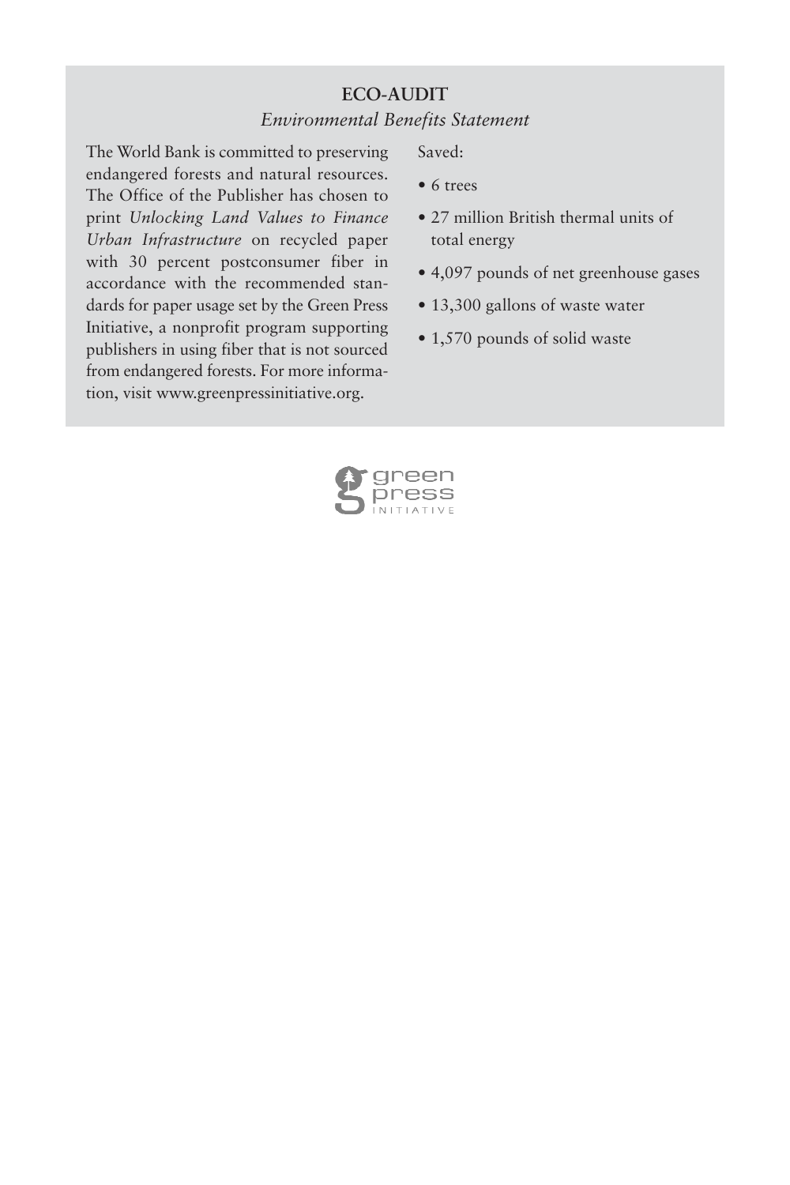## ECO-AUDIT

*Environmental Benefits Statement*

The World Bank is committed to preserving endangered forests and natural resources. The Office of the Publisher has chosen to print *Unlocking Land Values to Finance Urban Infrastructure* on recycled paper with 30 percent postconsumer fiber in accordance with the recommended standards for paper usage set by the Green Press Initiative, a nonprofit program supporting publishers in using fiber that is not sourced from endangered forests. For more information, visit www.greenpressinitiative.org.

Saved:

- 6 trees
- 27 million British thermal units of total energy
- 4,097 pounds of net greenhouse gases
- 13,300 gallons of waste water
- 1,570 pounds of solid waste

green press INITIATIVE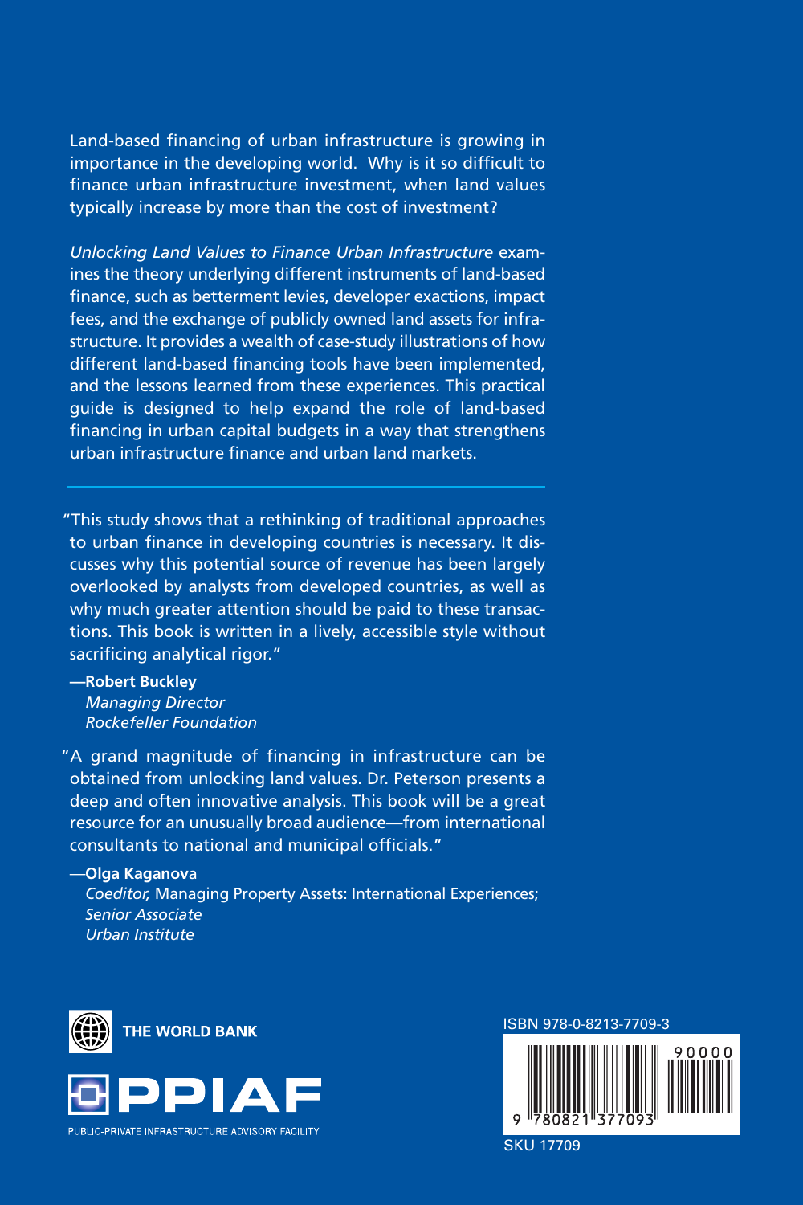Land-based financing of urban infrastructure is growing in importance in the developing world. Why is it so difficult to finance urban infrastructure investment, when land values typically increase by more than the cost of investment?

*Unlocking Land Values to Finance Urban Infrastructure* examines the theory underlying different instruments of land-based finance, such as betterment levies, developer exactions, impact fees, and the exchange of publicly owned land assets for infrastructure. It provides a wealth of case-study illustrations of how different land-based financing tools have been implemented, and the lessons learned from these experiences. This practical guide is designed to help expand the role of land-based financing in urban capital budgets in a way that strengthens urban infrastructure finance and urban land markets.

---

"This study shows that a rethinking of traditional approaches to urban finance in developing countries is necessary. It discusses why this potential source of revenue has been largely overlooked by analysts from developed countries, as well as why much greater attention should be paid to these transactions. This book is written in a lively, accessible style without sacrificing analytical rigor."

—**Robert Buckley**
*Managing Director*
*Rockefeller Foundation*

"A grand magnitude of financing in infrastructure can be obtained from unlocking land values. Dr. Peterson presents a deep and often innovative analysis. This book will be a great resource for an unusually broad audience—from international consultants to national and municipal officials."

—**Olga Kaganova**
*Coeditor,* Managing Property Assets: International Experiences;
*Senior Associate*
*Urban Institute*

THE WORLD BANK

PPIAF
PUBLIC-PRIVATE INFRASTRUCTURE ADVISORY FACILITY

ISBN 978-0-8213-7709-3

SKU 17709